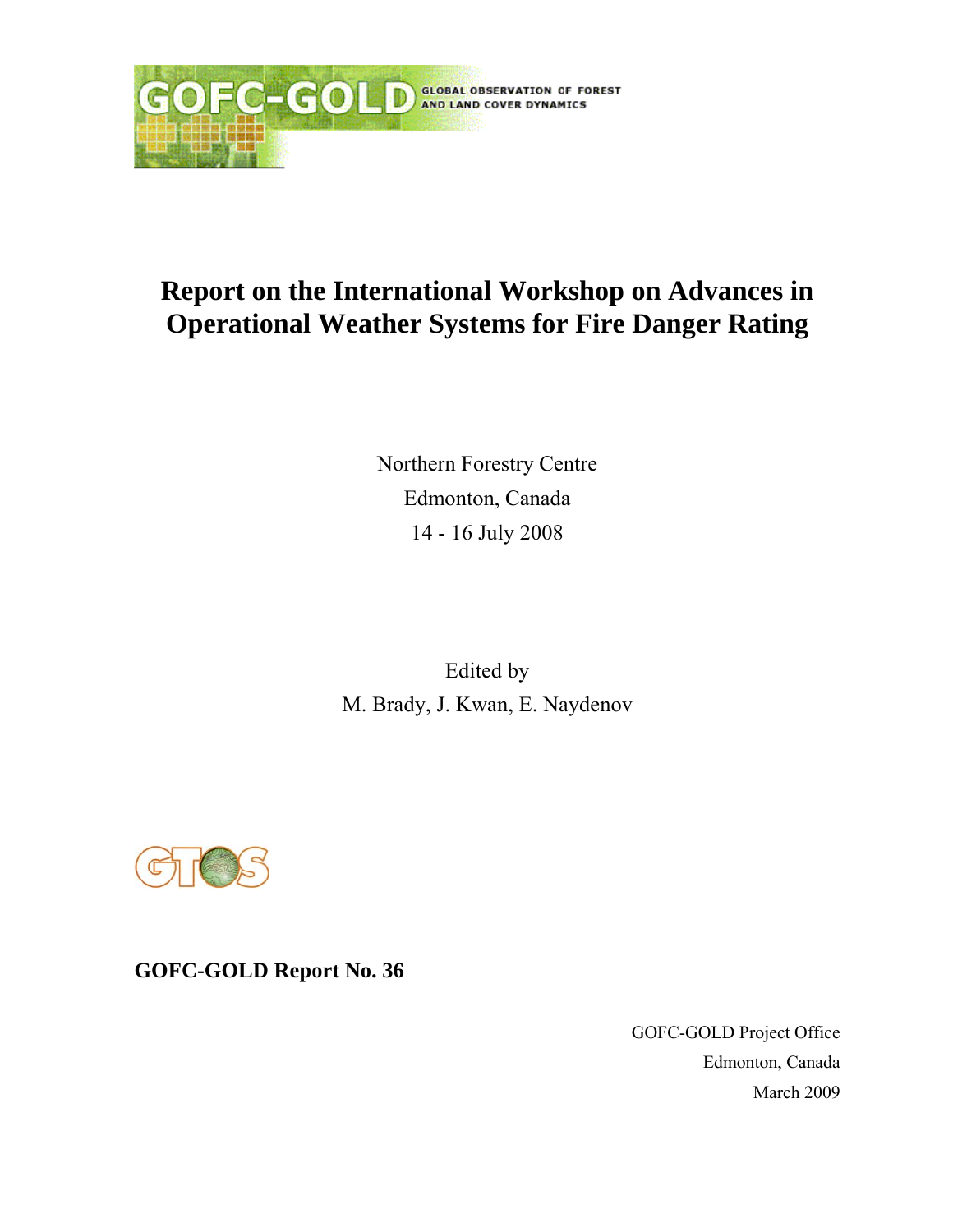GOFC-GOLD GLOBAL OBSERVATION OF FOREST AND LAND COVER DYNAMICS

# Report on the International Workshop on Advances in Operational Weather Systems for Fire Danger Rating

Northern Forestry Centre

Edmonton, Canada

14 - 16 July 2008

Edited by

M. Brady, J. Kwan, E. Naydenov

GTOS

**GOFC-GOLD Report No. 36**

GOFC-GOLD Project Office

Edmonton, Canada

March 2009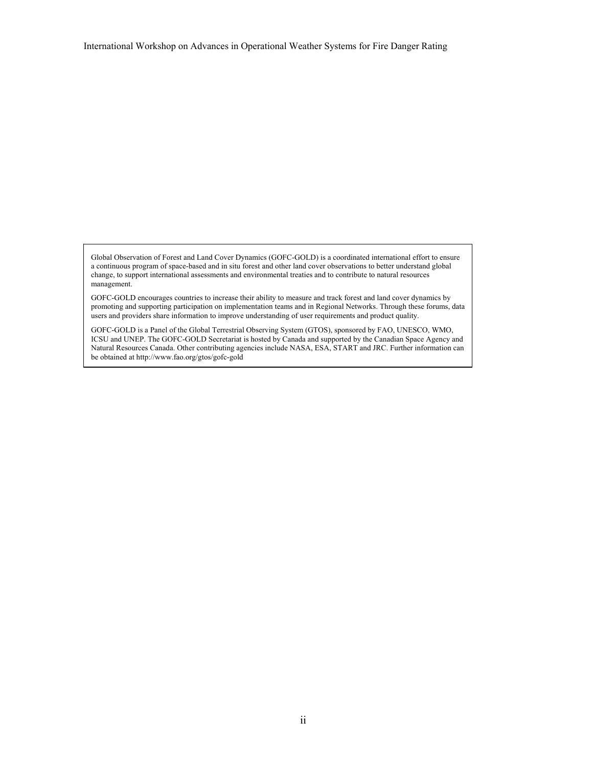Global Observation of Forest and Land Cover Dynamics (GOFC-GOLD) is a coordinated international effort to ensure a continuous program of space-based and in situ forest and other land cover observations to better understand global change, to support international assessments and environmental treaties and to contribute to natural resources management.

GOFC-GOLD encourages countries to increase their ability to measure and track forest and land cover dynamics by promoting and supporting participation on implementation teams and in Regional Networks. Through these forums, data users and providers share information to improve understanding of user requirements and product quality.

GOFC-GOLD is a Panel of the Global Terrestrial Observing System (GTOS), sponsored by FAO, UNESCO, WMO, ICSU and UNEP. The GOFC-GOLD Secretariat is hosted by Canada and supported by the Canadian Space Agency and Natural Resources Canada. Other contributing agencies include NASA, ESA, START and JRC. Further information can be obtained at http://www.fao.org/gtos/gofc-gold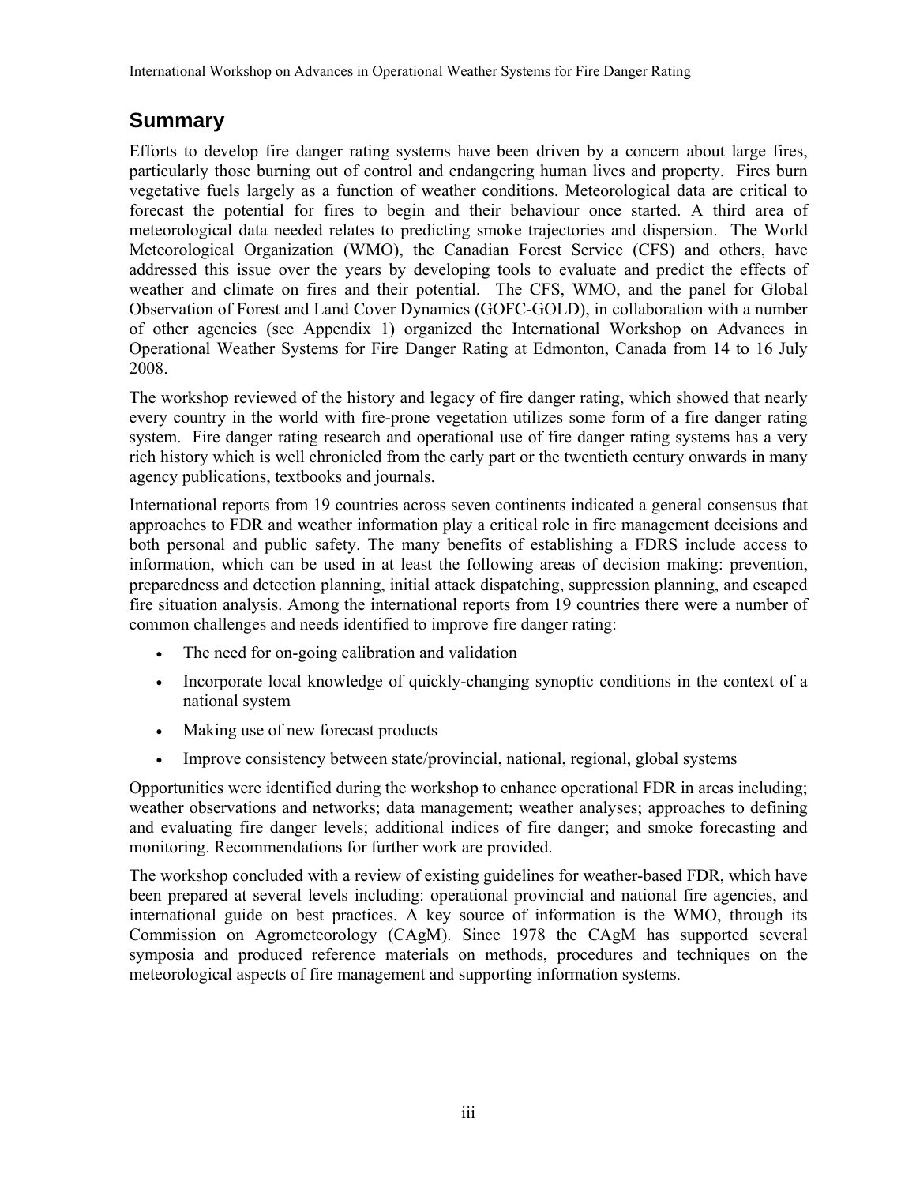## Summary

Efforts to develop fire danger rating systems have been driven by a concern about large fires, particularly those burning out of control and endangering human lives and property. Fires burn vegetative fuels largely as a function of weather conditions. Meteorological data are critical to forecast the potential for fires to begin and their behaviour once started. A third area of meteorological data needed relates to predicting smoke trajectories and dispersion. The World Meteorological Organization (WMO), the Canadian Forest Service (CFS) and others, have addressed this issue over the years by developing tools to evaluate and predict the effects of weather and climate on fires and their potential. The CFS, WMO, and the panel for Global Observation of Forest and Land Cover Dynamics (GOFC-GOLD), in collaboration with a number of other agencies (see Appendix 1) organized the International Workshop on Advances in Operational Weather Systems for Fire Danger Rating at Edmonton, Canada from 14 to 16 July 2008.

The workshop reviewed of the history and legacy of fire danger rating, which showed that nearly every country in the world with fire-prone vegetation utilizes some form of a fire danger rating system. Fire danger rating research and operational use of fire danger rating systems has a very rich history which is well chronicled from the early part or the twentieth century onwards in many agency publications, textbooks and journals.

International reports from 19 countries across seven continents indicated a general consensus that approaches to FDR and weather information play a critical role in fire management decisions and both personal and public safety. The many benefits of establishing a FDRS include access to information, which can be used in at least the following areas of decision making: prevention, preparedness and detection planning, initial attack dispatching, suppression planning, and escaped fire situation analysis. Among the international reports from 19 countries there were a number of common challenges and needs identified to improve fire danger rating:

- The need for on-going calibration and validation
- Incorporate local knowledge of quickly-changing synoptic conditions in the context of a national system
- Making use of new forecast products
- Improve consistency between state/provincial, national, regional, global systems

Opportunities were identified during the workshop to enhance operational FDR in areas including; weather observations and networks; data management; weather analyses; approaches to defining and evaluating fire danger levels; additional indices of fire danger; and smoke forecasting and monitoring. Recommendations for further work are provided.

The workshop concluded with a review of existing guidelines for weather-based FDR, which have been prepared at several levels including: operational provincial and national fire agencies, and international guide on best practices. A key source of information is the WMO, through its Commission on Agrometeorology (CAgM). Since 1978 the CAgM has supported several symposia and produced reference materials on methods, procedures and techniques on the meteorological aspects of fire management and supporting information systems.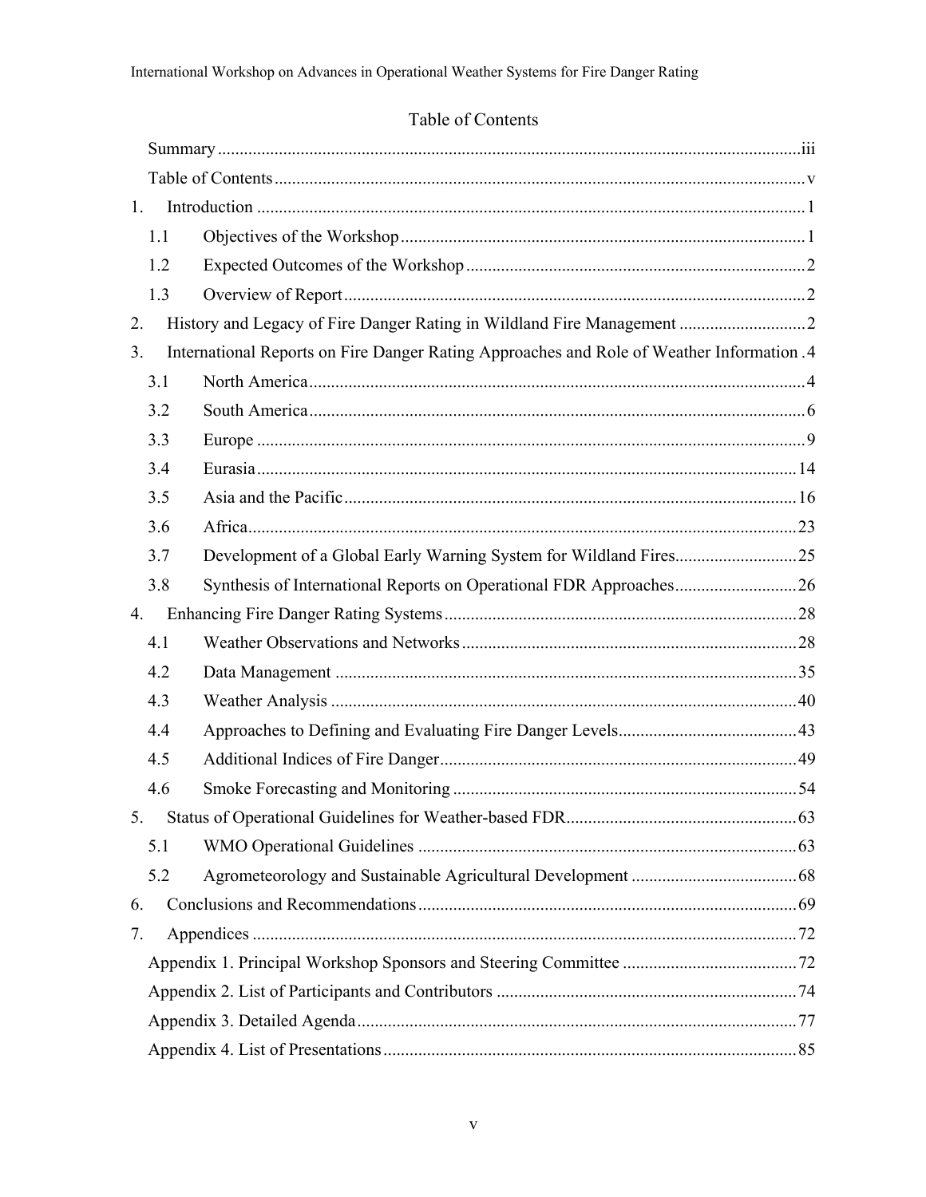# Table of Contents

Summary ..... iii

Table of Contents ..... v

1. Introduction ..... 1
   - 1.1 Objectives of the Workshop ..... 1
   - 1.2 Expected Outcomes of the Workshop ..... 2
   - 1.3 Overview of Report ..... 2
2. History and Legacy of Fire Danger Rating in Wildland Fire Management ..... 2
3. International Reports on Fire Danger Rating Approaches and Role of Weather Information . 4
   - 3.1 North America ..... 4
   - 3.2 South America ..... 6
   - 3.3 Europe ..... 9
   - 3.4 Eurasia ..... 14
   - 3.5 Asia and the Pacific ..... 16
   - 3.6 Africa ..... 23
   - 3.7 Development of a Global Early Warning System for Wildland Fires ..... 25
   - 3.8 Synthesis of International Reports on Operational FDR Approaches ..... 26
4. Enhancing Fire Danger Rating Systems ..... 28
   - 4.1 Weather Observations and Networks ..... 28
   - 4.2 Data Management ..... 35
   - 4.3 Weather Analysis ..... 40
   - 4.4 Approaches to Defining and Evaluating Fire Danger Levels ..... 43
   - 4.5 Additional Indices of Fire Danger ..... 49
   - 4.6 Smoke Forecasting and Monitoring ..... 54
5. Status of Operational Guidelines for Weather-based FDR ..... 63
   - 5.1 WMO Operational Guidelines ..... 63
   - 5.2 Agrometeorology and Sustainable Agricultural Development ..... 68
6. Conclusions and Recommendations ..... 69
7. Appendices ..... 72
   - Appendix 1. Principal Workshop Sponsors and Steering Committee ..... 72
   - Appendix 2. List of Participants and Contributors ..... 74
   - Appendix 3. Detailed Agenda ..... 77
   - Appendix 4. List of Presentations ..... 85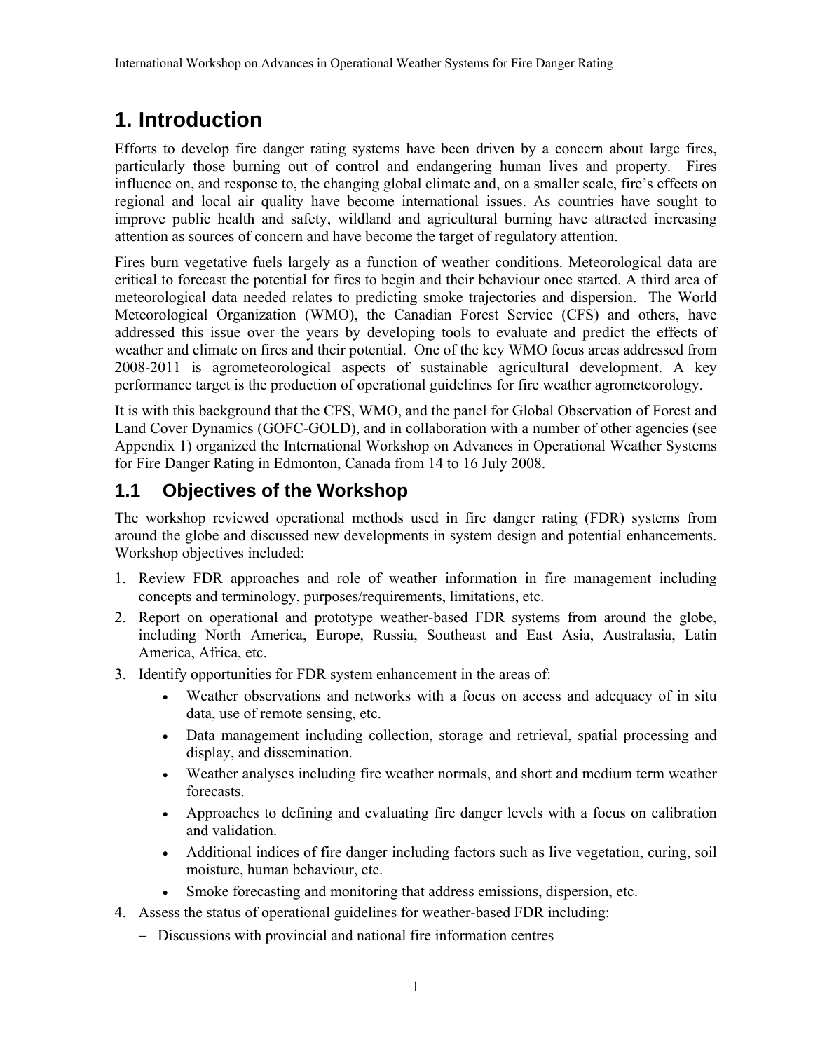# 1. Introduction

Efforts to develop fire danger rating systems have been driven by a concern about large fires, particularly those burning out of control and endangering human lives and property. Fires influence on, and response to, the changing global climate and, on a smaller scale, fire's effects on regional and local air quality have become international issues. As countries have sought to improve public health and safety, wildland and agricultural burning have attracted increasing attention as sources of concern and have become the target of regulatory attention.

Fires burn vegetative fuels largely as a function of weather conditions. Meteorological data are critical to forecast the potential for fires to begin and their behaviour once started. A third area of meteorological data needed relates to predicting smoke trajectories and dispersion. The World Meteorological Organization (WMO), the Canadian Forest Service (CFS) and others, have addressed this issue over the years by developing tools to evaluate and predict the effects of weather and climate on fires and their potential. One of the key WMO focus areas addressed from 2008-2011 is agrometeorological aspects of sustainable agricultural development. A key performance target is the production of operational guidelines for fire weather agrometeorology.

It is with this background that the CFS, WMO, and the panel for Global Observation of Forest and Land Cover Dynamics (GOFC-GOLD), and in collaboration with a number of other agencies (see Appendix 1) organized the International Workshop on Advances in Operational Weather Systems for Fire Danger Rating in Edmonton, Canada from 14 to 16 July 2008.

## 1.1 Objectives of the Workshop

The workshop reviewed operational methods used in fire danger rating (FDR) systems from around the globe and discussed new developments in system design and potential enhancements. Workshop objectives included:

1. Review FDR approaches and role of weather information in fire management including concepts and terminology, purposes/requirements, limitations, etc.
2. Report on operational and prototype weather-based FDR systems from around the globe, including North America, Europe, Russia, Southeast and East Asia, Australasia, Latin America, Africa, etc.
3. Identify opportunities for FDR system enhancement in the areas of:
   - Weather observations and networks with a focus on access and adequacy of in situ data, use of remote sensing, etc.
   - Data management including collection, storage and retrieval, spatial processing and display, and dissemination.
   - Weather analyses including fire weather normals, and short and medium term weather forecasts.
   - Approaches to defining and evaluating fire danger levels with a focus on calibration and validation.
   - Additional indices of fire danger including factors such as live vegetation, curing, soil moisture, human behaviour, etc.
   - Smoke forecasting and monitoring that address emissions, dispersion, etc.
4. Assess the status of operational guidelines for weather-based FDR including:
   - Discussions with provincial and national fire information centres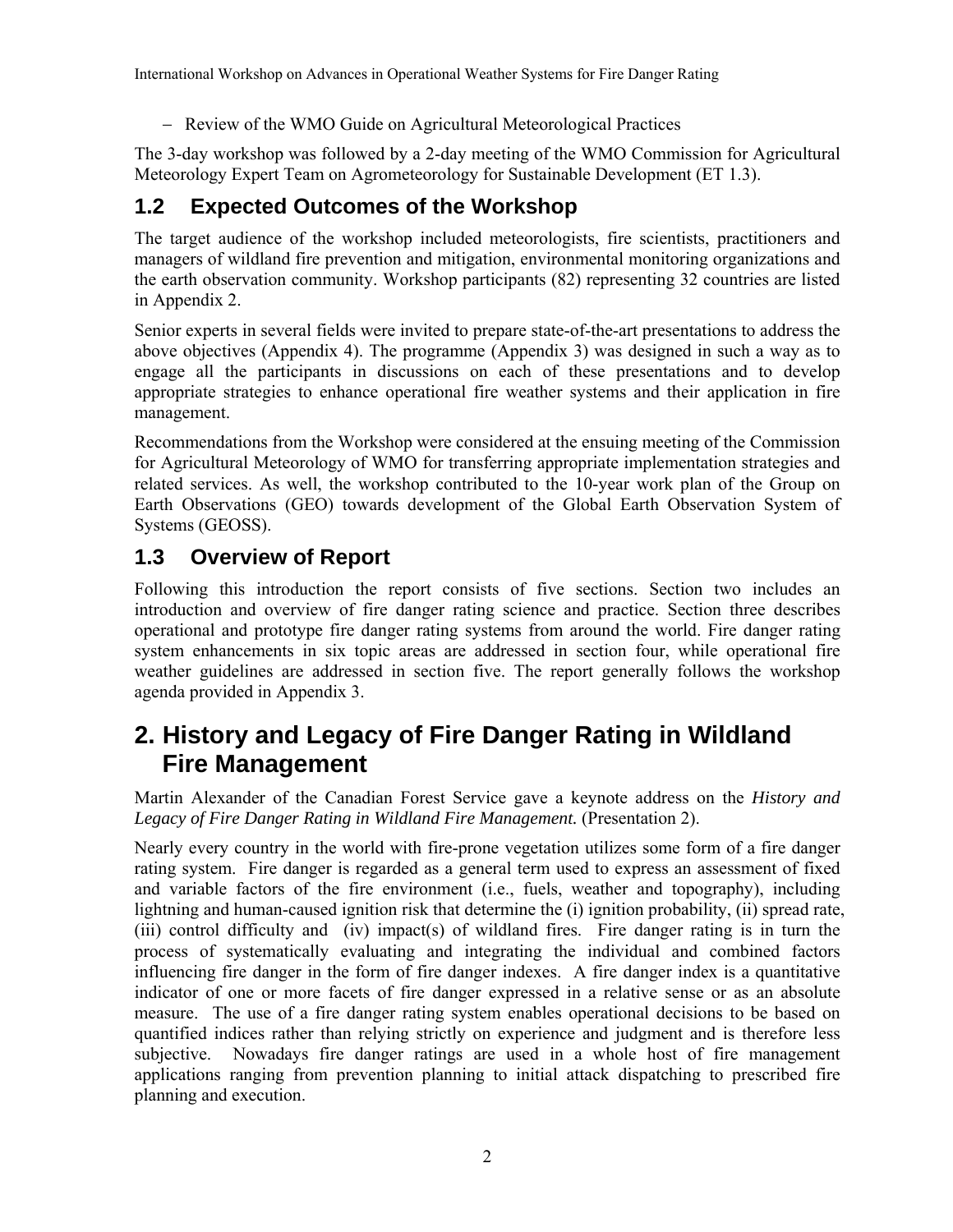- Review of the WMO Guide on Agricultural Meteorological Practices

The 3-day workshop was followed by a 2-day meeting of the WMO Commission for Agricultural Meteorology Expert Team on Agrometeorology for Sustainable Development (ET 1.3).

## 1.2 Expected Outcomes of the Workshop

The target audience of the workshop included meteorologists, fire scientists, practitioners and managers of wildland fire prevention and mitigation, environmental monitoring organizations and the earth observation community. Workshop participants (82) representing 32 countries are listed in Appendix 2.

Senior experts in several fields were invited to prepare state-of-the-art presentations to address the above objectives (Appendix 4). The programme (Appendix 3) was designed in such a way as to engage all the participants in discussions on each of these presentations and to develop appropriate strategies to enhance operational fire weather systems and their application in fire management.

Recommendations from the Workshop were considered at the ensuing meeting of the Commission for Agricultural Meteorology of WMO for transferring appropriate implementation strategies and related services. As well, the workshop contributed to the 10-year work plan of the Group on Earth Observations (GEO) towards development of the Global Earth Observation System of Systems (GEOSS).

## 1.3 Overview of Report

Following this introduction the report consists of five sections. Section two includes an introduction and overview of fire danger rating science and practice. Section three describes operational and prototype fire danger rating systems from around the world. Fire danger rating system enhancements in six topic areas are addressed in section four, while operational fire weather guidelines are addressed in section five. The report generally follows the workshop agenda provided in Appendix 3.

# 2. History and Legacy of Fire Danger Rating in Wildland Fire Management

Martin Alexander of the Canadian Forest Service gave a keynote address on the ***History and Legacy of Fire Danger Rating in Wildland Fire Management.*** (Presentation 2).

Nearly every country in the world with fire-prone vegetation utilizes some form of a fire danger rating system. Fire danger is regarded as a general term used to express an assessment of fixed and variable factors of the fire environment (i.e., fuels, weather and topography), including lightning and human-caused ignition risk that determine the (i) ignition probability, (ii) spread rate, (iii) control difficulty and (iv) impact(s) of wildland fires. Fire danger rating is in turn the process of systematically evaluating and integrating the individual and combined factors influencing fire danger in the form of fire danger indexes. A fire danger index is a quantitative indicator of one or more facets of fire danger expressed in a relative sense or as an absolute measure. The use of a fire danger rating system enables operational decisions to be based on quantified indices rather than relying strictly on experience and judgment and is therefore less subjective. Nowadays fire danger ratings are used in a whole host of fire management applications ranging from prevention planning to initial attack dispatching to prescribed fire planning and execution.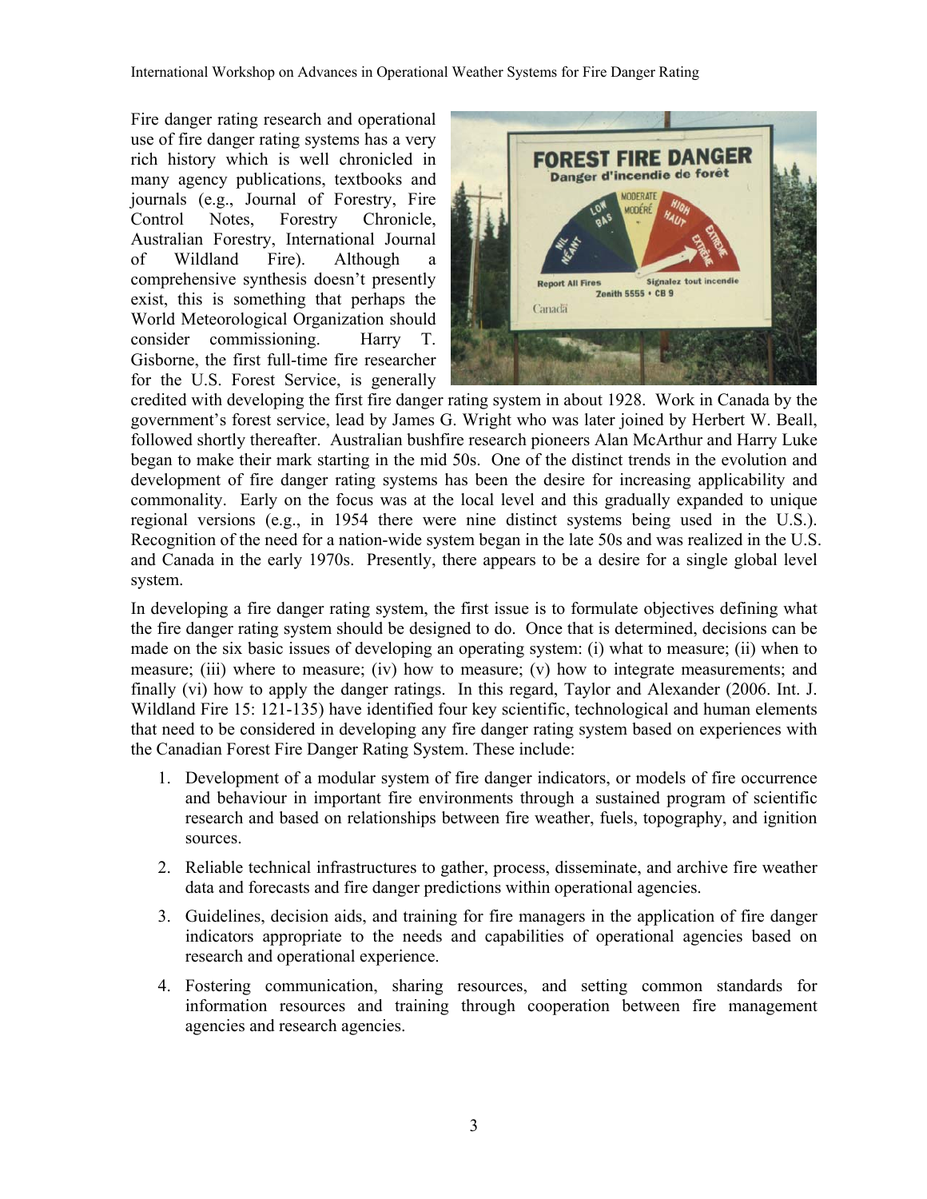Fire danger rating research and operational use of fire danger rating systems has a very rich history which is well chronicled in many agency publications, textbooks and journals (e.g., Journal of Forestry, Fire Control Notes, Forestry Chronicle, Australian Forestry, International Journal of Wildland Fire). Although a comprehensive synthesis doesn't presently exist, this is something that perhaps the World Meteorological Organization should consider commissioning. Harry T. Gisborne, the first full-time fire researcher for the U.S. Forest Service, is generally credited with developing the first fire danger rating system in about 1928. Work in Canada by the government's forest service, lead by James G. Wright who was later joined by Herbert W. Beall, followed shortly thereafter. Australian bushfire research pioneers Alan McArthur and Harry Luke began to make their mark starting in the mid 50s. One of the distinct trends in the evolution and development of fire danger rating systems has been the desire for increasing applicability and commonality. Early on the focus was at the local level and this gradually expanded to unique regional versions (e.g., in 1954 there were nine distinct systems being used in the U.S.). Recognition of the need for a nation-wide system began in the late 50s and was realized in the U.S. and Canada in the early 1970s. Presently, there appears to be a desire for a single global level system.

In developing a fire danger rating system, the first issue is to formulate objectives defining what the fire danger rating system should be designed to do. Once that is determined, decisions can be made on the six basic issues of developing an operating system: (i) what to measure; (ii) when to measure; (iii) where to measure; (iv) how to measure; (v) how to integrate measurements; and finally (vi) how to apply the danger ratings. In this regard, Taylor and Alexander (2006. Int. J. Wildland Fire 15: 121-135) have identified four key scientific, technological and human elements that need to be considered in developing any fire danger rating system based on experiences with the Canadian Forest Fire Danger Rating System. These include:

1. Development of a modular system of fire danger indicators, or models of fire occurrence and behaviour in important fire environments through a sustained program of scientific research and based on relationships between fire weather, fuels, topography, and ignition sources.
2. Reliable technical infrastructures to gather, process, disseminate, and archive fire weather data and forecasts and fire danger predictions within operational agencies.
3. Guidelines, decision aids, and training for fire managers in the application of fire danger indicators appropriate to the needs and capabilities of operational agencies based on research and operational experience.
4. Fostering communication, sharing resources, and setting common standards for information resources and training through cooperation between fire management agencies and research agencies.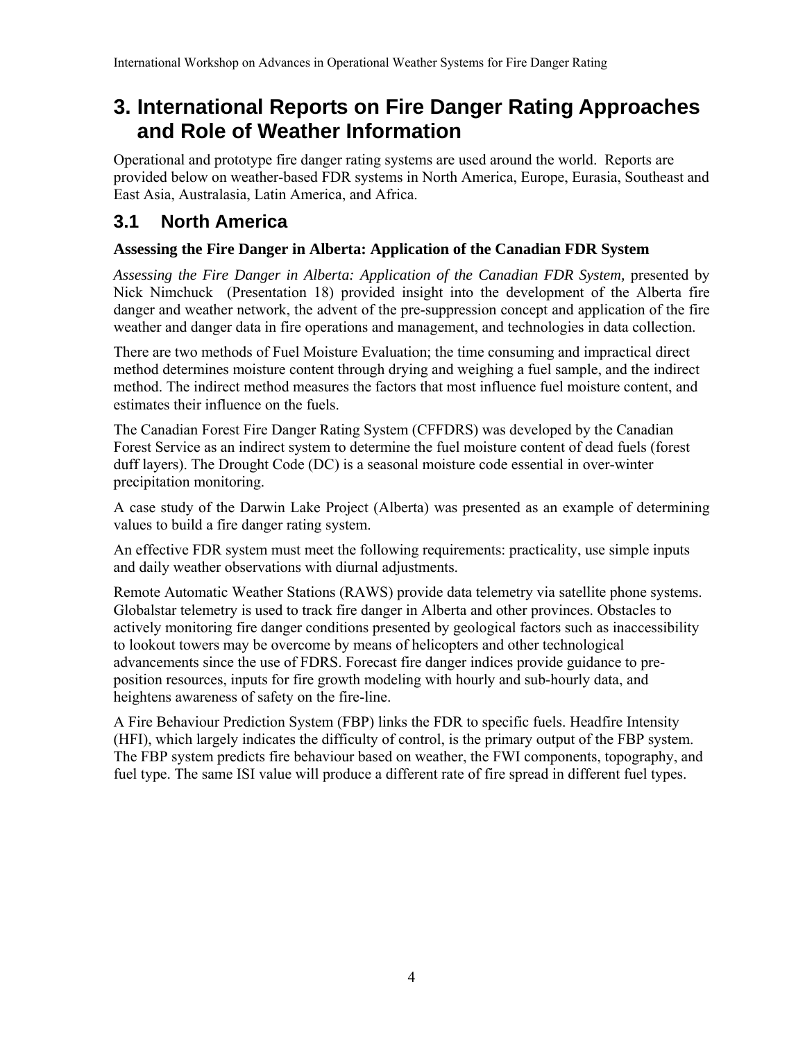# 3. International Reports on Fire Danger Rating Approaches and Role of Weather Information

Operational and prototype fire danger rating systems are used around the world. Reports are provided below on weather-based FDR systems in North America, Europe, Eurasia, Southeast and East Asia, Australasia, Latin America, and Africa.

## 3.1 North America

### Assessing the Fire Danger in Alberta: Application of the Canadian FDR System

*Assessing the Fire Danger in Alberta: Application of the Canadian FDR System,* presented by Nick Nimchuck (Presentation 18) provided insight into the development of the Alberta fire danger and weather network, the advent of the pre-suppression concept and application of the fire weather and danger data in fire operations and management, and technologies in data collection.

There are two methods of Fuel Moisture Evaluation; the time consuming and impractical direct method determines moisture content through drying and weighing a fuel sample, and the indirect method. The indirect method measures the factors that most influence fuel moisture content, and estimates their influence on the fuels.

The Canadian Forest Fire Danger Rating System (CFFDRS) was developed by the Canadian Forest Service as an indirect system to determine the fuel moisture content of dead fuels (forest duff layers). The Drought Code (DC) is a seasonal moisture code essential in over-winter precipitation monitoring.

A case study of the Darwin Lake Project (Alberta) was presented as an example of determining values to build a fire danger rating system.

An effective FDR system must meet the following requirements: practicality, use simple inputs and daily weather observations with diurnal adjustments.

Remote Automatic Weather Stations (RAWS) provide data telemetry via satellite phone systems. Globalstar telemetry is used to track fire danger in Alberta and other provinces. Obstacles to actively monitoring fire danger conditions presented by geological factors such as inaccessibility to lookout towers may be overcome by means of helicopters and other technological advancements since the use of FDRS. Forecast fire danger indices provide guidance to pre-position resources, inputs for fire growth modeling with hourly and sub-hourly data, and heightens awareness of safety on the fire-line.

A Fire Behaviour Prediction System (FBP) links the FDR to specific fuels. Headfire Intensity (HFI), which largely indicates the difficulty of control, is the primary output of the FBP system. The FBP system predicts fire behaviour based on weather, the FWI components, topography, and fuel type. The same ISI value will produce a different rate of fire spread in different fuel types.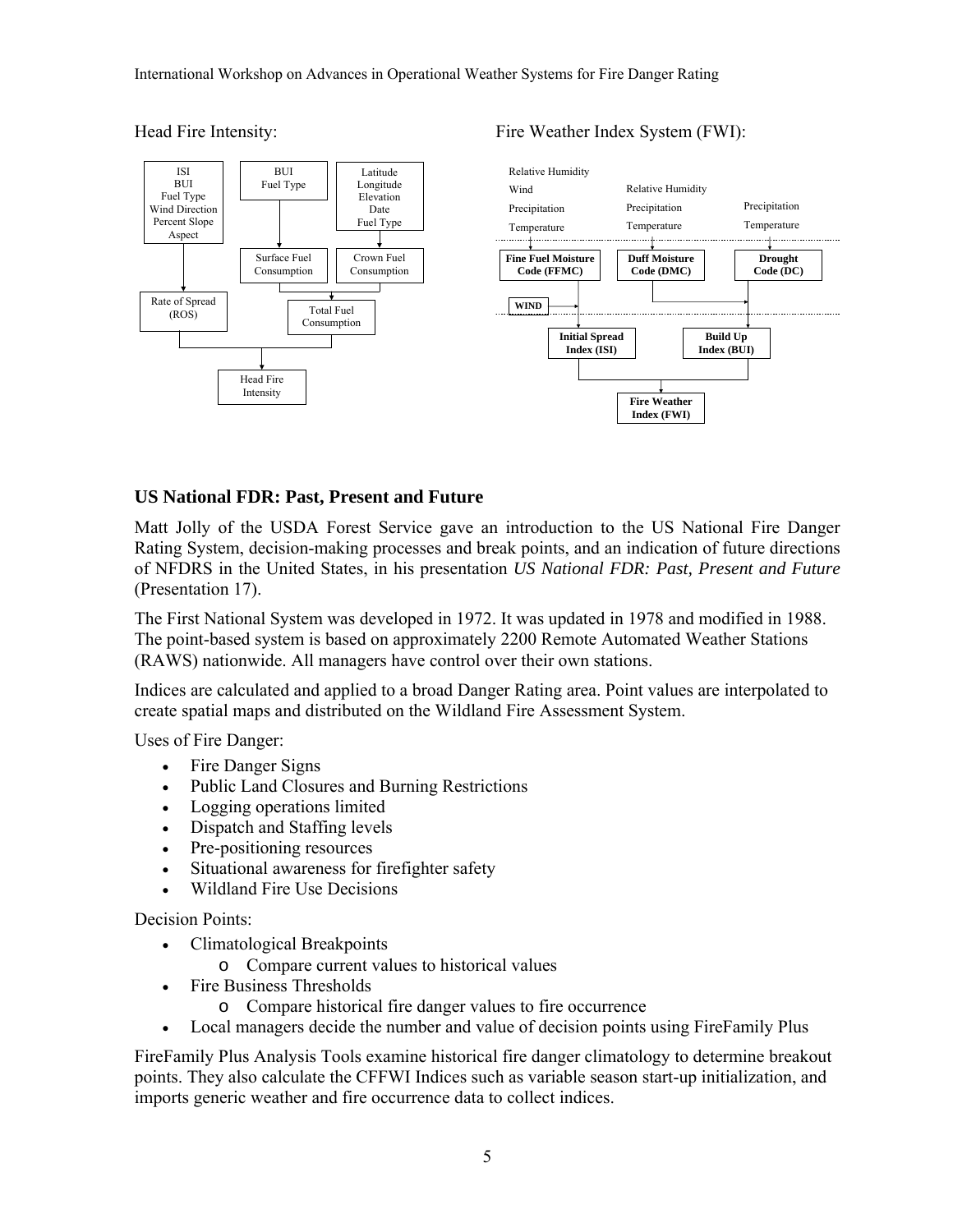Head Fire Intensity:

Fire Weather Index System (FWI):

## US National FDR: Past, Present and Future

Matt Jolly of the USDA Forest Service gave an introduction to the US National Fire Danger Rating System, decision-making processes and break points, and an indication of future directions of NFDRS in the United States, in his presentation *US National FDR: Past, Present and Future* (Presentation 17).

The First National System was developed in 1972. It was updated in 1978 and modified in 1988. The point-based system is based on approximately 2200 Remote Automated Weather Stations (RAWS) nationwide. All managers have control over their own stations.

Indices are calculated and applied to a broad Danger Rating area. Point values are interpolated to create spatial maps and distributed on the Wildland Fire Assessment System.

Uses of Fire Danger:

- Fire Danger Signs
- Public Land Closures and Burning Restrictions
- Logging operations limited
- Dispatch and Staffing levels
- Pre-positioning resources
- Situational awareness for firefighter safety
- Wildland Fire Use Decisions

Decision Points:

- Climatological Breakpoints
  - Compare current values to historical values
- Fire Business Thresholds
  - Compare historical fire danger values to fire occurrence
- Local managers decide the number and value of decision points using FireFamily Plus

FireFamily Plus Analysis Tools examine historical fire danger climatology to determine breakout points. They also calculate the CFFWI Indices such as variable season start-up initialization, and imports generic weather and fire occurrence data to collect indices.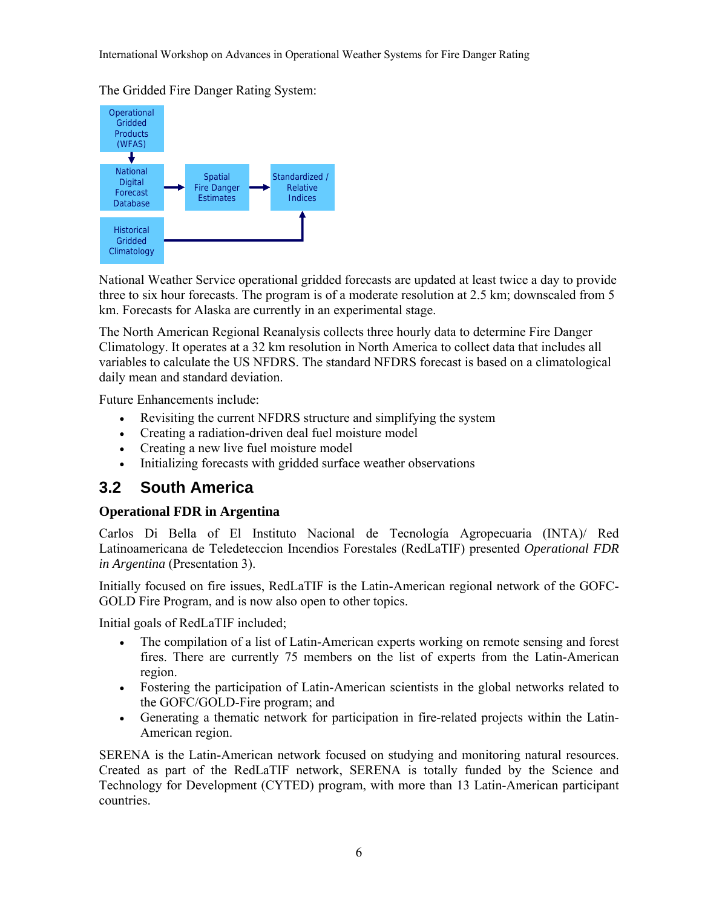The Gridded Fire Danger Rating System:

National Weather Service operational gridded forecasts are updated at least twice a day to provide three to six hour forecasts. The program is of a moderate resolution at 2.5 km; downscaled from 5 km. Forecasts for Alaska are currently in an experimental stage.

The North American Regional Reanalysis collects three hourly data to determine Fire Danger Climatology. It operates at a 32 km resolution in North America to collect data that includes all variables to calculate the US NFDRS. The standard NFDRS forecast is based on a climatological daily mean and standard deviation.

Future Enhancements include:

- Revisiting the current NFDRS structure and simplifying the system
- Creating a radiation-driven deal fuel moisture model
- Creating a new live fuel moisture model
- Initializing forecasts with gridded surface weather observations

## 3.2 South America

**Operational FDR in Argentina**

Carlos Di Bella of El Instituto Nacional de Tecnología Agropecuaria (INTA)/ Red Latinoamericana de Teledeteccion Incendios Forestales (RedLaTIF) presented *Operational FDR in Argentina* (Presentation 3).

Initially focused on fire issues, RedLaTIF is the Latin-American regional network of the GOFC-GOLD Fire Program, and is now also open to other topics.

Initial goals of RedLaTIF included;

- The compilation of a list of Latin-American experts working on remote sensing and forest fires. There are currently 75 members on the list of experts from the Latin-American region.
- Fostering the participation of Latin-American scientists in the global networks related to the GOFC/GOLD-Fire program; and
- Generating a thematic network for participation in fire-related projects within the Latin-American region.

SERENA is the Latin-American network focused on studying and monitoring natural resources. Created as part of the RedLaTIF network, SERENA is totally funded by the Science and Technology for Development (CYTED) program, with more than 13 Latin-American participant countries.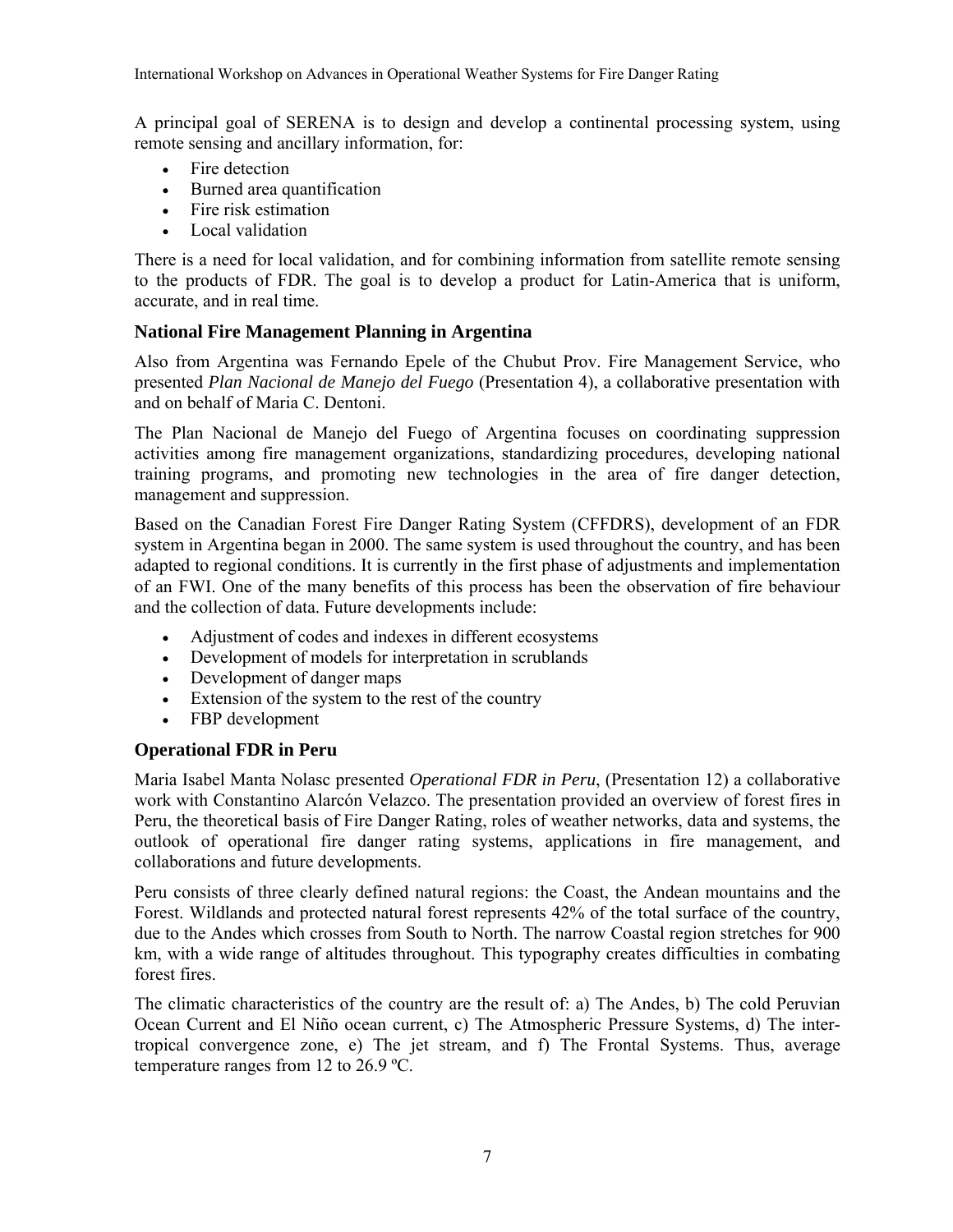A principal goal of SERENA is to design and develop a continental processing system, using remote sensing and ancillary information, for:

- Fire detection
- Burned area quantification
- Fire risk estimation
- Local validation

There is a need for local validation, and for combining information from satellite remote sensing to the products of FDR. The goal is to develop a product for Latin-America that is uniform, accurate, and in real time.

### National Fire Management Planning in Argentina

Also from Argentina was Fernando Epele of the Chubut Prov. Fire Management Service, who presented *Plan Nacional de Manejo del Fuego* (Presentation 4), a collaborative presentation with and on behalf of Maria C. Dentoni.

The Plan Nacional de Manejo del Fuego of Argentina focuses on coordinating suppression activities among fire management organizations, standardizing procedures, developing national training programs, and promoting new technologies in the area of fire danger detection, management and suppression.

Based on the Canadian Forest Fire Danger Rating System (CFFDRS), development of an FDR system in Argentina began in 2000. The same system is used throughout the country, and has been adapted to regional conditions. It is currently in the first phase of adjustments and implementation of an FWI. One of the many benefits of this process has been the observation of fire behaviour and the collection of data. Future developments include:

- Adjustment of codes and indexes in different ecosystems
- Development of models for interpretation in scrublands
- Development of danger maps
- Extension of the system to the rest of the country
- FBP development

### Operational FDR in Peru

Maria Isabel Manta Nolasc presented *Operational FDR in Peru*, (Presentation 12) a collaborative work with Constantino Alarcón Velazco. The presentation provided an overview of forest fires in Peru, the theoretical basis of Fire Danger Rating, roles of weather networks, data and systems, the outlook of operational fire danger rating systems, applications in fire management, and collaborations and future developments.

Peru consists of three clearly defined natural regions: the Coast, the Andean mountains and the Forest. Wildlands and protected natural forest represents 42% of the total surface of the country, due to the Andes which crosses from South to North. The narrow Coastal region stretches for 900 km, with a wide range of altitudes throughout. This typography creates difficulties in combating forest fires.

The climatic characteristics of the country are the result of: a) The Andes, b) The cold Peruvian Ocean Current and El Niño ocean current, c) The Atmospheric Pressure Systems, d) The inter-tropical convergence zone, e) The jet stream, and f) The Frontal Systems. Thus, average temperature ranges from 12 to 26.9 ºC.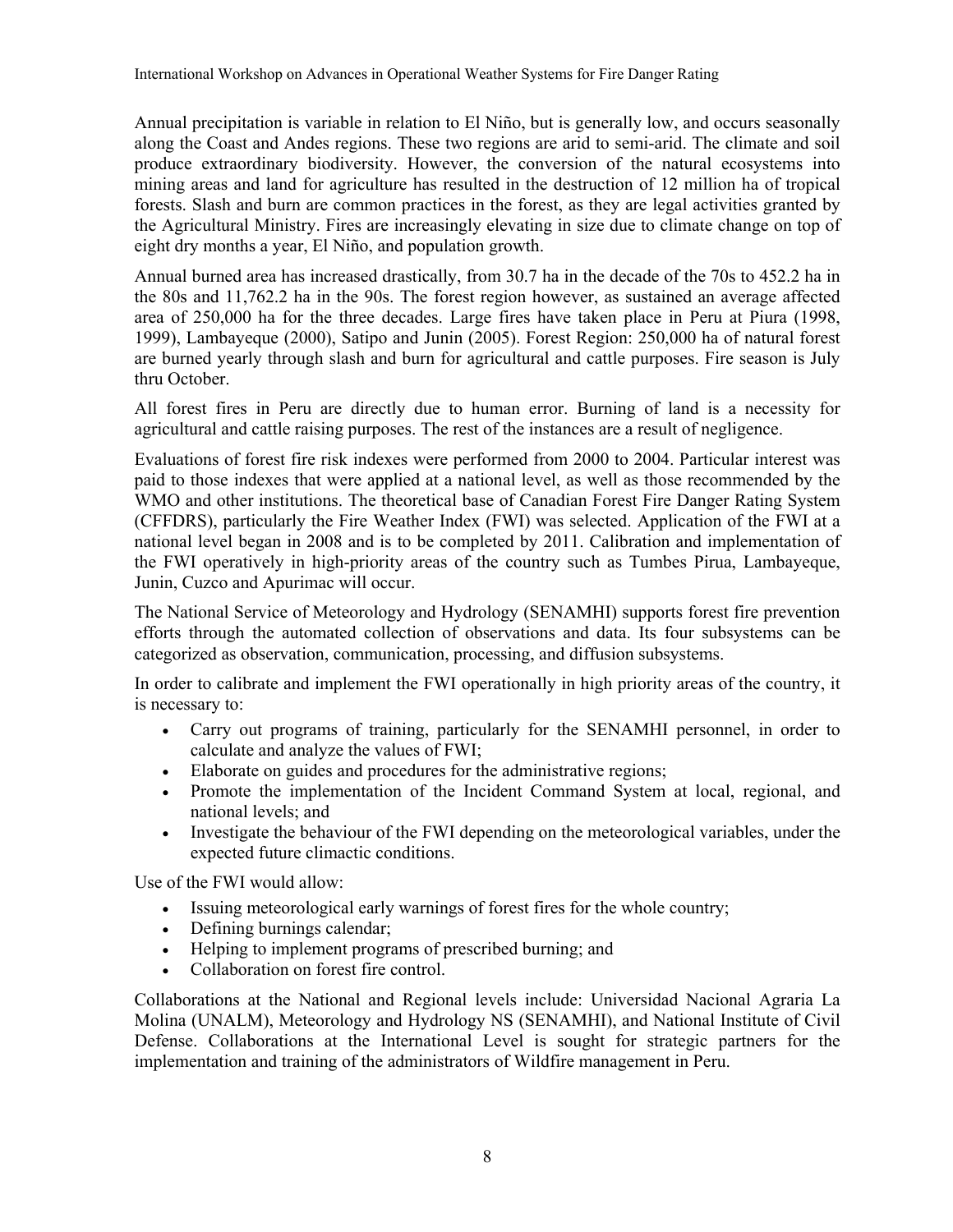Annual precipitation is variable in relation to El Niño, but is generally low, and occurs seasonally along the Coast and Andes regions. These two regions are arid to semi-arid. The climate and soil produce extraordinary biodiversity. However, the conversion of the natural ecosystems into mining areas and land for agriculture has resulted in the destruction of 12 million ha of tropical forests. Slash and burn are common practices in the forest, as they are legal activities granted by the Agricultural Ministry. Fires are increasingly elevating in size due to climate change on top of eight dry months a year, El Niño, and population growth.

Annual burned area has increased drastically, from 30.7 ha in the decade of the 70s to 452.2 ha in the 80s and 11,762.2 ha in the 90s. The forest region however, as sustained an average affected area of 250,000 ha for the three decades. Large fires have taken place in Peru at Piura (1998, 1999), Lambayeque (2000), Satipo and Junin (2005). Forest Region: 250,000 ha of natural forest are burned yearly through slash and burn for agricultural and cattle purposes. Fire season is July thru October.

All forest fires in Peru are directly due to human error. Burning of land is a necessity for agricultural and cattle raising purposes. The rest of the instances are a result of negligence.

Evaluations of forest fire risk indexes were performed from 2000 to 2004. Particular interest was paid to those indexes that were applied at a national level, as well as those recommended by the WMO and other institutions. The theoretical base of Canadian Forest Fire Danger Rating System (CFFDRS), particularly the Fire Weather Index (FWI) was selected. Application of the FWI at a national level began in 2008 and is to be completed by 2011. Calibration and implementation of the FWI operatively in high-priority areas of the country such as Tumbes Pirua, Lambayeque, Junin, Cuzco and Apurimac will occur.

The National Service of Meteorology and Hydrology (SENAMHI) supports forest fire prevention efforts through the automated collection of observations and data. Its four subsystems can be categorized as observation, communication, processing, and diffusion subsystems.

In order to calibrate and implement the FWI operationally in high priority areas of the country, it is necessary to:

- Carry out programs of training, particularly for the SENAMHI personnel, in order to calculate and analyze the values of FWI;
- Elaborate on guides and procedures for the administrative regions;
- Promote the implementation of the Incident Command System at local, regional, and national levels; and
- Investigate the behaviour of the FWI depending on the meteorological variables, under the expected future climactic conditions.

Use of the FWI would allow:

- Issuing meteorological early warnings of forest fires for the whole country;
- Defining burnings calendar;
- Helping to implement programs of prescribed burning; and
- Collaboration on forest fire control.

Collaborations at the National and Regional levels include: Universidad Nacional Agraria La Molina (UNALM), Meteorology and Hydrology NS (SENAMHI), and National Institute of Civil Defense. Collaborations at the International Level is sought for strategic partners for the implementation and training of the administrators of Wildfire management in Peru.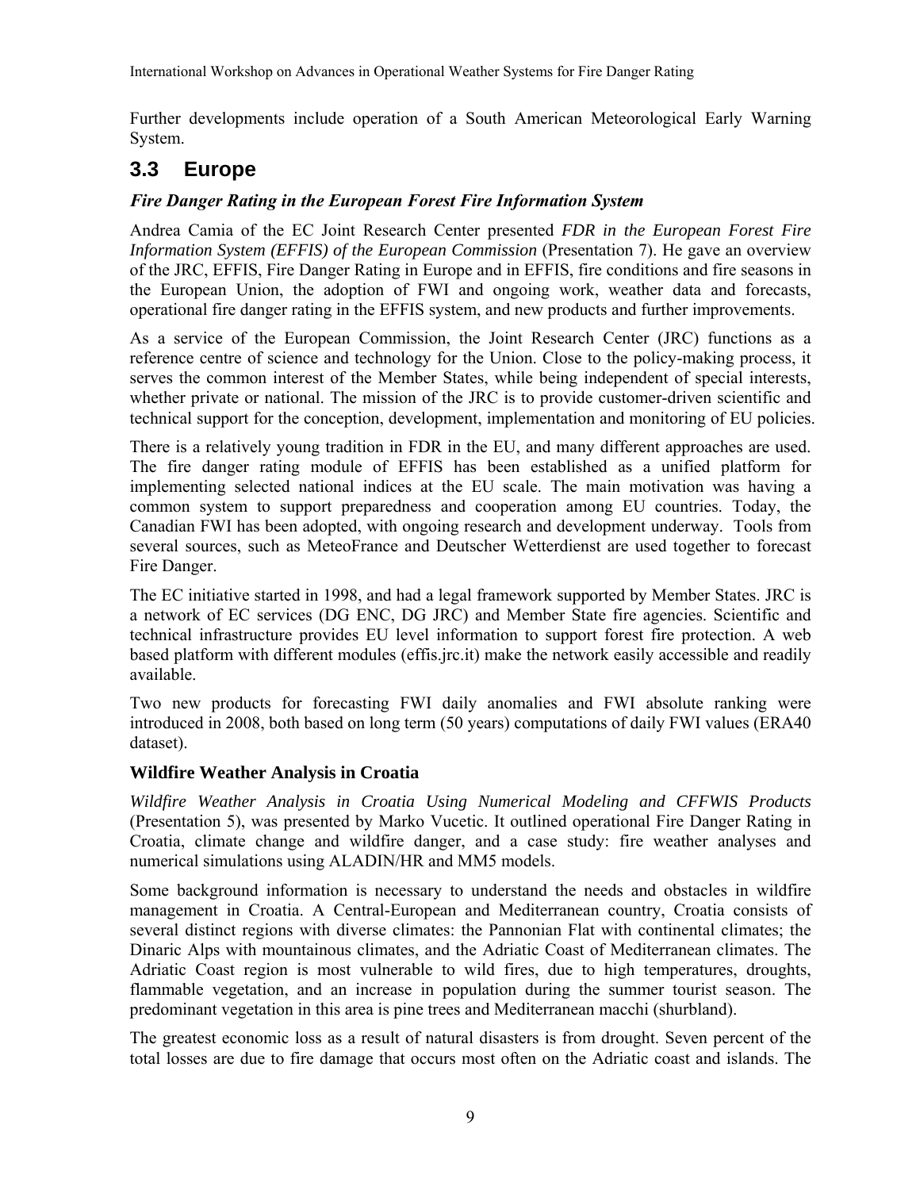Further developments include operation of a South American Meteorological Early Warning System.

## 3.3 Europe

### *Fire Danger Rating in the European Forest Fire Information System*

Andrea Camia of the EC Joint Research Center presented *FDR in the European Forest Fire Information System (EFFIS) of the European Commission* (Presentation 7). He gave an overview of the JRC, EFFIS, Fire Danger Rating in Europe and in EFFIS, fire conditions and fire seasons in the European Union, the adoption of FWI and ongoing work, weather data and forecasts, operational fire danger rating in the EFFIS system, and new products and further improvements.

As a service of the European Commission, the Joint Research Center (JRC) functions as a reference centre of science and technology for the Union. Close to the policy-making process, it serves the common interest of the Member States, while being independent of special interests, whether private or national. The mission of the JRC is to provide customer-driven scientific and technical support for the conception, development, implementation and monitoring of EU policies.

There is a relatively young tradition in FDR in the EU, and many different approaches are used. The fire danger rating module of EFFIS has been established as a unified platform for implementing selected national indices at the EU scale. The main motivation was having a common system to support preparedness and cooperation among EU countries. Today, the Canadian FWI has been adopted, with ongoing research and development underway. Tools from several sources, such as MeteoFrance and Deutscher Wetterdienst are used together to forecast Fire Danger.

The EC initiative started in 1998, and had a legal framework supported by Member States. JRC is a network of EC services (DG ENC, DG JRC) and Member State fire agencies. Scientific and technical infrastructure provides EU level information to support forest fire protection. A web based platform with different modules (effis.jrc.it) make the network easily accessible and readily available.

Two new products for forecasting FWI daily anomalies and FWI absolute ranking were introduced in 2008, both based on long term (50 years) computations of daily FWI values (ERA40 dataset).

### Wildfire Weather Analysis in Croatia

*Wildfire Weather Analysis in Croatia Using Numerical Modeling and CFFWIS Products* (Presentation 5), was presented by Marko Vucetic. It outlined operational Fire Danger Rating in Croatia, climate change and wildfire danger, and a case study: fire weather analyses and numerical simulations using ALADIN/HR and MM5 models.

Some background information is necessary to understand the needs and obstacles in wildfire management in Croatia. A Central-European and Mediterranean country, Croatia consists of several distinct regions with diverse climates: the Pannonian Flat with continental climates; the Dinaric Alps with mountainous climates, and the Adriatic Coast of Mediterranean climates. The Adriatic Coast region is most vulnerable to wild fires, due to high temperatures, droughts, flammable vegetation, and an increase in population during the summer tourist season. The predominant vegetation in this area is pine trees and Mediterranean macchi (shurbland).

The greatest economic loss as a result of natural disasters is from drought. Seven percent of the total losses are due to fire damage that occurs most often on the Adriatic coast and islands. The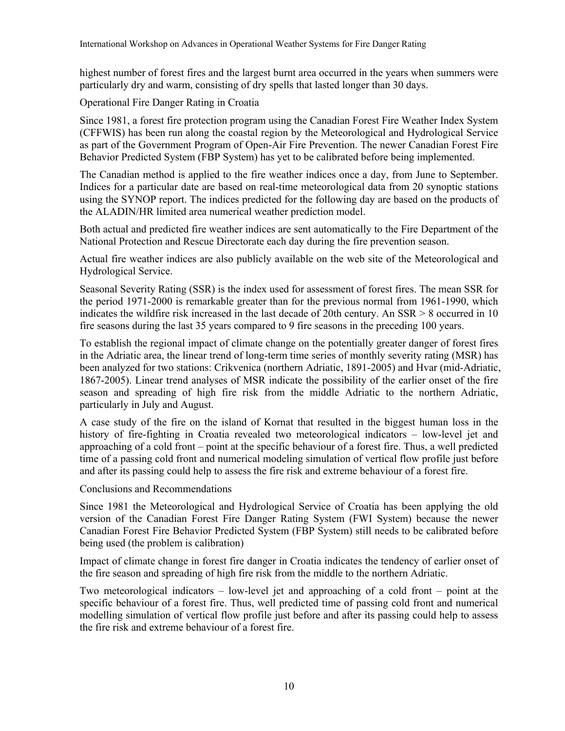highest number of forest fires and the largest burnt area occurred in the years when summers were particularly dry and warm, consisting of dry spells that lasted longer than 30 days.

## Operational Fire Danger Rating in Croatia

Since 1981, a forest fire protection program using the Canadian Forest Fire Weather Index System (CFFWIS) has been run along the coastal region by the Meteorological and Hydrological Service as part of the Government Program of Open-Air Fire Prevention. The newer Canadian Forest Fire Behavior Predicted System (FBP System) has yet to be calibrated before being implemented.

The Canadian method is applied to the fire weather indices once a day, from June to September. Indices for a particular date are based on real-time meteorological data from 20 synoptic stations using the SYNOP report. The indices predicted for the following day are based on the products of the ALADIN/HR limited area numerical weather prediction model.

Both actual and predicted fire weather indices are sent automatically to the Fire Department of the National Protection and Rescue Directorate each day during the fire prevention season.

Actual fire weather indices are also publicly available on the web site of the Meteorological and Hydrological Service.

Seasonal Severity Rating (SSR) is the index used for assessment of forest fires. The mean SSR for the period 1971-2000 is remarkable greater than for the previous normal from 1961-1990, which indicates the wildfire risk increased in the last decade of 20th century. An SSR > 8 occurred in 10 fire seasons during the last 35 years compared to 9 fire seasons in the preceding 100 years.

To establish the regional impact of climate change on the potentially greater danger of forest fires in the Adriatic area, the linear trend of long-term time series of monthly severity rating (MSR) has been analyzed for two stations: Crikvenica (northern Adriatic, 1891-2005) and Hvar (mid-Adriatic, 1867-2005). Linear trend analyses of MSR indicate the possibility of the earlier onset of the fire season and spreading of high fire risk from the middle Adriatic to the northern Adriatic, particularly in July and August.

A case study of the fire on the island of Kornat that resulted in the biggest human loss in the history of fire-fighting in Croatia revealed two meteorological indicators – low-level jet and approaching of a cold front – point at the specific behaviour of a forest fire. Thus, a well predicted time of a passing cold front and numerical modeling simulation of vertical flow profile just before and after its passing could help to assess the fire risk and extreme behaviour of a forest fire.

## Conclusions and Recommendations

Since 1981 the Meteorological and Hydrological Service of Croatia has been applying the old version of the Canadian Forest Fire Danger Rating System (FWI System) because the newer Canadian Forest Fire Behavior Predicted System (FBP System) still needs to be calibrated before being used (the problem is calibration)

Impact of climate change in forest fire danger in Croatia indicates the tendency of earlier onset of the fire season and spreading of high fire risk from the middle to the northern Adriatic.

Two meteorological indicators – low-level jet and approaching of a cold front – point at the specific behaviour of a forest fire. Thus, well predicted time of passing cold front and numerical modelling simulation of vertical flow profile just before and after its passing could help to assess the fire risk and extreme behaviour of a forest fire.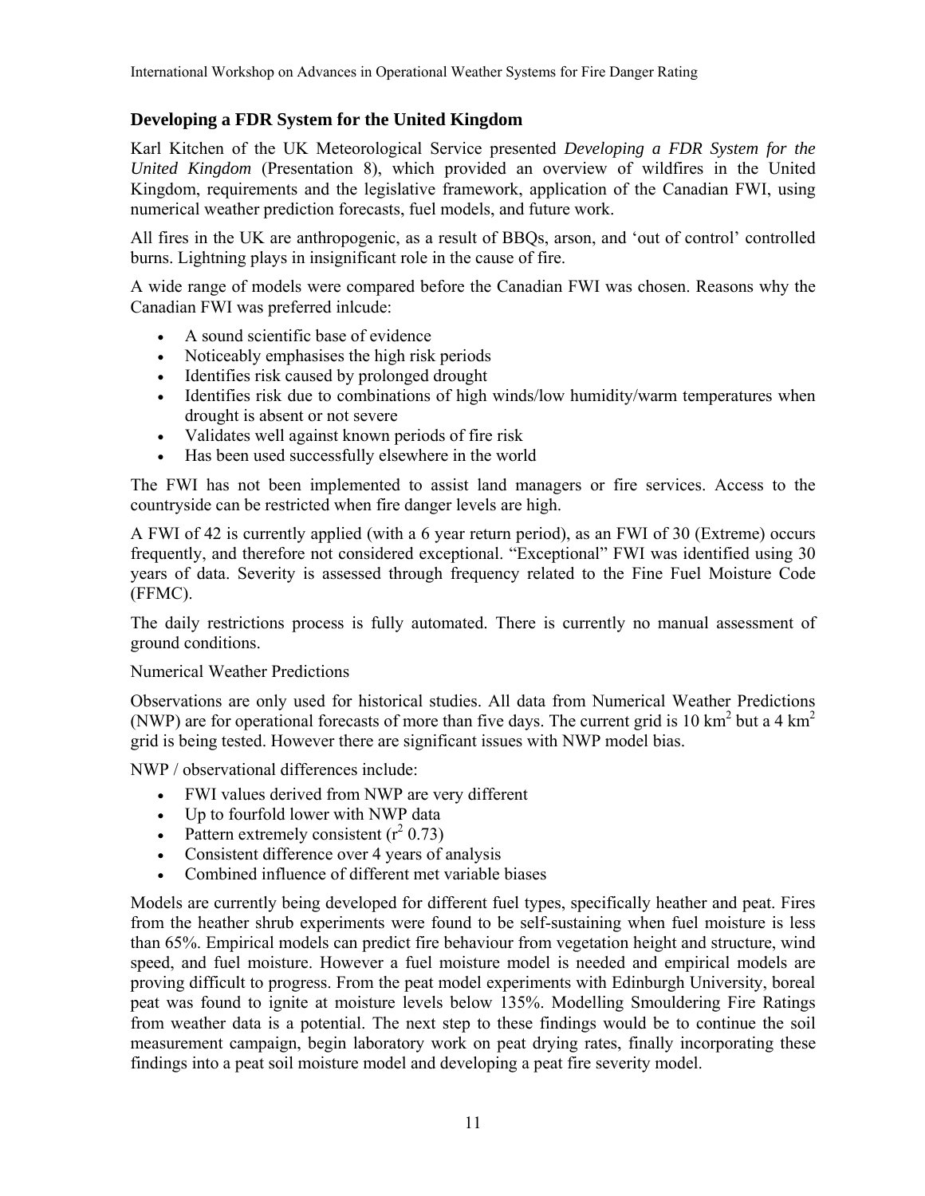## Developing a FDR System for the United Kingdom

Karl Kitchen of the UK Meteorological Service presented *Developing a FDR System for the United Kingdom* (Presentation 8), which provided an overview of wildfires in the United Kingdom, requirements and the legislative framework, application of the Canadian FWI, using numerical weather prediction forecasts, fuel models, and future work.

All fires in the UK are anthropogenic, as a result of BBQs, arson, and 'out of control' controlled burns. Lightning plays in insignificant role in the cause of fire.

A wide range of models were compared before the Canadian FWI was chosen. Reasons why the Canadian FWI was preferred inlcude:

- A sound scientific base of evidence
- Noticeably emphasises the high risk periods
- Identifies risk caused by prolonged drought
- Identifies risk due to combinations of high winds/low humidity/warm temperatures when drought is absent or not severe
- Validates well against known periods of fire risk
- Has been used successfully elsewhere in the world

The FWI has not been implemented to assist land managers or fire services. Access to the countryside can be restricted when fire danger levels are high.

A FWI of 42 is currently applied (with a 6 year return period), as an FWI of 30 (Extreme) occurs frequently, and therefore not considered exceptional. "Exceptional" FWI was identified using 30 years of data. Severity is assessed through frequency related to the Fine Fuel Moisture Code (FFMC).

The daily restrictions process is fully automated. There is currently no manual assessment of ground conditions.

Numerical Weather Predictions

Observations are only used for historical studies. All data from Numerical Weather Predictions (NWP) are for operational forecasts of more than five days. The current grid is 10 $km^2$ but a 4 $km^2$ grid is being tested. However there are significant issues with NWP model bias.

NWP / observational differences include:

- FWI values derived from NWP are very different
- Up to fourfold lower with NWP data
- Pattern extremely consistent ($r^2$ 0.73)
- Consistent difference over 4 years of analysis
- Combined influence of different met variable biases

Models are currently being developed for different fuel types, specifically heather and peat. Fires from the heather shrub experiments were found to be self-sustaining when fuel moisture is less than 65%. Empirical models can predict fire behaviour from vegetation height and structure, wind speed, and fuel moisture. However a fuel moisture model is needed and empirical models are proving difficult to progress. From the peat model experiments with Edinburgh University, boreal peat was found to ignite at moisture levels below 135%. Modelling Smouldering Fire Ratings from weather data is a potential. The next step to these findings would be to continue the soil measurement campaign, begin laboratory work on peat drying rates, finally incorporating these findings into a peat soil moisture model and developing a peat fire severity model.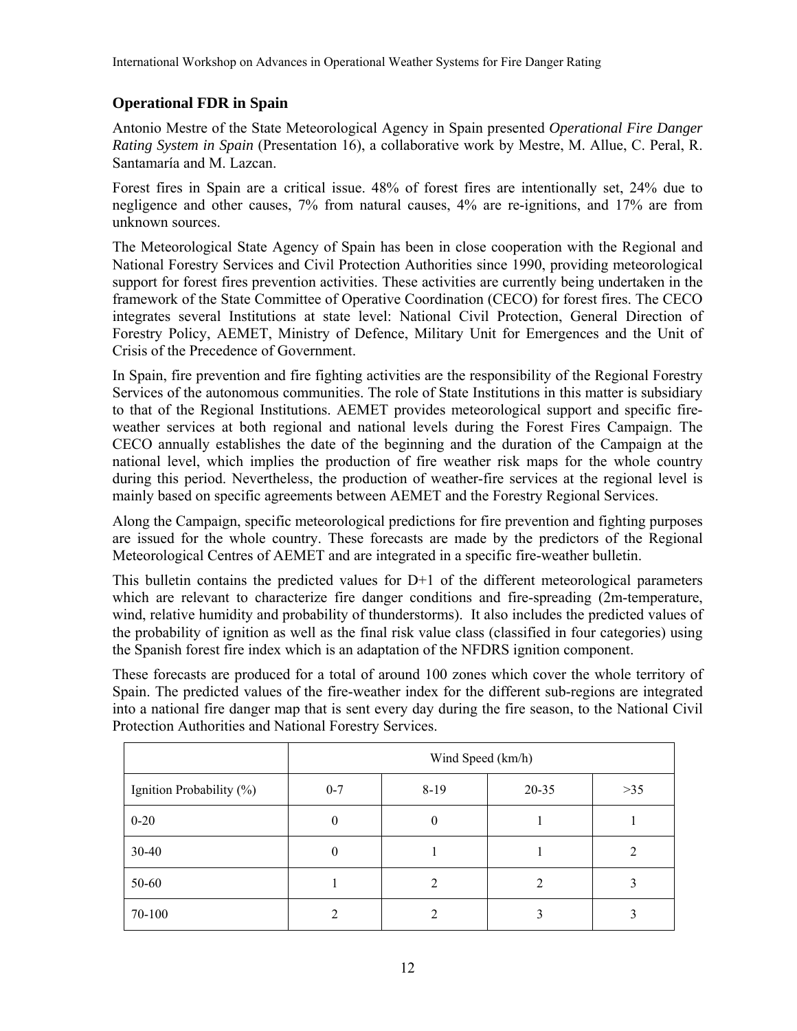### Operational FDR in Spain

Antonio Mestre of the State Meteorological Agency in Spain presented *Operational Fire Danger Rating System in Spain* (Presentation 16), a collaborative work by Mestre, M. Allue, C. Peral, R. Santamaría and M. Lazcan.

Forest fires in Spain are a critical issue. 48% of forest fires are intentionally set, 24% due to negligence and other causes, 7% from natural causes, 4% are re-ignitions, and 17% are from unknown sources.

The Meteorological State Agency of Spain has been in close cooperation with the Regional and National Forestry Services and Civil Protection Authorities since 1990, providing meteorological support for forest fires prevention activities. These activities are currently being undertaken in the framework of the State Committee of Operative Coordination (CECO) for forest fires. The CECO integrates several Institutions at state level: National Civil Protection, General Direction of Forestry Policy, AEMET, Ministry of Defence, Military Unit for Emergences and the Unit of Crisis of the Precedence of Government.

In Spain, fire prevention and fire fighting activities are the responsibility of the Regional Forestry Services of the autonomous communities. The role of State Institutions in this matter is subsidiary to that of the Regional Institutions. AEMET provides meteorological support and specific fire-weather services at both regional and national levels during the Forest Fires Campaign. The CECO annually establishes the date of the beginning and the duration of the Campaign at the national level, which implies the production of fire weather risk maps for the whole country during this period. Nevertheless, the production of weather-fire services at the regional level is mainly based on specific agreements between AEMET and the Forestry Regional Services.

Along the Campaign, specific meteorological predictions for fire prevention and fighting purposes are issued for the whole country. These forecasts are made by the predictors of the Regional Meteorological Centres of AEMET and are integrated in a specific fire-weather bulletin.

This bulletin contains the predicted values for D+1 of the different meteorological parameters which are relevant to characterize fire danger conditions and fire-spreading (2m-temperature, wind, relative humidity and probability of thunderstorms). It also includes the predicted values of the probability of ignition as well as the final risk value class (classified in four categories) using the Spanish forest fire index which is an adaptation of the NFDRS ignition component.

These forecasts are produced for a total of around 100 zones which cover the whole territory of Spain. The predicted values of the fire-weather index for the different sub-regions are integrated into a national fire danger map that is sent every day during the fire season, to the National Civil Protection Authorities and National Forestry Services.

| | Wind Speed (km/h) | | | |
|---|---|---|---|---|
| Ignition Probability (%) | 0-7 | 8-19 | 20-35 | >35 |
| 0-20 | 0 | 0 | 1 | 1 |
| 30-40 | 0 | 1 | 1 | 2 |
| 50-60 | 1 | 2 | 2 | 3 |
| 70-100 | 2 | 2 | 3 | 3 |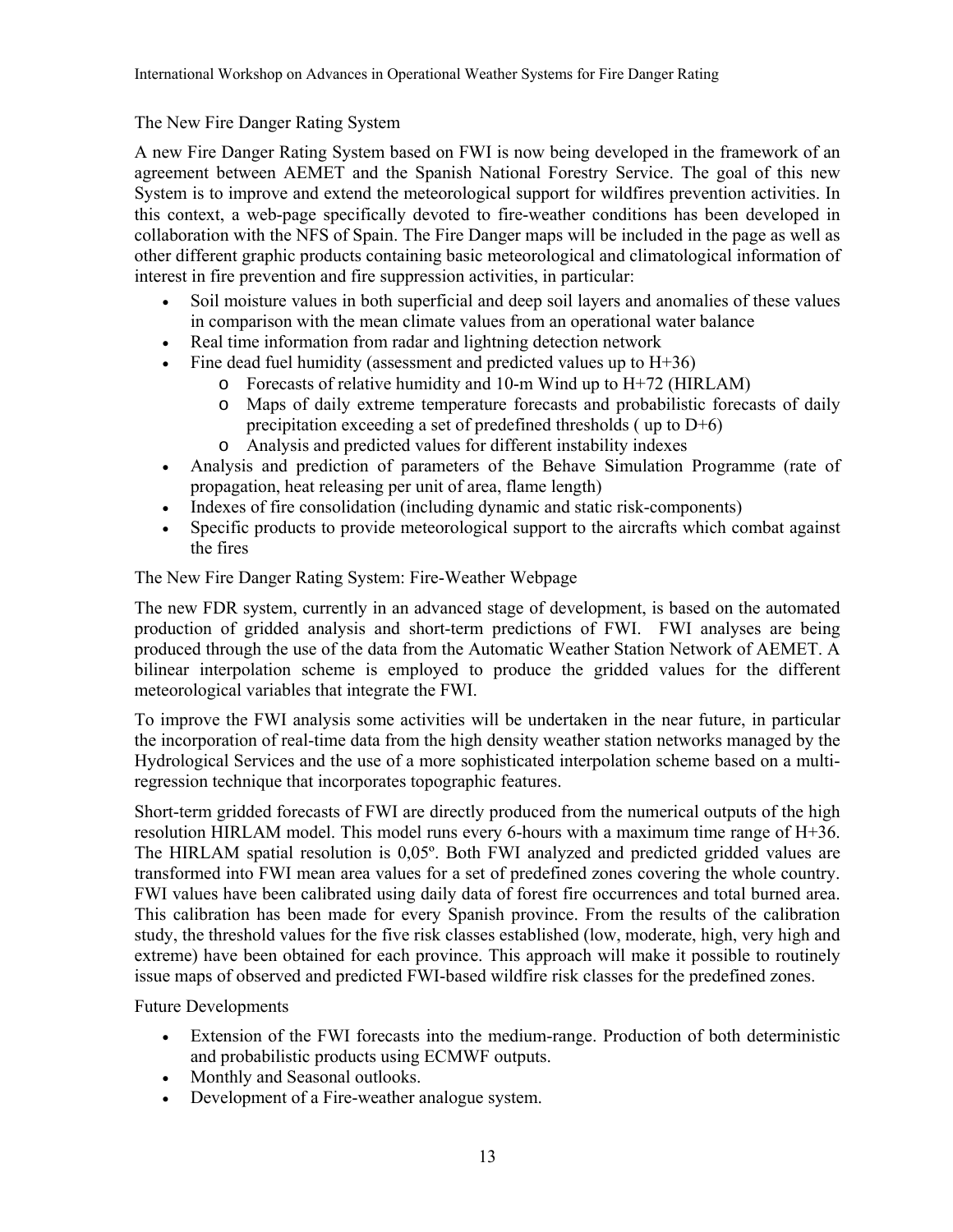## The New Fire Danger Rating System

A new Fire Danger Rating System based on FWI is now being developed in the framework of an agreement between AEMET and the Spanish National Forestry Service. The goal of this new System is to improve and extend the meteorological support for wildfires prevention activities. In this context, a web-page specifically devoted to fire-weather conditions has been developed in collaboration with the NFS of Spain. The Fire Danger maps will be included in the page as well as other different graphic products containing basic meteorological and climatological information of interest in fire prevention and fire suppression activities, in particular:

- Soil moisture values in both superficial and deep soil layers and anomalies of these values in comparison with the mean climate values from an operational water balance
- Real time information from radar and lightning detection network
- Fine dead fuel humidity (assessment and predicted values up to H+36)
    - Forecasts of relative humidity and 10-m Wind up to H+72 (HIRLAM)
    - Maps of daily extreme temperature forecasts and probabilistic forecasts of daily precipitation exceeding a set of predefined thresholds ( up to D+6)
    - Analysis and predicted values for different instability indexes
- Analysis and prediction of parameters of the Behave Simulation Programme (rate of propagation, heat releasing per unit of area, flame length)
- Indexes of fire consolidation (including dynamic and static risk-components)
- Specific products to provide meteorological support to the aircrafts which combat against the fires

## The New Fire Danger Rating System: Fire-Weather Webpage

The new FDR system, currently in an advanced stage of development, is based on the automated production of gridded analysis and short-term predictions of FWI. FWI analyses are being produced through the use of the data from the Automatic Weather Station Network of AEMET. A bilinear interpolation scheme is employed to produce the gridded values for the different meteorological variables that integrate the FWI.

To improve the FWI analysis some activities will be undertaken in the near future, in particular the incorporation of real-time data from the high density weather station networks managed by the Hydrological Services and the use of a more sophisticated interpolation scheme based on a multi-regression technique that incorporates topographic features.

Short-term gridded forecasts of FWI are directly produced from the numerical outputs of the high resolution HIRLAM model. This model runs every 6-hours with a maximum time range of H+36. The HIRLAM spatial resolution is 0,05º. Both FWI analyzed and predicted gridded values are transformed into FWI mean area values for a set of predefined zones covering the whole country. FWI values have been calibrated using daily data of forest fire occurrences and total burned area. This calibration has been made for every Spanish province. From the results of the calibration study, the threshold values for the five risk classes established (low, moderate, high, very high and extreme) have been obtained for each province. This approach will make it possible to routinely issue maps of observed and predicted FWI-based wildfire risk classes for the predefined zones.

## Future Developments

- Extension of the FWI forecasts into the medium-range. Production of both deterministic and probabilistic products using ECMWF outputs.
- Monthly and Seasonal outlooks.
- Development of a Fire-weather analogue system.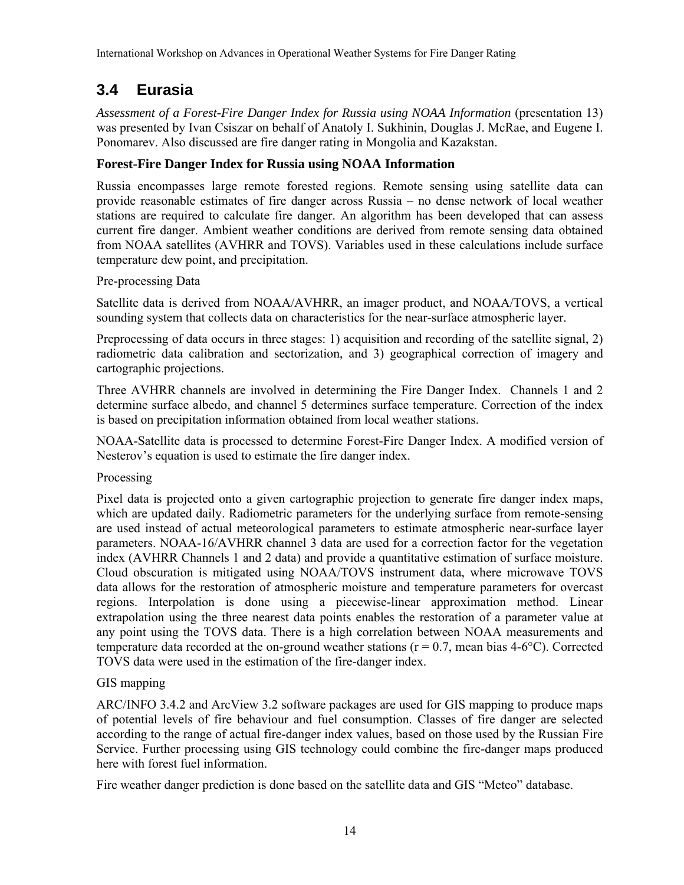## 3.4 Eurasia

*Assessment of a Forest-Fire Danger Index for Russia using NOAA Information* (presentation 13) was presented by Ivan Csiszar on behalf of Anatoly I. Sukhinin, Douglas J. McRae, and Eugene I. Ponomarev. Also discussed are fire danger rating in Mongolia and Kazakstan.

### Forest-Fire Danger Index for Russia using NOAA Information

Russia encompasses large remote forested regions. Remote sensing using satellite data can provide reasonable estimates of fire danger across Russia – no dense network of local weather stations are required to calculate fire danger. An algorithm has been developed that can assess current fire danger. Ambient weather conditions are derived from remote sensing data obtained from NOAA satellites (AVHRR and TOVS). Variables used in these calculations include surface temperature dew point, and precipitation.

Pre-processing Data

Satellite data is derived from NOAA/AVHRR, an imager product, and NOAA/TOVS, a vertical sounding system that collects data on characteristics for the near-surface atmospheric layer.

Preprocessing of data occurs in three stages: 1) acquisition and recording of the satellite signal, 2) radiometric data calibration and sectorization, and 3) geographical correction of imagery and cartographic projections.

Three AVHRR channels are involved in determining the Fire Danger Index. Channels 1 and 2 determine surface albedo, and channel 5 determines surface temperature. Correction of the index is based on precipitation information obtained from local weather stations.

NOAA-Satellite data is processed to determine Forest-Fire Danger Index. A modified version of Nesterov's equation is used to estimate the fire danger index.

Processing

Pixel data is projected onto a given cartographic projection to generate fire danger index maps, which are updated daily. Radiometric parameters for the underlying surface from remote-sensing are used instead of actual meteorological parameters to estimate atmospheric near-surface layer parameters. NOAA-16/AVHRR channel 3 data are used for a correction factor for the vegetation index (AVHRR Channels 1 and 2 data) and provide a quantitative estimation of surface moisture. Cloud obscuration is mitigated using NOAA/TOVS instrument data, where microwave TOVS data allows for the restoration of atmospheric moisture and temperature parameters for overcast regions. Interpolation is done using a piecewise-linear approximation method. Linear extrapolation using the three nearest data points enables the restoration of a parameter value at any point using the TOVS data. There is a high correlation between NOAA measurements and temperature data recorded at the on-ground weather stations ($r = 0.7$, mean bias 4-6°C). Corrected TOVS data were used in the estimation of the fire-danger index.

GIS mapping

ARC/INFO 3.4.2 and ArcView 3.2 software packages are used for GIS mapping to produce maps of potential levels of fire behaviour and fuel consumption. Classes of fire danger are selected according to the range of actual fire-danger index values, based on those used by the Russian Fire Service. Further processing using GIS technology could combine the fire-danger maps produced here with forest fuel information.

Fire weather danger prediction is done based on the satellite data and GIS "Meteo" database.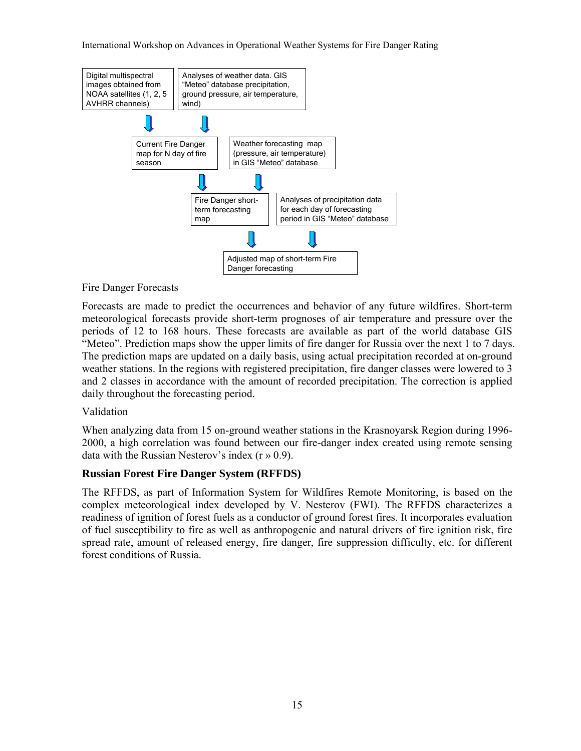Digital multispectral images obtained from NOAA satellites (1, 2, 5 AVHRR channels)

Analyses of weather data. GIS "Meteo" database precipitation, ground pressure, air temperature, wind)

Current Fire Danger map for N day of fire season

Weather forecasting map (pressure, air temperature) in GIS "Meteo" database

Fire Danger short-term forecasting map

Analyses of precipitation data for each day of forecasting period in GIS "Meteo" database

Adjusted map of short-term Fire Danger forecasting

Fire Danger Forecasts

Forecasts are made to predict the occurrences and behavior of any future wildfires. Short-term meteorological forecasts provide short-term prognoses of air temperature and pressure over the periods of 12 to 168 hours. These forecasts are available as part of the world database GIS "Meteo". Prediction maps show the upper limits of fire danger for Russia over the next 1 to 7 days. The prediction maps are updated on a daily basis, using actual precipitation recorded at on-ground weather stations. In the regions with registered precipitation, fire danger classes were lowered to 3 and 2 classes in accordance with the amount of recorded precipitation. The correction is applied daily throughout the forecasting period.

Validation

When analyzing data from 15 on-ground weather stations in the Krasnoyarsk Region during 1996-2000, a high correlation was found between our fire-danger index created using remote sensing data with the Russian Nesterov's index (r » 0.9).

## Russian Forest Fire Danger System (RFFDS)

The RFFDS, as part of Information System for Wildfires Remote Monitoring, is based on the complex meteorological index developed by V. Nesterov (FWI). The RFFDS characterizes a readiness of ignition of forest fuels as a conductor of ground forest fires. It incorporates evaluation of fuel susceptibility to fire as well as anthropogenic and natural drivers of fire ignition risk, fire spread rate, amount of released energy, fire danger, fire suppression difficulty, etc. for different forest conditions of Russia.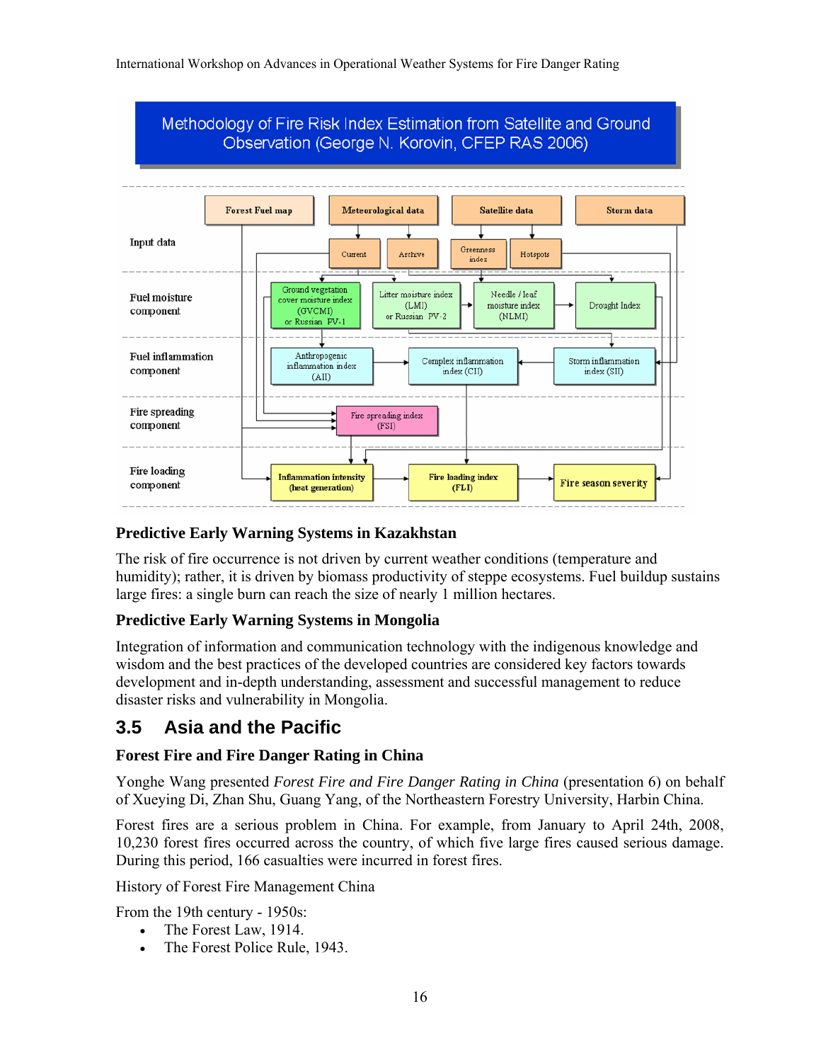**Methodology of Fire Risk Index Estimation from Satellite and Ground Observation (George N. Korovin, CFEP RAS 2006)**

### Predictive Early Warning Systems in Kazakhstan

The risk of fire occurrence is not driven by current weather conditions (temperature and humidity); rather, it is driven by biomass productivity of steppe ecosystems. Fuel buildup sustains large fires: a single burn can reach the size of nearly 1 million hectares.

### Predictive Early Warning Systems in Mongolia

Integration of information and communication technology with the indigenous knowledge and wisdom and the best practices of the developed countries are considered key factors towards development and in-depth understanding, assessment and successful management to reduce disaster risks and vulnerability in Mongolia.

## 3.5 Asia and the Pacific

### Forest Fire and Fire Danger Rating in China

Yonghe Wang presented *Forest Fire and Fire Danger Rating in China* (presentation 6) on behalf of Xueying Di, Zhan Shu, Guang Yang, of the Northeastern Forestry University, Harbin China.

Forest fires are a serious problem in China. For example, from January to April 24th, 2008, 10,230 forest fires occurred across the country, of which five large fires caused serious damage. During this period, 166 casualties were incurred in forest fires.

History of Forest Fire Management China

From the 19th century - 1950s:

- The Forest Law, 1914.
- The Forest Police Rule, 1943.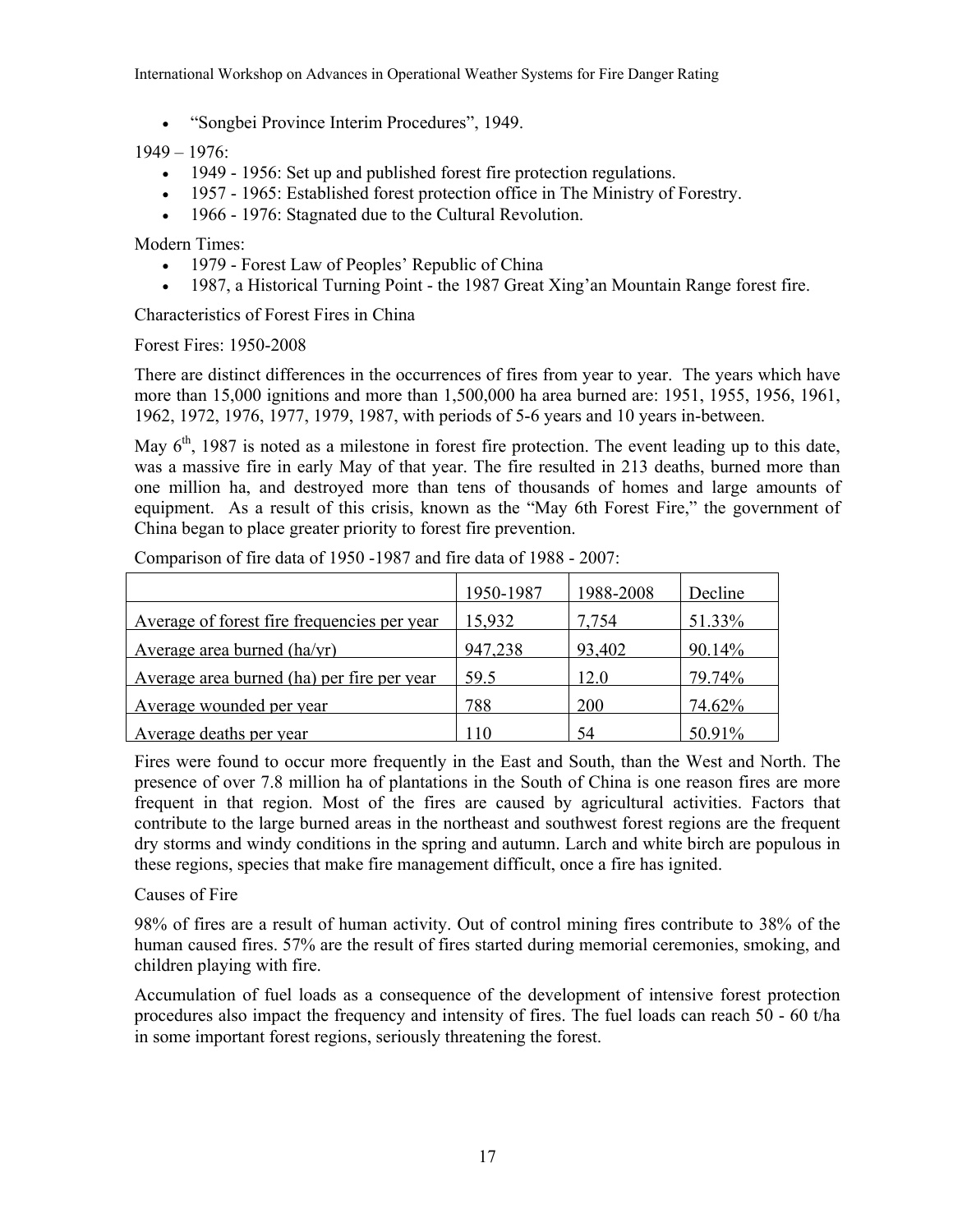- "Songbei Province Interim Procedures", 1949.

1949 – 1976:

- 1949 - 1956: Set up and published forest fire protection regulations.
- 1957 - 1965: Established forest protection office in The Ministry of Forestry.
- 1966 - 1976: Stagnated due to the Cultural Revolution.

Modern Times:

- 1979 - Forest Law of Peoples' Republic of China
- 1987, a Historical Turning Point - the 1987 Great Xing'an Mountain Range forest fire.

Characteristics of Forest Fires in China

Forest Fires: 1950-2008

There are distinct differences in the occurrences of fires from year to year. The years which have more than 15,000 ignitions and more than 1,500,000 ha area burned are: 1951, 1955, 1956, 1961, 1962, 1972, 1976, 1977, 1979, 1987, with periods of 5-6 years and 10 years in-between.

May 6th, 1987 is noted as a milestone in forest fire protection. The event leading up to this date, was a massive fire in early May of that year. The fire resulted in 213 deaths, burned more than one million ha, and destroyed more than tens of thousands of homes and large amounts of equipment. As a result of this crisis, known as the "May 6th Forest Fire," the government of China began to place greater priority to forest fire prevention.

Comparison of fire data of 1950 -1987 and fire data of 1988 - 2007:

| | 1950-1987 | 1988-2008 | Decline |
|---|---|---|---|
| Average of forest fire frequencies per year | 15,932 | 7,754 | 51.33% |
| Average area burned (ha/yr) | 947,238 | 93,402 | 90.14% |
| Average area burned (ha) per fire per year | 59.5 | 12.0 | 79.74% |
| Average wounded per year | 788 | 200 | 74.62% |
| Average deaths per year | 110 | 54 | 50.91% |

Fires were found to occur more frequently in the East and South, than the West and North. The presence of over 7.8 million ha of plantations in the South of China is one reason fires are more frequent in that region. Most of the fires are caused by agricultural activities. Factors that contribute to the large burned areas in the northeast and southwest forest regions are the frequent dry storms and windy conditions in the spring and autumn. Larch and white birch are populous in these regions, species that make fire management difficult, once a fire has ignited.

Causes of Fire

98% of fires are a result of human activity. Out of control mining fires contribute to 38% of the human caused fires. 57% are the result of fires started during memorial ceremonies, smoking, and children playing with fire.

Accumulation of fuel loads as a consequence of the development of intensive forest protection procedures also impact the frequency and intensity of fires. The fuel loads can reach 50 - 60 t/ha in some important forest regions, seriously threatening the forest.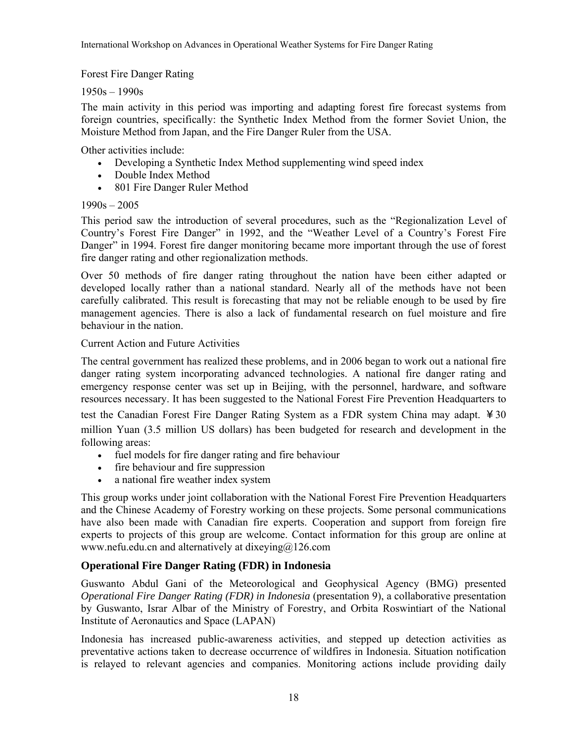Forest Fire Danger Rating

1950s – 1990s

The main activity in this period was importing and adapting forest fire forecast systems from foreign countries, specifically: the Synthetic Index Method from the former Soviet Union, the Moisture Method from Japan, and the Fire Danger Ruler from the USA.

Other activities include:

- Developing a Synthetic Index Method supplementing wind speed index
- Double Index Method
- 801 Fire Danger Ruler Method

1990s – 2005

This period saw the introduction of several procedures, such as the "Regionalization Level of Country's Forest Fire Danger" in 1992, and the "Weather Level of a Country's Forest Fire Danger" in 1994. Forest fire danger monitoring became more important through the use of forest fire danger rating and other regionalization methods.

Over 50 methods of fire danger rating throughout the nation have been either adapted or developed locally rather than a national standard. Nearly all of the methods have not been carefully calibrated. This result is forecasting that may not be reliable enough to be used by fire management agencies. There is also a lack of fundamental research on fuel moisture and fire behaviour in the nation.

Current Action and Future Activities

The central government has realized these problems, and in 2006 began to work out a national fire danger rating system incorporating advanced technologies. A national fire danger rating and emergency response center was set up in Beijing, with the personnel, hardware, and software resources necessary. It has been suggested to the National Forest Fire Prevention Headquarters to test the Canadian Forest Fire Danger Rating System as a FDR system China may adapt. ￥30 million Yuan (3.5 million US dollars) has been budgeted for research and development in the following areas:

- fuel models for fire danger rating and fire behaviour
- fire behaviour and fire suppression
- a national fire weather index system

This group works under joint collaboration with the National Forest Fire Prevention Headquarters and the Chinese Academy of Forestry working on these projects. Some personal communications have also been made with Canadian fire experts. Cooperation and support from foreign fire experts to projects of this group are welcome. Contact information for this group are online at www.nefu.edu.cn and alternatively at dixeying@126.com

### Operational Fire Danger Rating (FDR) in Indonesia

Guswanto Abdul Gani of the Meteorological and Geophysical Agency (BMG) presented *Operational Fire Danger Rating (FDR) in Indonesia* (presentation 9), a collaborative presentation by Guswanto, Israr Albar of the Ministry of Forestry, and Orbita Roswintiart of the National Institute of Aeronautics and Space (LAPAN)

Indonesia has increased public-awareness activities, and stepped up detection activities as preventative actions taken to decrease occurrence of wildfires in Indonesia. Situation notification is relayed to relevant agencies and companies. Monitoring actions include providing daily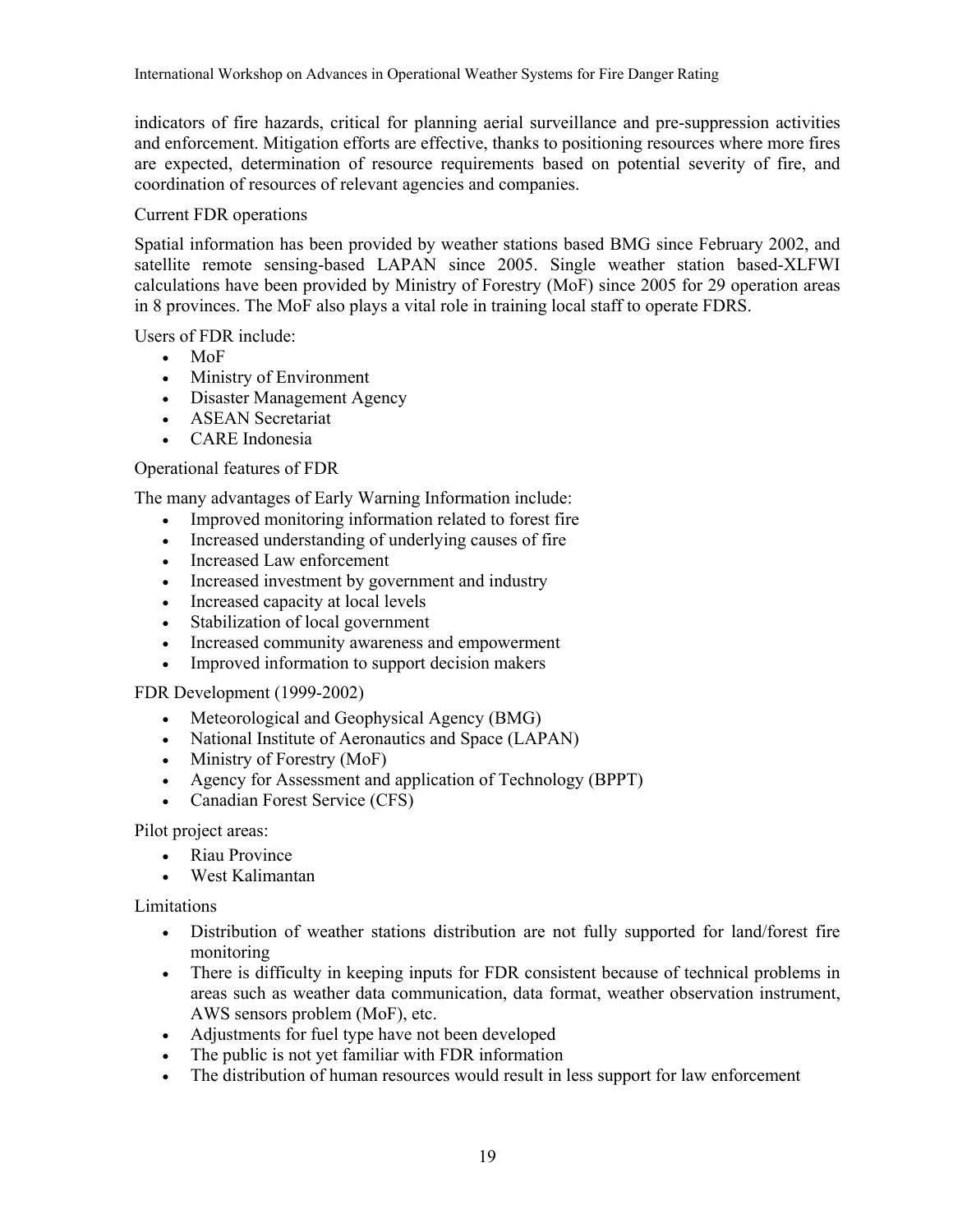indicators of fire hazards, critical for planning aerial surveillance and pre-suppression activities and enforcement. Mitigation efforts are effective, thanks to positioning resources where more fires are expected, determination of resource requirements based on potential severity of fire, and coordination of resources of relevant agencies and companies.

Current FDR operations

Spatial information has been provided by weather stations based BMG since February 2002, and satellite remote sensing-based LAPAN since 2005. Single weather station based-XLFWI calculations have been provided by Ministry of Forestry (MoF) since 2005 for 29 operation areas in 8 provinces. The MoF also plays a vital role in training local staff to operate FDRS.

Users of FDR include:

- MoF
- Ministry of Environment
- Disaster Management Agency
- ASEAN Secretariat
- CARE Indonesia

Operational features of FDR

The many advantages of Early Warning Information include:

- Improved monitoring information related to forest fire
- Increased understanding of underlying causes of fire
- Increased Law enforcement
- Increased investment by government and industry
- Increased capacity at local levels
- Stabilization of local government
- Increased community awareness and empowerment
- Improved information to support decision makers

FDR Development (1999-2002)

- Meteorological and Geophysical Agency (BMG)
- National Institute of Aeronautics and Space (LAPAN)
- Ministry of Forestry (MoF)
- Agency for Assessment and application of Technology (BPPT)
- Canadian Forest Service (CFS)

Pilot project areas:

- Riau Province
- West Kalimantan

Limitations

- Distribution of weather stations distribution are not fully supported for land/forest fire monitoring
- There is difficulty in keeping inputs for FDR consistent because of technical problems in areas such as weather data communication, data format, weather observation instrument, AWS sensors problem (MoF), etc.
- Adjustments for fuel type have not been developed
- The public is not yet familiar with FDR information
- The distribution of human resources would result in less support for law enforcement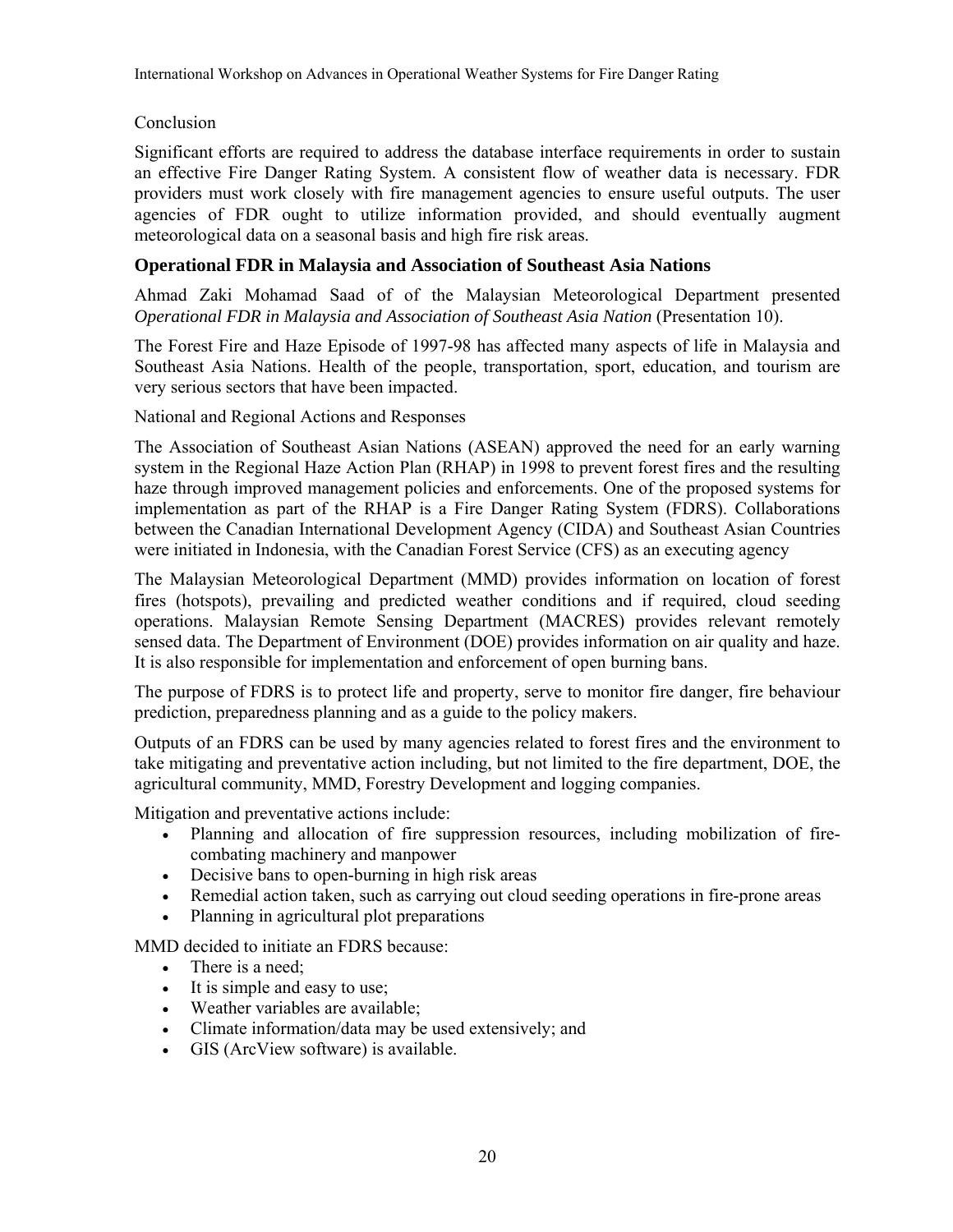Conclusion

Significant efforts are required to address the database interface requirements in order to sustain an effective Fire Danger Rating System. A consistent flow of weather data is necessary. FDR providers must work closely with fire management agencies to ensure useful outputs. The user agencies of FDR ought to utilize information provided, and should eventually augment meteorological data on a seasonal basis and high fire risk areas.

## Operational FDR in Malaysia and Association of Southeast Asia Nations

Ahmad Zaki Mohamad Saad of of the Malaysian Meteorological Department presented *Operational FDR in Malaysia and Association of Southeast Asia Nation* (Presentation 10).

The Forest Fire and Haze Episode of 1997-98 has affected many aspects of life in Malaysia and Southeast Asia Nations. Health of the people, transportation, sport, education, and tourism are very serious sectors that have been impacted.

National and Regional Actions and Responses

The Association of Southeast Asian Nations (ASEAN) approved the need for an early warning system in the Regional Haze Action Plan (RHAP) in 1998 to prevent forest fires and the resulting haze through improved management policies and enforcements. One of the proposed systems for implementation as part of the RHAP is a Fire Danger Rating System (FDRS). Collaborations between the Canadian International Development Agency (CIDA) and Southeast Asian Countries were initiated in Indonesia, with the Canadian Forest Service (CFS) as an executing agency

The Malaysian Meteorological Department (MMD) provides information on location of forest fires (hotspots), prevailing and predicted weather conditions and if required, cloud seeding operations. Malaysian Remote Sensing Department (MACRES) provides relevant remotely sensed data. The Department of Environment (DOE) provides information on air quality and haze. It is also responsible for implementation and enforcement of open burning bans.

The purpose of FDRS is to protect life and property, serve to monitor fire danger, fire behaviour prediction, preparedness planning and as a guide to the policy makers.

Outputs of an FDRS can be used by many agencies related to forest fires and the environment to take mitigating and preventative action including, but not limited to the fire department, DOE, the agricultural community, MMD, Forestry Development and logging companies.

Mitigation and preventative actions include:

- Planning and allocation of fire suppression resources, including mobilization of fire-combating machinery and manpower
- Decisive bans to open-burning in high risk areas
- Remedial action taken, such as carrying out cloud seeding operations in fire-prone areas
- Planning in agricultural plot preparations

MMD decided to initiate an FDRS because:

- There is a need;
- It is simple and easy to use;
- Weather variables are available;
- Climate information/data may be used extensively; and
- GIS (ArcView software) is available.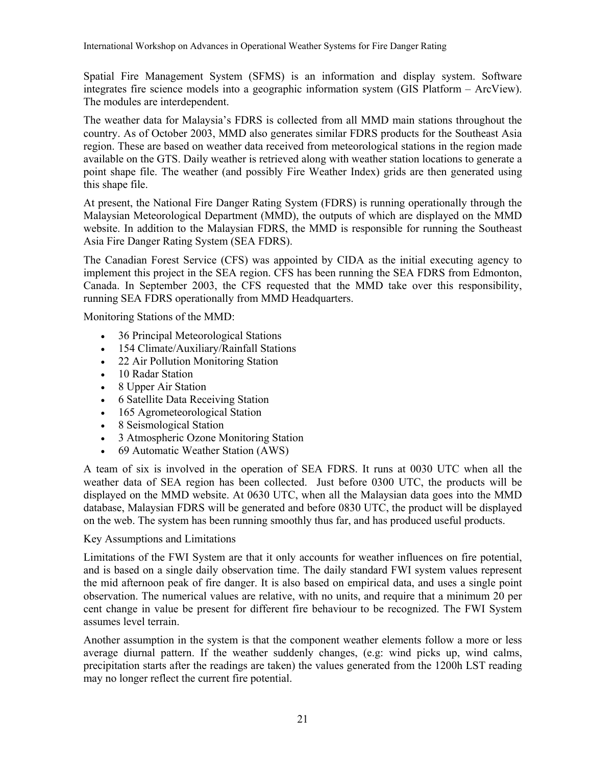Spatial Fire Management System (SFMS) is an information and display system. Software integrates fire science models into a geographic information system (GIS Platform – ArcView). The modules are interdependent.

The weather data for Malaysia's FDRS is collected from all MMD main stations throughout the country. As of October 2003, MMD also generates similar FDRS products for the Southeast Asia region. These are based on weather data received from meteorological stations in the region made available on the GTS. Daily weather is retrieved along with weather station locations to generate a point shape file. The weather (and possibly Fire Weather Index) grids are then generated using this shape file.

At present, the National Fire Danger Rating System (FDRS) is running operationally through the Malaysian Meteorological Department (MMD), the outputs of which are displayed on the MMD website. In addition to the Malaysian FDRS, the MMD is responsible for running the Southeast Asia Fire Danger Rating System (SEA FDRS).

The Canadian Forest Service (CFS) was appointed by CIDA as the initial executing agency to implement this project in the SEA region. CFS has been running the SEA FDRS from Edmonton, Canada. In September 2003, the CFS requested that the MMD take over this responsibility, running SEA FDRS operationally from MMD Headquarters.

Monitoring Stations of the MMD:

- 36 Principal Meteorological Stations
- 154 Climate/Auxiliary/Rainfall Stations
- 22 Air Pollution Monitoring Station
- 10 Radar Station
- 8 Upper Air Station
- 6 Satellite Data Receiving Station
- 165 Agrometeorological Station
- 8 Seismological Station
- 3 Atmospheric Ozone Monitoring Station
- 69 Automatic Weather Station (AWS)

A team of six is involved in the operation of SEA FDRS. It runs at 0030 UTC when all the weather data of SEA region has been collected. Just before 0300 UTC, the products will be displayed on the MMD website. At 0630 UTC, when all the Malaysian data goes into the MMD database, Malaysian FDRS will be generated and before 0830 UTC, the product will be displayed on the web. The system has been running smoothly thus far, and has produced useful products.

Key Assumptions and Limitations

Limitations of the FWI System are that it only accounts for weather influences on fire potential, and is based on a single daily observation time. The daily standard FWI system values represent the mid afternoon peak of fire danger. It is also based on empirical data, and uses a single point observation. The numerical values are relative, with no units, and require that a minimum 20 per cent change in value be present for different fire behaviour to be recognized. The FWI System assumes level terrain.

Another assumption in the system is that the component weather elements follow a more or less average diurnal pattern. If the weather suddenly changes, (e.g: wind picks up, wind calms, precipitation starts after the readings are taken) the values generated from the 1200h LST reading may no longer reflect the current fire potential.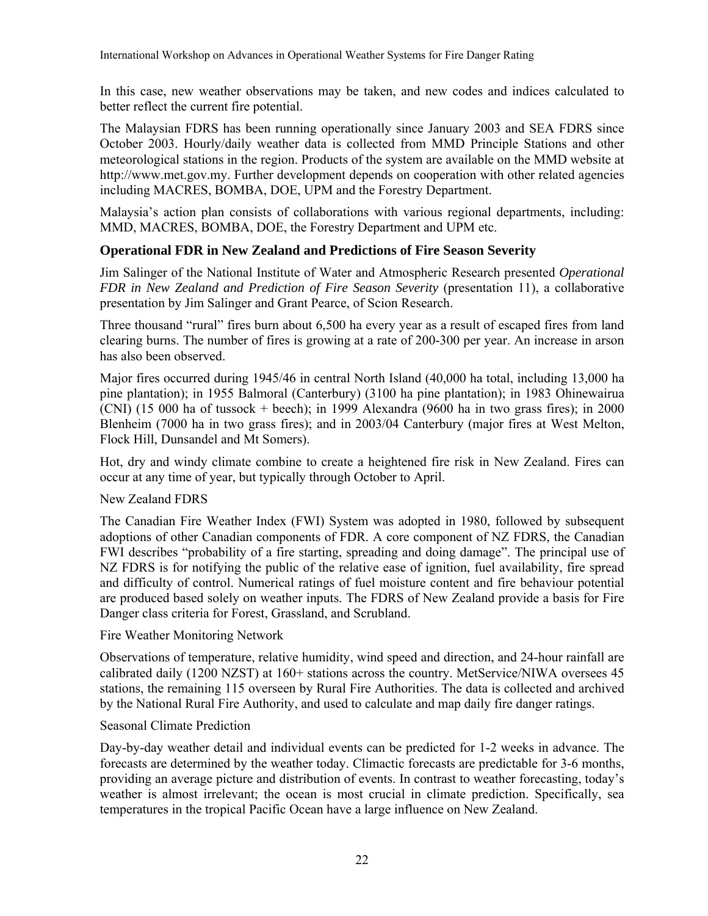In this case, new weather observations may be taken, and new codes and indices calculated to better reflect the current fire potential.

The Malaysian FDRS has been running operationally since January 2003 and SEA FDRS since October 2003. Hourly/daily weather data is collected from MMD Principle Stations and other meteorological stations in the region. Products of the system are available on the MMD website at http://www.met.gov.my. Further development depends on cooperation with other related agencies including MACRES, BOMBA, DOE, UPM and the Forestry Department.

Malaysia's action plan consists of collaborations with various regional departments, including: MMD, MACRES, BOMBA, DOE, the Forestry Department and UPM etc.

### Operational FDR in New Zealand and Predictions of Fire Season Severity

Jim Salinger of the National Institute of Water and Atmospheric Research presented *Operational FDR in New Zealand and Prediction of Fire Season Severity* (presentation 11), a collaborative presentation by Jim Salinger and Grant Pearce, of Scion Research.

Three thousand "rural" fires burn about 6,500 ha every year as a result of escaped fires from land clearing burns. The number of fires is growing at a rate of 200-300 per year. An increase in arson has also been observed.

Major fires occurred during 1945/46 in central North Island (40,000 ha total, including 13,000 ha pine plantation); in 1955 Balmoral (Canterbury) (3100 ha pine plantation); in 1983 Ohinewairua (CNI) (15 000 ha of tussock + beech); in 1999 Alexandra (9600 ha in two grass fires); in 2000 Blenheim (7000 ha in two grass fires); and in 2003/04 Canterbury (major fires at West Melton, Flock Hill, Dunsandel and Mt Somers).

Hot, dry and windy climate combine to create a heightened fire risk in New Zealand. Fires can occur at any time of year, but typically through October to April.

New Zealand FDRS

The Canadian Fire Weather Index (FWI) System was adopted in 1980, followed by subsequent adoptions of other Canadian components of FDR. A core component of NZ FDRS, the Canadian FWI describes "probability of a fire starting, spreading and doing damage". The principal use of NZ FDRS is for notifying the public of the relative ease of ignition, fuel availability, fire spread and difficulty of control. Numerical ratings of fuel moisture content and fire behaviour potential are produced based solely on weather inputs. The FDRS of New Zealand provide a basis for Fire Danger class criteria for Forest, Grassland, and Scrubland.

Fire Weather Monitoring Network

Observations of temperature, relative humidity, wind speed and direction, and 24-hour rainfall are calibrated daily (1200 NZST) at 160+ stations across the country. MetService/NIWA oversees 45 stations, the remaining 115 overseen by Rural Fire Authorities. The data is collected and archived by the National Rural Fire Authority, and used to calculate and map daily fire danger ratings.

Seasonal Climate Prediction

Day-by-day weather detail and individual events can be predicted for 1-2 weeks in advance. The forecasts are determined by the weather today. Climactic forecasts are predictable for 3-6 months, providing an average picture and distribution of events. In contrast to weather forecasting, today's weather is almost irrelevant; the ocean is most crucial in climate prediction. Specifically, sea temperatures in the tropical Pacific Ocean have a large influence on New Zealand.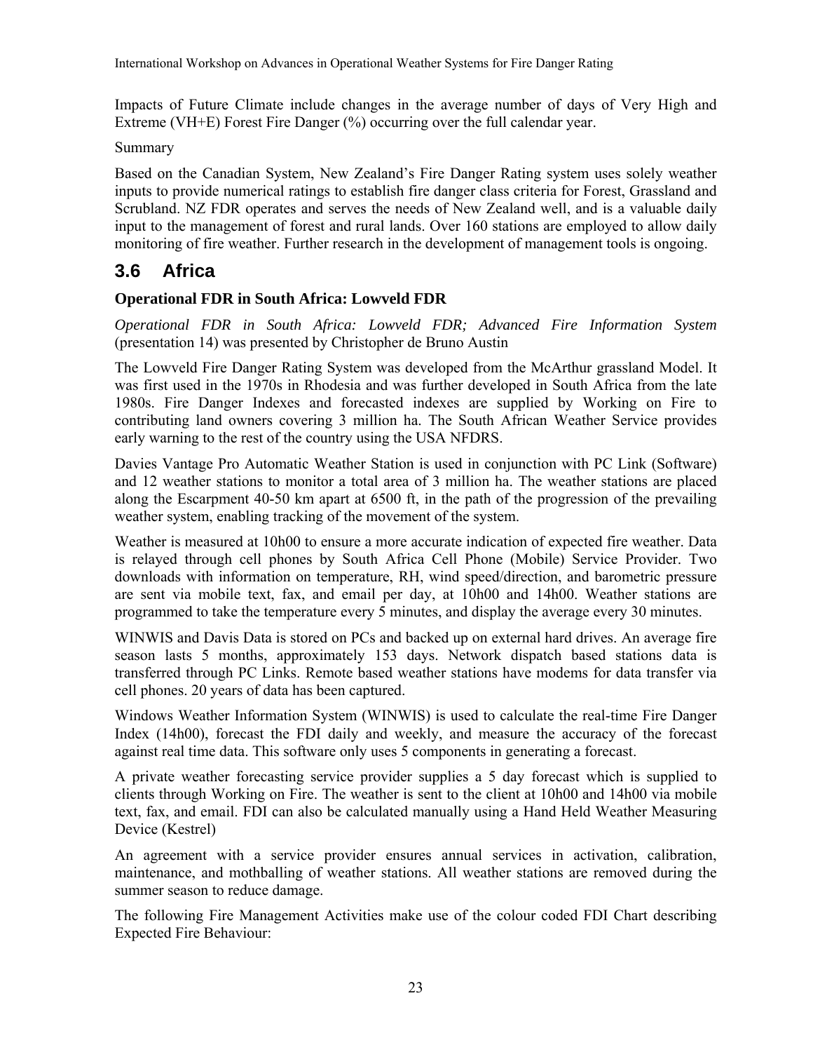Impacts of Future Climate include changes in the average number of days of Very High and Extreme (VH+E) Forest Fire Danger (%) occurring over the full calendar year.

Summary

Based on the Canadian System, New Zealand's Fire Danger Rating system uses solely weather inputs to provide numerical ratings to establish fire danger class criteria for Forest, Grassland and Scrubland. NZ FDR operates and serves the needs of New Zealand well, and is a valuable daily input to the management of forest and rural lands. Over 160 stations are employed to allow daily monitoring of fire weather. Further research in the development of management tools is ongoing.

## 3.6 Africa

### Operational FDR in South Africa: Lowveld FDR

*Operational FDR in South Africa: Lowveld FDR; Advanced Fire Information System* (presentation 14) was presented by Christopher de Bruno Austin

The Lowveld Fire Danger Rating System was developed from the McArthur grassland Model. It was first used in the 1970s in Rhodesia and was further developed in South Africa from the late 1980s. Fire Danger Indexes and forecasted indexes are supplied by Working on Fire to contributing land owners covering 3 million ha. The South African Weather Service provides early warning to the rest of the country using the USA NFDRS.

Davies Vantage Pro Automatic Weather Station is used in conjunction with PC Link (Software) and 12 weather stations to monitor a total area of 3 million ha. The weather stations are placed along the Escarpment 40-50 km apart at 6500 ft, in the path of the progression of the prevailing weather system, enabling tracking of the movement of the system.

Weather is measured at 10h00 to ensure a more accurate indication of expected fire weather. Data is relayed through cell phones by South Africa Cell Phone (Mobile) Service Provider. Two downloads with information on temperature, RH, wind speed/direction, and barometric pressure are sent via mobile text, fax, and email per day, at 10h00 and 14h00. Weather stations are programmed to take the temperature every 5 minutes, and display the average every 30 minutes.

WINWIS and Davis Data is stored on PCs and backed up on external hard drives. An average fire season lasts 5 months, approximately 153 days. Network dispatch based stations data is transferred through PC Links. Remote based weather stations have modems for data transfer via cell phones. 20 years of data has been captured.

Windows Weather Information System (WINWIS) is used to calculate the real-time Fire Danger Index (14h00), forecast the FDI daily and weekly, and measure the accuracy of the forecast against real time data. This software only uses 5 components in generating a forecast.

A private weather forecasting service provider supplies a 5 day forecast which is supplied to clients through Working on Fire. The weather is sent to the client at 10h00 and 14h00 via mobile text, fax, and email. FDI can also be calculated manually using a Hand Held Weather Measuring Device (Kestrel)

An agreement with a service provider ensures annual services in activation, calibration, maintenance, and mothballing of weather stations. All weather stations are removed during the summer season to reduce damage.

The following Fire Management Activities make use of the colour coded FDI Chart describing Expected Fire Behaviour: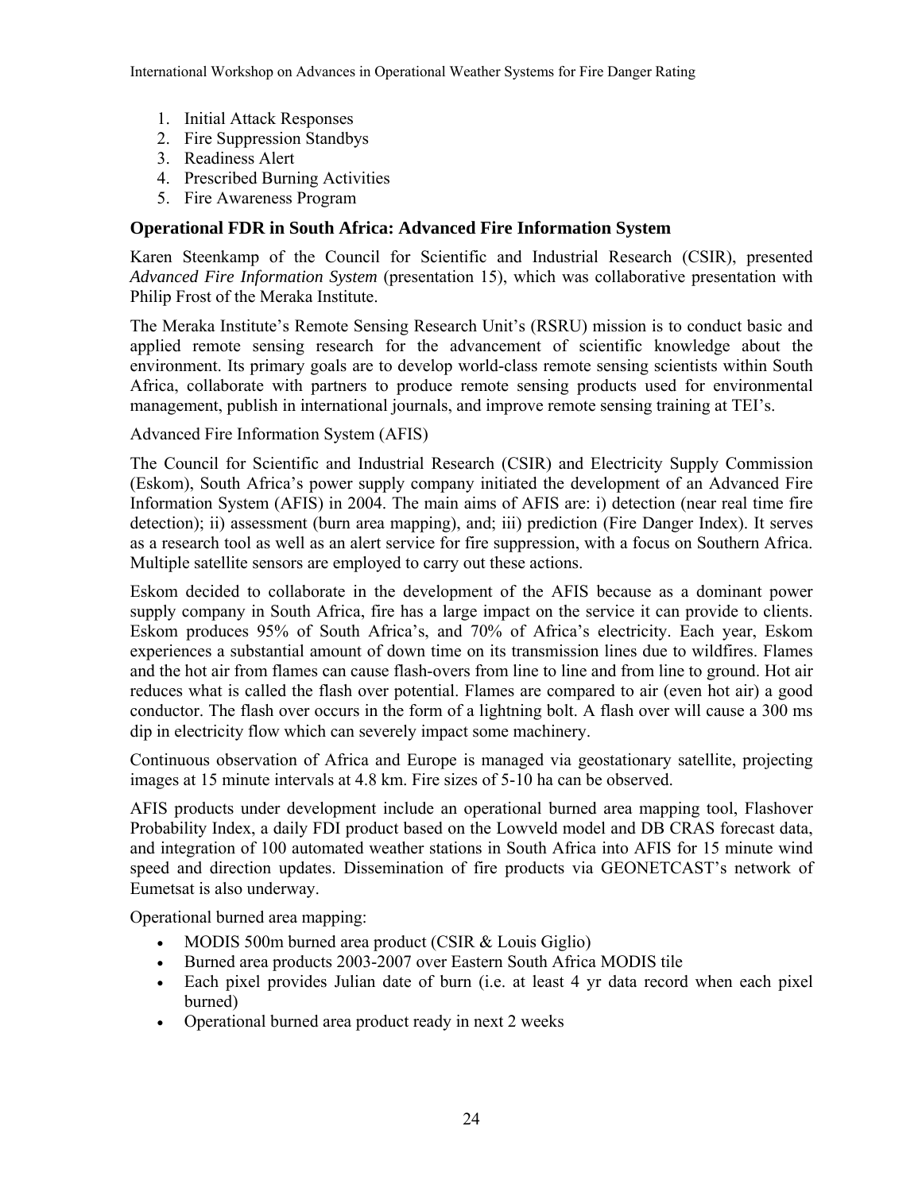1. Initial Attack Responses
2. Fire Suppression Standbys
3. Readiness Alert
4. Prescribed Burning Activities
5. Fire Awareness Program

### Operational FDR in South Africa: Advanced Fire Information System

Karen Steenkamp of the Council for Scientific and Industrial Research (CSIR), presented *Advanced Fire Information System* (presentation 15), which was collaborative presentation with Philip Frost of the Meraka Institute.

The Meraka Institute's Remote Sensing Research Unit's (RSRU) mission is to conduct basic and applied remote sensing research for the advancement of scientific knowledge about the environment. Its primary goals are to develop world-class remote sensing scientists within South Africa, collaborate with partners to produce remote sensing products used for environmental management, publish in international journals, and improve remote sensing training at TEI's.

Advanced Fire Information System (AFIS)

The Council for Scientific and Industrial Research (CSIR) and Electricity Supply Commission (Eskom), South Africa's power supply company initiated the development of an Advanced Fire Information System (AFIS) in 2004. The main aims of AFIS are: i) detection (near real time fire detection); ii) assessment (burn area mapping), and; iii) prediction (Fire Danger Index). It serves as a research tool as well as an alert service for fire suppression, with a focus on Southern Africa. Multiple satellite sensors are employed to carry out these actions.

Eskom decided to collaborate in the development of the AFIS because as a dominant power supply company in South Africa, fire has a large impact on the service it can provide to clients. Eskom produces 95% of South Africa's, and 70% of Africa's electricity. Each year, Eskom experiences a substantial amount of down time on its transmission lines due to wildfires. Flames and the hot air from flames can cause flash-overs from line to line and from line to ground. Hot air reduces what is called the flash over potential. Flames are compared to air (even hot air) a good conductor. The flash over occurs in the form of a lightning bolt. A flash over will cause a 300 ms dip in electricity flow which can severely impact some machinery.

Continuous observation of Africa and Europe is managed via geostationary satellite, projecting images at 15 minute intervals at 4.8 km. Fire sizes of 5-10 ha can be observed.

AFIS products under development include an operational burned area mapping tool, Flashover Probability Index, a daily FDI product based on the Lowveld model and DB CRAS forecast data, and integration of 100 automated weather stations in South Africa into AFIS for 15 minute wind speed and direction updates. Dissemination of fire products via GEONETCAST's network of Eumetsat is also underway.

Operational burned area mapping:

- MODIS 500m burned area product (CSIR & Louis Giglio)
- Burned area products 2003-2007 over Eastern South Africa MODIS tile
- Each pixel provides Julian date of burn (i.e. at least 4 yr data record when each pixel burned)
- Operational burned area product ready in next 2 weeks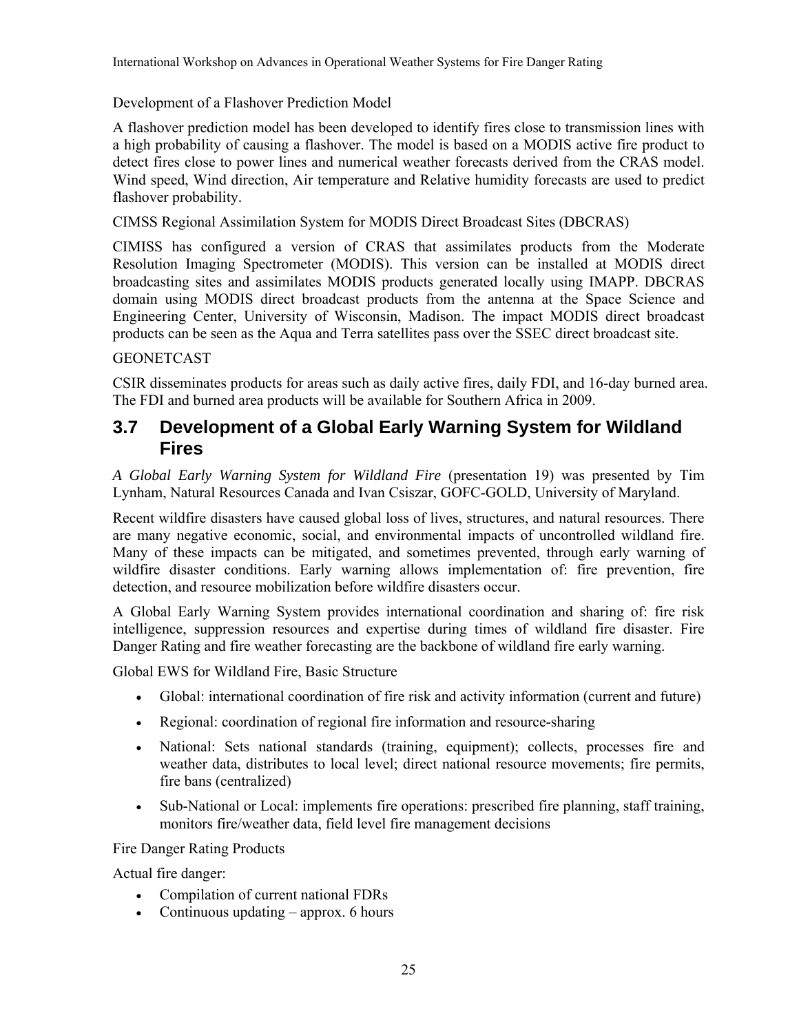Development of a Flashover Prediction Model

A flashover prediction model has been developed to identify fires close to transmission lines with a high probability of causing a flashover. The model is based on a MODIS active fire product to detect fires close to power lines and numerical weather forecasts derived from the CRAS model. Wind speed, Wind direction, Air temperature and Relative humidity forecasts are used to predict flashover probability.

CIMSS Regional Assimilation System for MODIS Direct Broadcast Sites (DBCRAS)

CIMISS has configured a version of CRAS that assimilates products from the Moderate Resolution Imaging Spectrometer (MODIS). This version can be installed at MODIS direct broadcasting sites and assimilates MODIS products generated locally using IMAPP. DBCRAS domain using MODIS direct broadcast products from the antenna at the Space Science and Engineering Center, University of Wisconsin, Madison. The impact MODIS direct broadcast products can be seen as the Aqua and Terra satellites pass over the SSEC direct broadcast site.

GEONETCAST

CSIR disseminates products for areas such as daily active fires, daily FDI, and 16-day burned area. The FDI and burned area products will be available for Southern Africa in 2009.

## 3.7 Development of a Global Early Warning System for Wildland Fires

*A Global Early Warning System for Wildland Fire* (presentation 19) was presented by Tim Lynham, Natural Resources Canada and Ivan Csiszar, GOFC-GOLD, University of Maryland.

Recent wildfire disasters have caused global loss of lives, structures, and natural resources. There are many negative economic, social, and environmental impacts of uncontrolled wildland fire. Many of these impacts can be mitigated, and sometimes prevented, through early warning of wildfire disaster conditions. Early warning allows implementation of: fire prevention, fire detection, and resource mobilization before wildfire disasters occur.

A Global Early Warning System provides international coordination and sharing of: fire risk intelligence, suppression resources and expertise during times of wildland fire disaster. Fire Danger Rating and fire weather forecasting are the backbone of wildland fire early warning.

Global EWS for Wildland Fire, Basic Structure

- Global: international coordination of fire risk and activity information (current and future)
- Regional: coordination of regional fire information and resource-sharing
- National: Sets national standards (training, equipment); collects, processes fire and weather data, distributes to local level; direct national resource movements; fire permits, fire bans (centralized)
- Sub-National or Local: implements fire operations: prescribed fire planning, staff training, monitors fire/weather data, field level fire management decisions

Fire Danger Rating Products

Actual fire danger:

- Compilation of current national FDRs
- Continuous updating – approx. 6 hours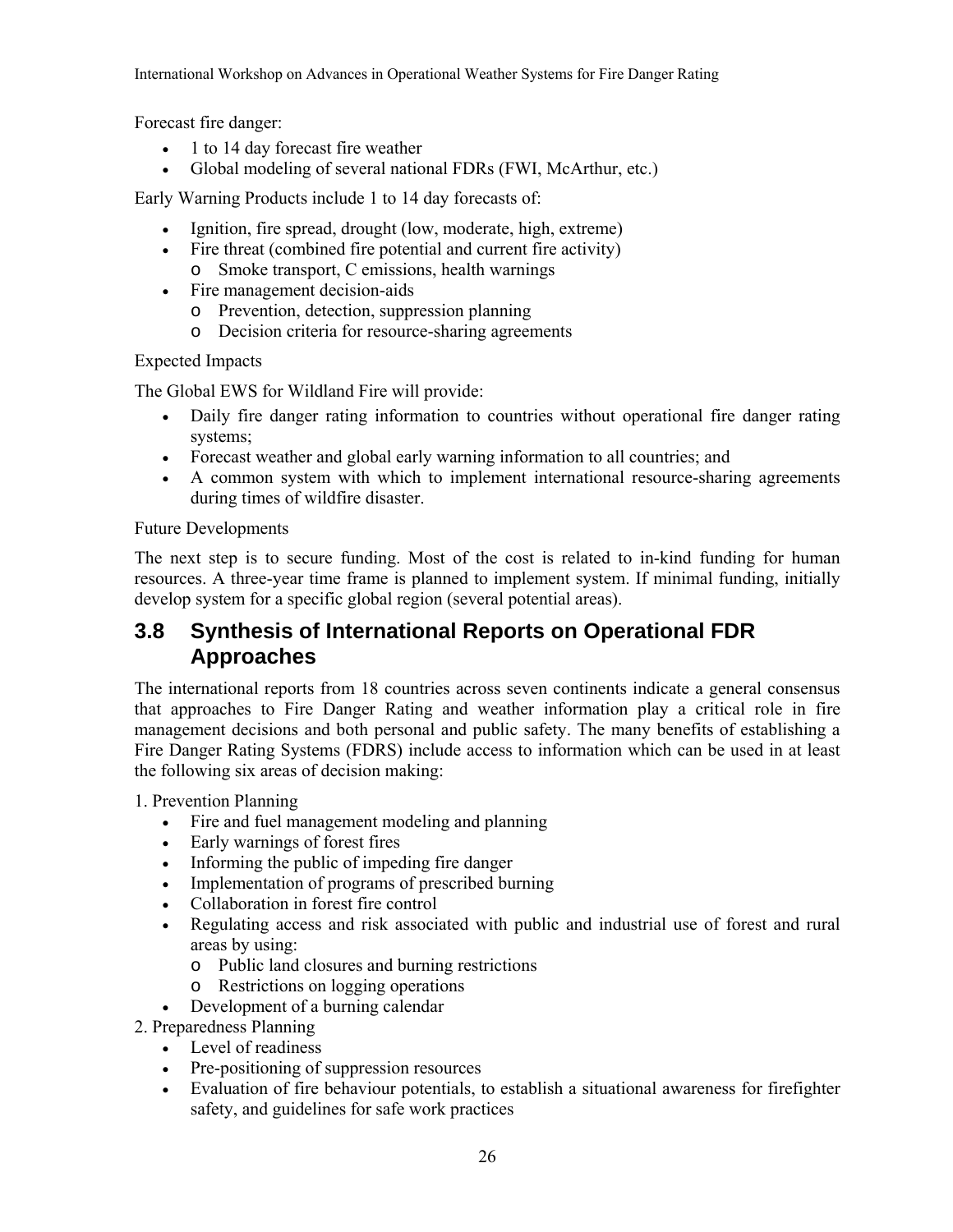Forecast fire danger:

- 1 to 14 day forecast fire weather
- Global modeling of several national FDRs (FWI, McArthur, etc.)

Early Warning Products include 1 to 14 day forecasts of:

- Ignition, fire spread, drought (low, moderate, high, extreme)
- Fire threat (combined fire potential and current fire activity)
    - Smoke transport, C emissions, health warnings
- Fire management decision-aids
    - Prevention, detection, suppression planning
    - Decision criteria for resource-sharing agreements

Expected Impacts

The Global EWS for Wildland Fire will provide:

- Daily fire danger rating information to countries without operational fire danger rating systems;
- Forecast weather and global early warning information to all countries; and
- A common system with which to implement international resource-sharing agreements during times of wildfire disaster.

Future Developments

The next step is to secure funding. Most of the cost is related to in-kind funding for human resources. A three-year time frame is planned to implement system. If minimal funding, initially develop system for a specific global region (several potential areas).

## 3.8 Synthesis of International Reports on Operational FDR Approaches

The international reports from 18 countries across seven continents indicate a general consensus that approaches to Fire Danger Rating and weather information play a critical role in fire management decisions and both personal and public safety. The many benefits of establishing a Fire Danger Rating Systems (FDRS) include access to information which can be used in at least the following six areas of decision making:

1. Prevention Planning
    - Fire and fuel management modeling and planning
    - Early warnings of forest fires
    - Informing the public of impeding fire danger
    - Implementation of programs of prescribed burning
    - Collaboration in forest fire control
    - Regulating access and risk associated with public and industrial use of forest and rural areas by using:
        - Public land closures and burning restrictions
        - Restrictions on logging operations
    - Development of a burning calendar
2. Preparedness Planning
    - Level of readiness
    - Pre-positioning of suppression resources
    - Evaluation of fire behaviour potentials, to establish a situational awareness for firefighter safety, and guidelines for safe work practices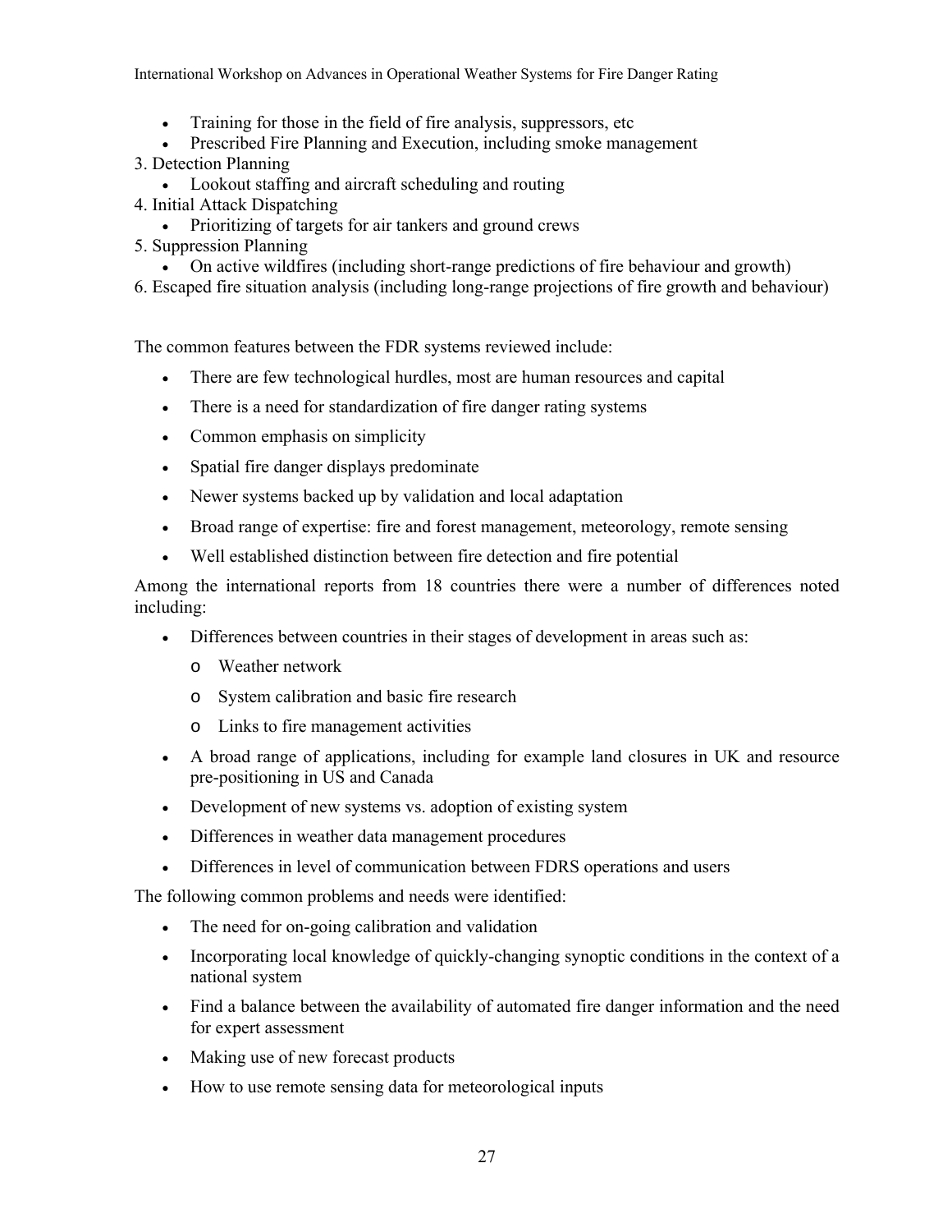- Training for those in the field of fire analysis, suppressors, etc
- Prescribed Fire Planning and Execution, including smoke management

3. Detection Planning
    - Lookout staffing and aircraft scheduling and routing
4. Initial Attack Dispatching
    - Prioritizing of targets for air tankers and ground crews
5. Suppression Planning
    - On active wildfires (including short-range predictions of fire behaviour and growth)
6. Escaped fire situation analysis (including long-range projections of fire growth and behaviour)

The common features between the FDR systems reviewed include:

- There are few technological hurdles, most are human resources and capital
- There is a need for standardization of fire danger rating systems
- Common emphasis on simplicity
- Spatial fire danger displays predominate
- Newer systems backed up by validation and local adaptation
- Broad range of expertise: fire and forest management, meteorology, remote sensing
- Well established distinction between fire detection and fire potential

Among the international reports from 18 countries there were a number of differences noted including:

- Differences between countries in their stages of development in areas such as:
    - Weather network
    - System calibration and basic fire research
    - Links to fire management activities
- A broad range of applications, including for example land closures in UK and resource pre-positioning in US and Canada
- Development of new systems vs. adoption of existing system
- Differences in weather data management procedures
- Differences in level of communication between FDRS operations and users

The following common problems and needs were identified:

- The need for on-going calibration and validation
- Incorporating local knowledge of quickly-changing synoptic conditions in the context of a national system
- Find a balance between the availability of automated fire danger information and the need for expert assessment
- Making use of new forecast products
- How to use remote sensing data for meteorological inputs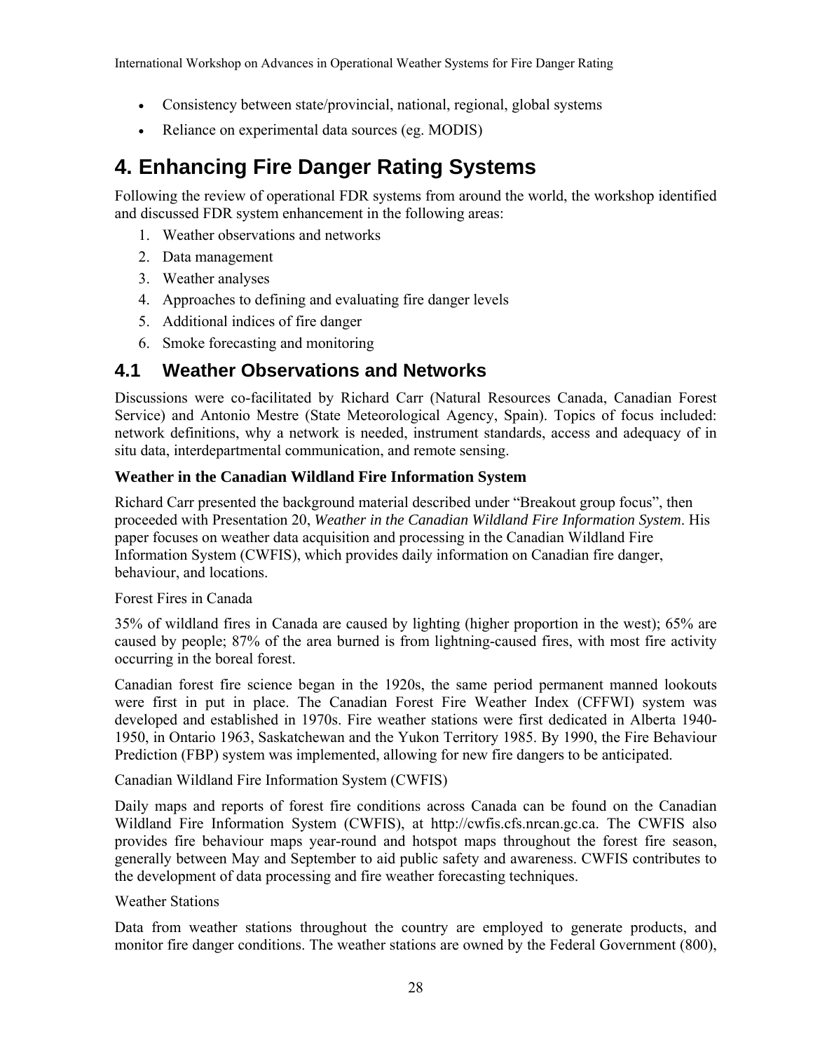- Consistency between state/provincial, national, regional, global systems
- Reliance on experimental data sources (eg. MODIS)

# 4. Enhancing Fire Danger Rating Systems

Following the review of operational FDR systems from around the world, the workshop identified and discussed FDR system enhancement in the following areas:

1. Weather observations and networks
2. Data management
3. Weather analyses
4. Approaches to defining and evaluating fire danger levels
5. Additional indices of fire danger
6. Smoke forecasting and monitoring

## 4.1 Weather Observations and Networks

Discussions were co-facilitated by Richard Carr (Natural Resources Canada, Canadian Forest Service) and Antonio Mestre (State Meteorological Agency, Spain). Topics of focus included: network definitions, why a network is needed, instrument standards, access and adequacy of in situ data, interdepartmental communication, and remote sensing.

### Weather in the Canadian Wildland Fire Information System

Richard Carr presented the background material described under "Breakout group focus", then proceeded with Presentation 20, *Weather in the Canadian Wildland Fire Information System*. His paper focuses on weather data acquisition and processing in the Canadian Wildland Fire Information System (CWFIS), which provides daily information on Canadian fire danger, behaviour, and locations.

Forest Fires in Canada

35% of wildland fires in Canada are caused by lighting (higher proportion in the west); 65% are caused by people; 87% of the area burned is from lightning-caused fires, with most fire activity occurring in the boreal forest.

Canadian forest fire science began in the 1920s, the same period permanent manned lookouts were first in put in place. The Canadian Forest Fire Weather Index (CFFWI) system was developed and established in 1970s. Fire weather stations were first dedicated in Alberta 1940-1950, in Ontario 1963, Saskatchewan and the Yukon Territory 1985. By 1990, the Fire Behaviour Prediction (FBP) system was implemented, allowing for new fire dangers to be anticipated.

Canadian Wildland Fire Information System (CWFIS)

Daily maps and reports of forest fire conditions across Canada can be found on the Canadian Wildland Fire Information System (CWFIS), at http://cwfis.cfs.nrcan.gc.ca. The CWFIS also provides fire behaviour maps year-round and hotspot maps throughout the forest fire season, generally between May and September to aid public safety and awareness. CWFIS contributes to the development of data processing and fire weather forecasting techniques.

Weather Stations

Data from weather stations throughout the country are employed to generate products, and monitor fire danger conditions. The weather stations are owned by the Federal Government (800),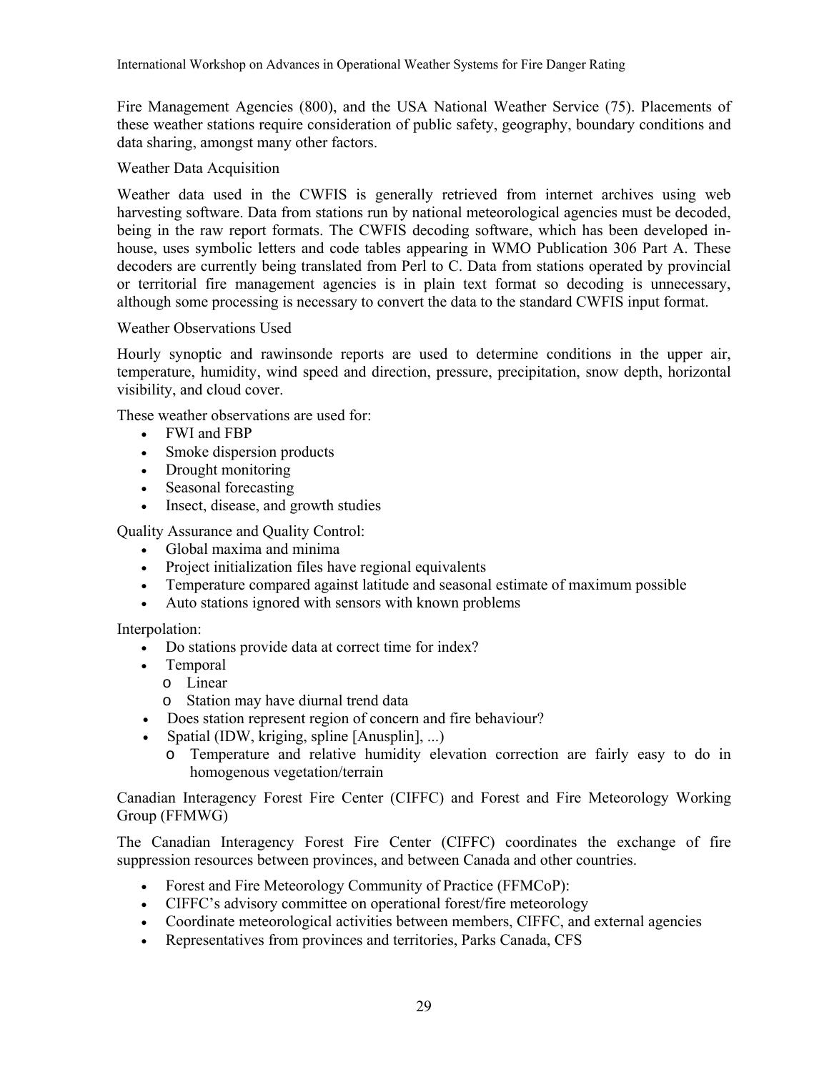Fire Management Agencies (800), and the USA National Weather Service (75). Placements of these weather stations require consideration of public safety, geography, boundary conditions and data sharing, amongst many other factors.

### Weather Data Acquisition

Weather data used in the CWFIS is generally retrieved from internet archives using web harvesting software. Data from stations run by national meteorological agencies must be decoded, being in the raw report formats. The CWFIS decoding software, which has been developed in-house, uses symbolic letters and code tables appearing in WMO Publication 306 Part A. These decoders are currently being translated from Perl to C. Data from stations operated by provincial or territorial fire management agencies is in plain text format so decoding is unnecessary, although some processing is necessary to convert the data to the standard CWFIS input format.

### Weather Observations Used

Hourly synoptic and rawinsonde reports are used to determine conditions in the upper air, temperature, humidity, wind speed and direction, pressure, precipitation, snow depth, horizontal visibility, and cloud cover.

These weather observations are used for:

- FWI and FBP
- Smoke dispersion products
- Drought monitoring
- Seasonal forecasting
- Insect, disease, and growth studies

Quality Assurance and Quality Control:

- Global maxima and minima
- Project initialization files have regional equivalents
- Temperature compared against latitude and seasonal estimate of maximum possible
- Auto stations ignored with sensors with known problems

Interpolation:

- Do stations provide data at correct time for index?
- Temporal
  - Linear
  - Station may have diurnal trend data
- Does station represent region of concern and fire behaviour?
- Spatial (IDW, kriging, spline [Anusplin], ...)
  - Temperature and relative humidity elevation correction are fairly easy to do in homogenous vegetation/terrain

### Canadian Interagency Forest Fire Center (CIFFC) and Forest and Fire Meteorology Working Group (FFMWG)

The Canadian Interagency Forest Fire Center (CIFFC) coordinates the exchange of fire suppression resources between provinces, and between Canada and other countries.

- Forest and Fire Meteorology Community of Practice (FFMCoP):
- CIFFC's advisory committee on operational forest/fire meteorology
- Coordinate meteorological activities between members, CIFFC, and external agencies
- Representatives from provinces and territories, Parks Canada, CFS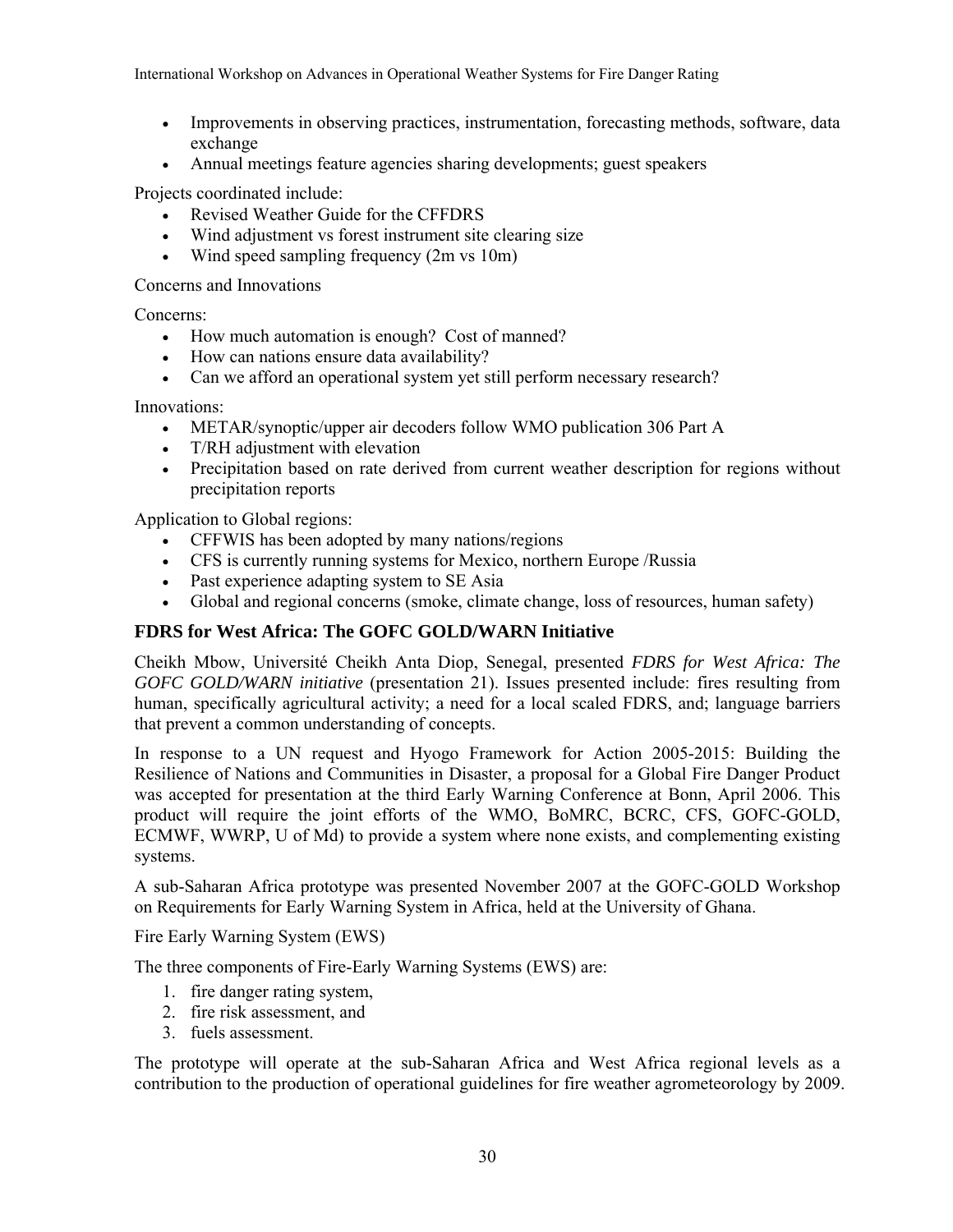- Improvements in observing practices, instrumentation, forecasting methods, software, data exchange
- Annual meetings feature agencies sharing developments; guest speakers

Projects coordinated include:

- Revised Weather Guide for the CFFDRS
- Wind adjustment vs forest instrument site clearing size
- Wind speed sampling frequency (2m vs 10m)

Concerns and Innovations

Concerns:

- How much automation is enough? Cost of manned?
- How can nations ensure data availability?
- Can we afford an operational system yet still perform necessary research?

Innovations:

- METAR/synoptic/upper air decoders follow WMO publication 306 Part A
- T/RH adjustment with elevation
- Precipitation based on rate derived from current weather description for regions without precipitation reports

Application to Global regions:

- CFFWIS has been adopted by many nations/regions
- CFS is currently running systems for Mexico, northern Europe /Russia
- Past experience adapting system to SE Asia
- Global and regional concerns (smoke, climate change, loss of resources, human safety)

### FDRS for West Africa: The GOFC GOLD/WARN Initiative

Cheikh Mbow, Université Cheikh Anta Diop, Senegal, presented *FDRS for West Africa: The GOFC GOLD/WARN initiative* (presentation 21). Issues presented include: fires resulting from human, specifically agricultural activity; a need for a local scaled FDRS, and; language barriers that prevent a common understanding of concepts.

In response to a UN request and Hyogo Framework for Action 2005-2015: Building the Resilience of Nations and Communities in Disaster, a proposal for a Global Fire Danger Product was accepted for presentation at the third Early Warning Conference at Bonn, April 2006. This product will require the joint efforts of the WMO, BoMRC, BCRC, CFS, GOFC-GOLD, ECMWF, WWRP, U of Md) to provide a system where none exists, and complementing existing systems.

A sub-Saharan Africa prototype was presented November 2007 at the GOFC-GOLD Workshop on Requirements for Early Warning System in Africa, held at the University of Ghana.

Fire Early Warning System (EWS)

The three components of Fire-Early Warning Systems (EWS) are:

1. fire danger rating system,
2. fire risk assessment, and
3. fuels assessment.

The prototype will operate at the sub-Saharan Africa and West Africa regional levels as a contribution to the production of operational guidelines for fire weather agrometeorology by 2009.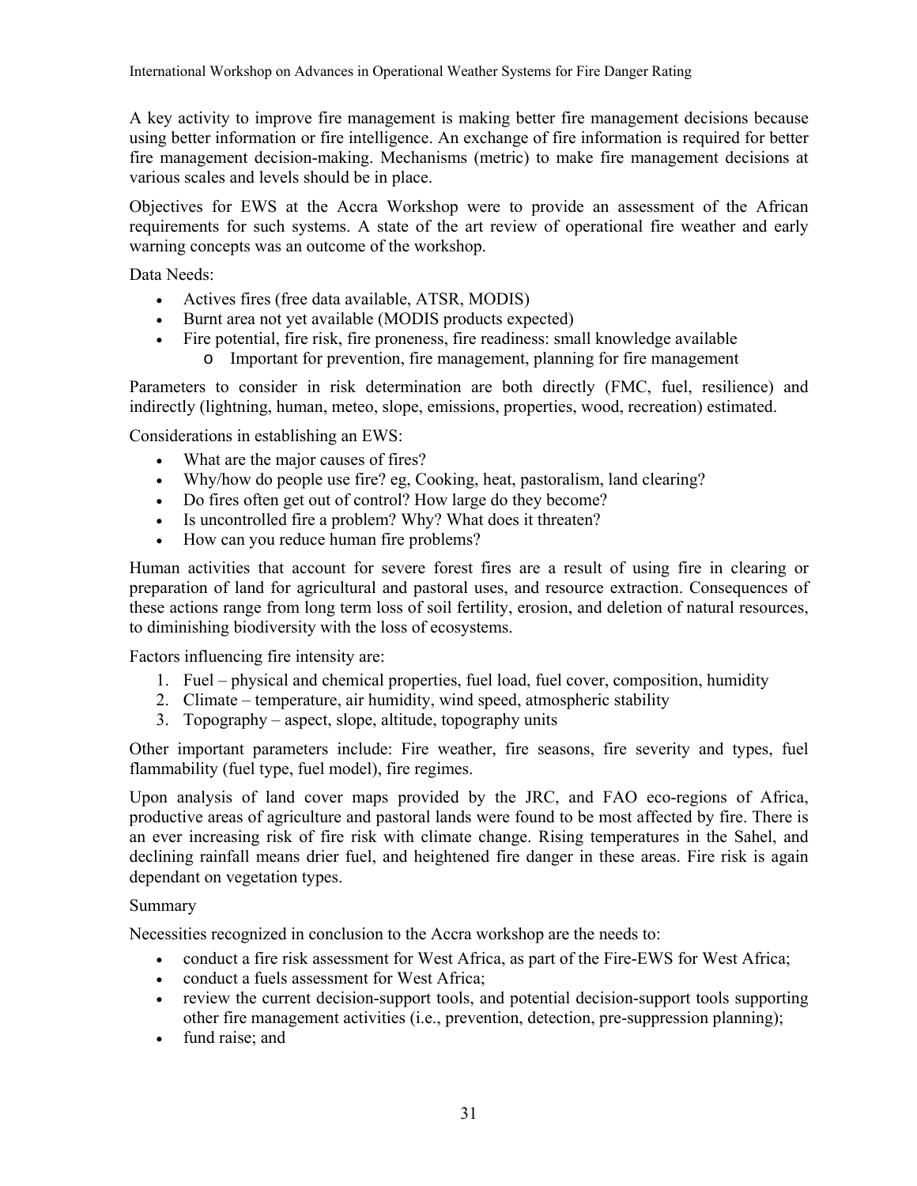A key activity to improve fire management is making better fire management decisions because using better information or fire intelligence. An exchange of fire information is required for better fire management decision-making. Mechanisms (metric) to make fire management decisions at various scales and levels should be in place.

Objectives for EWS at the Accra Workshop were to provide an assessment of the African requirements for such systems. A state of the art review of operational fire weather and early warning concepts was an outcome of the workshop.

Data Needs:

- Actives fires (free data available, ATSR, MODIS)
- Burnt area not yet available (MODIS products expected)
- Fire potential, fire risk, fire proneness, fire readiness: small knowledge available
  - Important for prevention, fire management, planning for fire management

Parameters to consider in risk determination are both directly (FMC, fuel, resilience) and indirectly (lightning, human, meteo, slope, emissions, properties, wood, recreation) estimated.

Considerations in establishing an EWS:

- What are the major causes of fires?
- Why/how do people use fire? eg, Cooking, heat, pastoralism, land clearing?
- Do fires often get out of control? How large do they become?
- Is uncontrolled fire a problem? Why? What does it threaten?
- How can you reduce human fire problems?

Human activities that account for severe forest fires are a result of using fire in clearing or preparation of land for agricultural and pastoral uses, and resource extraction. Consequences of these actions range from long term loss of soil fertility, erosion, and deletion of natural resources, to diminishing biodiversity with the loss of ecosystems.

Factors influencing fire intensity are:

1. Fuel – physical and chemical properties, fuel load, fuel cover, composition, humidity
2. Climate – temperature, air humidity, wind speed, atmospheric stability
3. Topography – aspect, slope, altitude, topography units

Other important parameters include: Fire weather, fire seasons, fire severity and types, fuel flammability (fuel type, fuel model), fire regimes.

Upon analysis of land cover maps provided by the JRC, and FAO eco-regions of Africa, productive areas of agriculture and pastoral lands were found to be most affected by fire. There is an ever increasing risk of fire risk with climate change. Rising temperatures in the Sahel, and declining rainfall means drier fuel, and heightened fire danger in these areas. Fire risk is again dependant on vegetation types.

Summary

Necessities recognized in conclusion to the Accra workshop are the needs to:

- conduct a fire risk assessment for West Africa, as part of the Fire-EWS for West Africa;
- conduct a fuels assessment for West Africa;
- review the current decision-support tools, and potential decision-support tools supporting other fire management activities (i.e., prevention, detection, pre-suppression planning);
- fund raise; and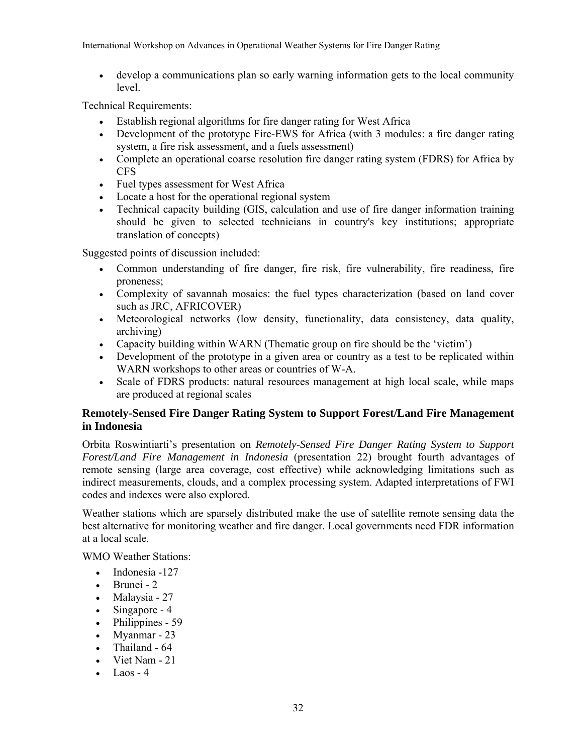- develop a communications plan so early warning information gets to the local community level.

Technical Requirements:

- Establish regional algorithms for fire danger rating for West Africa
- Development of the prototype Fire-EWS for Africa (with 3 modules: a fire danger rating system, a fire risk assessment, and a fuels assessment)
- Complete an operational coarse resolution fire danger rating system (FDRS) for Africa by CFS
- Fuel types assessment for West Africa
- Locate a host for the operational regional system
- Technical capacity building (GIS, calculation and use of fire danger information training should be given to selected technicians in country's key institutions; appropriate translation of concepts)

Suggested points of discussion included:

- Common understanding of fire danger, fire risk, fire vulnerability, fire readiness, fire proneness;
- Complexity of savannah mosaics: the fuel types characterization (based on land cover such as JRC, AFRICOVER)
- Meteorological networks (low density, functionality, data consistency, data quality, archiving)
- Capacity building within WARN (Thematic group on fire should be the 'victim')
- Development of the prototype in a given area or country as a test to be replicated within WARN workshops to other areas or countries of W-A.
- Scale of FDRS products: natural resources management at high local scale, while maps are produced at regional scales

### Remotely-Sensed Fire Danger Rating System to Support Forest/Land Fire Management in Indonesia

Orbita Roswintiarti's presentation on *Remotely-Sensed Fire Danger Rating System to Support Forest/Land Fire Management in Indonesia* (presentation 22) brought fourth advantages of remote sensing (large area coverage, cost effective) while acknowledging limitations such as indirect measurements, clouds, and a complex processing system. Adapted interpretations of FWI codes and indexes were also explored.

Weather stations which are sparsely distributed make the use of satellite remote sensing data the best alternative for monitoring weather and fire danger. Local governments need FDR information at a local scale.

WMO Weather Stations:

- Indonesia -127
- Brunei - 2
- Malaysia - 27
- Singapore - 4
- Philippines - 59
- Myanmar - 23
- Thailand - 64
- Viet Nam - 21
- Laos - 4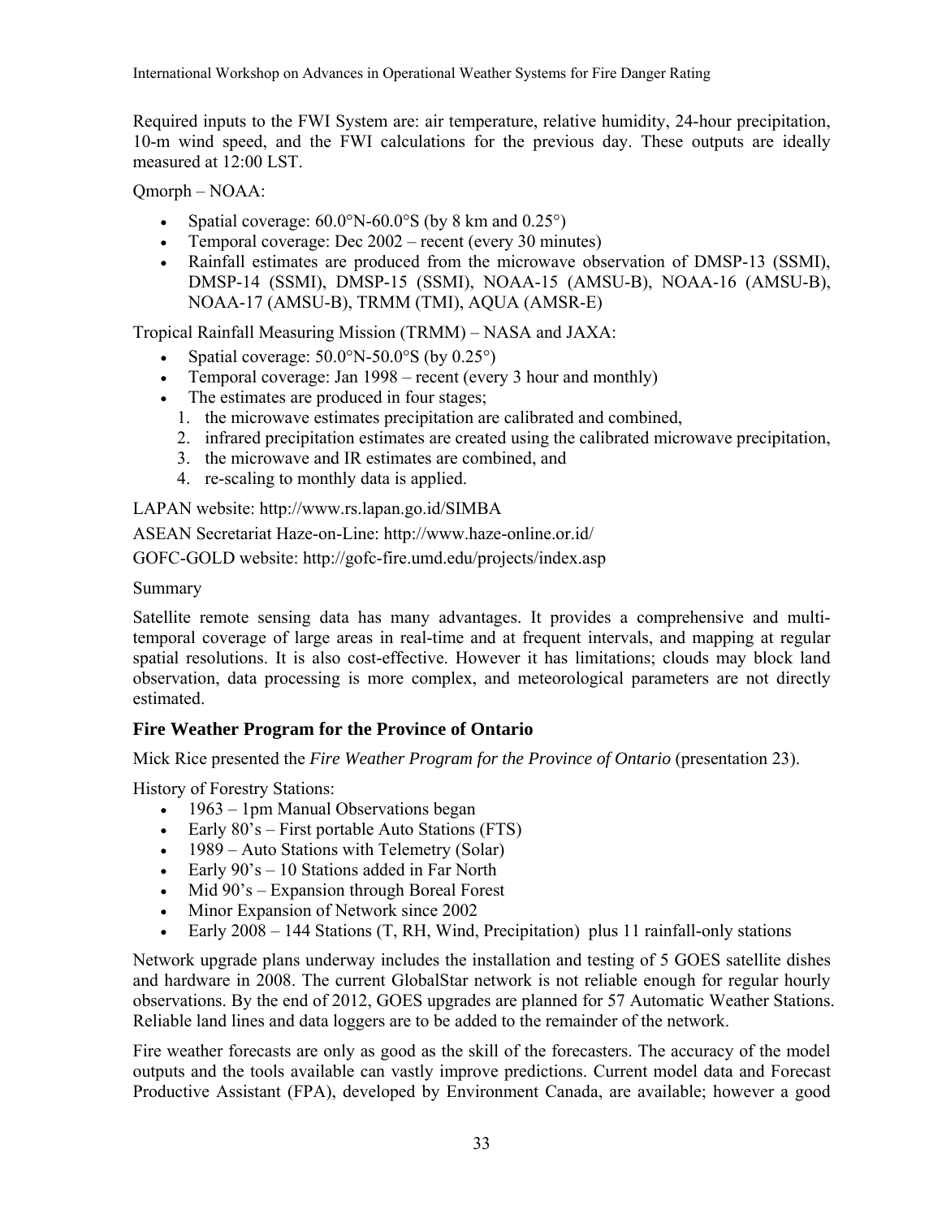Required inputs to the FWI System are: air temperature, relative humidity, 24-hour precipitation, 10-m wind speed, and the FWI calculations for the previous day. These outputs are ideally measured at 12:00 LST.

Qmorph – NOAA:

- Spatial coverage: 60.0°N-60.0°S (by 8 km and 0.25°)
- Temporal coverage: Dec 2002 – recent (every 30 minutes)
- Rainfall estimates are produced from the microwave observation of DMSP-13 (SSMI), DMSP-14 (SSMI), DMSP-15 (SSMI), NOAA-15 (AMSU-B), NOAA-16 (AMSU-B), NOAA-17 (AMSU-B), TRMM (TMI), AQUA (AMSR-E)

Tropical Rainfall Measuring Mission (TRMM) – NASA and JAXA:

- Spatial coverage: 50.0°N-50.0°S (by 0.25°)
- Temporal coverage: Jan 1998 – recent (every 3 hour and monthly)
- The estimates are produced in four stages;
  1. the microwave estimates precipitation are calibrated and combined,
  2. infrared precipitation estimates are created using the calibrated microwave precipitation,
  3. the microwave and IR estimates are combined, and
  4. re-scaling to monthly data is applied.

LAPAN website: http://www.rs.lapan.go.id/SIMBA

ASEAN Secretariat Haze-on-Line: http://www.haze-online.or.id/

GOFC-GOLD website: http://gofc-fire.umd.edu/projects/index.asp

Summary

Satellite remote sensing data has many advantages. It provides a comprehensive and multi-temporal coverage of large areas in real-time and at frequent intervals, and mapping at regular spatial resolutions. It is also cost-effective. However it has limitations; clouds may block land observation, data processing is more complex, and meteorological parameters are not directly estimated.

### Fire Weather Program for the Province of Ontario

Mick Rice presented the *Fire Weather Program for the Province of Ontario* (presentation 23).

History of Forestry Stations:

- 1963 – 1pm Manual Observations began
- Early 80's – First portable Auto Stations (FTS)
- 1989 – Auto Stations with Telemetry (Solar)
- Early 90's – 10 Stations added in Far North
- Mid 90's – Expansion through Boreal Forest
- Minor Expansion of Network since 2002
- Early 2008 – 144 Stations (T, RH, Wind, Precipitation) plus 11 rainfall-only stations

Network upgrade plans underway includes the installation and testing of 5 GOES satellite dishes and hardware in 2008. The current GlobalStar network is not reliable enough for regular hourly observations. By the end of 2012, GOES upgrades are planned for 57 Automatic Weather Stations. Reliable land lines and data loggers are to be added to the remainder of the network.

Fire weather forecasts are only as good as the skill of the forecasters. The accuracy of the model outputs and the tools available can vastly improve predictions. Current model data and Forecast Productive Assistant (FPA), developed by Environment Canada, are available; however a good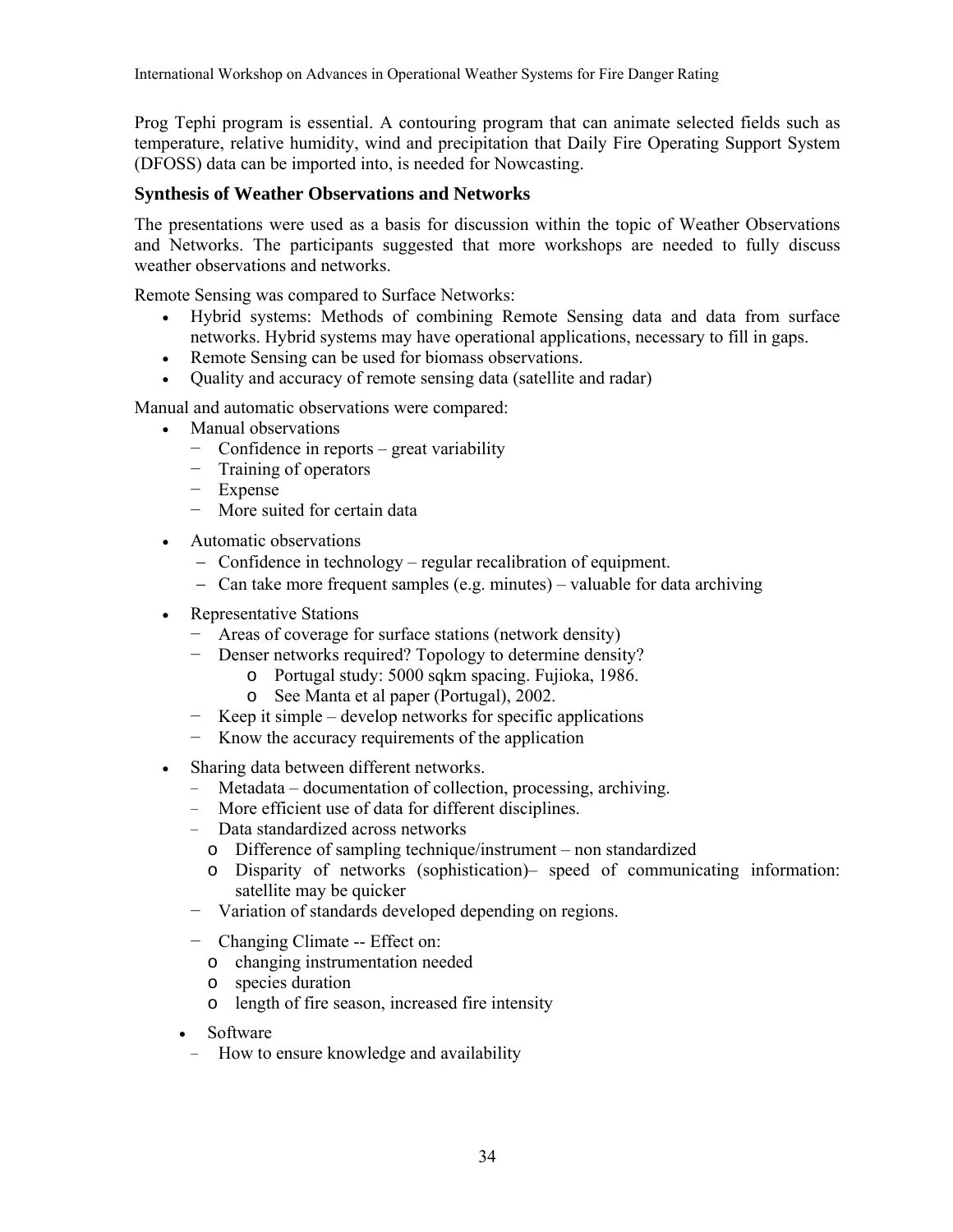Prog Tephi program is essential. A contouring program that can animate selected fields such as temperature, relative humidity, wind and precipitation that Daily Fire Operating Support System (DFOSS) data can be imported into, is needed for Nowcasting.

### Synthesis of Weather Observations and Networks

The presentations were used as a basis for discussion within the topic of Weather Observations and Networks. The participants suggested that more workshops are needed to fully discuss weather observations and networks.

Remote Sensing was compared to Surface Networks:

- Hybrid systems: Methods of combining Remote Sensing data and data from surface networks. Hybrid systems may have operational applications, necessary to fill in gaps.
- Remote Sensing can be used for biomass observations.
- Quality and accuracy of remote sensing data (satellite and radar)

Manual and automatic observations were compared:

- Manual observations
  - Confidence in reports – great variability
  - Training of operators
  - Expense
  - More suited for certain data
- Automatic observations
  - Confidence in technology – regular recalibration of equipment.
  - Can take more frequent samples (e.g. minutes) – valuable for data archiving
- Representative Stations
  - Areas of coverage for surface stations (network density)
  - Denser networks required? Topology to determine density?
    - Portugal study: 5000 sqkm spacing. Fujioka, 1986.
    - See Manta et al paper (Portugal), 2002.
  - Keep it simple – develop networks for specific applications
  - Know the accuracy requirements of the application
- Sharing data between different networks.
  - Metadata – documentation of collection, processing, archiving.
  - More efficient use of data for different disciplines.
  - Data standardized across networks
    - Difference of sampling technique/instrument – non standardized
    - Disparity of networks (sophistication)– speed of communicating information: satellite may be quicker
  - Variation of standards developed depending on regions.
  - Changing Climate -- Effect on:
    - changing instrumentation needed
    - species duration
    - length of fire season, increased fire intensity
- Software
  - How to ensure knowledge and availability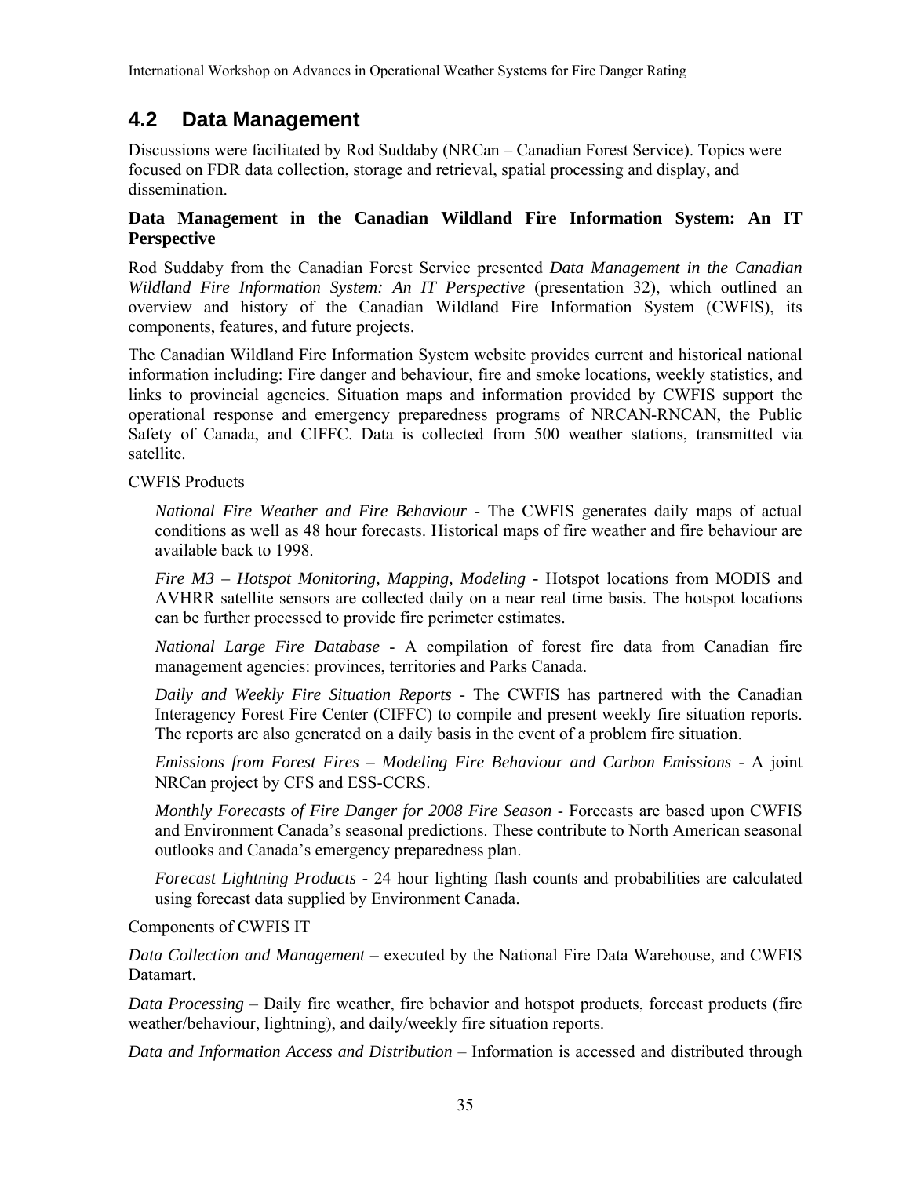## 4.2 Data Management

Discussions were facilitated by Rod Suddaby (NRCan – Canadian Forest Service). Topics were focused on FDR data collection, storage and retrieval, spatial processing and display, and dissemination.

### Data Management in the Canadian Wildland Fire Information System: An IT Perspective

Rod Suddaby from the Canadian Forest Service presented *Data Management in the Canadian Wildland Fire Information System: An IT Perspective* (presentation 32), which outlined an overview and history of the Canadian Wildland Fire Information System (CWFIS), its components, features, and future projects.

The Canadian Wildland Fire Information System website provides current and historical national information including: Fire danger and behaviour, fire and smoke locations, weekly statistics, and links to provincial agencies. Situation maps and information provided by CWFIS support the operational response and emergency preparedness programs of NRCAN-RNCAN, the Public Safety of Canada, and CIFFC. Data is collected from 500 weather stations, transmitted via satellite.

CWFIS Products

*National Fire Weather and Fire Behaviour* - The CWFIS generates daily maps of actual conditions as well as 48 hour forecasts. Historical maps of fire weather and fire behaviour are available back to 1998.

*Fire M3 – Hotspot Monitoring, Mapping, Modeling* - Hotspot locations from MODIS and AVHRR satellite sensors are collected daily on a near real time basis. The hotspot locations can be further processed to provide fire perimeter estimates.

*National Large Fire Database* - A compilation of forest fire data from Canadian fire management agencies: provinces, territories and Parks Canada.

*Daily and Weekly Fire Situation Reports* - The CWFIS has partnered with the Canadian Interagency Forest Fire Center (CIFFC) to compile and present weekly fire situation reports. The reports are also generated on a daily basis in the event of a problem fire situation.

*Emissions from Forest Fires – Modeling Fire Behaviour and Carbon Emissions* - A joint NRCan project by CFS and ESS-CCRS.

*Monthly Forecasts of Fire Danger for 2008 Fire Season* - Forecasts are based upon CWFIS and Environment Canada's seasonal predictions. These contribute to North American seasonal outlooks and Canada's emergency preparedness plan.

*Forecast Lightning Products* - 24 hour lighting flash counts and probabilities are calculated using forecast data supplied by Environment Canada.

Components of CWFIS IT

*Data Collection and Management* – executed by the National Fire Data Warehouse, and CWFIS Datamart.

*Data Processing* – Daily fire weather, fire behavior and hotspot products, forecast products (fire weather/behaviour, lightning), and daily/weekly fire situation reports.

*Data and Information Access and Distribution* – Information is accessed and distributed through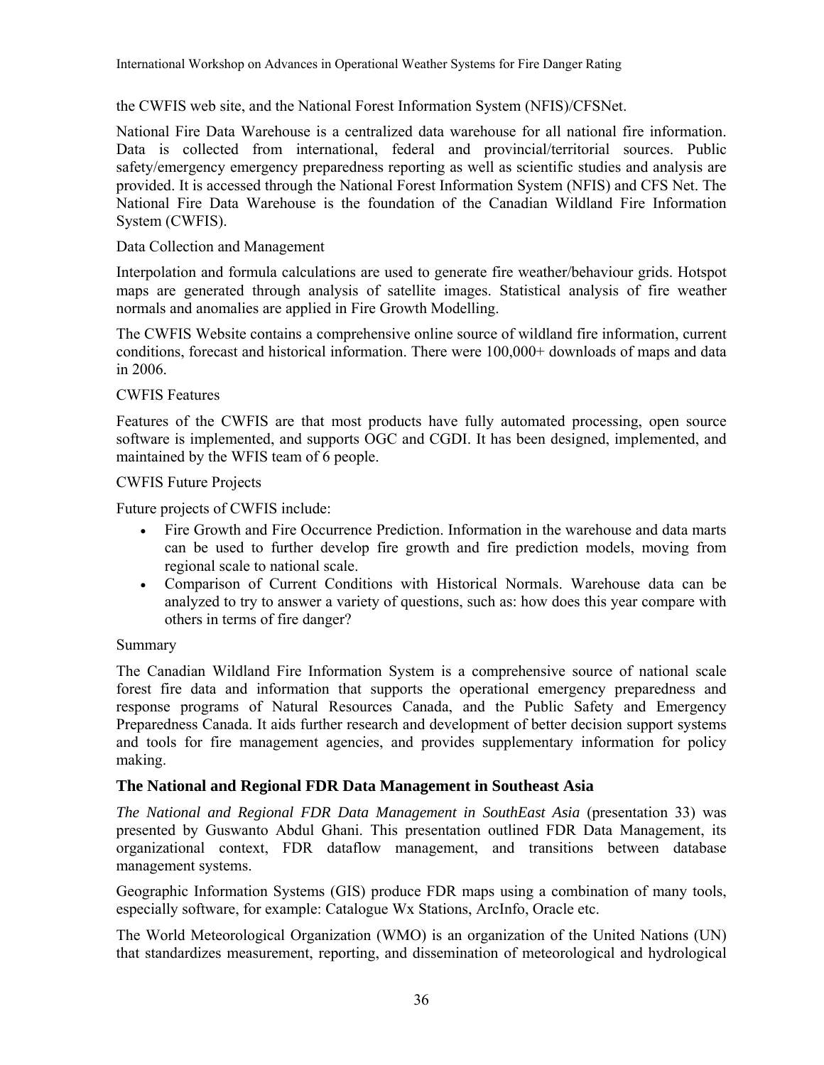the CWFIS web site, and the National Forest Information System (NFIS)/CFSNet.

National Fire Data Warehouse is a centralized data warehouse for all national fire information. Data is collected from international, federal and provincial/territorial sources. Public safety/emergency emergency preparedness reporting as well as scientific studies and analysis are provided. It is accessed through the National Forest Information System (NFIS) and CFS Net. The National Fire Data Warehouse is the foundation of the Canadian Wildland Fire Information System (CWFIS).

Data Collection and Management

Interpolation and formula calculations are used to generate fire weather/behaviour grids. Hotspot maps are generated through analysis of satellite images. Statistical analysis of fire weather normals and anomalies are applied in Fire Growth Modelling.

The CWFIS Website contains a comprehensive online source of wildland fire information, current conditions, forecast and historical information. There were 100,000+ downloads of maps and data in 2006.

CWFIS Features

Features of the CWFIS are that most products have fully automated processing, open source software is implemented, and supports OGC and CGDI. It has been designed, implemented, and maintained by the WFIS team of 6 people.

CWFIS Future Projects

Future projects of CWFIS include:

- Fire Growth and Fire Occurrence Prediction. Information in the warehouse and data marts can be used to further develop fire growth and fire prediction models, moving from regional scale to national scale.
- Comparison of Current Conditions with Historical Normals. Warehouse data can be analyzed to try to answer a variety of questions, such as: how does this year compare with others in terms of fire danger?

Summary

The Canadian Wildland Fire Information System is a comprehensive source of national scale forest fire data and information that supports the operational emergency preparedness and response programs of Natural Resources Canada, and the Public Safety and Emergency Preparedness Canada. It aids further research and development of better decision support systems and tools for fire management agencies, and provides supplementary information for policy making.

### The National and Regional FDR Data Management in Southeast Asia

*The National and Regional FDR Data Management in SouthEast Asia* (presentation 33) was presented by Guswanto Abdul Ghani. This presentation outlined FDR Data Management, its organizational context, FDR dataflow management, and transitions between database management systems.

Geographic Information Systems (GIS) produce FDR maps using a combination of many tools, especially software, for example: Catalogue Wx Stations, ArcInfo, Oracle etc.

The World Meteorological Organization (WMO) is an organization of the United Nations (UN) that standardizes measurement, reporting, and dissemination of meteorological and hydrological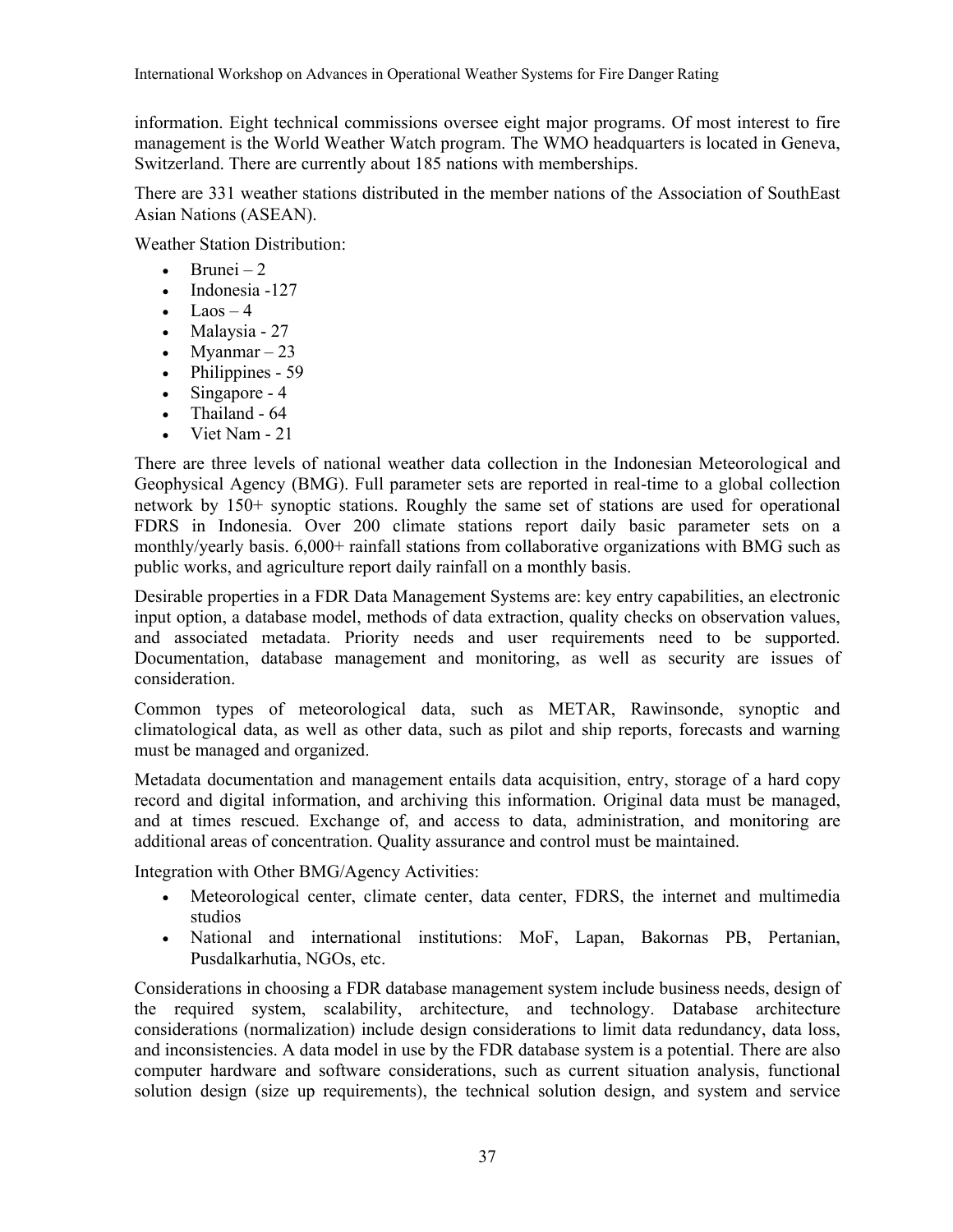information. Eight technical commissions oversee eight major programs. Of most interest to fire management is the World Weather Watch program. The WMO headquarters is located in Geneva, Switzerland. There are currently about 185 nations with memberships.

There are 331 weather stations distributed in the member nations of the Association of SouthEast Asian Nations (ASEAN).

Weather Station Distribution:

- Brunei – 2
- Indonesia -127
- Laos – 4
- Malaysia - 27
- Myanmar – 23
- Philippines - 59
- Singapore - 4
- Thailand - 64
- Viet Nam - 21

There are three levels of national weather data collection in the Indonesian Meteorological and Geophysical Agency (BMG). Full parameter sets are reported in real-time to a global collection network by 150+ synoptic stations. Roughly the same set of stations are used for operational FDRS in Indonesia. Over 200 climate stations report daily basic parameter sets on a monthly/yearly basis. 6,000+ rainfall stations from collaborative organizations with BMG such as public works, and agriculture report daily rainfall on a monthly basis.

Desirable properties in a FDR Data Management Systems are: key entry capabilities, an electronic input option, a database model, methods of data extraction, quality checks on observation values, and associated metadata. Priority needs and user requirements need to be supported. Documentation, database management and monitoring, as well as security are issues of consideration.

Common types of meteorological data, such as METAR, Rawinsonde, synoptic and climatological data, as well as other data, such as pilot and ship reports, forecasts and warning must be managed and organized.

Metadata documentation and management entails data acquisition, entry, storage of a hard copy record and digital information, and archiving this information. Original data must be managed, and at times rescued. Exchange of, and access to data, administration, and monitoring are additional areas of concentration. Quality assurance and control must be maintained.

Integration with Other BMG/Agency Activities:

- Meteorological center, climate center, data center, FDRS, the internet and multimedia studios
- National and international institutions: MoF, Lapan, Bakornas PB, Pertanian, Pusdalkarhutia, NGOs, etc.

Considerations in choosing a FDR database management system include business needs, design of the required system, scalability, architecture, and technology. Database architecture considerations (normalization) include design considerations to limit data redundancy, data loss, and inconsistencies. A data model in use by the FDR database system is a potential. There are also computer hardware and software considerations, such as current situation analysis, functional solution design (size up requirements), the technical solution design, and system and service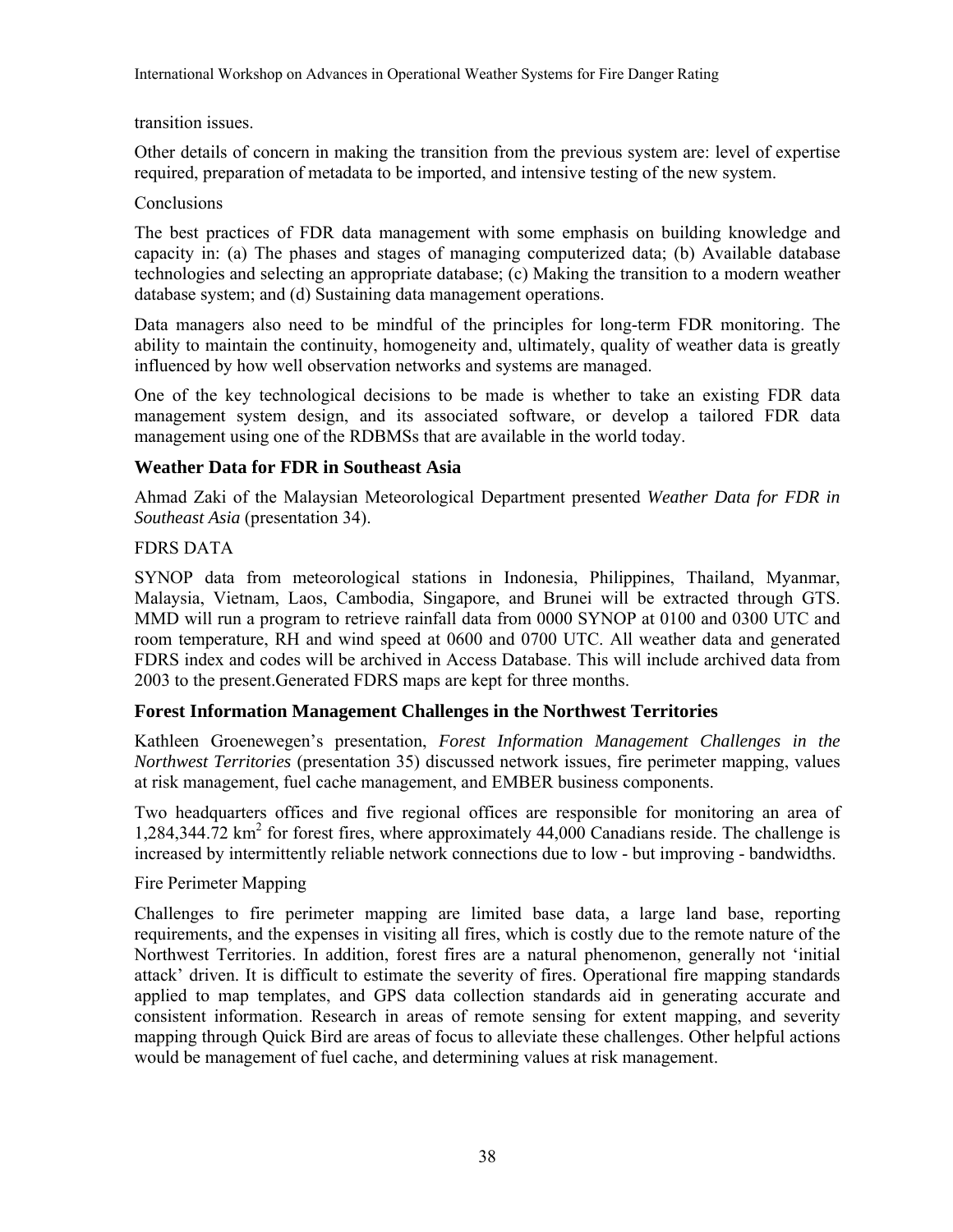transition issues.

Other details of concern in making the transition from the previous system are: level of expertise required, preparation of metadata to be imported, and intensive testing of the new system.

Conclusions

The best practices of FDR data management with some emphasis on building knowledge and capacity in: (a) The phases and stages of managing computerized data; (b) Available database technologies and selecting an appropriate database; (c) Making the transition to a modern weather database system; and (d) Sustaining data management operations.

Data managers also need to be mindful of the principles for long-term FDR monitoring. The ability to maintain the continuity, homogeneity and, ultimately, quality of weather data is greatly influenced by how well observation networks and systems are managed.

One of the key technological decisions to be made is whether to take an existing FDR data management system design, and its associated software, or develop a tailored FDR data management using one of the RDBMSs that are available in the world today.

### Weather Data for FDR in Southeast Asia

Ahmad Zaki of the Malaysian Meteorological Department presented *Weather Data for FDR in Southeast Asia* (presentation 34).

FDRS DATA

SYNOP data from meteorological stations in Indonesia, Philippines, Thailand, Myanmar, Malaysia, Vietnam, Laos, Cambodia, Singapore, and Brunei will be extracted through GTS. MMD will run a program to retrieve rainfall data from 0000 SYNOP at 0100 and 0300 UTC and room temperature, RH and wind speed at 0600 and 0700 UTC. All weather data and generated FDRS index and codes will be archived in Access Database. This will include archived data from 2003 to the present.Generated FDRS maps are kept for three months.

### Forest Information Management Challenges in the Northwest Territories

Kathleen Groenewegen's presentation, *Forest Information Management Challenges in the Northwest Territories* (presentation 35) discussed network issues, fire perimeter mapping, values at risk management, fuel cache management, and EMBER business components.

Two headquarters offices and five regional offices are responsible for monitoring an area of 1,284,344.72 km$^2$ for forest fires, where approximately 44,000 Canadians reside. The challenge is increased by intermittently reliable network connections due to low - but improving - bandwidths.

Fire Perimeter Mapping

Challenges to fire perimeter mapping are limited base data, a large land base, reporting requirements, and the expenses in visiting all fires, which is costly due to the remote nature of the Northwest Territories. In addition, forest fires are a natural phenomenon, generally not 'initial attack' driven. It is difficult to estimate the severity of fires. Operational fire mapping standards applied to map templates, and GPS data collection standards aid in generating accurate and consistent information. Research in areas of remote sensing for extent mapping, and severity mapping through Quick Bird are areas of focus to alleviate these challenges. Other helpful actions would be management of fuel cache, and determining values at risk management.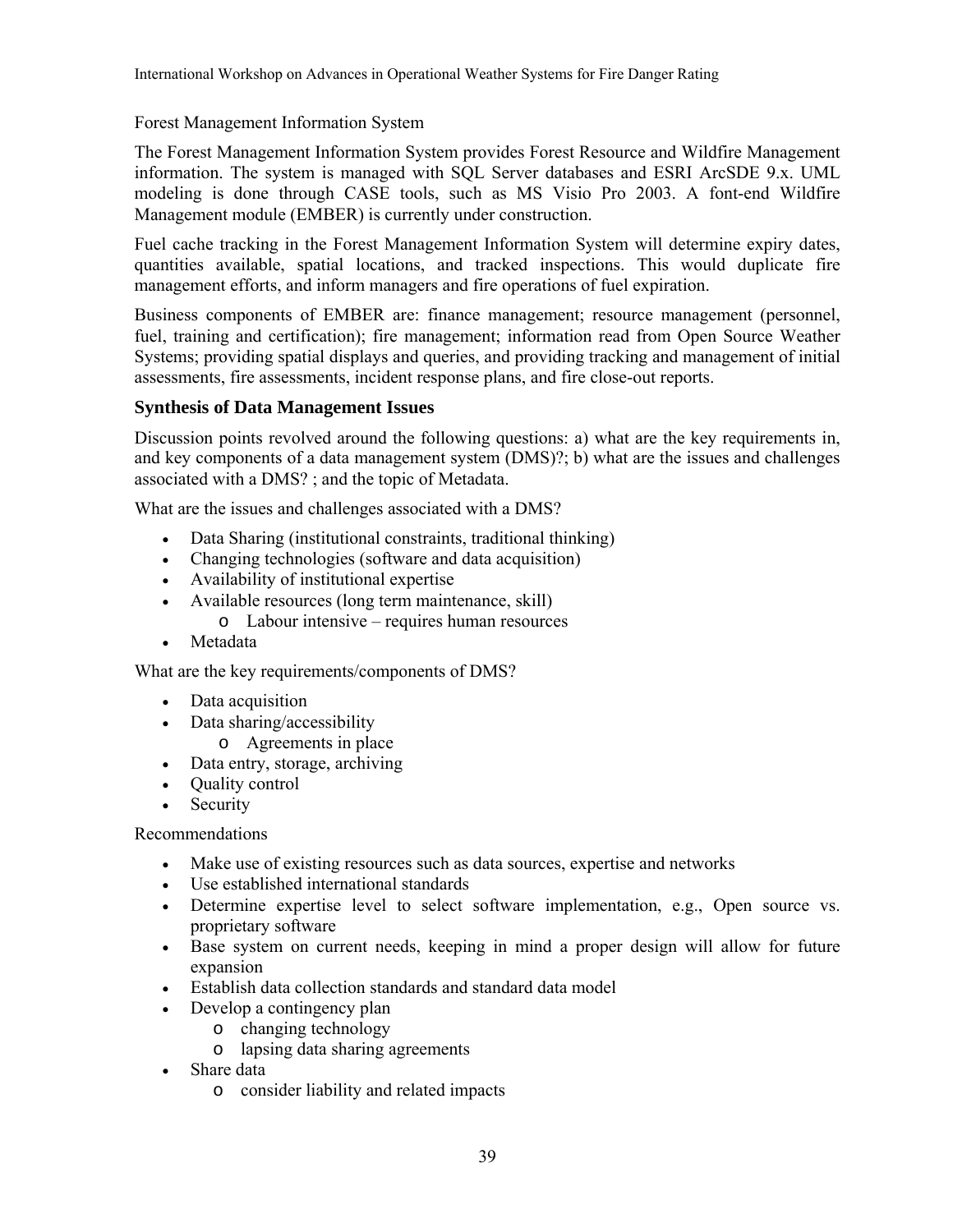Forest Management Information System

The Forest Management Information System provides Forest Resource and Wildfire Management information. The system is managed with SQL Server databases and ESRI ArcSDE 9.x. UML modeling is done through CASE tools, such as MS Visio Pro 2003. A font-end Wildfire Management module (EMBER) is currently under construction.

Fuel cache tracking in the Forest Management Information System will determine expiry dates, quantities available, spatial locations, and tracked inspections. This would duplicate fire management efforts, and inform managers and fire operations of fuel expiration.

Business components of EMBER are: finance management; resource management (personnel, fuel, training and certification); fire management; information read from Open Source Weather Systems; providing spatial displays and queries, and providing tracking and management of initial assessments, fire assessments, incident response plans, and fire close-out reports.

### Synthesis of Data Management Issues

Discussion points revolved around the following questions: a) what are the key requirements in, and key components of a data management system (DMS)?; b) what are the issues and challenges associated with a DMS? ; and the topic of Metadata.

What are the issues and challenges associated with a DMS?

- Data Sharing (institutional constraints, traditional thinking)
- Changing technologies (software and data acquisition)
- Availability of institutional expertise
- Available resources (long term maintenance, skill)
  - Labour intensive – requires human resources
- Metadata

What are the key requirements/components of DMS?

- Data acquisition
- Data sharing/accessibility
  - Agreements in place
- Data entry, storage, archiving
- Quality control
- Security

Recommendations

- Make use of existing resources such as data sources, expertise and networks
- Use established international standards
- Determine expertise level to select software implementation, e.g., Open source vs. proprietary software
- Base system on current needs, keeping in mind a proper design will allow for future expansion
- Establish data collection standards and standard data model
- Develop a contingency plan
  - changing technology
  - lapsing data sharing agreements
- Share data
  - consider liability and related impacts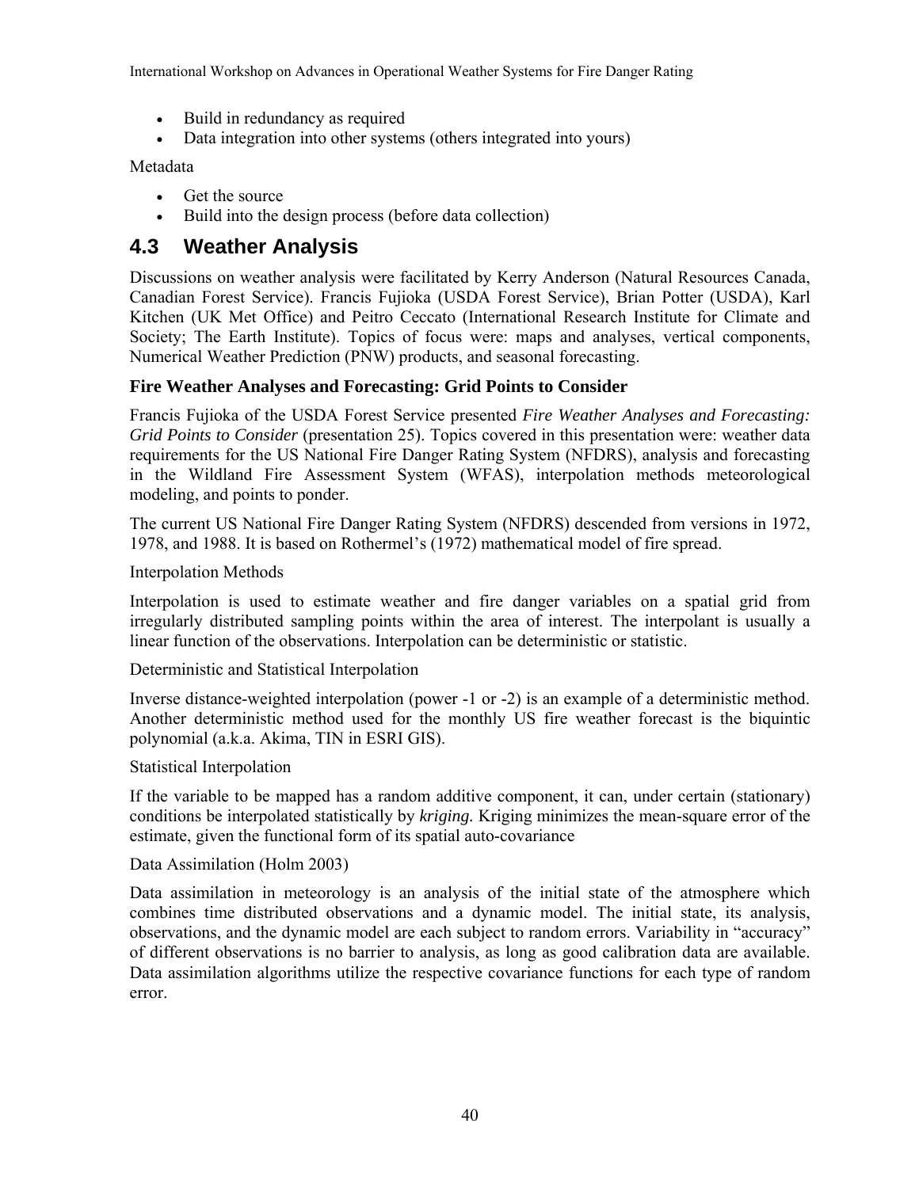- Build in redundancy as required
- Data integration into other systems (others integrated into yours)

Metadata

- Get the source
- Build into the design process (before data collection)

## 4.3 Weather Analysis

Discussions on weather analysis were facilitated by Kerry Anderson (Natural Resources Canada, Canadian Forest Service). Francis Fujioka (USDA Forest Service), Brian Potter (USDA), Karl Kitchen (UK Met Office) and Peitro Ceccato (International Research Institute for Climate and Society; The Earth Institute). Topics of focus were: maps and analyses, vertical components, Numerical Weather Prediction (PNW) products, and seasonal forecasting.

### Fire Weather Analyses and Forecasting: Grid Points to Consider

Francis Fujioka of the USDA Forest Service presented *Fire Weather Analyses and Forecasting: Grid Points to Consider* (presentation 25). Topics covered in this presentation were: weather data requirements for the US National Fire Danger Rating System (NFDRS), analysis and forecasting in the Wildland Fire Assessment System (WFAS), interpolation methods meteorological modeling, and points to ponder.

The current US National Fire Danger Rating System (NFDRS) descended from versions in 1972, 1978, and 1988. It is based on Rothermel's (1972) mathematical model of fire spread.

Interpolation Methods

Interpolation is used to estimate weather and fire danger variables on a spatial grid from irregularly distributed sampling points within the area of interest. The interpolant is usually a linear function of the observations. Interpolation can be deterministic or statistic.

Deterministic and Statistical Interpolation

Inverse distance-weighted interpolation (power -1 or -2) is an example of a deterministic method. Another deterministic method used for the monthly US fire weather forecast is the biquintic polynomial (a.k.a. Akima, TIN in ESRI GIS).

Statistical Interpolation

If the variable to be mapped has a random additive component, it can, under certain (stationary) conditions be interpolated statistically by *kriging.* Kriging minimizes the mean-square error of the estimate, given the functional form of its spatial auto-covariance

Data Assimilation (Holm 2003)

Data assimilation in meteorology is an analysis of the initial state of the atmosphere which combines time distributed observations and a dynamic model. The initial state, its analysis, observations, and the dynamic model are each subject to random errors. Variability in "accuracy" of different observations is no barrier to analysis, as long as good calibration data are available. Data assimilation algorithms utilize the respective covariance functions for each type of random error.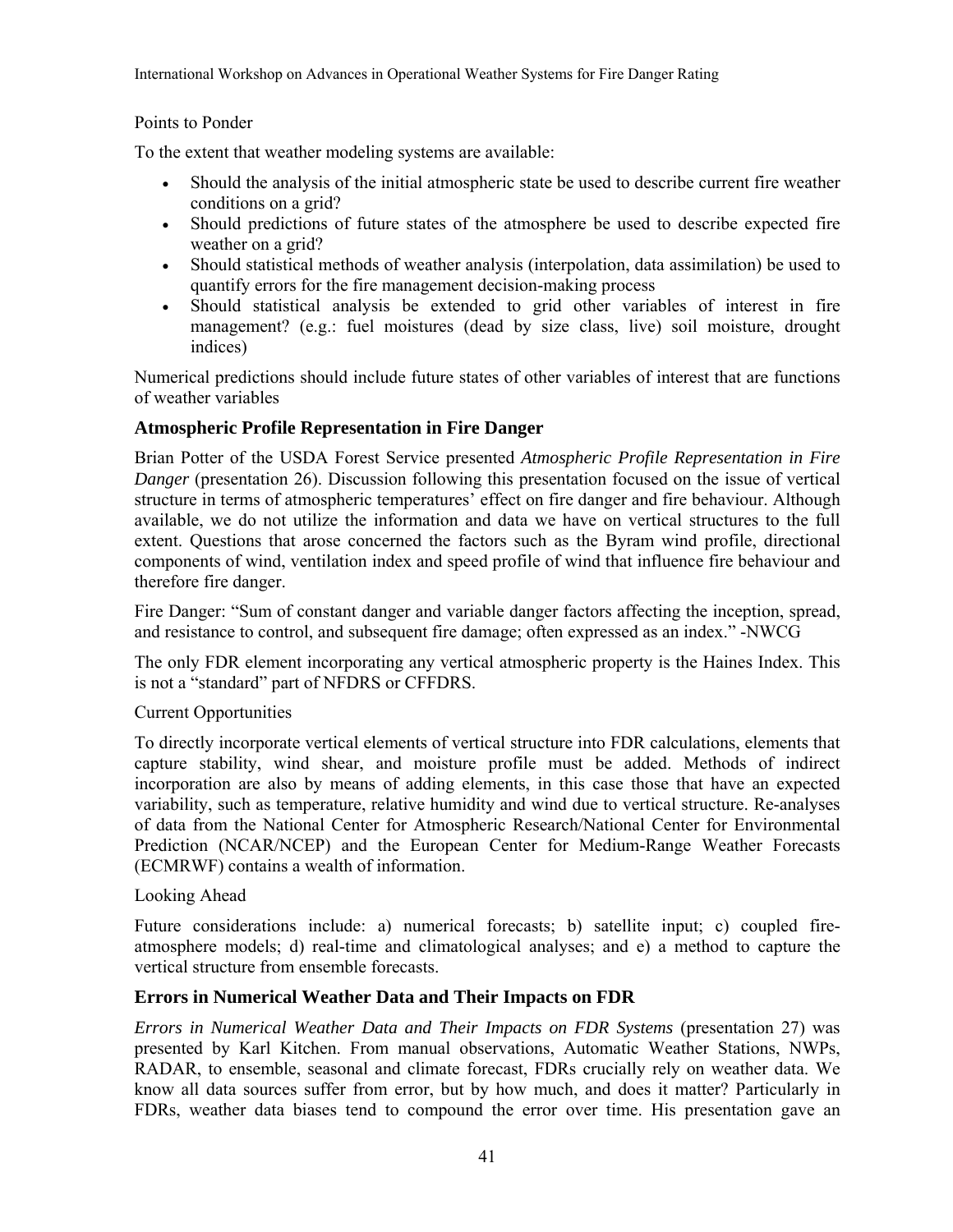Points to Ponder

To the extent that weather modeling systems are available:

- Should the analysis of the initial atmospheric state be used to describe current fire weather conditions on a grid?
- Should predictions of future states of the atmosphere be used to describe expected fire weather on a grid?
- Should statistical methods of weather analysis (interpolation, data assimilation) be used to quantify errors for the fire management decision-making process
- Should statistical analysis be extended to grid other variables of interest in fire management? (e.g.: fuel moistures (dead by size class, live) soil moisture, drought indices)

Numerical predictions should include future states of other variables of interest that are functions of weather variables

## Atmospheric Profile Representation in Fire Danger

Brian Potter of the USDA Forest Service presented *Atmospheric Profile Representation in Fire Danger* (presentation 26). Discussion following this presentation focused on the issue of vertical structure in terms of atmospheric temperatures' effect on fire danger and fire behaviour. Although available, we do not utilize the information and data we have on vertical structures to the full extent. Questions that arose concerned the factors such as the Byram wind profile, directional components of wind, ventilation index and speed profile of wind that influence fire behaviour and therefore fire danger.

Fire Danger: "Sum of constant danger and variable danger factors affecting the inception, spread, and resistance to control, and subsequent fire damage; often expressed as an index." -NWCG

The only FDR element incorporating any vertical atmospheric property is the Haines Index. This is not a "standard" part of NFDRS or CFFDRS.

Current Opportunities

To directly incorporate vertical elements of vertical structure into FDR calculations, elements that capture stability, wind shear, and moisture profile must be added. Methods of indirect incorporation are also by means of adding elements, in this case those that have an expected variability, such as temperature, relative humidity and wind due to vertical structure. Re-analyses of data from the National Center for Atmospheric Research/National Center for Environmental Prediction (NCAR/NCEP) and the European Center for Medium-Range Weather Forecasts (ECMRWF) contains a wealth of information.

Looking Ahead

Future considerations include: a) numerical forecasts; b) satellite input; c) coupled fire-atmosphere models; d) real-time and climatological analyses; and e) a method to capture the vertical structure from ensemble forecasts.

## Errors in Numerical Weather Data and Their Impacts on FDR

*Errors in Numerical Weather Data and Their Impacts on FDR Systems* (presentation 27) was presented by Karl Kitchen. From manual observations, Automatic Weather Stations, NWPs, RADAR, to ensemble, seasonal and climate forecast, FDRs crucially rely on weather data. We know all data sources suffer from error, but by how much, and does it matter? Particularly in FDRs, weather data biases tend to compound the error over time. His presentation gave an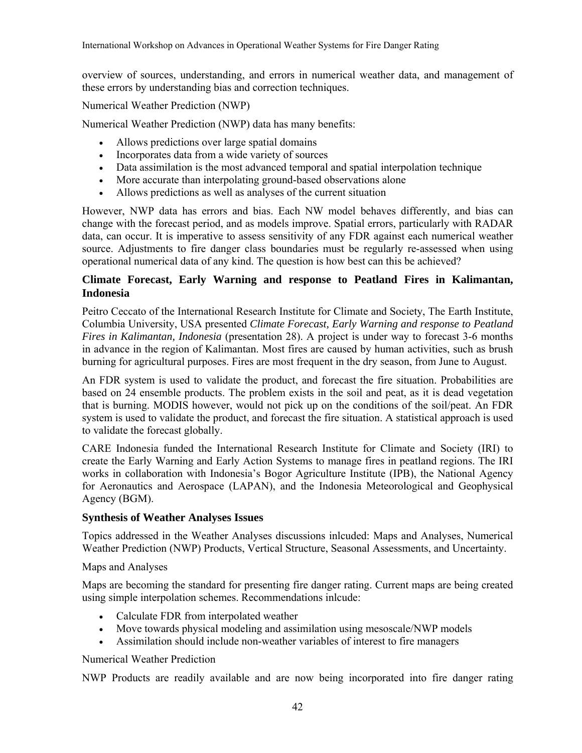overview of sources, understanding, and errors in numerical weather data, and management of these errors by understanding bias and correction techniques.

Numerical Weather Prediction (NWP)

Numerical Weather Prediction (NWP) data has many benefits:

- Allows predictions over large spatial domains
- Incorporates data from a wide variety of sources
- Data assimilation is the most advanced temporal and spatial interpolation technique
- More accurate than interpolating ground-based observations alone
- Allows predictions as well as analyses of the current situation

However, NWP data has errors and bias. Each NW model behaves differently, and bias can change with the forecast period, and as models improve. Spatial errors, particularly with RADAR data, can occur. It is imperative to assess sensitivity of any FDR against each numerical weather source. Adjustments to fire danger class boundaries must be regularly re-assessed when using operational numerical data of any kind. The question is how best can this be achieved?

### Climate Forecast, Early Warning and response to Peatland Fires in Kalimantan, Indonesia

Peitro Ceccato of the International Research Institute for Climate and Society, The Earth Institute, Columbia University, USA presented *Climate Forecast, Early Warning and response to Peatland Fires in Kalimantan, Indonesia* (presentation 28). A project is under way to forecast 3-6 months in advance in the region of Kalimantan. Most fires are caused by human activities, such as brush burning for agricultural purposes. Fires are most frequent in the dry season, from June to August.

An FDR system is used to validate the product, and forecast the fire situation. Probabilities are based on 24 ensemble products. The problem exists in the soil and peat, as it is dead vegetation that is burning. MODIS however, would not pick up on the conditions of the soil/peat. An FDR system is used to validate the product, and forecast the fire situation. A statistical approach is used to validate the forecast globally.

CARE Indonesia funded the International Research Institute for Climate and Society (IRI) to create the Early Warning and Early Action Systems to manage fires in peatland regions. The IRI works in collaboration with Indonesia's Bogor Agriculture Institute (IPB), the National Agency for Aeronautics and Aerospace (LAPAN), and the Indonesia Meteorological and Geophysical Agency (BGM).

### Synthesis of Weather Analyses Issues

Topics addressed in the Weather Analyses discussions inlcuded: Maps and Analyses, Numerical Weather Prediction (NWP) Products, Vertical Structure, Seasonal Assessments, and Uncertainty.

Maps and Analyses

Maps are becoming the standard for presenting fire danger rating. Current maps are being created using simple interpolation schemes. Recommendations inlcude:

- Calculate FDR from interpolated weather
- Move towards physical modeling and assimilation using mesoscale/NWP models
- Assimilation should include non-weather variables of interest to fire managers

Numerical Weather Prediction

NWP Products are readily available and are now being incorporated into fire danger rating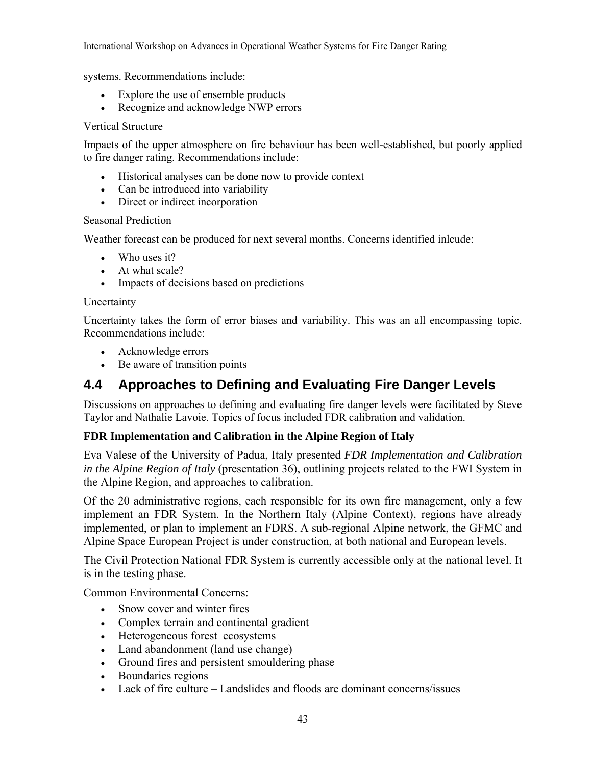systems. Recommendations include:

- Explore the use of ensemble products
- Recognize and acknowledge NWP errors

Vertical Structure

Impacts of the upper atmosphere on fire behaviour has been well-established, but poorly applied to fire danger rating. Recommendations include:

- Historical analyses can be done now to provide context
- Can be introduced into variability
- Direct or indirect incorporation

Seasonal Prediction

Weather forecast can be produced for next several months. Concerns identified inlcude:

- Who uses it?
- At what scale?
- Impacts of decisions based on predictions

Uncertainty

Uncertainty takes the form of error biases and variability. This was an all encompassing topic. Recommendations include:

- Acknowledge errors
- Be aware of transition points

## 4.4 Approaches to Defining and Evaluating Fire Danger Levels

Discussions on approaches to defining and evaluating fire danger levels were facilitated by Steve Taylor and Nathalie Lavoie. Topics of focus included FDR calibration and validation.

**FDR Implementation and Calibration in the Alpine Region of Italy**

Eva Valese of the University of Padua, Italy presented *FDR Implementation and Calibration in the Alpine Region of Italy* (presentation 36), outlining projects related to the FWI System in the Alpine Region, and approaches to calibration.

Of the 20 administrative regions, each responsible for its own fire management, only a few implement an FDR System. In the Northern Italy (Alpine Context), regions have already implemented, or plan to implement an FDRS. A sub-regional Alpine network, the GFMC and Alpine Space European Project is under construction, at both national and European levels.

The Civil Protection National FDR System is currently accessible only at the national level. It is in the testing phase.

Common Environmental Concerns:

- Snow cover and winter fires
- Complex terrain and continental gradient
- Heterogeneous forest ecosystems
- Land abandonment (land use change)
- Ground fires and persistent smouldering phase
- Boundaries regions
- Lack of fire culture – Landslides and floods are dominant concerns/issues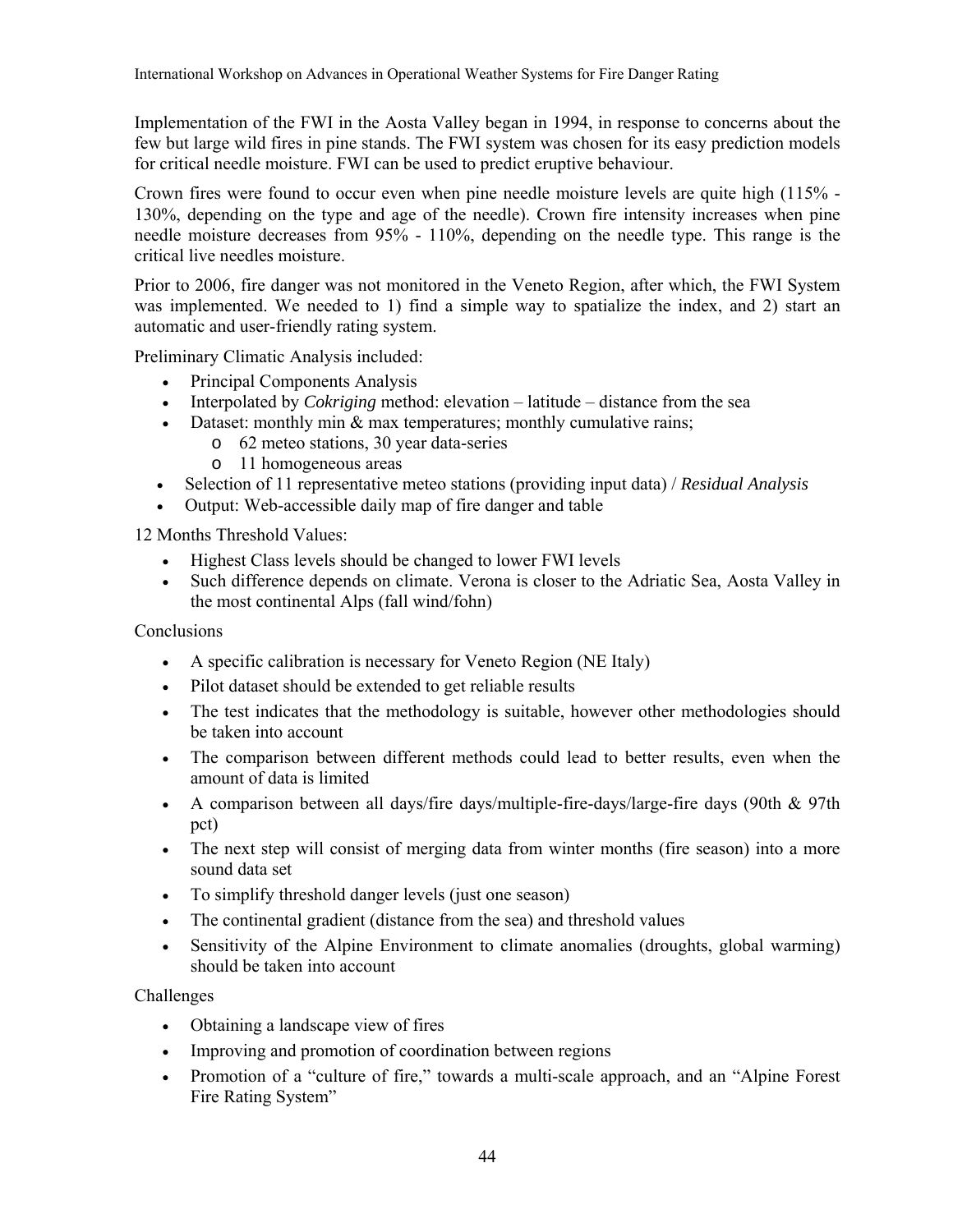Implementation of the FWI in the Aosta Valley began in 1994, in response to concerns about the few but large wild fires in pine stands. The FWI system was chosen for its easy prediction models for critical needle moisture. FWI can be used to predict eruptive behaviour.

Crown fires were found to occur even when pine needle moisture levels are quite high (115% - 130%, depending on the type and age of the needle). Crown fire intensity increases when pine needle moisture decreases from 95% - 110%, depending on the needle type. This range is the critical live needles moisture.

Prior to 2006, fire danger was not monitored in the Veneto Region, after which, the FWI System was implemented. We needed to 1) find a simple way to spatialize the index, and 2) start an automatic and user-friendly rating system.

Preliminary Climatic Analysis included:

- Principal Components Analysis
- Interpolated by *Cokriging* method: elevation – latitude – distance from the sea
- Dataset: monthly min & max temperatures; monthly cumulative rains;
  - 62 meteo stations, 30 year data-series
  - 11 homogeneous areas
- Selection of 11 representative meteo stations (providing input data) / *Residual Analysis*
- Output: Web-accessible daily map of fire danger and table

12 Months Threshold Values:

- Highest Class levels should be changed to lower FWI levels
- Such difference depends on climate. Verona is closer to the Adriatic Sea, Aosta Valley in the most continental Alps (fall wind/fohn)

Conclusions

- A specific calibration is necessary for Veneto Region (NE Italy)
- Pilot dataset should be extended to get reliable results
- The test indicates that the methodology is suitable, however other methodologies should be taken into account
- The comparison between different methods could lead to better results, even when the amount of data is limited
- A comparison between all days/fire days/multiple-fire-days/large-fire days (90th & 97th pct)
- The next step will consist of merging data from winter months (fire season) into a more sound data set
- To simplify threshold danger levels (just one season)
- The continental gradient (distance from the sea) and threshold values
- Sensitivity of the Alpine Environment to climate anomalies (droughts, global warming) should be taken into account

Challenges

- Obtaining a landscape view of fires
- Improving and promotion of coordination between regions
- Promotion of a "culture of fire," towards a multi-scale approach, and an "Alpine Forest Fire Rating System"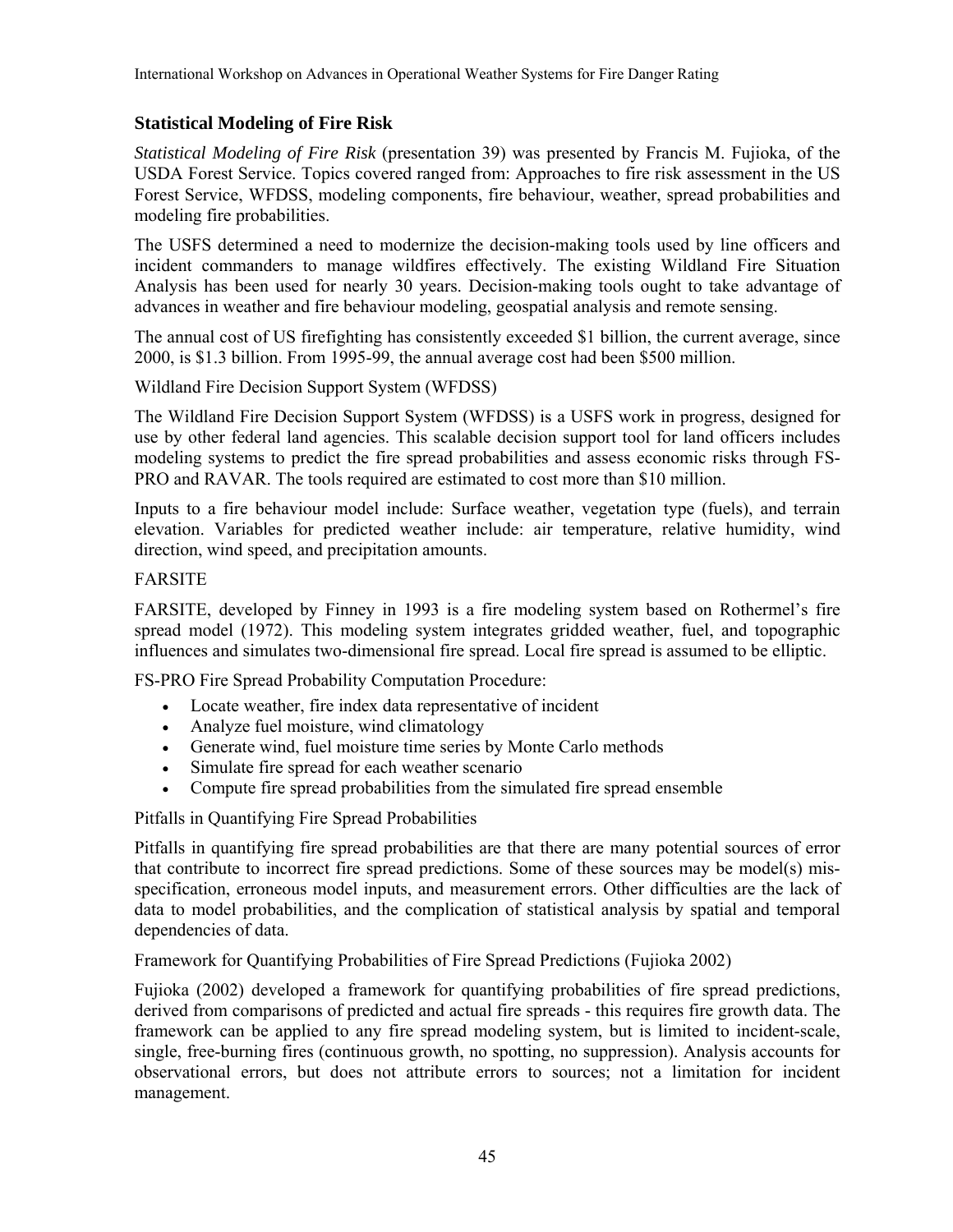### Statistical Modeling of Fire Risk

*Statistical Modeling of Fire Risk* (presentation 39) was presented by Francis M. Fujioka, of the USDA Forest Service. Topics covered ranged from: Approaches to fire risk assessment in the US Forest Service, WFDSS, modeling components, fire behaviour, weather, spread probabilities and modeling fire probabilities.

The USFS determined a need to modernize the decision-making tools used by line officers and incident commanders to manage wildfires effectively. The existing Wildland Fire Situation Analysis has been used for nearly 30 years. Decision-making tools ought to take advantage of advances in weather and fire behaviour modeling, geospatial analysis and remote sensing.

The annual cost of US firefighting has consistently exceeded $1 billion, the current average, since 2000, is $1.3 billion. From 1995-99, the annual average cost had been $500 million.

Wildland Fire Decision Support System (WFDSS)

The Wildland Fire Decision Support System (WFDSS) is a USFS work in progress, designed for use by other federal land agencies. This scalable decision support tool for land officers includes modeling systems to predict the fire spread probabilities and assess economic risks through FS-PRO and RAVAR. The tools required are estimated to cost more than $10 million.

Inputs to a fire behaviour model include: Surface weather, vegetation type (fuels), and terrain elevation. Variables for predicted weather include: air temperature, relative humidity, wind direction, wind speed, and precipitation amounts.

FARSITE

FARSITE, developed by Finney in 1993 is a fire modeling system based on Rothermel's fire spread model (1972). This modeling system integrates gridded weather, fuel, and topographic influences and simulates two-dimensional fire spread. Local fire spread is assumed to be elliptic.

FS-PRO Fire Spread Probability Computation Procedure:

- Locate weather, fire index data representative of incident
- Analyze fuel moisture, wind climatology
- Generate wind, fuel moisture time series by Monte Carlo methods
- Simulate fire spread for each weather scenario
- Compute fire spread probabilities from the simulated fire spread ensemble

Pitfalls in Quantifying Fire Spread Probabilities

Pitfalls in quantifying fire spread probabilities are that there are many potential sources of error that contribute to incorrect fire spread predictions. Some of these sources may be model(s) mis-specification, erroneous model inputs, and measurement errors. Other difficulties are the lack of data to model probabilities, and the complication of statistical analysis by spatial and temporal dependencies of data.

Framework for Quantifying Probabilities of Fire Spread Predictions (Fujioka 2002)

Fujioka (2002) developed a framework for quantifying probabilities of fire spread predictions, derived from comparisons of predicted and actual fire spreads - this requires fire growth data. The framework can be applied to any fire spread modeling system, but is limited to incident-scale, single, free-burning fires (continuous growth, no spotting, no suppression). Analysis accounts for observational errors, but does not attribute errors to sources; not a limitation for incident management.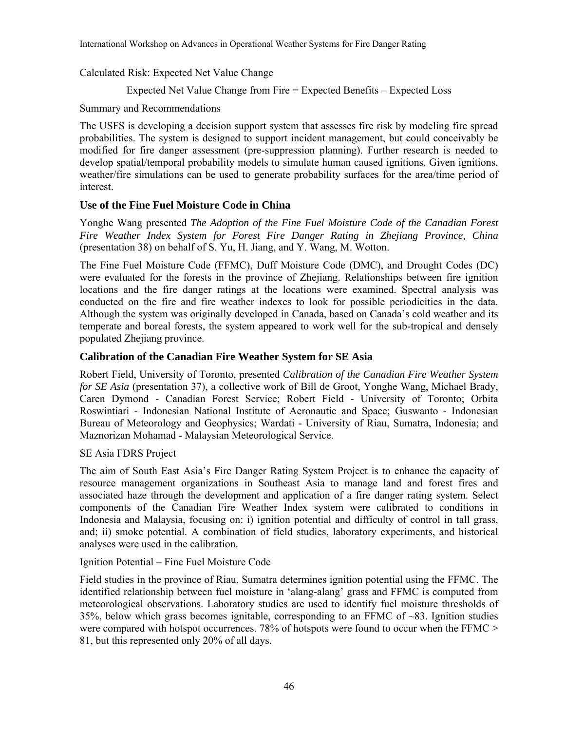Calculated Risk: Expected Net Value Change

Expected Net Value Change from Fire = Expected Benefits – Expected Loss

Summary and Recommendations

The USFS is developing a decision support system that assesses fire risk by modeling fire spread probabilities. The system is designed to support incident management, but could conceivably be modified for fire danger assessment (pre-suppression planning). Further research is needed to develop spatial/temporal probability models to simulate human caused ignitions. Given ignitions, weather/fire simulations can be used to generate probability surfaces for the area/time period of interest.

### Use of the Fine Fuel Moisture Code in China

Yonghe Wang presented *The Adoption of the Fine Fuel Moisture Code of the Canadian Forest Fire Weather Index System for Forest Fire Danger Rating in Zhejiang Province, China* (presentation 38) on behalf of S. Yu, H. Jiang, and Y. Wang, M. Wotton.

The Fine Fuel Moisture Code (FFMC), Duff Moisture Code (DMC), and Drought Codes (DC) were evaluated for the forests in the province of Zhejiang. Relationships between fire ignition locations and the fire danger ratings at the locations were examined. Spectral analysis was conducted on the fire and fire weather indexes to look for possible periodicities in the data. Although the system was originally developed in Canada, based on Canada's cold weather and its temperate and boreal forests, the system appeared to work well for the sub-tropical and densely populated Zhejiang province.

### Calibration of the Canadian Fire Weather System for SE Asia

Robert Field, University of Toronto, presented *Calibration of the Canadian Fire Weather System for SE Asia* (presentation 37), a collective work of Bill de Groot, Yonghe Wang, Michael Brady, Caren Dymond - Canadian Forest Service; Robert Field - University of Toronto; Orbita Roswintiari - Indonesian National Institute of Aeronautic and Space; Guswanto - Indonesian Bureau of Meteorology and Geophysics; Wardati - University of Riau, Sumatra, Indonesia; and Maznorizan Mohamad - Malaysian Meteorological Service.

SE Asia FDRS Project

The aim of South East Asia's Fire Danger Rating System Project is to enhance the capacity of resource management organizations in Southeast Asia to manage land and forest fires and associated haze through the development and application of a fire danger rating system. Select components of the Canadian Fire Weather Index system were calibrated to conditions in Indonesia and Malaysia, focusing on: i) ignition potential and difficulty of control in tall grass, and; ii) smoke potential. A combination of field studies, laboratory experiments, and historical analyses were used in the calibration.

Ignition Potential – Fine Fuel Moisture Code

Field studies in the province of Riau, Sumatra determines ignition potential using the FFMC. The identified relationship between fuel moisture in 'alang-alang' grass and FFMC is computed from meteorological observations. Laboratory studies are used to identify fuel moisture thresholds of 35%, below which grass becomes ignitable, corresponding to an FFMC of ~83. Ignition studies were compared with hotspot occurrences. 78% of hotspots were found to occur when the FFMC > 81, but this represented only 20% of all days.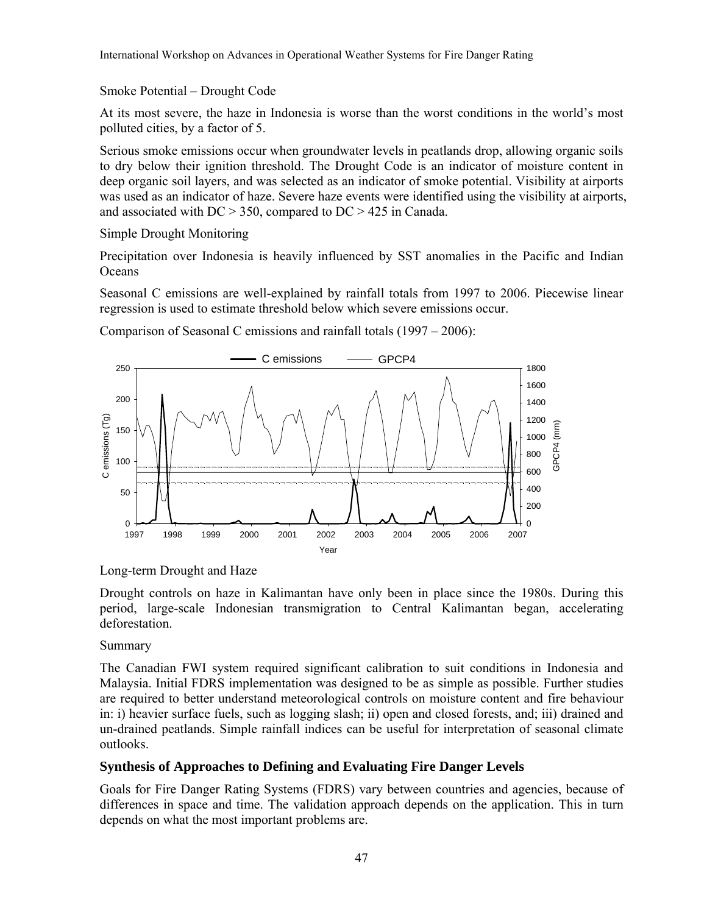Smoke Potential – Drought Code

At its most severe, the haze in Indonesia is worse than the worst conditions in the world's most polluted cities, by a factor of 5.

Serious smoke emissions occur when groundwater levels in peatlands drop, allowing organic soils to dry below their ignition threshold. The Drought Code is an indicator of moisture content in deep organic soil layers, and was selected as an indicator of smoke potential. Visibility at airports was used as an indicator of haze. Severe haze events were identified using the visibility at airports, and associated with DC > 350, compared to DC > 425 in Canada.

Simple Drought Monitoring

Precipitation over Indonesia is heavily influenced by SST anomalies in the Pacific and Indian Oceans

Seasonal C emissions are well-explained by rainfall totals from 1997 to 2006. Piecewise linear regression is used to estimate threshold below which severe emissions occur.

Comparison of Seasonal C emissions and rainfall totals (1997 – 2006):

Long-term Drought and Haze

Drought controls on haze in Kalimantan have only been in place since the 1980s. During this period, large-scale Indonesian transmigration to Central Kalimantan began, accelerating deforestation.

Summary

The Canadian FWI system required significant calibration to suit conditions in Indonesia and Malaysia. Initial FDRS implementation was designed to be as simple as possible. Further studies are required to better understand meteorological controls on moisture content and fire behaviour in: i) heavier surface fuels, such as logging slash; ii) open and closed forests, and; iii) drained and un-drained peatlands. Simple rainfall indices can be useful for interpretation of seasonal climate outlooks.

### Synthesis of Approaches to Defining and Evaluating Fire Danger Levels

Goals for Fire Danger Rating Systems (FDRS) vary between countries and agencies, because of differences in space and time. The validation approach depends on the application. This in turn depends on what the most important problems are.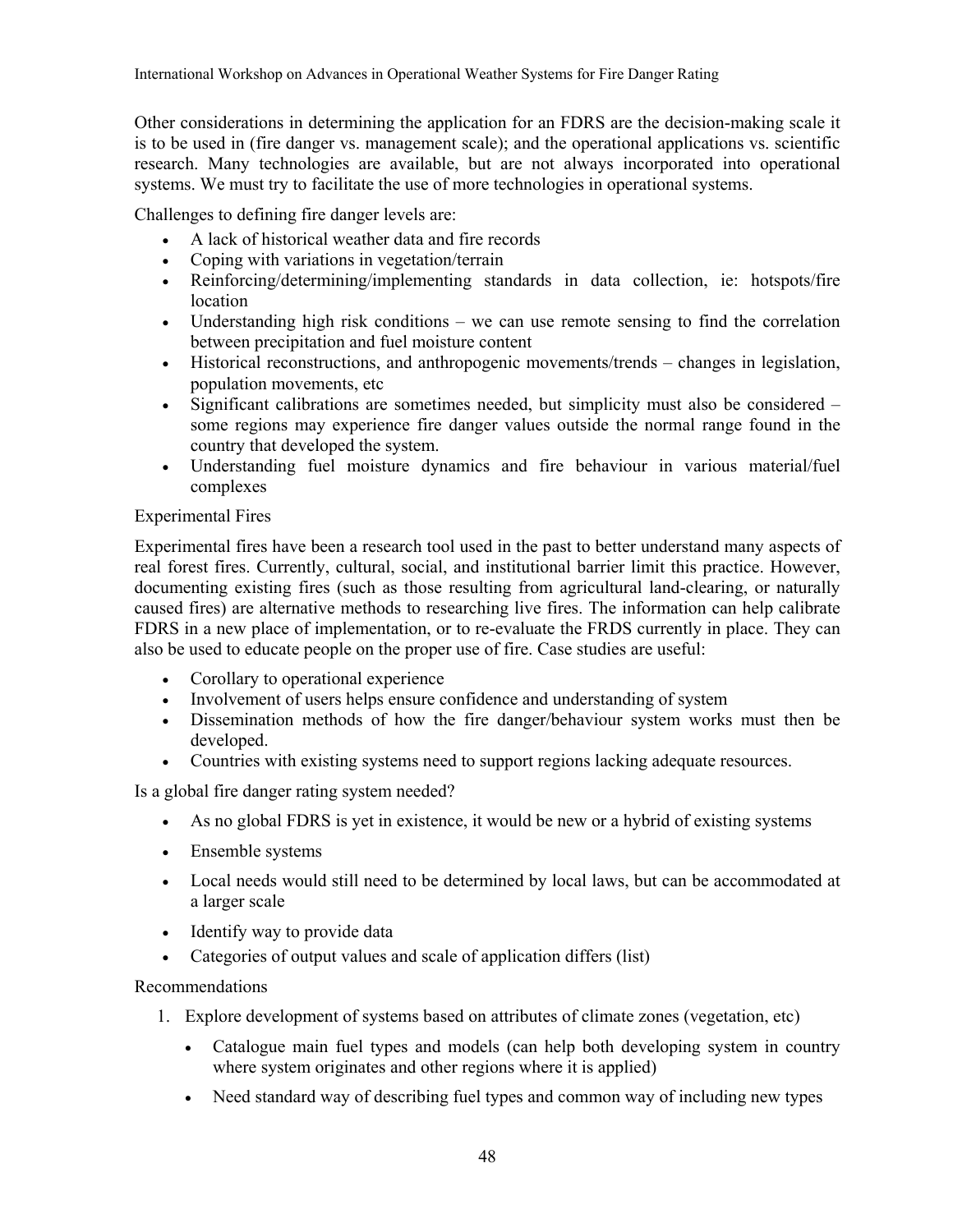Other considerations in determining the application for an FDRS are the decision-making scale it is to be used in (fire danger vs. management scale); and the operational applications vs. scientific research. Many technologies are available, but are not always incorporated into operational systems. We must try to facilitate the use of more technologies in operational systems.

Challenges to defining fire danger levels are:

- A lack of historical weather data and fire records
- Coping with variations in vegetation/terrain
- Reinforcing/determining/implementing standards in data collection, ie: hotspots/fire location
- Understanding high risk conditions – we can use remote sensing to find the correlation between precipitation and fuel moisture content
- Historical reconstructions, and anthropogenic movements/trends – changes in legislation, population movements, etc
- Significant calibrations are sometimes needed, but simplicity must also be considered – some regions may experience fire danger values outside the normal range found in the country that developed the system.
- Understanding fuel moisture dynamics and fire behaviour in various material/fuel complexes

Experimental Fires

Experimental fires have been a research tool used in the past to better understand many aspects of real forest fires. Currently, cultural, social, and institutional barrier limit this practice. However, documenting existing fires (such as those resulting from agricultural land-clearing, or naturally caused fires) are alternative methods to researching live fires. The information can help calibrate FDRS in a new place of implementation, or to re-evaluate the FRDS currently in place. They can also be used to educate people on the proper use of fire. Case studies are useful:

- Corollary to operational experience
- Involvement of users helps ensure confidence and understanding of system
- Dissemination methods of how the fire danger/behaviour system works must then be developed.
- Countries with existing systems need to support regions lacking adequate resources.

Is a global fire danger rating system needed?

- As no global FDRS is yet in existence, it would be new or a hybrid of existing systems
- Ensemble systems
- Local needs would still need to be determined by local laws, but can be accommodated at a larger scale
- Identify way to provide data
- Categories of output values and scale of application differs (list)

Recommendations

1. Explore development of systems based on attributes of climate zones (vegetation, etc)
    - Catalogue main fuel types and models (can help both developing system in country where system originates and other regions where it is applied)
    - Need standard way of describing fuel types and common way of including new types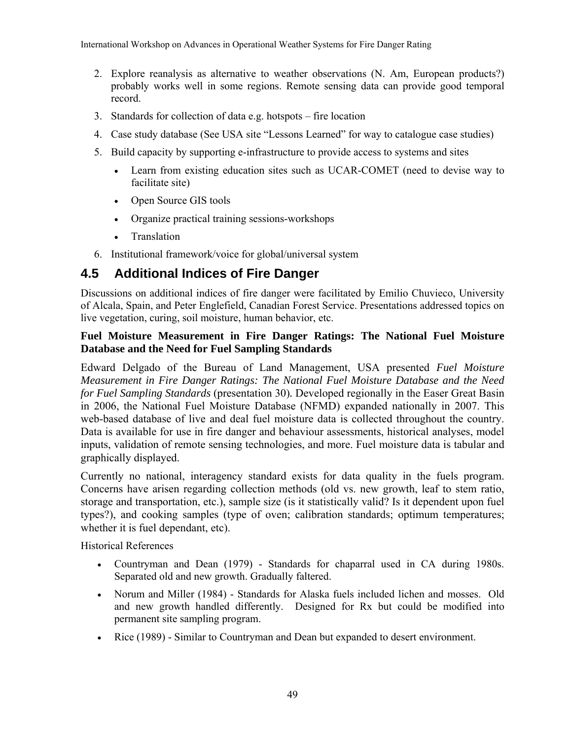2. Explore reanalysis as alternative to weather observations (N. Am, European products?) probably works well in some regions. Remote sensing data can provide good temporal record.
3. Standards for collection of data e.g. hotspots – fire location
4. Case study database (See USA site "Lessons Learned" for way to catalogue case studies)
5. Build capacity by supporting e-infrastructure to provide access to systems and sites
    - Learn from existing education sites such as UCAR-COMET (need to devise way to facilitate site)
    - Open Source GIS tools
    - Organize practical training sessions-workshops
    - Translation
6. Institutional framework/voice for global/universal system

## 4.5 Additional Indices of Fire Danger

Discussions on additional indices of fire danger were facilitated by Emilio Chuvieco, University of Alcala, Spain, and Peter Englefield, Canadian Forest Service. Presentations addressed topics on live vegetation, curing, soil moisture, human behavior, etc.

**Fuel Moisture Measurement in Fire Danger Ratings: The National Fuel Moisture Database and the Need for Fuel Sampling Standards**

Edward Delgado of the Bureau of Land Management, USA presented *Fuel Moisture Measurement in Fire Danger Ratings: The National Fuel Moisture Database and the Need for Fuel Sampling Standards* (presentation 30). Developed regionally in the Easer Great Basin in 2006, the National Fuel Moisture Database (NFMD) expanded nationally in 2007. This web-based database of live and deal fuel moisture data is collected throughout the country. Data is available for use in fire danger and behaviour assessments, historical analyses, model inputs, validation of remote sensing technologies, and more. Fuel moisture data is tabular and graphically displayed.

Currently no national, interagency standard exists for data quality in the fuels program. Concerns have arisen regarding collection methods (old vs. new growth, leaf to stem ratio, storage and transportation, etc.), sample size (is it statistically valid? Is it dependent upon fuel types?), and cooking samples (type of oven; calibration standards; optimum temperatures; whether it is fuel dependant, etc).

Historical References

- Countryman and Dean (1979) - Standards for chaparral used in CA during 1980s. Separated old and new growth. Gradually faltered.
- Norum and Miller (1984) - Standards for Alaska fuels included lichen and mosses. Old and new growth handled differently. Designed for Rx but could be modified into permanent site sampling program.
- Rice (1989) - Similar to Countryman and Dean but expanded to desert environment.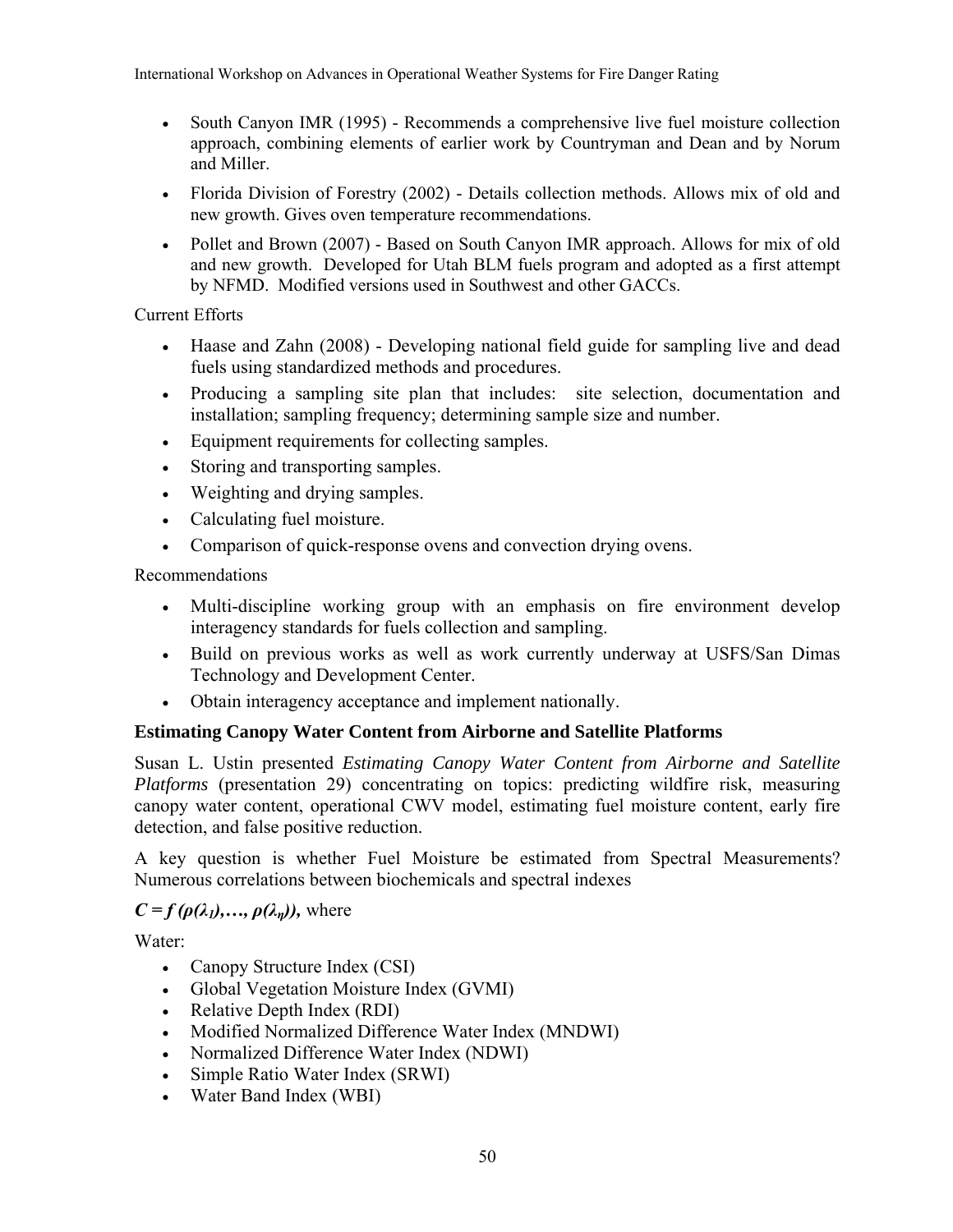- South Canyon IMR (1995) - Recommends a comprehensive live fuel moisture collection approach, combining elements of earlier work by Countryman and Dean and by Norum and Miller.
- Florida Division of Forestry (2002) - Details collection methods. Allows mix of old and new growth. Gives oven temperature recommendations.
- Pollet and Brown (2007) - Based on South Canyon IMR approach. Allows for mix of old and new growth. Developed for Utah BLM fuels program and adopted as a first attempt by NFMD. Modified versions used in Southwest and other GACCs.

Current Efforts

- Haase and Zahn (2008) - Developing national field guide for sampling live and dead fuels using standardized methods and procedures.
- Producing a sampling site plan that includes: site selection, documentation and installation; sampling frequency; determining sample size and number.
- Equipment requirements for collecting samples.
- Storing and transporting samples.
- Weighting and drying samples.
- Calculating fuel moisture.
- Comparison of quick-response ovens and convection drying ovens.

Recommendations

- Multi-discipline working group with an emphasis on fire environment develop interagency standards for fuels collection and sampling.
- Build on previous works as well as work currently underway at USFS/San Dimas Technology and Development Center.
- Obtain interagency acceptance and implement nationally.

### Estimating Canopy Water Content from Airborne and Satellite Platforms

Susan L. Ustin presented *Estimating Canopy Water Content from Airborne and Satellite Platforms* (presentation 29) concentrating on topics: predicting wildfire risk, measuring canopy water content, operational CWV model, estimating fuel moisture content, early fire detection, and false positive reduction.

A key question is whether Fuel Moisture be estimated from Spectral Measurements? Numerous correlations between biochemicals and spectral indexes

$C = f(\rho(\lambda_1), \ldots, \rho(\lambda_n))$, where

Water:

- Canopy Structure Index (CSI)
- Global Vegetation Moisture Index (GVMI)
- Relative Depth Index (RDI)
- Modified Normalized Difference Water Index (MNDWI)
- Normalized Difference Water Index (NDWI)
- Simple Ratio Water Index (SRWI)
- Water Band Index (WBI)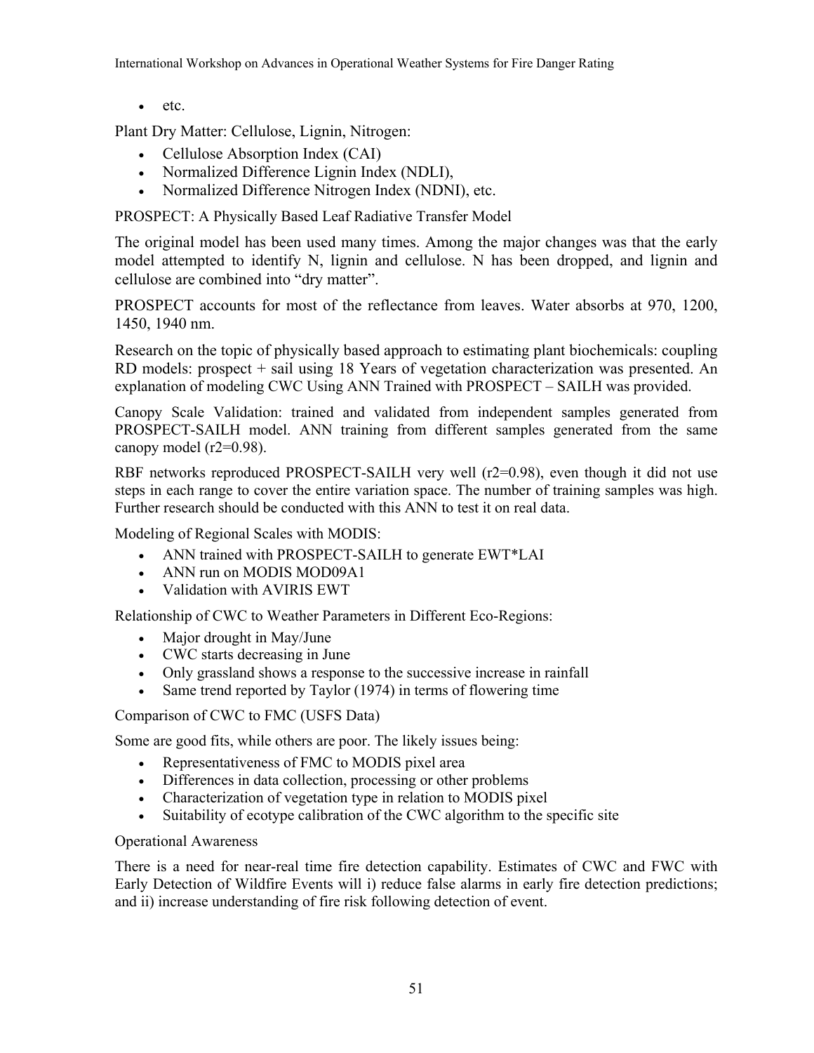- etc.

Plant Dry Matter: Cellulose, Lignin, Nitrogen:

- Cellulose Absorption Index (CAI)
- Normalized Difference Lignin Index (NDLI),
- Normalized Difference Nitrogen Index (NDNI), etc.

PROSPECT: A Physically Based Leaf Radiative Transfer Model

The original model has been used many times. Among the major changes was that the early model attempted to identify N, lignin and cellulose. N has been dropped, and lignin and cellulose are combined into "dry matter".

PROSPECT accounts for most of the reflectance from leaves. Water absorbs at 970, 1200, 1450, 1940 nm.

Research on the topic of physically based approach to estimating plant biochemicals: coupling RD models: prospect + sail using 18 Years of vegetation characterization was presented. An explanation of modeling CWC Using ANN Trained with PROSPECT – SAILH was provided.

Canopy Scale Validation: trained and validated from independent samples generated from PROSPECT-SAILH model. ANN training from different samples generated from the same canopy model ($r2=0.98$).

RBF networks reproduced PROSPECT-SAILH very well ($r2=0.98$), even though it did not use steps in each range to cover the entire variation space. The number of training samples was high. Further research should be conducted with this ANN to test it on real data.

Modeling of Regional Scales with MODIS:

- ANN trained with PROSPECT-SAILH to generate EWT*LAI
- ANN run on MODIS MOD09A1
- Validation with AVIRIS EWT

Relationship of CWC to Weather Parameters in Different Eco-Regions:

- Major drought in May/June
- CWC starts decreasing in June
- Only grassland shows a response to the successive increase in rainfall
- Same trend reported by Taylor (1974) in terms of flowering time

Comparison of CWC to FMC (USFS Data)

Some are good fits, while others are poor. The likely issues being:

- Representativeness of FMC to MODIS pixel area
- Differences in data collection, processing or other problems
- Characterization of vegetation type in relation to MODIS pixel
- Suitability of ecotype calibration of the CWC algorithm to the specific site

Operational Awareness

There is a need for near-real time fire detection capability. Estimates of CWC and FWC with Early Detection of Wildfire Events will i) reduce false alarms in early fire detection predictions; and ii) increase understanding of fire risk following detection of event.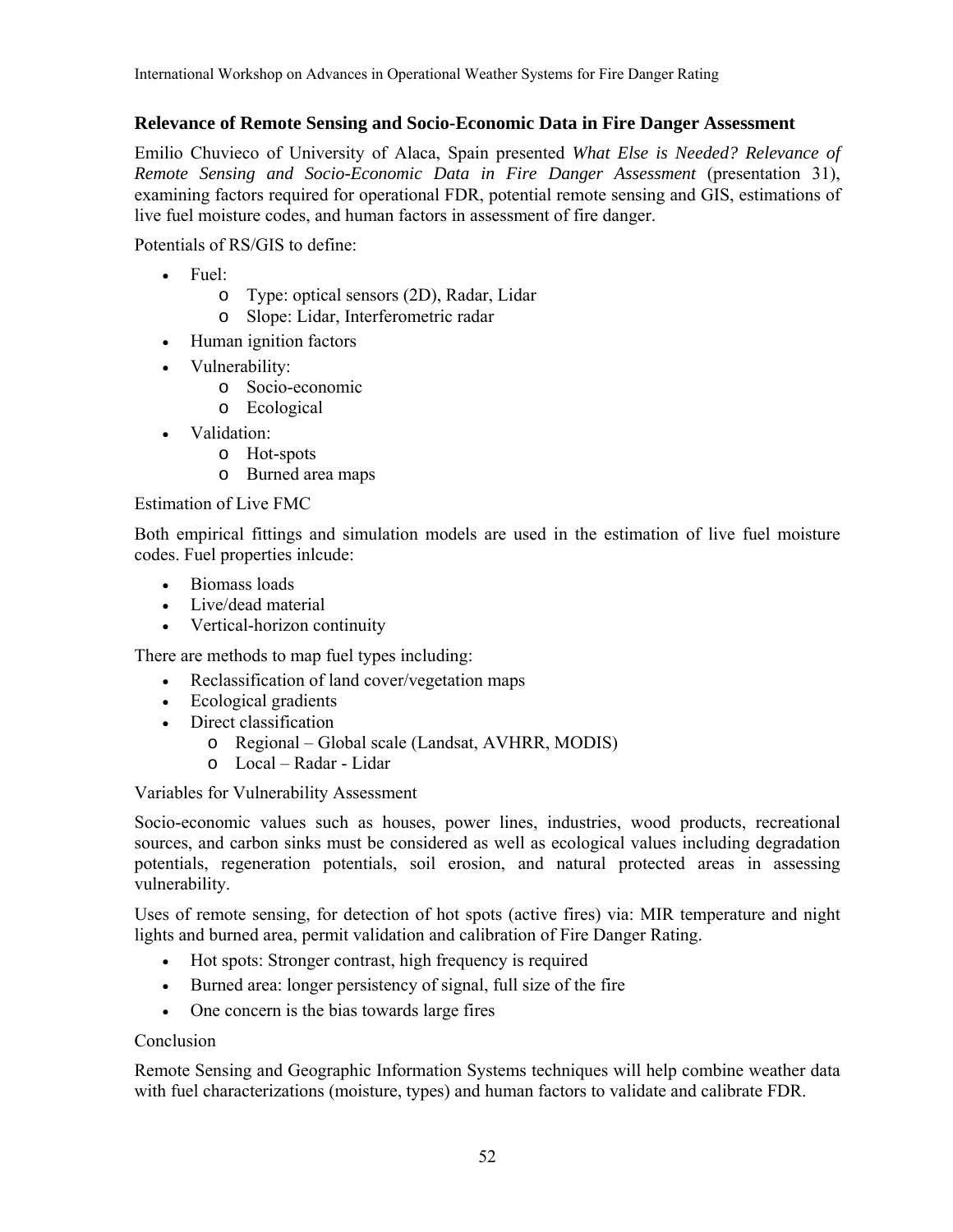### Relevance of Remote Sensing and Socio-Economic Data in Fire Danger Assessment

Emilio Chuvieco of University of Alaca, Spain presented *What Else is Needed? Relevance of Remote Sensing and Socio-Economic Data in Fire Danger Assessment* (presentation 31), examining factors required for operational FDR, potential remote sensing and GIS, estimations of live fuel moisture codes, and human factors in assessment of fire danger.

Potentials of RS/GIS to define:

- Fuel:
  - Type: optical sensors (2D), Radar, Lidar
  - Slope: Lidar, Interferometric radar
- Human ignition factors
- Vulnerability:
  - Socio-economic
  - Ecological
- Validation:
  - Hot-spots
  - Burned area maps

Estimation of Live FMC

Both empirical fittings and simulation models are used in the estimation of live fuel moisture codes. Fuel properties inlcude:

- Biomass loads
- Live/dead material
- Vertical-horizon continuity

There are methods to map fuel types including:

- Reclassification of land cover/vegetation maps
- Ecological gradients
- Direct classification
  - Regional – Global scale (Landsat, AVHRR, MODIS)
  - Local – Radar - Lidar

Variables for Vulnerability Assessment

Socio-economic values such as houses, power lines, industries, wood products, recreational sources, and carbon sinks must be considered as well as ecological values including degradation potentials, regeneration potentials, soil erosion, and natural protected areas in assessing vulnerability.

Uses of remote sensing, for detection of hot spots (active fires) via: MIR temperature and night lights and burned area, permit validation and calibration of Fire Danger Rating.

- Hot spots: Stronger contrast, high frequency is required
- Burned area: longer persistency of signal, full size of the fire
- One concern is the bias towards large fires

Conclusion

Remote Sensing and Geographic Information Systems techniques will help combine weather data with fuel characterizations (moisture, types) and human factors to validate and calibrate FDR.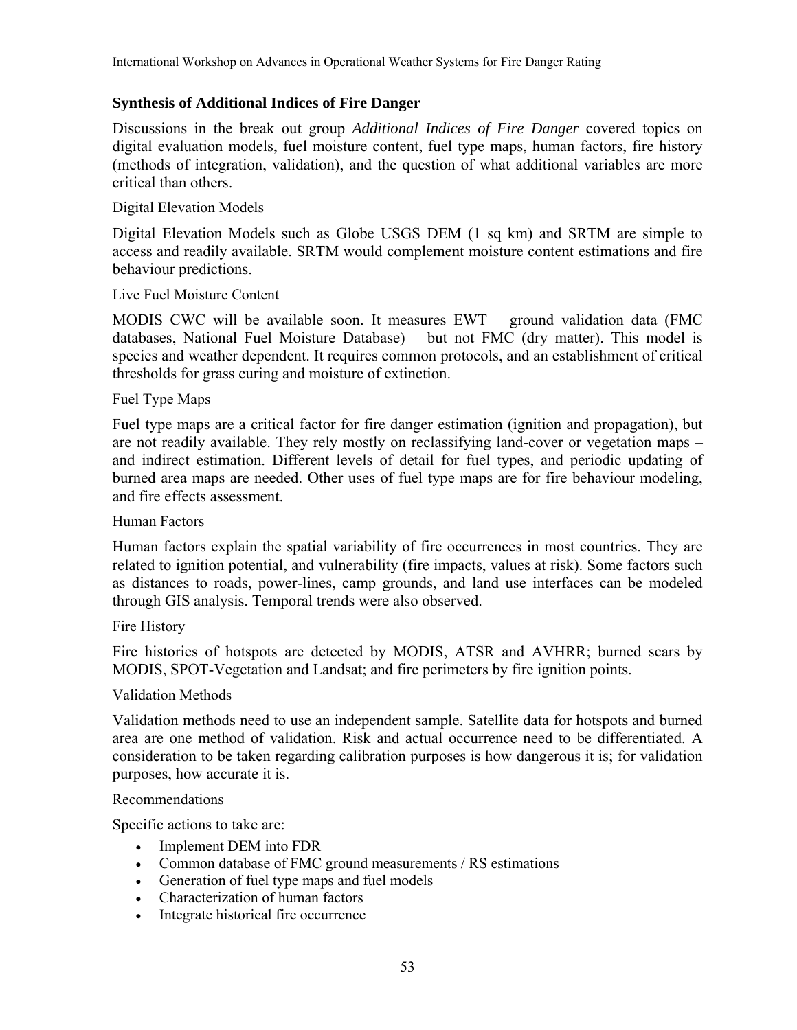## Synthesis of Additional Indices of Fire Danger

Discussions in the break out group *Additional Indices of Fire Danger* covered topics on digital evaluation models, fuel moisture content, fuel type maps, human factors, fire history (methods of integration, validation), and the question of what additional variables are more critical than others.

### Digital Elevation Models

Digital Elevation Models such as Globe USGS DEM (1 sq km) and SRTM are simple to access and readily available. SRTM would complement moisture content estimations and fire behaviour predictions.

### Live Fuel Moisture Content

MODIS CWC will be available soon. It measures EWT – ground validation data (FMC databases, National Fuel Moisture Database) – but not FMC (dry matter). This model is species and weather dependent. It requires common protocols, and an establishment of critical thresholds for grass curing and moisture of extinction.

### Fuel Type Maps

Fuel type maps are a critical factor for fire danger estimation (ignition and propagation), but are not readily available. They rely mostly on reclassifying land-cover or vegetation maps – and indirect estimation. Different levels of detail for fuel types, and periodic updating of burned area maps are needed. Other uses of fuel type maps are for fire behaviour modeling, and fire effects assessment.

### Human Factors

Human factors explain the spatial variability of fire occurrences in most countries. They are related to ignition potential, and vulnerability (fire impacts, values at risk). Some factors such as distances to roads, power-lines, camp grounds, and land use interfaces can be modeled through GIS analysis. Temporal trends were also observed.

### Fire History

Fire histories of hotspots are detected by MODIS, ATSR and AVHRR; burned scars by MODIS, SPOT-Vegetation and Landsat; and fire perimeters by fire ignition points.

### Validation Methods

Validation methods need to use an independent sample. Satellite data for hotspots and burned area are one method of validation. Risk and actual occurrence need to be differentiated. A consideration to be taken regarding calibration purposes is how dangerous it is; for validation purposes, how accurate it is.

### Recommendations

Specific actions to take are:

- Implement DEM into FDR
- Common database of FMC ground measurements / RS estimations
- Generation of fuel type maps and fuel models
- Characterization of human factors
- Integrate historical fire occurrence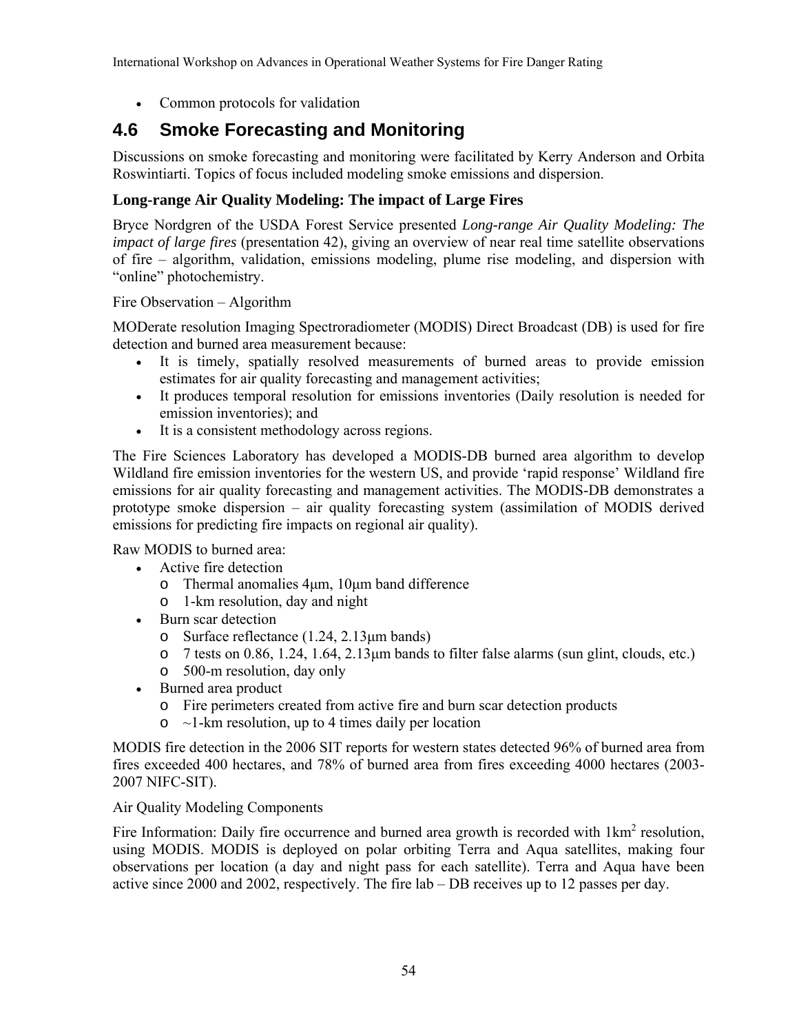- Common protocols for validation

## 4.6 Smoke Forecasting and Monitoring

Discussions on smoke forecasting and monitoring were facilitated by Kerry Anderson and Orbita Roswintiarti. Topics of focus included modeling smoke emissions and dispersion.

### Long-range Air Quality Modeling: The impact of Large Fires

Bryce Nordgren of the USDA Forest Service presented *Long-range Air Quality Modeling: The impact of large fires* (presentation 42), giving an overview of near real time satellite observations of fire – algorithm, validation, emissions modeling, plume rise modeling, and dispersion with "online" photochemistry.

Fire Observation – Algorithm

MODerate resolution Imaging Spectroradiometer (MODIS) Direct Broadcast (DB) is used for fire detection and burned area measurement because:

- It is timely, spatially resolved measurements of burned areas to provide emission estimates for air quality forecasting and management activities;
- It produces temporal resolution for emissions inventories (Daily resolution is needed for emission inventories); and
- It is a consistent methodology across regions.

The Fire Sciences Laboratory has developed a MODIS-DB burned area algorithm to develop Wildland fire emission inventories for the western US, and provide 'rapid response' Wildland fire emissions for air quality forecasting and management activities. The MODIS-DB demonstrates a prototype smoke dispersion – air quality forecasting system (assimilation of MODIS derived emissions for predicting fire impacts on regional air quality).

Raw MODIS to burned area:

- Active fire detection
  - Thermal anomalies 4µm, 10µm band difference
  - 1-km resolution, day and night
- Burn scar detection
  - Surface reflectance (1.24, 2.13µm bands)
  - 7 tests on 0.86, 1.24, 1.64, 2.13µm bands to filter false alarms (sun glint, clouds, etc.)
  - 500-m resolution, day only
- Burned area product
  - Fire perimeters created from active fire and burn scar detection products
  - ~1-km resolution, up to 4 times daily per location

MODIS fire detection in the 2006 SIT reports for western states detected 96% of burned area from fires exceeded 400 hectares, and 78% of burned area from fires exceeding 4000 hectares (2003-2007 NIFC-SIT).

Air Quality Modeling Components

Fire Information: Daily fire occurrence and burned area growth is recorded with 1km$^2$ resolution, using MODIS. MODIS is deployed on polar orbiting Terra and Aqua satellites, making four observations per location (a day and night pass for each satellite). Terra and Aqua have been active since 2000 and 2002, respectively. The fire lab – DB receives up to 12 passes per day.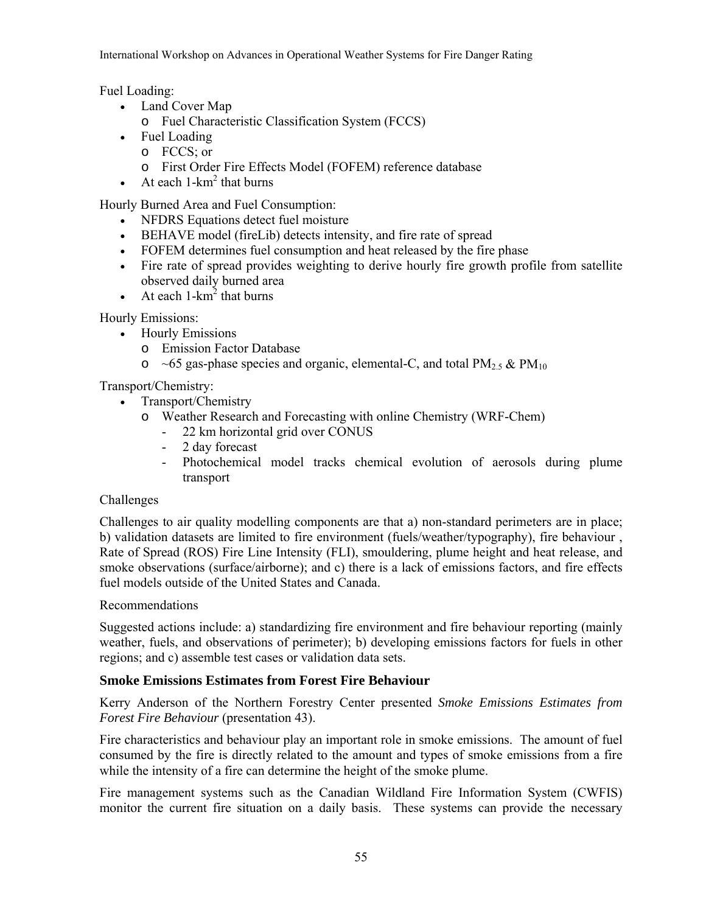Fuel Loading:

- Land Cover Map
  - Fuel Characteristic Classification System (FCCS)
- Fuel Loading
  - FCCS; or
  - First Order Fire Effects Model (FOFEM) reference database
- At each 1-km$^2$ that burns

Hourly Burned Area and Fuel Consumption:

- NFDRS Equations detect fuel moisture
- BEHAVE model (fireLib) detects intensity, and fire rate of spread
- FOFEM determines fuel consumption and heat released by the fire phase
- Fire rate of spread provides weighting to derive hourly fire growth profile from satellite observed daily burned area
- At each 1-km$^2$ that burns

Hourly Emissions:

- Hourly Emissions
  - Emission Factor Database
  - ~65 gas-phase species and organic, elemental-C, and total $PM_{2.5}$ & $PM_{10}$

Transport/Chemistry:

- Transport/Chemistry
  - Weather Research and Forecasting with online Chemistry (WRF-Chem)
    - 22 km horizontal grid over CONUS
    - 2 day forecast
    - Photochemical model tracks chemical evolution of aerosols during plume transport

Challenges

Challenges to air quality modelling components are that a) non-standard perimeters are in place; b) validation datasets are limited to fire environment (fuels/weather/typography), fire behaviour , Rate of Spread (ROS) Fire Line Intensity (FLI), smouldering, plume height and heat release, and smoke observations (surface/airborne); and c) there is a lack of emissions factors, and fire effects fuel models outside of the United States and Canada.

Recommendations

Suggested actions include: a) standardizing fire environment and fire behaviour reporting (mainly weather, fuels, and observations of perimeter); b) developing emissions factors for fuels in other regions; and c) assemble test cases or validation data sets.

### Smoke Emissions Estimates from Forest Fire Behaviour

Kerry Anderson of the Northern Forestry Center presented *Smoke Emissions Estimates from Forest Fire Behaviour* (presentation 43).

Fire characteristics and behaviour play an important role in smoke emissions. The amount of fuel consumed by the fire is directly related to the amount and types of smoke emissions from a fire while the intensity of a fire can determine the height of the smoke plume.

Fire management systems such as the Canadian Wildland Fire Information System (CWFIS) monitor the current fire situation on a daily basis. These systems can provide the necessary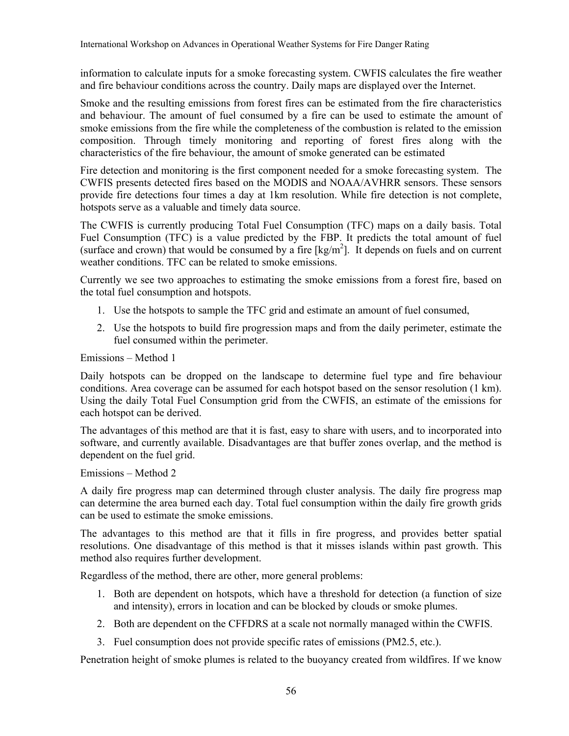information to calculate inputs for a smoke forecasting system. CWFIS calculates the fire weather and fire behaviour conditions across the country. Daily maps are displayed over the Internet.

Smoke and the resulting emissions from forest fires can be estimated from the fire characteristics and behaviour. The amount of fuel consumed by a fire can be used to estimate the amount of smoke emissions from the fire while the completeness of the combustion is related to the emission composition. Through timely monitoring and reporting of forest fires along with the characteristics of the fire behaviour, the amount of smoke generated can be estimated

Fire detection and monitoring is the first component needed for a smoke forecasting system. The CWFIS presents detected fires based on the MODIS and NOAA/AVHRR sensors. These sensors provide fire detections four times a day at 1km resolution. While fire detection is not complete, hotspots serve as a valuable and timely data source.

The CWFIS is currently producing Total Fuel Consumption (TFC) maps on a daily basis. Total Fuel Consumption (TFC) is a value predicted by the FBP. It predicts the total amount of fuel (surface and crown) that would be consumed by a fire [$kg/m^2$]. It depends on fuels and on current weather conditions. TFC can be related to smoke emissions.

Currently we see two approaches to estimating the smoke emissions from a forest fire, based on the total fuel consumption and hotspots.

1. Use the hotspots to sample the TFC grid and estimate an amount of fuel consumed,
2. Use the hotspots to build fire progression maps and from the daily perimeter, estimate the fuel consumed within the perimeter.

Emissions – Method 1

Daily hotspots can be dropped on the landscape to determine fuel type and fire behaviour conditions. Area coverage can be assumed for each hotspot based on the sensor resolution (1 km). Using the daily Total Fuel Consumption grid from the CWFIS, an estimate of the emissions for each hotspot can be derived.

The advantages of this method are that it is fast, easy to share with users, and to incorporated into software, and currently available. Disadvantages are that buffer zones overlap, and the method is dependent on the fuel grid.

Emissions – Method 2

A daily fire progress map can determined through cluster analysis. The daily fire progress map can determine the area burned each day. Total fuel consumption within the daily fire growth grids can be used to estimate the smoke emissions.

The advantages to this method are that it fills in fire progress, and provides better spatial resolutions. One disadvantage of this method is that it misses islands within past growth. This method also requires further development.

Regardless of the method, there are other, more general problems:

1. Both are dependent on hotspots, which have a threshold for detection (a function of size and intensity), errors in location and can be blocked by clouds or smoke plumes.
2. Both are dependent on the CFFDRS at a scale not normally managed within the CWFIS.
3. Fuel consumption does not provide specific rates of emissions (PM2.5, etc.).

Penetration height of smoke plumes is related to the buoyancy created from wildfires. If we know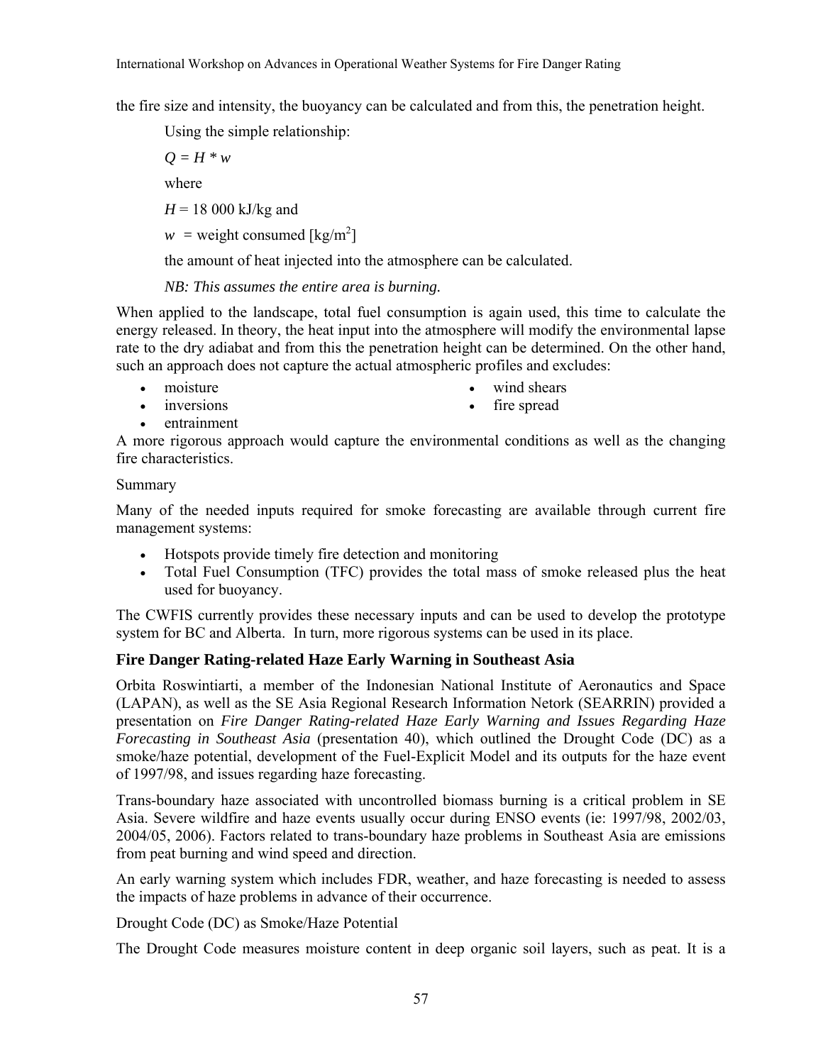the fire size and intensity, the buoyancy can be calculated and from this, the penetration height.

Using the simple relationship:

$Q = H * w$

where

$H$ = 18 000 kJ/kg and

$w$ = weight consumed [kg/m$^2$]

the amount of heat injected into the atmosphere can be calculated.

*NB: This assumes the entire area is burning.*

When applied to the landscape, total fuel consumption is again used, this time to calculate the energy released. In theory, the heat input into the atmosphere will modify the environmental lapse rate to the dry adiabat and from this the penetration height can be determined. On the other hand, such an approach does not capture the actual atmospheric profiles and excludes:

- moisture
- inversions
- entrainment
- wind shears
- fire spread

A more rigorous approach would capture the environmental conditions as well as the changing fire characteristics.

Summary

Many of the needed inputs required for smoke forecasting are available through current fire management systems:

- Hotspots provide timely fire detection and monitoring
- Total Fuel Consumption (TFC) provides the total mass of smoke released plus the heat used for buoyancy.

The CWFIS currently provides these necessary inputs and can be used to develop the prototype system for BC and Alberta. In turn, more rigorous systems can be used in its place.

### Fire Danger Rating-related Haze Early Warning in Southeast Asia

Orbita Roswintiarti, a member of the Indonesian National Institute of Aeronautics and Space (LAPAN), as well as the SE Asia Regional Research Information Netork (SEARRIN) provided a presentation on *Fire Danger Rating-related Haze Early Warning and Issues Regarding Haze Forecasting in Southeast Asia* (presentation 40), which outlined the Drought Code (DC) as a smoke/haze potential, development of the Fuel-Explicit Model and its outputs for the haze event of 1997/98, and issues regarding haze forecasting.

Trans-boundary haze associated with uncontrolled biomass burning is a critical problem in SE Asia. Severe wildfire and haze events usually occur during ENSO events (ie: 1997/98, 2002/03, 2004/05, 2006). Factors related to trans-boundary haze problems in Southeast Asia are emissions from peat burning and wind speed and direction.

An early warning system which includes FDR, weather, and haze forecasting is needed to assess the impacts of haze problems in advance of their occurrence.

Drought Code (DC) as Smoke/Haze Potential

The Drought Code measures moisture content in deep organic soil layers, such as peat. It is a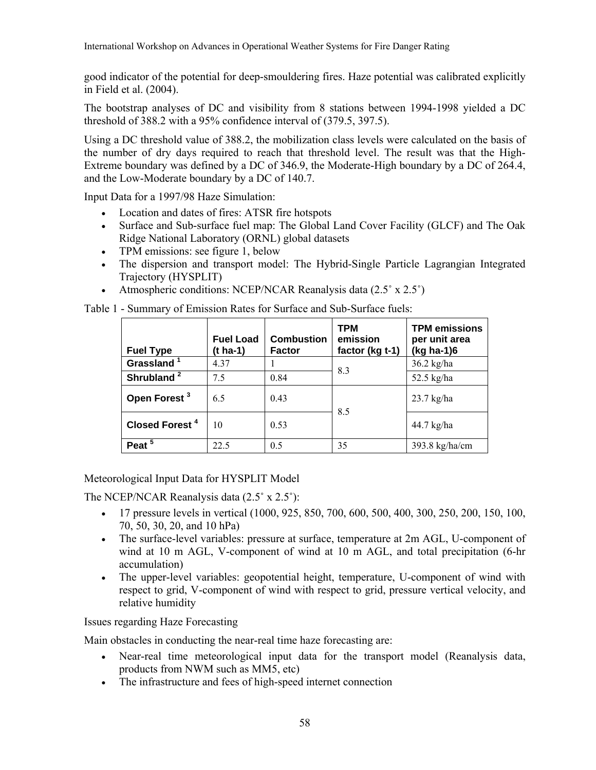good indicator of the potential for deep-smouldering fires. Haze potential was calibrated explicitly in Field et al. (2004).

The bootstrap analyses of DC and visibility from 8 stations between 1994-1998 yielded a DC threshold of 388.2 with a 95% confidence interval of (379.5, 397.5).

Using a DC threshold value of 388.2, the mobilization class levels were calculated on the basis of the number of dry days required to reach that threshold level. The result was that the High-Extreme boundary was defined by a DC of 346.9, the Moderate-High boundary by a DC of 264.4, and the Low-Moderate boundary by a DC of 140.7.

Input Data for a 1997/98 Haze Simulation:

- Location and dates of fires: ATSR fire hotspots
- Surface and Sub-surface fuel map: The Global Land Cover Facility (GLCF) and The Oak Ridge National Laboratory (ORNL) global datasets
- TPM emissions: see figure 1, below
- The dispersion and transport model: The Hybrid-Single Particle Lagrangian Integrated Trajectory (HYSPLIT)
- Atmospheric conditions: NCEP/NCAR Reanalysis data (2.5˚ x 2.5˚)

Table 1 - Summary of Emission Rates for Surface and Sub-Surface fuels:

| Fuel Type | Fuel Load (t ha-1) | Combustion Factor | TPM emission factor (kg t-1) | TPM emissions per unit area (kg ha-1)6 |
|---|---|---|---|---|
| **Grassland [1]** | 4.37 | 1 | 8.3 | 36.2 kg/ha |
| **Shrubland [2]** | 7.5 | 0.84 | | 52.5 kg/ha |
| **Open Forest [3]** | 6.5 | 0.43 | 8.5 | 23.7 kg/ha |
| **Closed Forest [4]** | 10 | 0.53 | | 44.7 kg/ha |
| **Peat [5]** | 22.5 | 0.5 | 35 | 393.8 kg/ha/cm |

Meteorological Input Data for HYSPLIT Model

The NCEP/NCAR Reanalysis data (2.5˚ x 2.5˚):

- 17 pressure levels in vertical (1000, 925, 850, 700, 600, 500, 400, 300, 250, 200, 150, 100, 70, 50, 30, 20, and 10 hPa)
- The surface-level variables: pressure at surface, temperature at 2m AGL, U-component of wind at 10 m AGL, V-component of wind at 10 m AGL, and total precipitation (6-hr accumulation)
- The upper-level variables: geopotential height, temperature, U-component of wind with respect to grid, V-component of wind with respect to grid, pressure vertical velocity, and relative humidity

Issues regarding Haze Forecasting

Main obstacles in conducting the near-real time haze forecasting are:

- Near-real time meteorological input data for the transport model (Reanalysis data, products from NWM such as MM5, etc)
- The infrastructure and fees of high-speed internet connection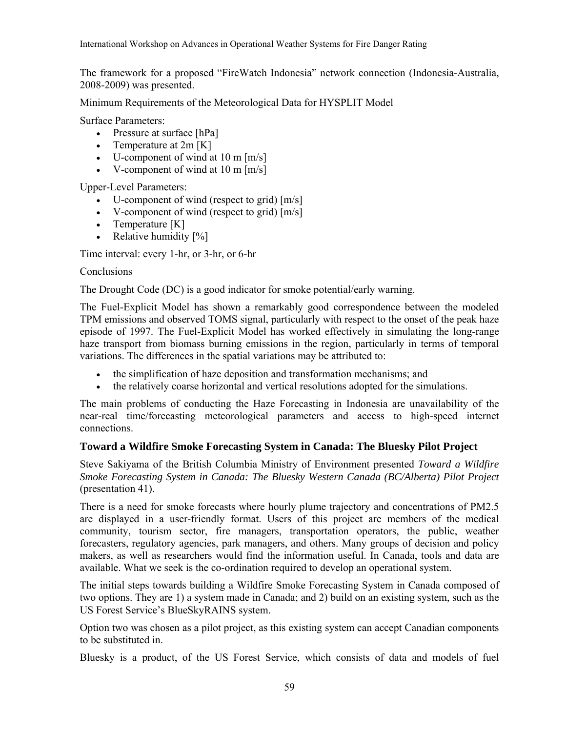The framework for a proposed "FireWatch Indonesia" network connection (Indonesia-Australia, 2008-2009) was presented.

Minimum Requirements of the Meteorological Data for HYSPLIT Model

Surface Parameters:

- Pressure at surface [hPa]
- Temperature at 2m [K]
- U-component of wind at 10 m [m/s]
- V-component of wind at 10 m [m/s]

Upper-Level Parameters:

- U-component of wind (respect to grid) [m/s]
- V-component of wind (respect to grid) [m/s]
- Temperature [K]
- Relative humidity [%]

Time interval: every 1-hr, or 3-hr, or 6-hr

Conclusions

The Drought Code (DC) is a good indicator for smoke potential/early warning.

The Fuel-Explicit Model has shown a remarkably good correspondence between the modeled TPM emissions and observed TOMS signal, particularly with respect to the onset of the peak haze episode of 1997. The Fuel-Explicit Model has worked effectively in simulating the long-range haze transport from biomass burning emissions in the region, particularly in terms of temporal variations. The differences in the spatial variations may be attributed to:

- the simplification of haze deposition and transformation mechanisms; and
- the relatively coarse horizontal and vertical resolutions adopted for the simulations.

The main problems of conducting the Haze Forecasting in Indonesia are unavailability of the near-real time/forecasting meteorological parameters and access to high-speed internet connections.

### Toward a Wildfire Smoke Forecasting System in Canada: The Bluesky Pilot Project

Steve Sakiyama of the British Columbia Ministry of Environment presented *Toward a Wildfire Smoke Forecasting System in Canada: The Bluesky Western Canada (BC/Alberta) Pilot Project* (presentation 41).

There is a need for smoke forecasts where hourly plume trajectory and concentrations of PM2.5 are displayed in a user-friendly format. Users of this project are members of the medical community, tourism sector, fire managers, transportation operators, the public, weather forecasters, regulatory agencies, park managers, and others. Many groups of decision and policy makers, as well as researchers would find the information useful. In Canada, tools and data are available. What we seek is the co-ordination required to develop an operational system.

The initial steps towards building a Wildfire Smoke Forecasting System in Canada composed of two options. They are 1) a system made in Canada; and 2) build on an existing system, such as the US Forest Service's BlueSkyRAINS system.

Option two was chosen as a pilot project, as this existing system can accept Canadian components to be substituted in.

Bluesky is a product, of the US Forest Service, which consists of data and models of fuel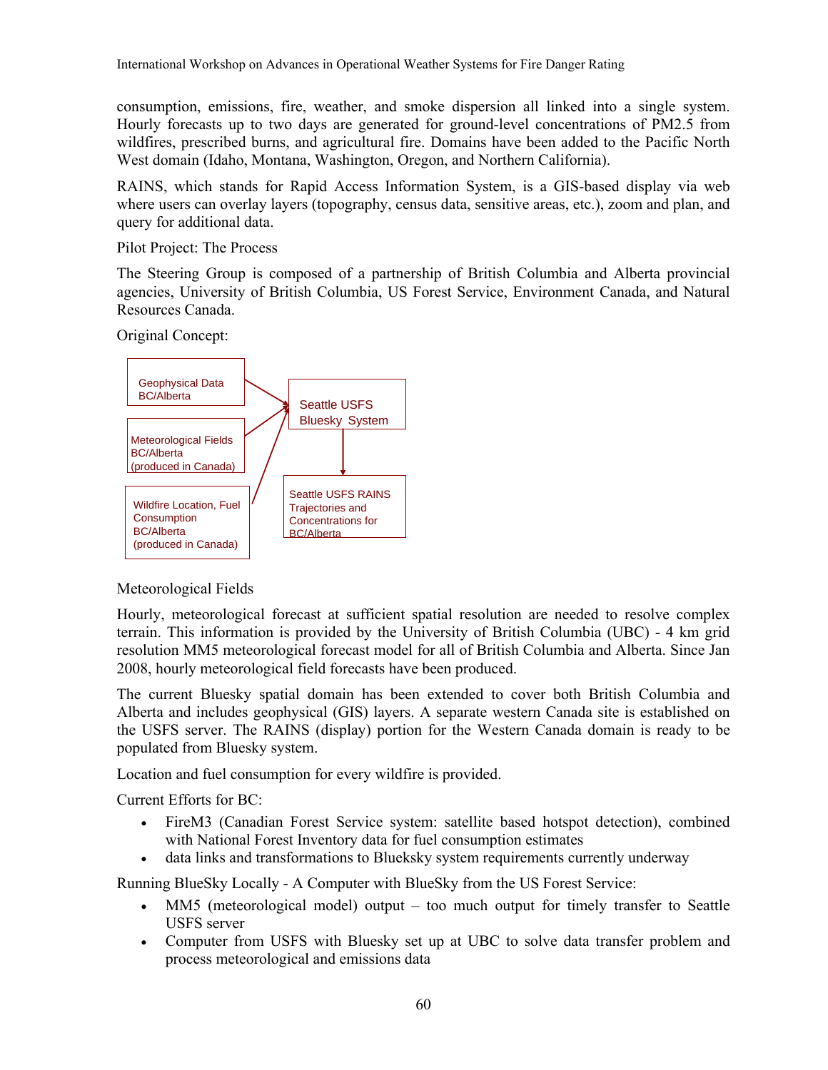consumption, emissions, fire, weather, and smoke dispersion all linked into a single system. Hourly forecasts up to two days are generated for ground-level concentrations of PM2.5 from wildfires, prescribed burns, and agricultural fire. Domains have been added to the Pacific North West domain (Idaho, Montana, Washington, Oregon, and Northern California).

RAINS, which stands for Rapid Access Information System, is a GIS-based display via web where users can overlay layers (topography, census data, sensitive areas, etc.), zoom and plan, and query for additional data.

Pilot Project: The Process

The Steering Group is composed of a partnership of British Columbia and Alberta provincial agencies, University of British Columbia, US Forest Service, Environment Canada, and Natural Resources Canada.

Original Concept:

Geophysical Data BC/Alberta

Meteorological Fields BC/Alberta (produced in Canada)

Wildfire Location, Fuel Consumption BC/Alberta (produced in Canada)

Seattle USFS Bluesky System

Seattle USFS RAINS Trajectories and Concentrations for BC/Alberta

Meteorological Fields

Hourly, meteorological forecast at sufficient spatial resolution are needed to resolve complex terrain. This information is provided by the University of British Columbia (UBC) - 4 km grid resolution MM5 meteorological forecast model for all of British Columbia and Alberta. Since Jan 2008, hourly meteorological field forecasts have been produced.

The current Bluesky spatial domain has been extended to cover both British Columbia and Alberta and includes geophysical (GIS) layers. A separate western Canada site is established on the USFS server. The RAINS (display) portion for the Western Canada domain is ready to be populated from Bluesky system.

Location and fuel consumption for every wildfire is provided.

Current Efforts for BC:

- FireM3 (Canadian Forest Service system: satellite based hotspot detection), combined with National Forest Inventory data for fuel consumption estimates
- data links and transformations to Blueksky system requirements currently underway

Running BlueSky Locally - A Computer with BlueSky from the US Forest Service:

- MM5 (meteorological model) output – too much output for timely transfer to Seattle USFS server
- Computer from USFS with Bluesky set up at UBC to solve data transfer problem and process meteorological and emissions data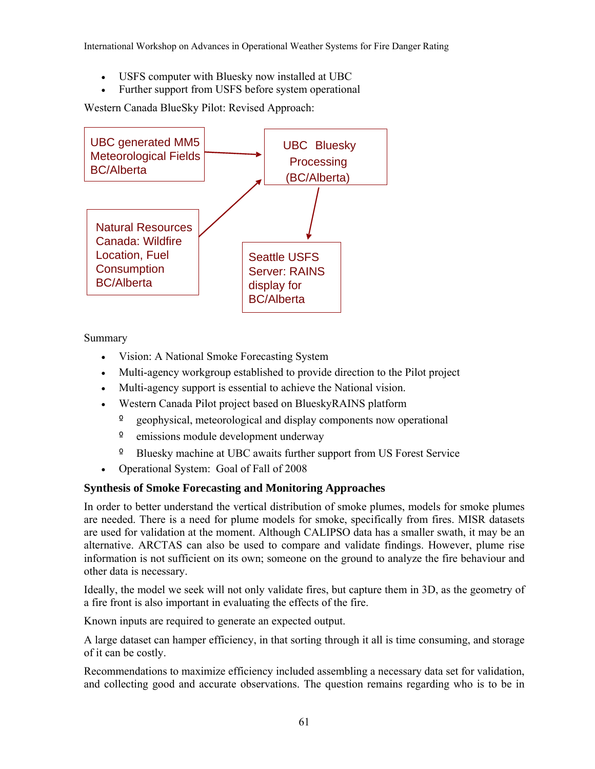- USFS computer with Bluesky now installed at UBC
- Further support from USFS before system operational

Western Canada BlueSky Pilot: Revised Approach:

UBC generated MM5 Meteorological Fields BC/Alberta → UBC Bluesky Processing (BC/Alberta)

Natural Resources Canada: Wildfire Location, Fuel Consumption BC/Alberta → UBC Bluesky Processing (BC/Alberta)

UBC Bluesky Processing (BC/Alberta) → Seattle USFS Server: RAINS display for BC/Alberta

Summary

- Vision: A National Smoke Forecasting System
- Multi-agency workgroup established to provide direction to the Pilot project
- Multi-agency support is essential to achieve the National vision.
- Western Canada Pilot project based on BlueskyRAINS platform
  - geophysical, meteorological and display components now operational
  - emissions module development underway
  - Bluesky machine at UBC awaits further support from US Forest Service
- Operational System: Goal of Fall of 2008

### Synthesis of Smoke Forecasting and Monitoring Approaches

In order to better understand the vertical distribution of smoke plumes, models for smoke plumes are needed. There is a need for plume models for smoke, specifically from fires. MISR datasets are used for validation at the moment. Although CALIPSO data has a smaller swath, it may be an alternative. ARCTAS can also be used to compare and validate findings. However, plume rise information is not sufficient on its own; someone on the ground to analyze the fire behaviour and other data is necessary.

Ideally, the model we seek will not only validate fires, but capture them in 3D, as the geometry of a fire front is also important in evaluating the effects of the fire.

Known inputs are required to generate an expected output.

A large dataset can hamper efficiency, in that sorting through it all is time consuming, and storage of it can be costly.

Recommendations to maximize efficiency included assembling a necessary data set for validation, and collecting good and accurate observations. The question remains regarding who is to be in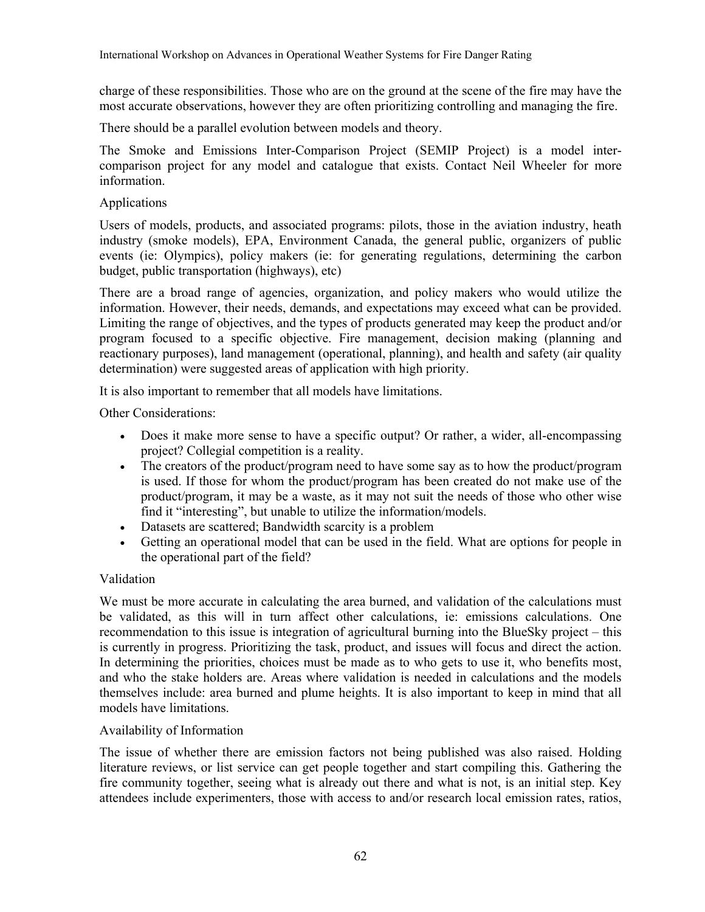charge of these responsibilities. Those who are on the ground at the scene of the fire may have the most accurate observations, however they are often prioritizing controlling and managing the fire.

There should be a parallel evolution between models and theory.

The Smoke and Emissions Inter-Comparison Project (SEMIP Project) is a model inter-comparison project for any model and catalogue that exists. Contact Neil Wheeler for more information.

Applications

Users of models, products, and associated programs: pilots, those in the aviation industry, heath industry (smoke models), EPA, Environment Canada, the general public, organizers of public events (ie: Olympics), policy makers (ie: for generating regulations, determining the carbon budget, public transportation (highways), etc)

There are a broad range of agencies, organization, and policy makers who would utilize the information. However, their needs, demands, and expectations may exceed what can be provided. Limiting the range of objectives, and the types of products generated may keep the product and/or program focused to a specific objective. Fire management, decision making (planning and reactionary purposes), land management (operational, planning), and health and safety (air quality determination) were suggested areas of application with high priority.

It is also important to remember that all models have limitations.

Other Considerations:

- Does it make more sense to have a specific output? Or rather, a wider, all-encompassing project? Collegial competition is a reality.
- The creators of the product/program need to have some say as to how the product/program is used. If those for whom the product/program has been created do not make use of the product/program, it may be a waste, as it may not suit the needs of those who other wise find it "interesting", but unable to utilize the information/models.
- Datasets are scattered; Bandwidth scarcity is a problem
- Getting an operational model that can be used in the field. What are options for people in the operational part of the field?

Validation

We must be more accurate in calculating the area burned, and validation of the calculations must be validated, as this will in turn affect other calculations, ie: emissions calculations. One recommendation to this issue is integration of agricultural burning into the BlueSky project – this is currently in progress. Prioritizing the task, product, and issues will focus and direct the action. In determining the priorities, choices must be made as to who gets to use it, who benefits most, and who the stake holders are. Areas where validation is needed in calculations and the models themselves include: area burned and plume heights. It is also important to keep in mind that all models have limitations.

Availability of Information

The issue of whether there are emission factors not being published was also raised. Holding literature reviews, or list service can get people together and start compiling this. Gathering the fire community together, seeing what is already out there and what is not, is an initial step. Key attendees include experimenters, those with access to and/or research local emission rates, ratios,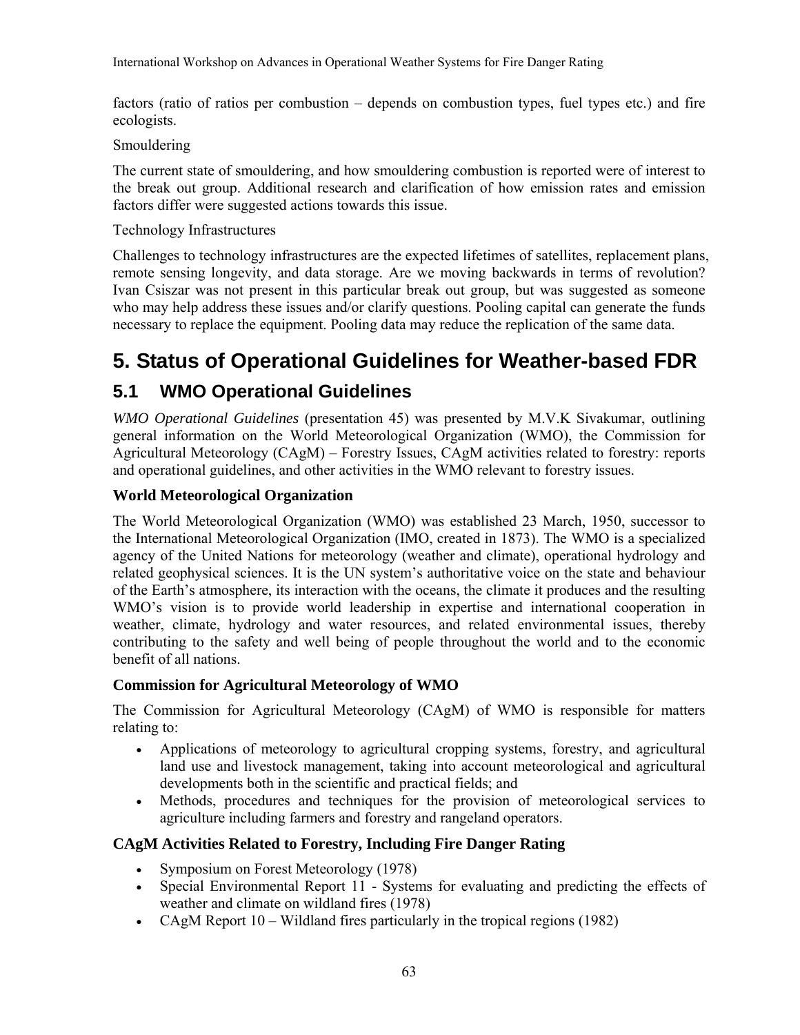factors (ratio of ratios per combustion – depends on combustion types, fuel types etc.) and fire ecologists.

Smouldering

The current state of smouldering, and how smouldering combustion is reported were of interest to the break out group. Additional research and clarification of how emission rates and emission factors differ were suggested actions towards this issue.

Technology Infrastructures

Challenges to technology infrastructures are the expected lifetimes of satellites, replacement plans, remote sensing longevity, and data storage. Are we moving backwards in terms of revolution? Ivan Csiszar was not present in this particular break out group, but was suggested as someone who may help address these issues and/or clarify questions. Pooling capital can generate the funds necessary to replace the equipment. Pooling data may reduce the replication of the same data.

# 5. Status of Operational Guidelines for Weather-based FDR

## 5.1 WMO Operational Guidelines

*WMO Operational Guidelines* (presentation 45) was presented by M.V.K Sivakumar, outlining general information on the World Meteorological Organization (WMO), the Commission for Agricultural Meteorology (CAgM) – Forestry Issues, CAgM activities related to forestry: reports and operational guidelines, and other activities in the WMO relevant to forestry issues.

### World Meteorological Organization

The World Meteorological Organization (WMO) was established 23 March, 1950, successor to the International Meteorological Organization (IMO, created in 1873). The WMO is a specialized agency of the United Nations for meteorology (weather and climate), operational hydrology and related geophysical sciences. It is the UN system's authoritative voice on the state and behaviour of the Earth's atmosphere, its interaction with the oceans, the climate it produces and the resulting WMO's vision is to provide world leadership in expertise and international cooperation in weather, climate, hydrology and water resources, and related environmental issues, thereby contributing to the safety and well being of people throughout the world and to the economic benefit of all nations.

### Commission for Agricultural Meteorology of WMO

The Commission for Agricultural Meteorology (CAgM) of WMO is responsible for matters relating to:

- Applications of meteorology to agricultural cropping systems, forestry, and agricultural land use and livestock management, taking into account meteorological and agricultural developments both in the scientific and practical fields; and
- Methods, procedures and techniques for the provision of meteorological services to agriculture including farmers and forestry and rangeland operators.

### CAgM Activities Related to Forestry, Including Fire Danger Rating

- Symposium on Forest Meteorology (1978)
- Special Environmental Report 11 - Systems for evaluating and predicting the effects of weather and climate on wildland fires (1978)
- CAgM Report 10 – Wildland fires particularly in the tropical regions (1982)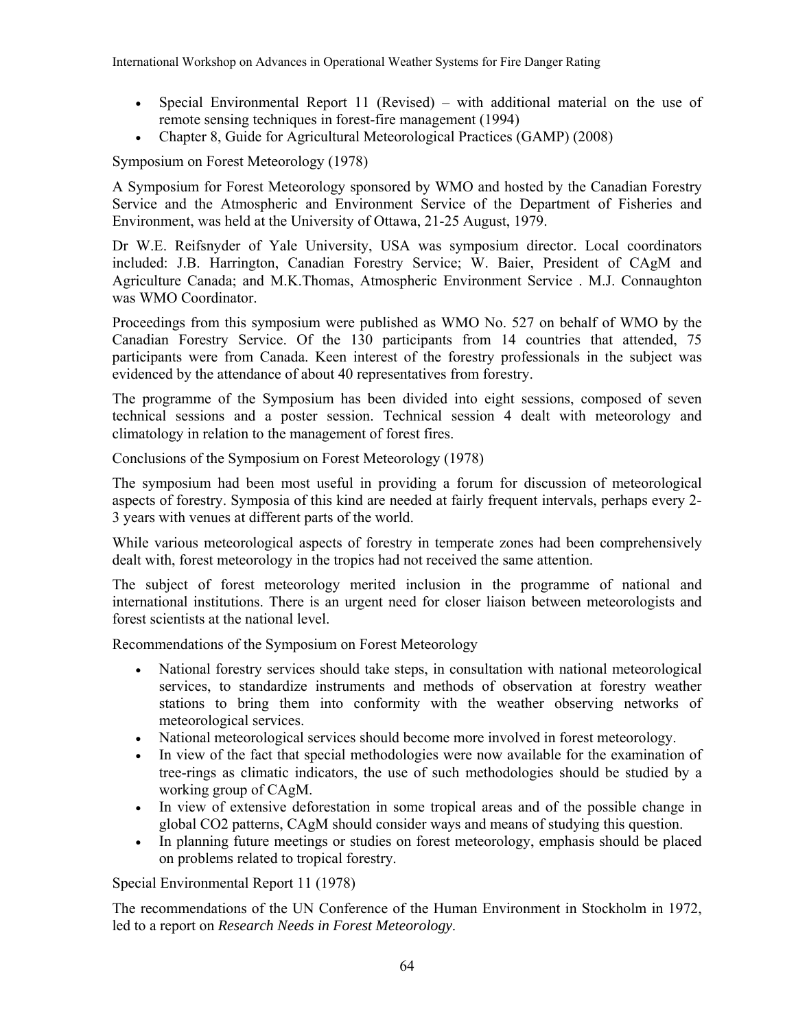- Special Environmental Report 11 (Revised) – with additional material on the use of remote sensing techniques in forest-fire management (1994)
- Chapter 8, Guide for Agricultural Meteorological Practices (GAMP) (2008)

Symposium on Forest Meteorology (1978)

A Symposium for Forest Meteorology sponsored by WMO and hosted by the Canadian Forestry Service and the Atmospheric and Environment Service of the Department of Fisheries and Environment, was held at the University of Ottawa, 21-25 August, 1979.

Dr W.E. Reifsnyder of Yale University, USA was symposium director. Local coordinators included: J.B. Harrington, Canadian Forestry Service; W. Baier, President of CAgM and Agriculture Canada; and M.K.Thomas, Atmospheric Environment Service . M.J. Connaughton was WMO Coordinator.

Proceedings from this symposium were published as WMO No. 527 on behalf of WMO by the Canadian Forestry Service. Of the 130 participants from 14 countries that attended, 75 participants were from Canada. Keen interest of the forestry professionals in the subject was evidenced by the attendance of about 40 representatives from forestry.

The programme of the Symposium has been divided into eight sessions, composed of seven technical sessions and a poster session. Technical session 4 dealt with meteorology and climatology in relation to the management of forest fires.

Conclusions of the Symposium on Forest Meteorology (1978)

The symposium had been most useful in providing a forum for discussion of meteorological aspects of forestry. Symposia of this kind are needed at fairly frequent intervals, perhaps every 2-3 years with venues at different parts of the world.

While various meteorological aspects of forestry in temperate zones had been comprehensively dealt with, forest meteorology in the tropics had not received the same attention.

The subject of forest meteorology merited inclusion in the programme of national and international institutions. There is an urgent need for closer liaison between meteorologists and forest scientists at the national level.

Recommendations of the Symposium on Forest Meteorology

- National forestry services should take steps, in consultation with national meteorological services, to standardize instruments and methods of observation at forestry weather stations to bring them into conformity with the weather observing networks of meteorological services.
- National meteorological services should become more involved in forest meteorology.
- In view of the fact that special methodologies were now available for the examination of tree-rings as climatic indicators, the use of such methodologies should be studied by a working group of CAgM.
- In view of extensive deforestation in some tropical areas and of the possible change in global $CO_2$ patterns, CAgM should consider ways and means of studying this question.
- In planning future meetings or studies on forest meteorology, emphasis should be placed on problems related to tropical forestry.

Special Environmental Report 11 (1978)

The recommendations of the UN Conference of the Human Environment in Stockholm in 1972, led to a report on *Research Needs in Forest Meteorology*.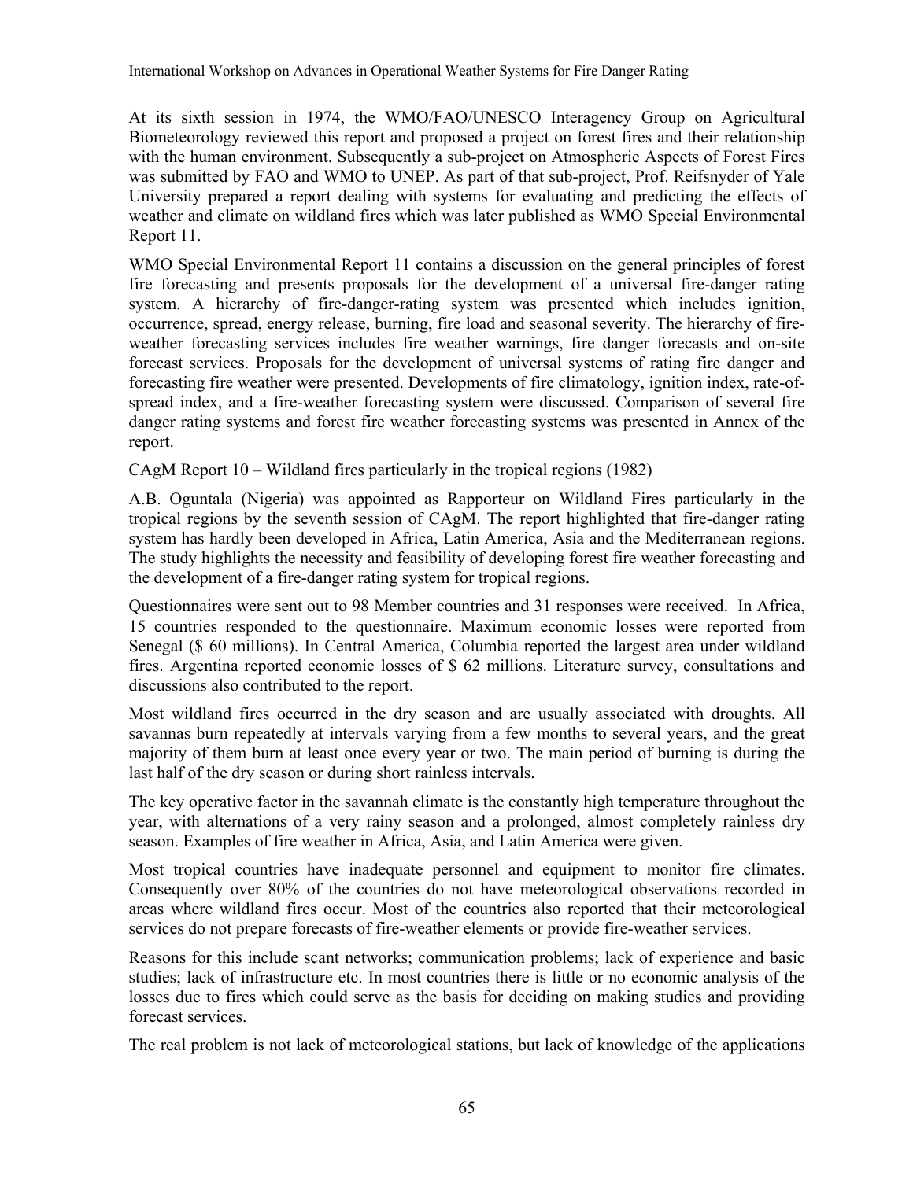At its sixth session in 1974, the WMO/FAO/UNESCO Interagency Group on Agricultural Biometeorology reviewed this report and proposed a project on forest fires and their relationship with the human environment. Subsequently a sub-project on Atmospheric Aspects of Forest Fires was submitted by FAO and WMO to UNEP. As part of that sub-project, Prof. Reifsnyder of Yale University prepared a report dealing with systems for evaluating and predicting the effects of weather and climate on wildland fires which was later published as WMO Special Environmental Report 11.

WMO Special Environmental Report 11 contains a discussion on the general principles of forest fire forecasting and presents proposals for the development of a universal fire-danger rating system. A hierarchy of fire-danger-rating system was presented which includes ignition, occurrence, spread, energy release, burning, fire load and seasonal severity. The hierarchy of fire-weather forecasting services includes fire weather warnings, fire danger forecasts and on-site forecast services. Proposals for the development of universal systems of rating fire danger and forecasting fire weather were presented. Developments of fire climatology, ignition index, rate-of-spread index, and a fire-weather forecasting system were discussed. Comparison of several fire danger rating systems and forest fire weather forecasting systems was presented in Annex of the report.

CAgM Report 10 – Wildland fires particularly in the tropical regions (1982)

A.B. Oguntala (Nigeria) was appointed as Rapporteur on Wildland Fires particularly in the tropical regions by the seventh session of CAgM. The report highlighted that fire-danger rating system has hardly been developed in Africa, Latin America, Asia and the Mediterranean regions. The study highlights the necessity and feasibility of developing forest fire weather forecasting and the development of a fire-danger rating system for tropical regions.

Questionnaires were sent out to 98 Member countries and 31 responses were received. In Africa, 15 countries responded to the questionnaire. Maximum economic losses were reported from Senegal ($ 60 millions). In Central America, Columbia reported the largest area under wildland fires. Argentina reported economic losses of $ 62 millions. Literature survey, consultations and discussions also contributed to the report.

Most wildland fires occurred in the dry season and are usually associated with droughts. All savannas burn repeatedly at intervals varying from a few months to several years, and the great majority of them burn at least once every year or two. The main period of burning is during the last half of the dry season or during short rainless intervals.

The key operative factor in the savannah climate is the constantly high temperature throughout the year, with alternations of a very rainy season and a prolonged, almost completely rainless dry season. Examples of fire weather in Africa, Asia, and Latin America were given.

Most tropical countries have inadequate personnel and equipment to monitor fire climates. Consequently over 80% of the countries do not have meteorological observations recorded in areas where wildland fires occur. Most of the countries also reported that their meteorological services do not prepare forecasts of fire-weather elements or provide fire-weather services.

Reasons for this include scant networks; communication problems; lack of experience and basic studies; lack of infrastructure etc. In most countries there is little or no economic analysis of the losses due to fires which could serve as the basis for deciding on making studies and providing forecast services.

The real problem is not lack of meteorological stations, but lack of knowledge of the applications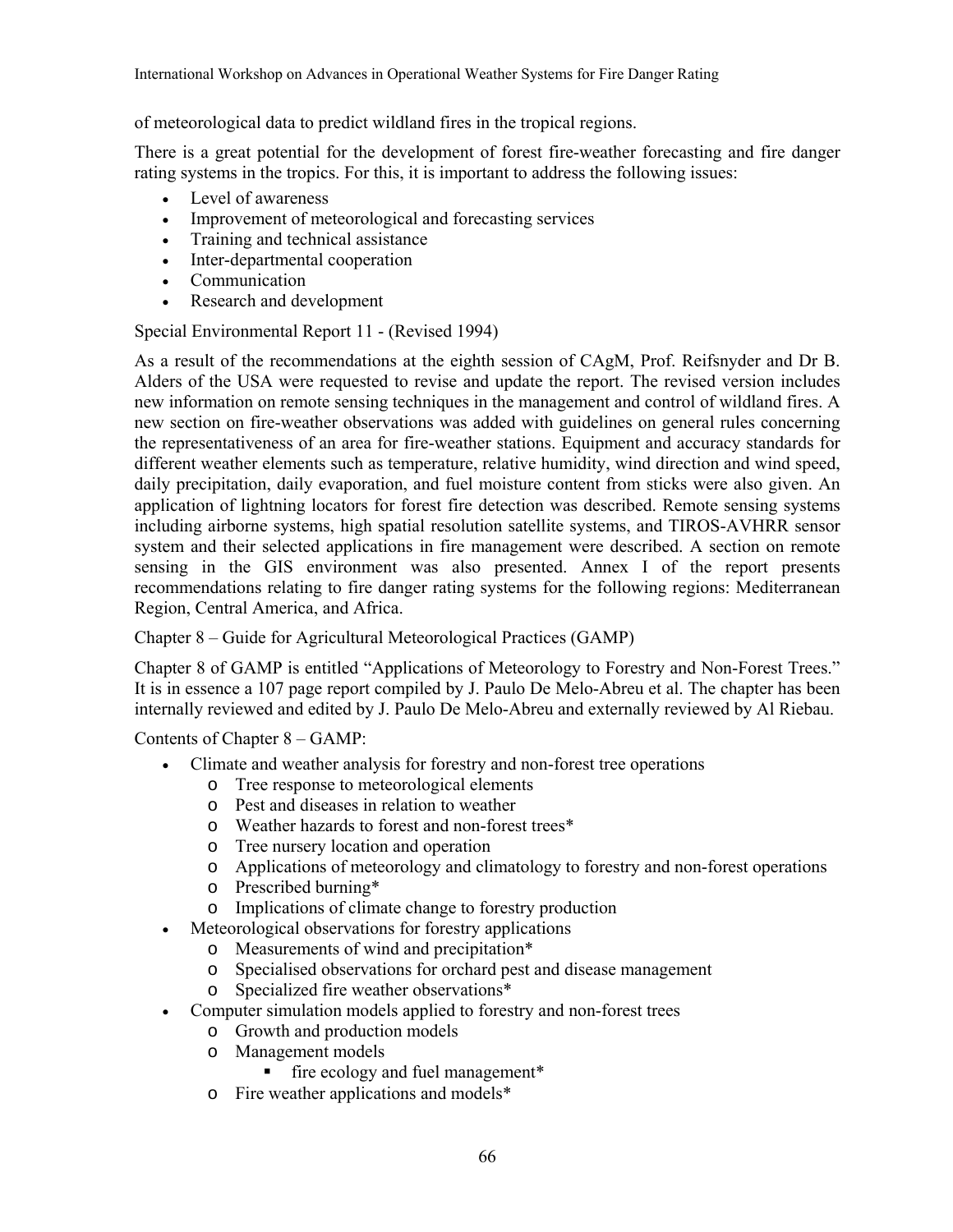of meteorological data to predict wildland fires in the tropical regions.

There is a great potential for the development of forest fire-weather forecasting and fire danger rating systems in the tropics. For this, it is important to address the following issues:

- Level of awareness
- Improvement of meteorological and forecasting services
- Training and technical assistance
- Inter-departmental cooperation
- Communication
- Research and development

Special Environmental Report 11 - (Revised 1994)

As a result of the recommendations at the eighth session of CAgM, Prof. Reifsnyder and Dr B. Alders of the USA were requested to revise and update the report. The revised version includes new information on remote sensing techniques in the management and control of wildland fires. A new section on fire-weather observations was added with guidelines on general rules concerning the representativeness of an area for fire-weather stations. Equipment and accuracy standards for different weather elements such as temperature, relative humidity, wind direction and wind speed, daily precipitation, daily evaporation, and fuel moisture content from sticks were also given. An application of lightning locators for forest fire detection was described. Remote sensing systems including airborne systems, high spatial resolution satellite systems, and TIROS-AVHRR sensor system and their selected applications in fire management were described. A section on remote sensing in the GIS environment was also presented. Annex I of the report presents recommendations relating to fire danger rating systems for the following regions: Mediterranean Region, Central America, and Africa.

Chapter 8 – Guide for Agricultural Meteorological Practices (GAMP)

Chapter 8 of GAMP is entitled "Applications of Meteorology to Forestry and Non-Forest Trees." It is in essence a 107 page report compiled by J. Paulo De Melo-Abreu et al. The chapter has been internally reviewed and edited by J. Paulo De Melo-Abreu and externally reviewed by Al Riebau.

Contents of Chapter 8 – GAMP:

- Climate and weather analysis for forestry and non-forest tree operations
  - Tree response to meteorological elements
  - Pest and diseases in relation to weather
  - Weather hazards to forest and non-forest trees*
  - Tree nursery location and operation
  - Applications of meteorology and climatology to forestry and non-forest operations
  - Prescribed burning*
  - Implications of climate change to forestry production
- Meteorological observations for forestry applications
  - Measurements of wind and precipitation*
  - Specialised observations for orchard pest and disease management
  - Specialized fire weather observations*
- Computer simulation models applied to forestry and non-forest trees
  - Growth and production models
  - Management models
    - fire ecology and fuel management*
  - Fire weather applications and models*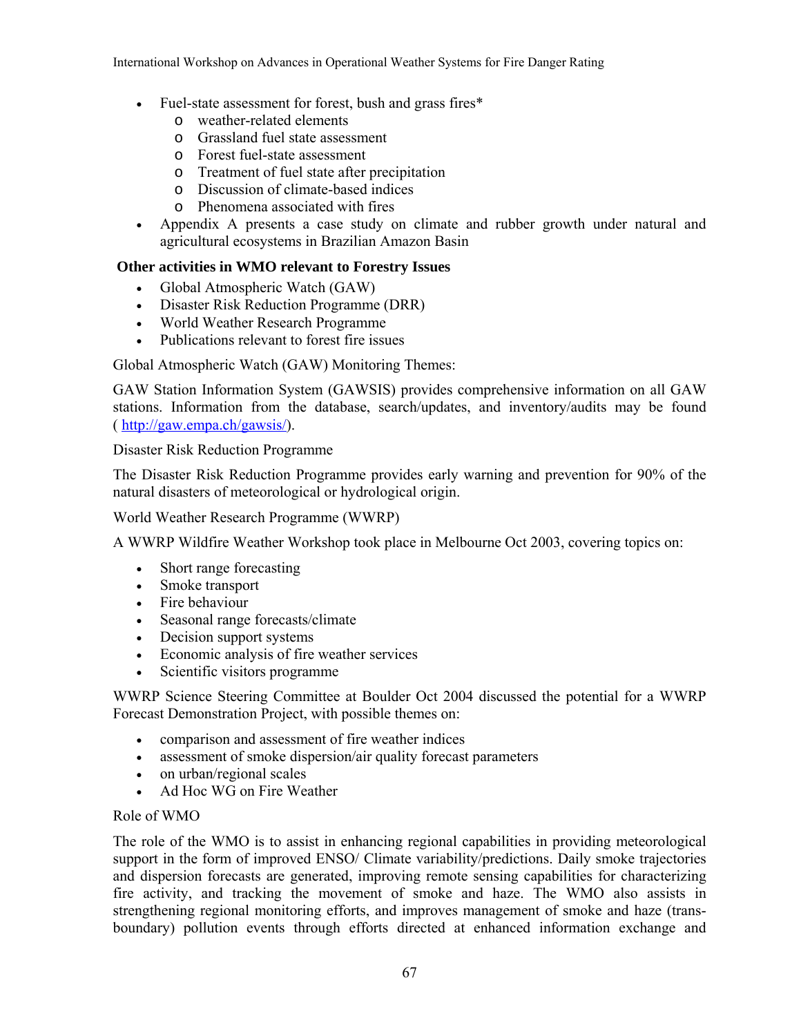- Fuel-state assessment for forest, bush and grass fires*
    - weather-related elements
    - Grassland fuel state assessment
    - Forest fuel-state assessment
    - Treatment of fuel state after precipitation
    - Discussion of climate-based indices
    - Phenomena associated with fires
- Appendix A presents a case study on climate and rubber growth under natural and agricultural ecosystems in Brazilian Amazon Basin

**Other activities in WMO relevant to Forestry Issues**

- Global Atmospheric Watch (GAW)
- Disaster Risk Reduction Programme (DRR)
- World Weather Research Programme
- Publications relevant to forest fire issues

Global Atmospheric Watch (GAW) Monitoring Themes:

GAW Station Information System (GAWSIS) provides comprehensive information on all GAW stations. Information from the database, search/updates, and inventory/audits may be found ( http://gaw.empa.ch/gawsis/).

Disaster Risk Reduction Programme

The Disaster Risk Reduction Programme provides early warning and prevention for 90% of the natural disasters of meteorological or hydrological origin.

World Weather Research Programme (WWRP)

A WWRP Wildfire Weather Workshop took place in Melbourne Oct 2003, covering topics on:

- Short range forecasting
- Smoke transport
- Fire behaviour
- Seasonal range forecasts/climate
- Decision support systems
- Economic analysis of fire weather services
- Scientific visitors programme

WWRP Science Steering Committee at Boulder Oct 2004 discussed the potential for a WWRP Forecast Demonstration Project, with possible themes on:

- comparison and assessment of fire weather indices
- assessment of smoke dispersion/air quality forecast parameters
- on urban/regional scales
- Ad Hoc WG on Fire Weather

Role of WMO

The role of the WMO is to assist in enhancing regional capabilities in providing meteorological support in the form of improved ENSO/ Climate variability/predictions. Daily smoke trajectories and dispersion forecasts are generated, improving remote sensing capabilities for characterizing fire activity, and tracking the movement of smoke and haze. The WMO also assists in strengthening regional monitoring efforts, and improves management of smoke and haze (trans-boundary) pollution events through efforts directed at enhanced information exchange and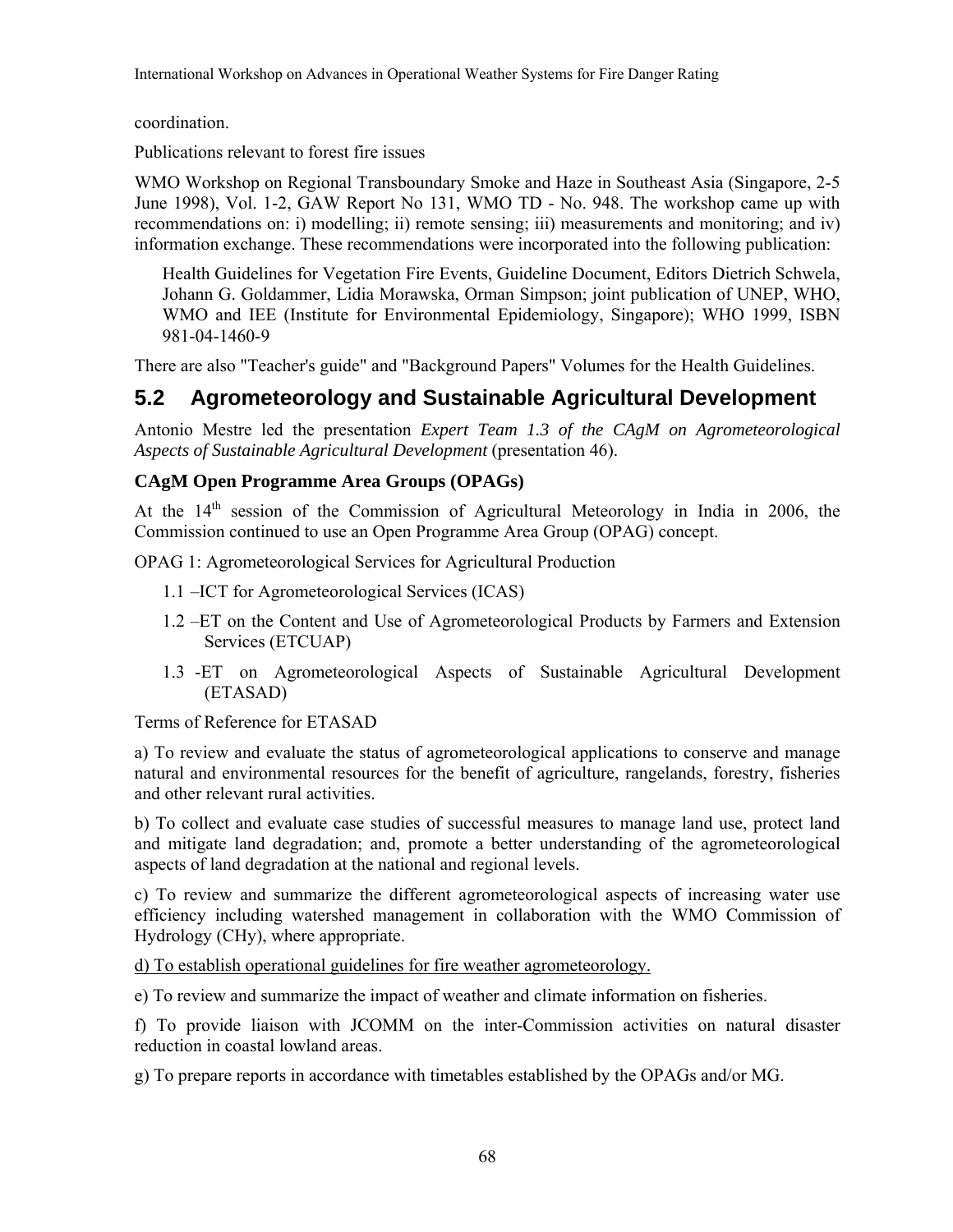coordination.

Publications relevant to forest fire issues

WMO Workshop on Regional Transboundary Smoke and Haze in Southeast Asia (Singapore, 2-5 June 1998), Vol. 1-2, GAW Report No 131, WMO TD - No. 948. The workshop came up with recommendations on: i) modelling; ii) remote sensing; iii) measurements and monitoring; and iv) information exchange. These recommendations were incorporated into the following publication:

> Health Guidelines for Vegetation Fire Events, Guideline Document, Editors Dietrich Schwela, Johann G. Goldammer, Lidia Morawska, Orman Simpson; joint publication of UNEP, WHO, WMO and IEE (Institute for Environmental Epidemiology, Singapore); WHO 1999, ISBN 981-04-1460-9

There are also "Teacher's guide" and "Background Papers" Volumes for the Health Guidelines.

## 5.2 Agrometeorology and Sustainable Agricultural Development

Antonio Mestre led the presentation *Expert Team 1.3 of the CAgM on Agrometeorological Aspects of Sustainable Agricultural Development* (presentation 46).

### CAgM Open Programme Area Groups (OPAGs)

At the 14th session of the Commission of Agricultural Meteorology in India in 2006, the Commission continued to use an Open Programme Area Group (OPAG) concept.

OPAG 1: Agrometeorological Services for Agricultural Production

- 1.1 –ICT for Agrometeorological Services (ICAS)
- 1.2 –ET on the Content and Use of Agrometeorological Products by Farmers and Extension Services (ETCUAP)
- 1.3 -ET on Agrometeorological Aspects of Sustainable Agricultural Development (ETASAD)

Terms of Reference for ETASAD

a) To review and evaluate the status of agrometeorological applications to conserve and manage natural and environmental resources for the benefit of agriculture, rangelands, forestry, fisheries and other relevant rural activities.

b) To collect and evaluate case studies of successful measures to manage land use, protect land and mitigate land degradation; and, promote a better understanding of the agrometeorological aspects of land degradation at the national and regional levels.

c) To review and summarize the different agrometeorological aspects of increasing water use efficiency including watershed management in collaboration with the WMO Commission of Hydrology (CHy), where appropriate.

<u>d) To establish operational guidelines for fire weather agrometeorology.</u>

e) To review and summarize the impact of weather and climate information on fisheries.

f) To provide liaison with JCOMM on the inter-Commission activities on natural disaster reduction in coastal lowland areas.

g) To prepare reports in accordance with timetables established by the OPAGs and/or MG.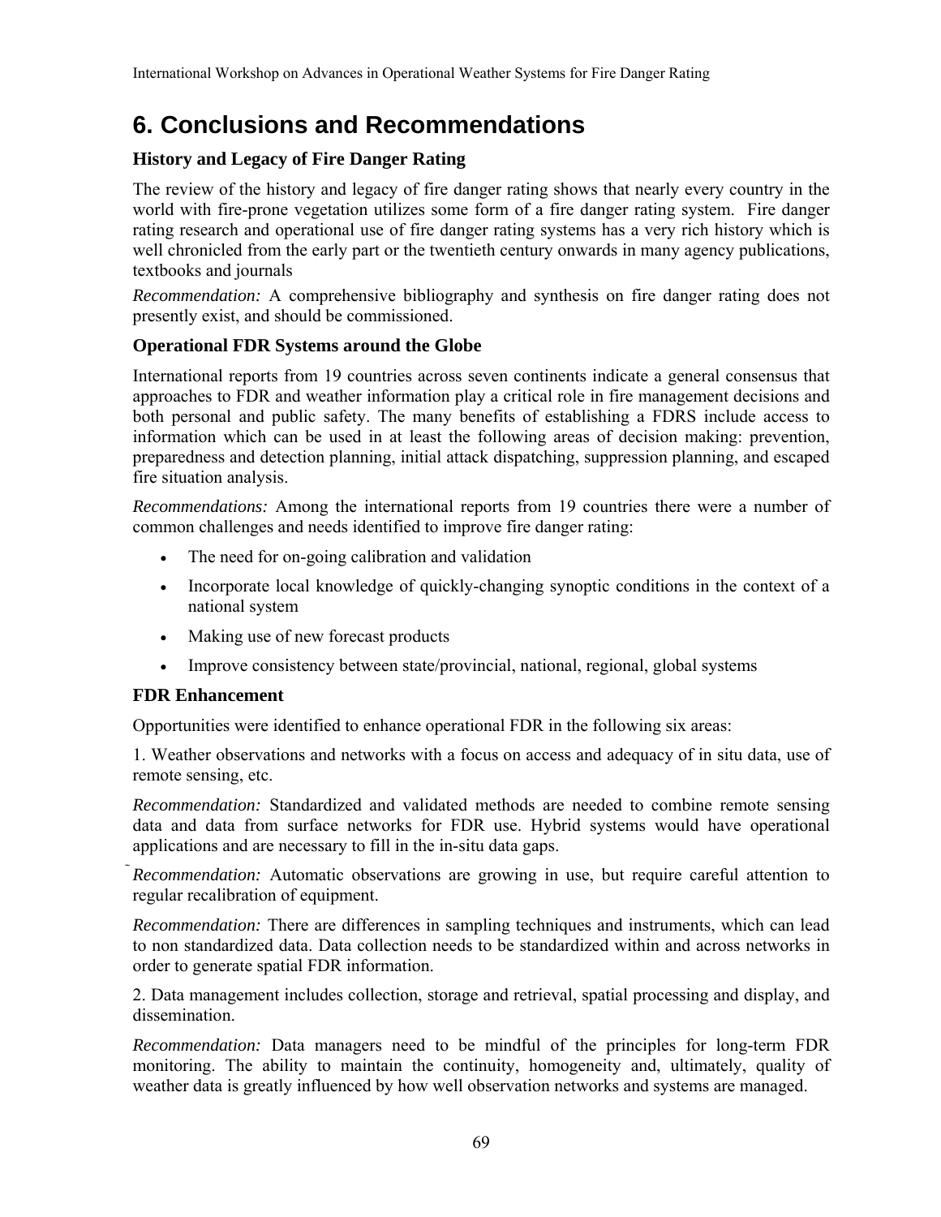# 6. Conclusions and Recommendations

### History and Legacy of Fire Danger Rating

The review of the history and legacy of fire danger rating shows that nearly every country in the world with fire-prone vegetation utilizes some form of a fire danger rating system. Fire danger rating research and operational use of fire danger rating systems has a very rich history which is well chronicled from the early part or the twentieth century onwards in many agency publications, textbooks and journals

*Recommendation:* A comprehensive bibliography and synthesis on fire danger rating does not presently exist, and should be commissioned.

### Operational FDR Systems around the Globe

International reports from 19 countries across seven continents indicate a general consensus that approaches to FDR and weather information play a critical role in fire management decisions and both personal and public safety. The many benefits of establishing a FDRS include access to information which can be used in at least the following areas of decision making: prevention, preparedness and detection planning, initial attack dispatching, suppression planning, and escaped fire situation analysis.

*Recommendations:* Among the international reports from 19 countries there were a number of common challenges and needs identified to improve fire danger rating:

- The need for on-going calibration and validation
- Incorporate local knowledge of quickly-changing synoptic conditions in the context of a national system
- Making use of new forecast products
- Improve consistency between state/provincial, national, regional, global systems

### FDR Enhancement

Opportunities were identified to enhance operational FDR in the following six areas:

1. Weather observations and networks with a focus on access and adequacy of in situ data, use of remote sensing, etc.

*Recommendation:* Standardized and validated methods are needed to combine remote sensing data and data from surface networks for FDR use. Hybrid systems would have operational applications and are necessary to fill in the in-situ data gaps.

*Recommendation:* Automatic observations are growing in use, but require careful attention to regular recalibration of equipment.

*Recommendation:* There are differences in sampling techniques and instruments, which can lead to non standardized data. Data collection needs to be standardized within and across networks in order to generate spatial FDR information.

2. Data management includes collection, storage and retrieval, spatial processing and display, and dissemination.

*Recommendation:* Data managers need to be mindful of the principles for long-term FDR monitoring. The ability to maintain the continuity, homogeneity and, ultimately, quality of weather data is greatly influenced by how well observation networks and systems are managed.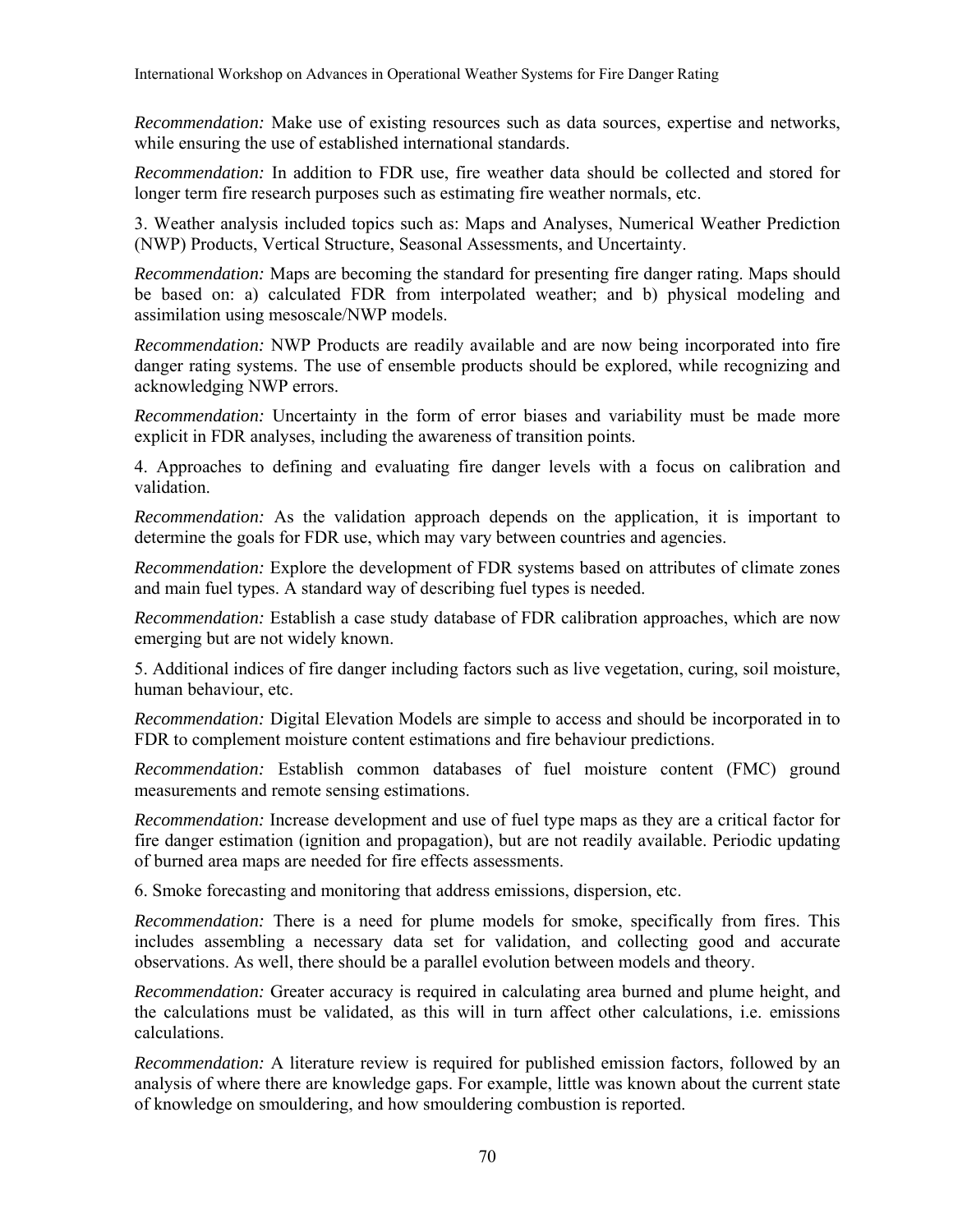*Recommendation:* Make use of existing resources such as data sources, expertise and networks, while ensuring the use of established international standards.

*Recommendation:* In addition to FDR use, fire weather data should be collected and stored for longer term fire research purposes such as estimating fire weather normals, etc.

3. Weather analysis included topics such as: Maps and Analyses, Numerical Weather Prediction (NWP) Products, Vertical Structure, Seasonal Assessments, and Uncertainty.

*Recommendation:* Maps are becoming the standard for presenting fire danger rating. Maps should be based on: a) calculated FDR from interpolated weather; and b) physical modeling and assimilation using mesoscale/NWP models.

*Recommendation:* NWP Products are readily available and are now being incorporated into fire danger rating systems. The use of ensemble products should be explored, while recognizing and acknowledging NWP errors.

*Recommendation:* Uncertainty in the form of error biases and variability must be made more explicit in FDR analyses, including the awareness of transition points.

4. Approaches to defining and evaluating fire danger levels with a focus on calibration and validation.

*Recommendation:* As the validation approach depends on the application, it is important to determine the goals for FDR use, which may vary between countries and agencies.

*Recommendation:* Explore the development of FDR systems based on attributes of climate zones and main fuel types. A standard way of describing fuel types is needed.

*Recommendation:* Establish a case study database of FDR calibration approaches, which are now emerging but are not widely known.

5. Additional indices of fire danger including factors such as live vegetation, curing, soil moisture, human behaviour, etc.

*Recommendation:* Digital Elevation Models are simple to access and should be incorporated in to FDR to complement moisture content estimations and fire behaviour predictions.

*Recommendation:* Establish common databases of fuel moisture content (FMC) ground measurements and remote sensing estimations.

*Recommendation:* Increase development and use of fuel type maps as they are a critical factor for fire danger estimation (ignition and propagation), but are not readily available. Periodic updating of burned area maps are needed for fire effects assessments.

6. Smoke forecasting and monitoring that address emissions, dispersion, etc.

*Recommendation:* There is a need for plume models for smoke, specifically from fires. This includes assembling a necessary data set for validation, and collecting good and accurate observations. As well, there should be a parallel evolution between models and theory.

*Recommendation:* Greater accuracy is required in calculating area burned and plume height, and the calculations must be validated, as this will in turn affect other calculations, i.e. emissions calculations.

*Recommendation:* A literature review is required for published emission factors, followed by an analysis of where there are knowledge gaps. For example, little was known about the current state of knowledge on smouldering, and how smouldering combustion is reported.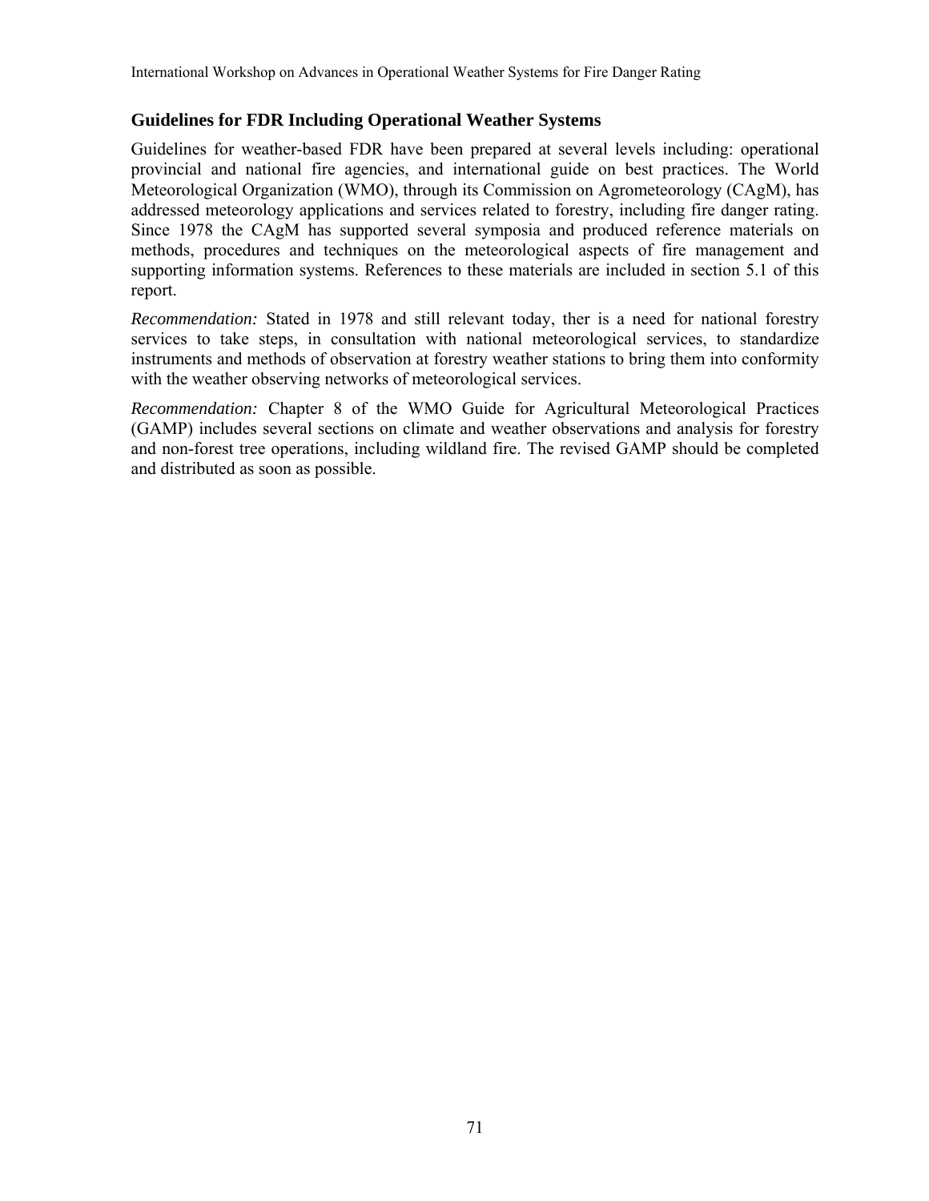## Guidelines for FDR Including Operational Weather Systems

Guidelines for weather-based FDR have been prepared at several levels including: operational provincial and national fire agencies, and international guide on best practices. The World Meteorological Organization (WMO), through its Commission on Agrometeorology (CAgM), has addressed meteorology applications and services related to forestry, including fire danger rating. Since 1978 the CAgM has supported several symposia and produced reference materials on methods, procedures and techniques on the meteorological aspects of fire management and supporting information systems. References to these materials are included in section 5.1 of this report.

*Recommendation:* Stated in 1978 and still relevant today, ther is a need for national forestry services to take steps, in consultation with national meteorological services, to standardize instruments and methods of observation at forestry weather stations to bring them into conformity with the weather observing networks of meteorological services.

*Recommendation:* Chapter 8 of the WMO Guide for Agricultural Meteorological Practices (GAMP) includes several sections on climate and weather observations and analysis for forestry and non-forest tree operations, including wildland fire. The revised GAMP should be completed and distributed as soon as possible.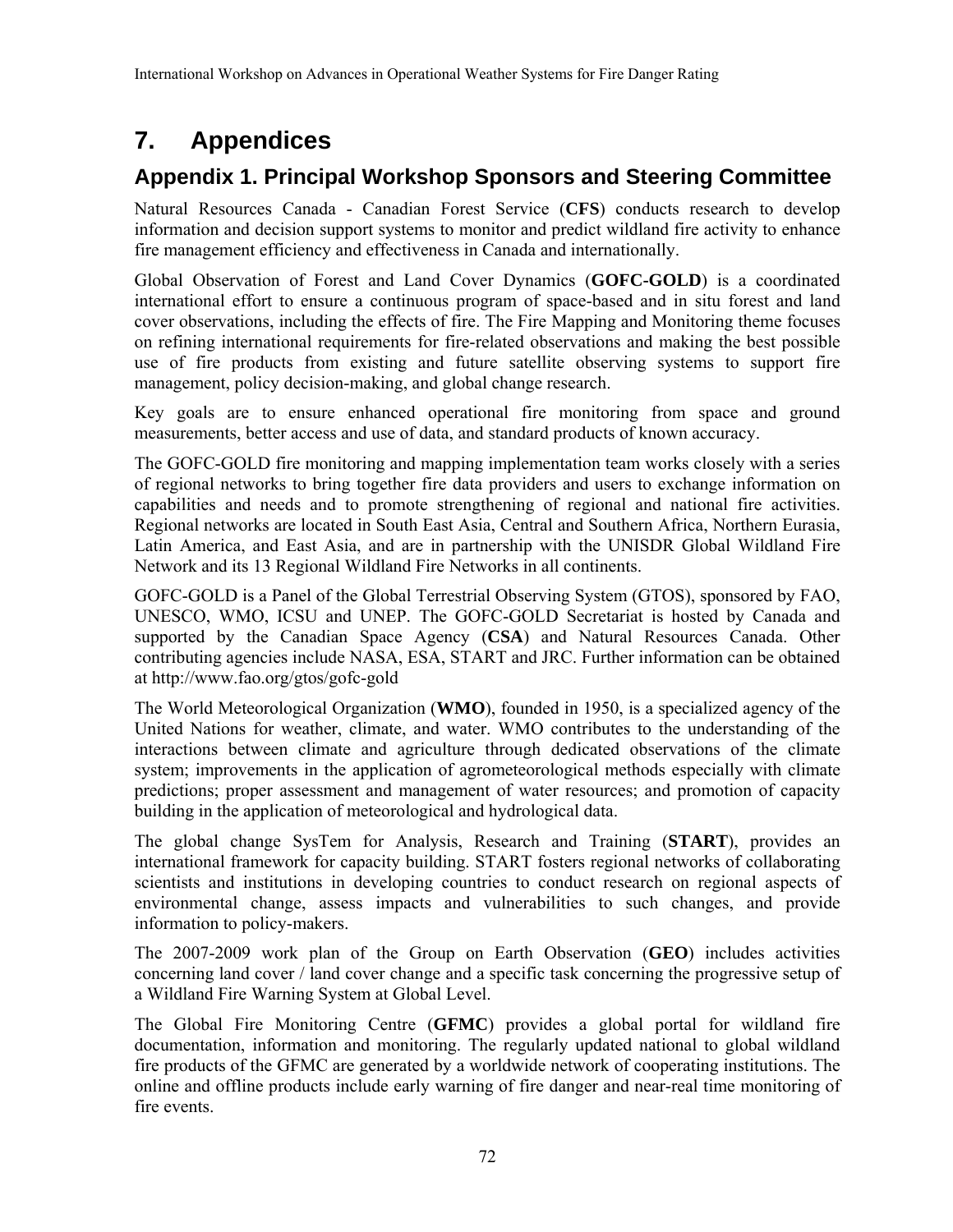# 7. Appendices

## Appendix 1. Principal Workshop Sponsors and Steering Committee

Natural Resources Canada - Canadian Forest Service (**CFS**) conducts research to develop information and decision support systems to monitor and predict wildland fire activity to enhance fire management efficiency and effectiveness in Canada and internationally.

Global Observation of Forest and Land Cover Dynamics (**GOFC-GOLD**) is a coordinated international effort to ensure a continuous program of space-based and in situ forest and land cover observations, including the effects of fire. The Fire Mapping and Monitoring theme focuses on refining international requirements for fire-related observations and making the best possible use of fire products from existing and future satellite observing systems to support fire management, policy decision-making, and global change research.

Key goals are to ensure enhanced operational fire monitoring from space and ground measurements, better access and use of data, and standard products of known accuracy.

The GOFC-GOLD fire monitoring and mapping implementation team works closely with a series of regional networks to bring together fire data providers and users to exchange information on capabilities and needs and to promote strengthening of regional and national fire activities. Regional networks are located in South East Asia, Central and Southern Africa, Northern Eurasia, Latin America, and East Asia, and are in partnership with the UNISDR Global Wildland Fire Network and its 13 Regional Wildland Fire Networks in all continents.

GOFC-GOLD is a Panel of the Global Terrestrial Observing System (GTOS), sponsored by FAO, UNESCO, WMO, ICSU and UNEP. The GOFC-GOLD Secretariat is hosted by Canada and supported by the Canadian Space Agency (**CSA**) and Natural Resources Canada. Other contributing agencies include NASA, ESA, START and JRC. Further information can be obtained at http://www.fao.org/gtos/gofc-gold

The World Meteorological Organization (**WMO**), founded in 1950, is a specialized agency of the United Nations for weather, climate, and water. WMO contributes to the understanding of the interactions between climate and agriculture through dedicated observations of the climate system; improvements in the application of agrometeorological methods especially with climate predictions; proper assessment and management of water resources; and promotion of capacity building in the application of meteorological and hydrological data.

The global change SysTem for Analysis, Research and Training (**START**), provides an international framework for capacity building. START fosters regional networks of collaborating scientists and institutions in developing countries to conduct research on regional aspects of environmental change, assess impacts and vulnerabilities to such changes, and provide information to policy-makers.

The 2007-2009 work plan of the Group on Earth Observation (**GEO**) includes activities concerning land cover / land cover change and a specific task concerning the progressive setup of a Wildland Fire Warning System at Global Level.

The Global Fire Monitoring Centre (**GFMC**) provides a global portal for wildland fire documentation, information and monitoring. The regularly updated national to global wildland fire products of the GFMC are generated by a worldwide network of cooperating institutions. The online and offline products include early warning of fire danger and near-real time monitoring of fire events.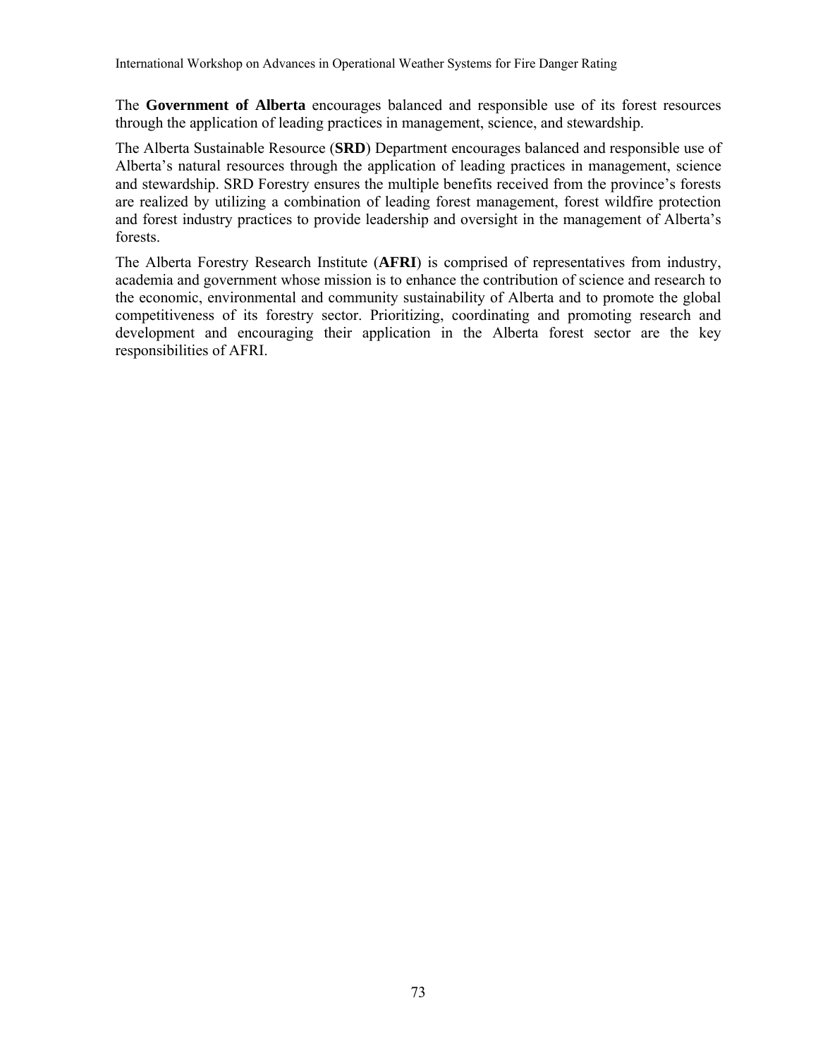The **Government of Alberta** encourages balanced and responsible use of its forest resources through the application of leading practices in management, science, and stewardship.

The Alberta Sustainable Resource (**SRD**) Department encourages balanced and responsible use of Alberta's natural resources through the application of leading practices in management, science and stewardship. SRD Forestry ensures the multiple benefits received from the province's forests are realized by utilizing a combination of leading forest management, forest wildfire protection and forest industry practices to provide leadership and oversight in the management of Alberta's forests.

The Alberta Forestry Research Institute (**AFRI**) is comprised of representatives from industry, academia and government whose mission is to enhance the contribution of science and research to the economic, environmental and community sustainability of Alberta and to promote the global competitiveness of its forestry sector. Prioritizing, coordinating and promoting research and development and encouraging their application in the Alberta forest sector are the key responsibilities of AFRI.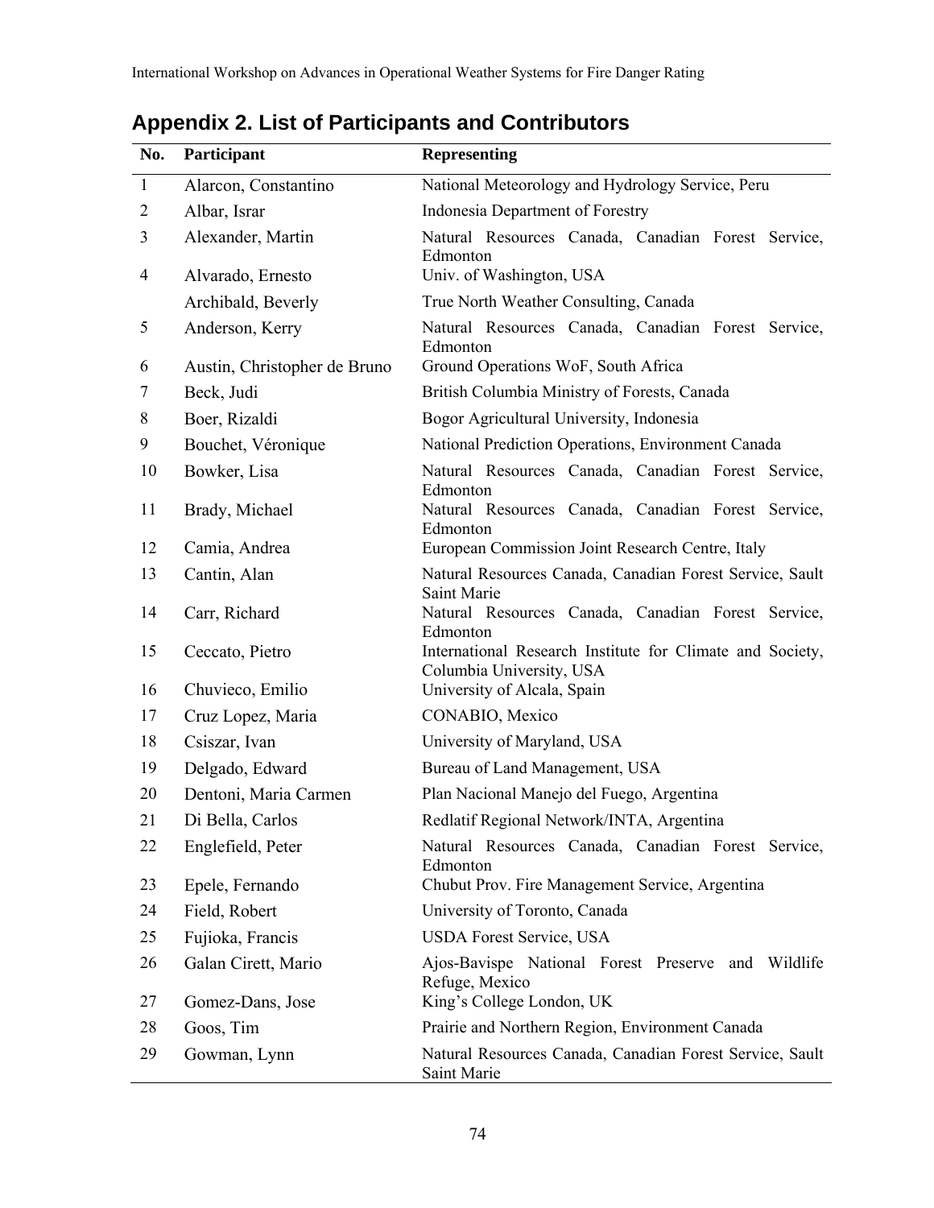## Appendix 2. List of Participants and Contributors

| No. | Participant | Representing |
|---|---|---|
| 1 | Alarcon, Constantino | National Meteorology and Hydrology Service, Peru |
| 2 | Albar, Israr | Indonesia Department of Forestry |
| 3 | Alexander, Martin | Natural Resources Canada, Canadian Forest Service, Edmonton |
| 4 | Alvarado, Ernesto | Univ. of Washington, USA |
| | Archibald, Beverly | True North Weather Consulting, Canada |
| 5 | Anderson, Kerry | Natural Resources Canada, Canadian Forest Service, Edmonton |
| 6 | Austin, Christopher de Bruno | Ground Operations WoF, South Africa |
| 7 | Beck, Judi | British Columbia Ministry of Forests, Canada |
| 8 | Boer, Rizaldi | Bogor Agricultural University, Indonesia |
| 9 | Bouchet, Véronique | National Prediction Operations, Environment Canada |
| 10 | Bowker, Lisa | Natural Resources Canada, Canadian Forest Service, Edmonton |
| 11 | Brady, Michael | Natural Resources Canada, Canadian Forest Service, Edmonton |
| 12 | Camia, Andrea | European Commission Joint Research Centre, Italy |
| 13 | Cantin, Alan | Natural Resources Canada, Canadian Forest Service, Sault Saint Marie |
| 14 | Carr, Richard | Natural Resources Canada, Canadian Forest Service, Edmonton |
| 15 | Ceccato, Pietro | International Research Institute for Climate and Society, Columbia University, USA |
| 16 | Chuvieco, Emilio | University of Alcala, Spain |
| 17 | Cruz Lopez, Maria | CONABIO, Mexico |
| 18 | Csiszar, Ivan | University of Maryland, USA |
| 19 | Delgado, Edward | Bureau of Land Management, USA |
| 20 | Dentoni, Maria Carmen | Plan Nacional Manejo del Fuego, Argentina |
| 21 | Di Bella, Carlos | Redlatif Regional Network/INTA, Argentina |
| 22 | Englefield, Peter | Natural Resources Canada, Canadian Forest Service, Edmonton |
| 23 | Epele, Fernando | Chubut Prov. Fire Management Service, Argentina |
| 24 | Field, Robert | University of Toronto, Canada |
| 25 | Fujioka, Francis | USDA Forest Service, USA |
| 26 | Galan Cirett, Mario | Ajos-Bavispe National Forest Preserve and Wildlife Refuge, Mexico |
| 27 | Gomez-Dans, Jose | King's College London, UK |
| 28 | Goos, Tim | Prairie and Northern Region, Environment Canada |
| 29 | Gowman, Lynn | Natural Resources Canada, Canadian Forest Service, Sault Saint Marie |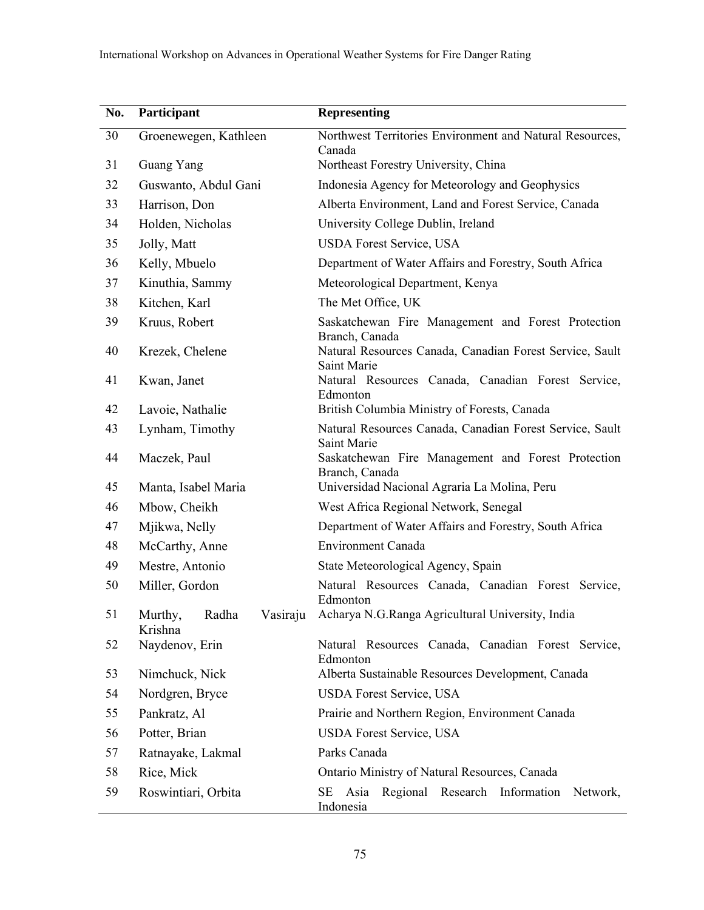| No. | Participant | Representing |
|---|---|---|
| 30 | Groenewegen, Kathleen | Northwest Territories Environment and Natural Resources, Canada |
| 31 | Guang Yang | Northeast Forestry University, China |
| 32 | Guswanto, Abdul Gani | Indonesia Agency for Meteorology and Geophysics |
| 33 | Harrison, Don | Alberta Environment, Land and Forest Service, Canada |
| 34 | Holden, Nicholas | University College Dublin, Ireland |
| 35 | Jolly, Matt | USDA Forest Service, USA |
| 36 | Kelly, Mbuelo | Department of Water Affairs and Forestry, South Africa |
| 37 | Kinuthia, Sammy | Meteorological Department, Kenya |
| 38 | Kitchen, Karl | The Met Office, UK |
| 39 | Kruus, Robert | Saskatchewan Fire Management and Forest Protection Branch, Canada |
| 40 | Krezek, Chelene | Natural Resources Canada, Canadian Forest Service, Sault Saint Marie |
| 41 | Kwan, Janet | Natural Resources Canada, Canadian Forest Service, Edmonton |
| 42 | Lavoie, Nathalie | British Columbia Ministry of Forests, Canada |
| 43 | Lynham, Timothy | Natural Resources Canada, Canadian Forest Service, Sault Saint Marie |
| 44 | Maczek, Paul | Saskatchewan Fire Management and Forest Protection Branch, Canada |
| 45 | Manta, Isabel Maria | Universidad Nacional Agraria La Molina, Peru |
| 46 | Mbow, Cheikh | West Africa Regional Network, Senegal |
| 47 | Mjikwa, Nelly | Department of Water Affairs and Forestry, South Africa |
| 48 | McCarthy, Anne | Environment Canada |
| 49 | Mestre, Antonio | State Meteorological Agency, Spain |
| 50 | Miller, Gordon | Natural Resources Canada, Canadian Forest Service, Edmonton |
| 51 | Murthy, Radha Vasiraju Krishna | Acharya N.G.Ranga Agricultural University, India |
| 52 | Naydenov, Erin | Natural Resources Canada, Canadian Forest Service, Edmonton |
| 53 | Nimchuck, Nick | Alberta Sustainable Resources Development, Canada |
| 54 | Nordgren, Bryce | USDA Forest Service, USA |
| 55 | Pankratz, Al | Prairie and Northern Region, Environment Canada |
| 56 | Potter, Brian | USDA Forest Service, USA |
| 57 | Ratnayake, Lakmal | Parks Canada |
| 58 | Rice, Mick | Ontario Ministry of Natural Resources, Canada |
| 59 | Roswintiari, Orbita | SE Asia Regional Research Information Network, Indonesia |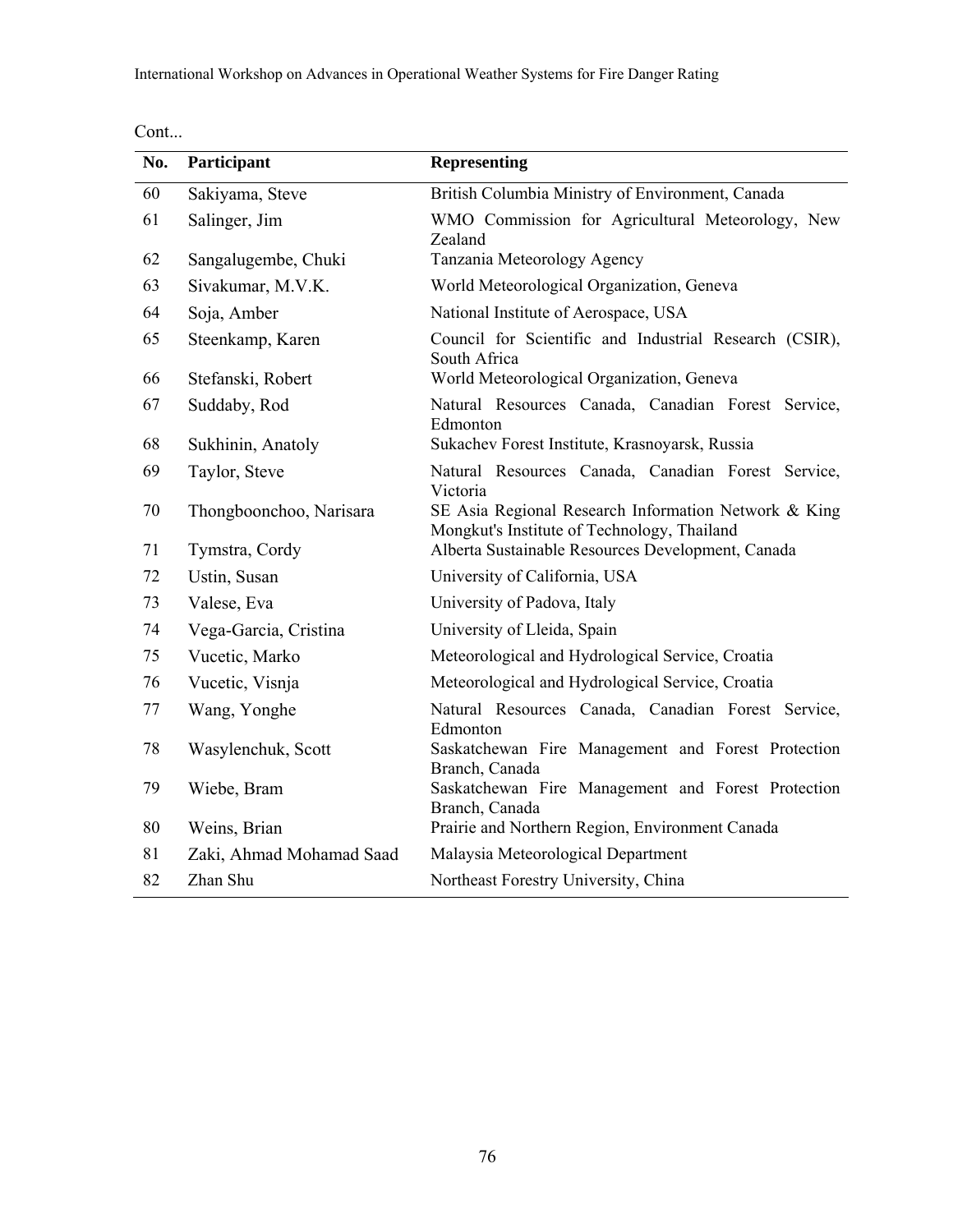Cont...

| No. | Participant | Representing |
|---|---|---|
| 60 | Sakiyama, Steve | British Columbia Ministry of Environment, Canada |
| 61 | Salinger, Jim | WMO Commission for Agricultural Meteorology, New Zealand |
| 62 | Sangalugembe, Chuki | Tanzania Meteorology Agency |
| 63 | Sivakumar, M.V.K. | World Meteorological Organization, Geneva |
| 64 | Soja, Amber | National Institute of Aerospace, USA |
| 65 | Steenkamp, Karen | Council for Scientific and Industrial Research (CSIR), South Africa |
| 66 | Stefanski, Robert | World Meteorological Organization, Geneva |
| 67 | Suddaby, Rod | Natural Resources Canada, Canadian Forest Service, Edmonton |
| 68 | Sukhinin, Anatoly | Sukachev Forest Institute, Krasnoyarsk, Russia |
| 69 | Taylor, Steve | Natural Resources Canada, Canadian Forest Service, Victoria |
| 70 | Thongboonchoo, Narisara | SE Asia Regional Research Information Network & King Mongkut's Institute of Technology, Thailand |
| 71 | Tymstra, Cordy | Alberta Sustainable Resources Development, Canada |
| 72 | Ustin, Susan | University of California, USA |
| 73 | Valese, Eva | University of Padova, Italy |
| 74 | Vega-Garcia, Cristina | University of Lleida, Spain |
| 75 | Vucetic, Marko | Meteorological and Hydrological Service, Croatia |
| 76 | Vucetic, Visnja | Meteorological and Hydrological Service, Croatia |
| 77 | Wang, Yonghe | Natural Resources Canada, Canadian Forest Service, Edmonton |
| 78 | Wasylenchuk, Scott | Saskatchewan Fire Management and Forest Protection Branch, Canada |
| 79 | Wiebe, Bram | Saskatchewan Fire Management and Forest Protection Branch, Canada |
| 80 | Weins, Brian | Prairie and Northern Region, Environment Canada |
| 81 | Zaki, Ahmad Mohamad Saad | Malaysia Meteorological Department |
| 82 | Zhan Shu | Northeast Forestry University, China |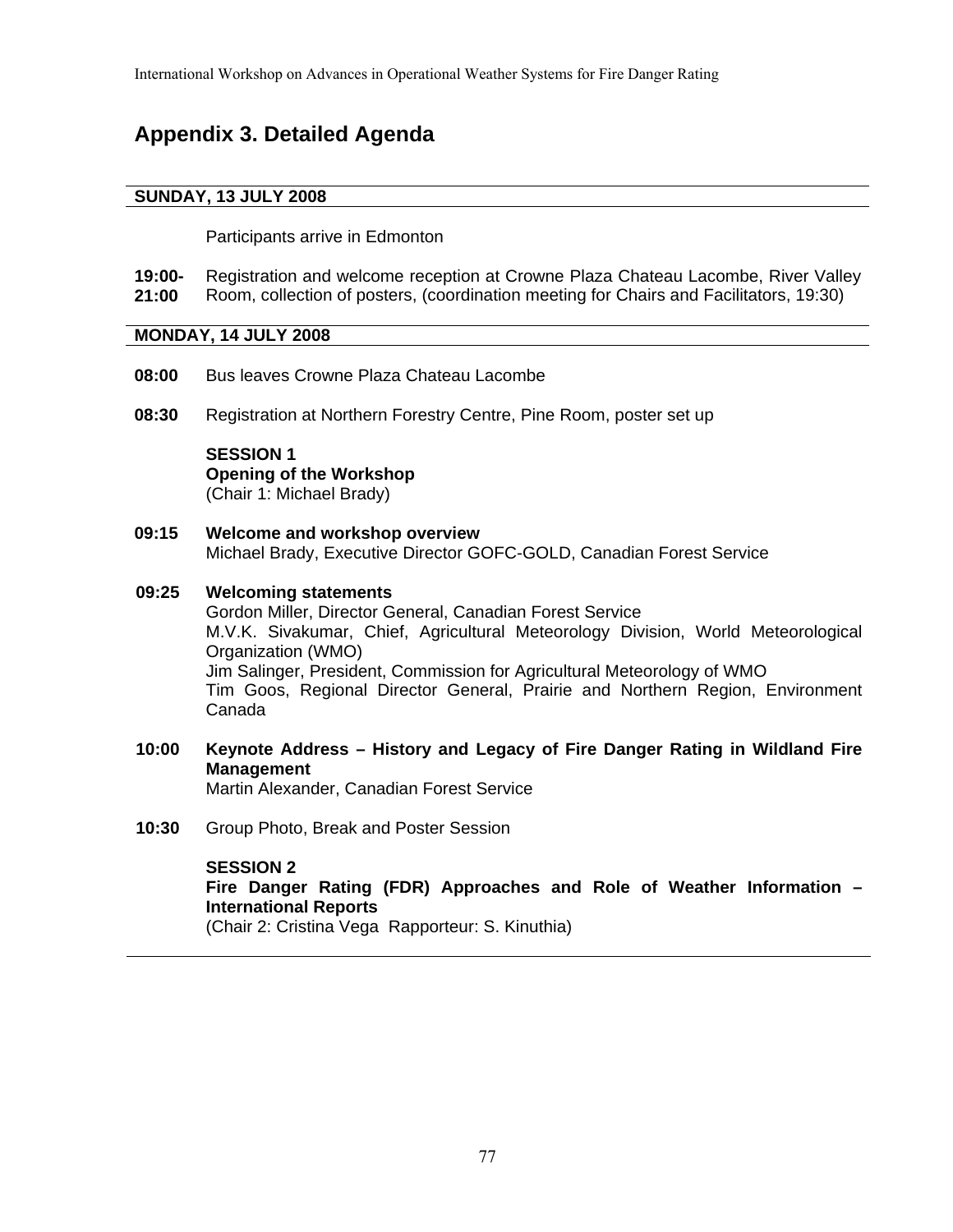## Appendix 3. Detailed Agenda

**SUNDAY, 13 JULY 2008**

Participants arrive in Edmonton

**19:00-21:00** Registration and welcome reception at Crowne Plaza Chateau Lacombe, River Valley Room, collection of posters, (coordination meeting for Chairs and Facilitators, 19:30)

**MONDAY, 14 JULY 2008**

**08:00** Bus leaves Crowne Plaza Chateau Lacombe

**08:30** Registration at Northern Forestry Centre, Pine Room, poster set up

**SESSION 1**
**Opening of the Workshop**
(Chair 1: Michael Brady)

**09:15** **Welcome and workshop overview**
Michael Brady, Executive Director GOFC-GOLD, Canadian Forest Service

**09:25** **Welcoming statements**
Gordon Miller, Director General, Canadian Forest Service
M.V.K. Sivakumar, Chief, Agricultural Meteorology Division, World Meteorological Organization (WMO)
Jim Salinger, President, Commission for Agricultural Meteorology of WMO
Tim Goos, Regional Director General, Prairie and Northern Region, Environment Canada

**10:00** **Keynote Address – History and Legacy of Fire Danger Rating in Wildland Fire Management**
Martin Alexander, Canadian Forest Service

**10:30** Group Photo, Break and Poster Session

**SESSION 2**
**Fire Danger Rating (FDR) Approaches and Role of Weather Information – International Reports**
(Chair 2: Cristina Vega Rapporteur: S. Kinuthia)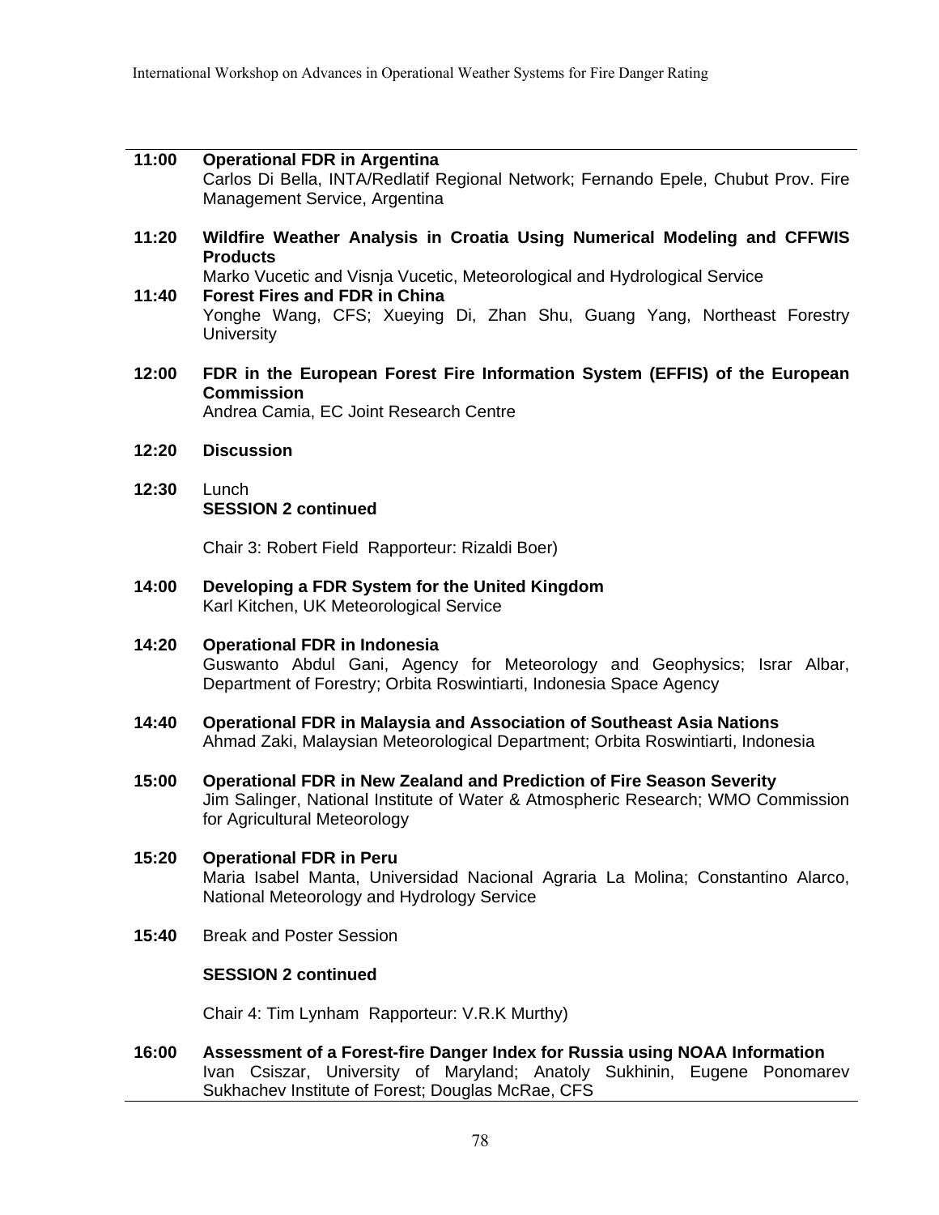**11:00** **Operational FDR in Argentina**
Carlos Di Bella, INTA/Redlatif Regional Network; Fernando Epele, Chubut Prov. Fire Management Service, Argentina

**11:20** **Wildfire Weather Analysis in Croatia Using Numerical Modeling and CFFWIS Products**
Marko Vucetic and Visnja Vucetic, Meteorological and Hydrological Service

**11:40** **Forest Fires and FDR in China**
Yonghe Wang, CFS; Xueying Di, Zhan Shu, Guang Yang, Northeast Forestry University

**12:00** **FDR in the European Forest Fire Information System (EFFIS) of the European Commission**
Andrea Camia, EC Joint Research Centre

**12:20** **Discussion**

**12:30** Lunch
**SESSION 2 continued**

Chair 3: Robert Field  Rapporteur: Rizaldi Boer)

**14:00** **Developing a FDR System for the United Kingdom**
Karl Kitchen, UK Meteorological Service

**14:20** **Operational FDR in Indonesia**
Guswanto Abdul Gani, Agency for Meteorology and Geophysics; Israr Albar, Department of Forestry; Orbita Roswintiarti, Indonesia Space Agency

**14:40** **Operational FDR in Malaysia and Association of Southeast Asia Nations**
Ahmad Zaki, Malaysian Meteorological Department; Orbita Roswintiarti, Indonesia

**15:00** **Operational FDR in New Zealand and Prediction of Fire Season Severity**
Jim Salinger, National Institute of Water & Atmospheric Research; WMO Commission for Agricultural Meteorology

**15:20** **Operational FDR in Peru**
Maria Isabel Manta, Universidad Nacional Agraria La Molina; Constantino Alarco, National Meteorology and Hydrology Service

**15:40** Break and Poster Session

**SESSION 2 continued**

Chair 4: Tim Lynham  Rapporteur: V.R.K Murthy)

**16:00** **Assessment of a Forest-fire Danger Index for Russia using NOAA Information**
Ivan Csiszar, University of Maryland; Anatoly Sukhinin, Eugene Ponomarev Sukhachev Institute of Forest; Douglas McRae, CFS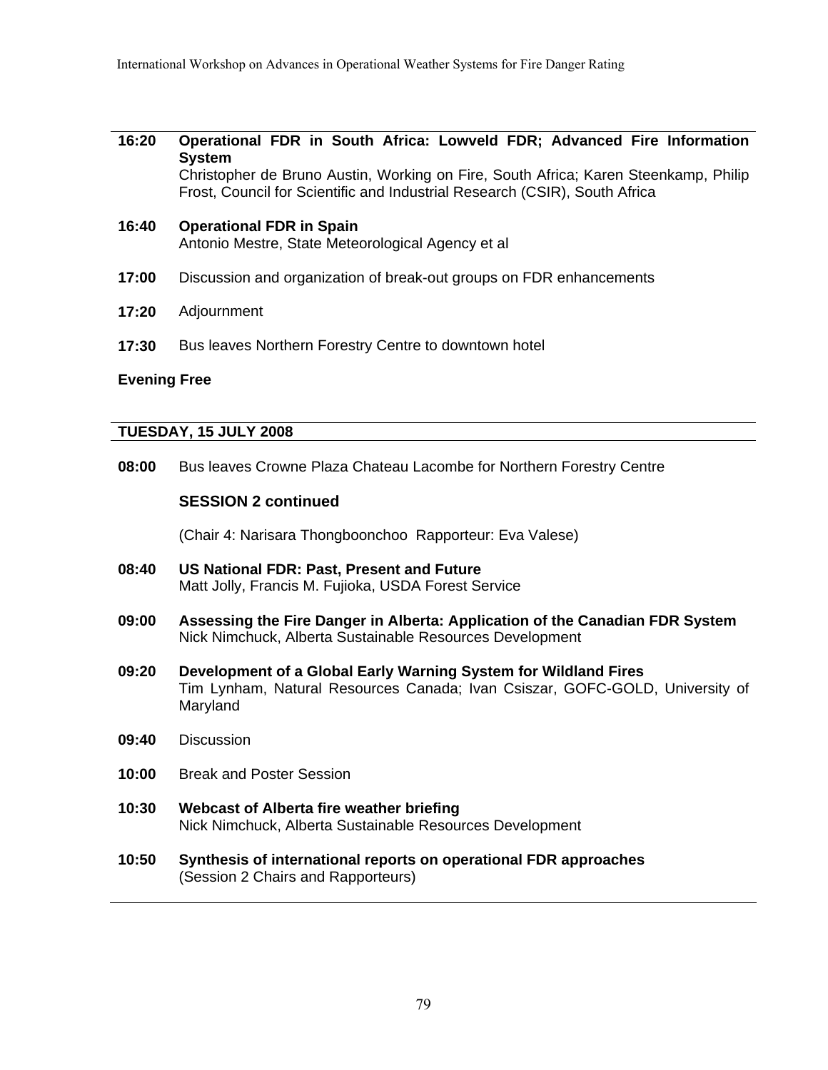**16:20** **Operational FDR in South Africa: Lowveld FDR; Advanced Fire Information System**
Christopher de Bruno Austin, Working on Fire, South Africa; Karen Steenkamp, Philip Frost, Council for Scientific and Industrial Research (CSIR), South Africa

**16:40** **Operational FDR in Spain**
Antonio Mestre, State Meteorological Agency et al

**17:00** Discussion and organization of break-out groups on FDR enhancements

**17:20** Adjournment

**17:30** Bus leaves Northern Forestry Centre to downtown hotel

**Evening Free**

**TUESDAY, 15 JULY 2008**

**08:00** Bus leaves Crowne Plaza Chateau Lacombe for Northern Forestry Centre

**SESSION 2 continued**

(Chair 4: Narisara Thongboonchoo Rapporteur: Eva Valese)

**08:40** **US National FDR: Past, Present and Future**
Matt Jolly, Francis M. Fujioka, USDA Forest Service

**09:00** **Assessing the Fire Danger in Alberta: Application of the Canadian FDR System**
Nick Nimchuck, Alberta Sustainable Resources Development

**09:20** **Development of a Global Early Warning System for Wildland Fires**
Tim Lynham, Natural Resources Canada; Ivan Csiszar, GOFC-GOLD, University of Maryland

**09:40** Discussion

**10:00** Break and Poster Session

**10:30** **Webcast of Alberta fire weather briefing**
Nick Nimchuck, Alberta Sustainable Resources Development

**10:50** **Synthesis of international reports on operational FDR approaches**
(Session 2 Chairs and Rapporteurs)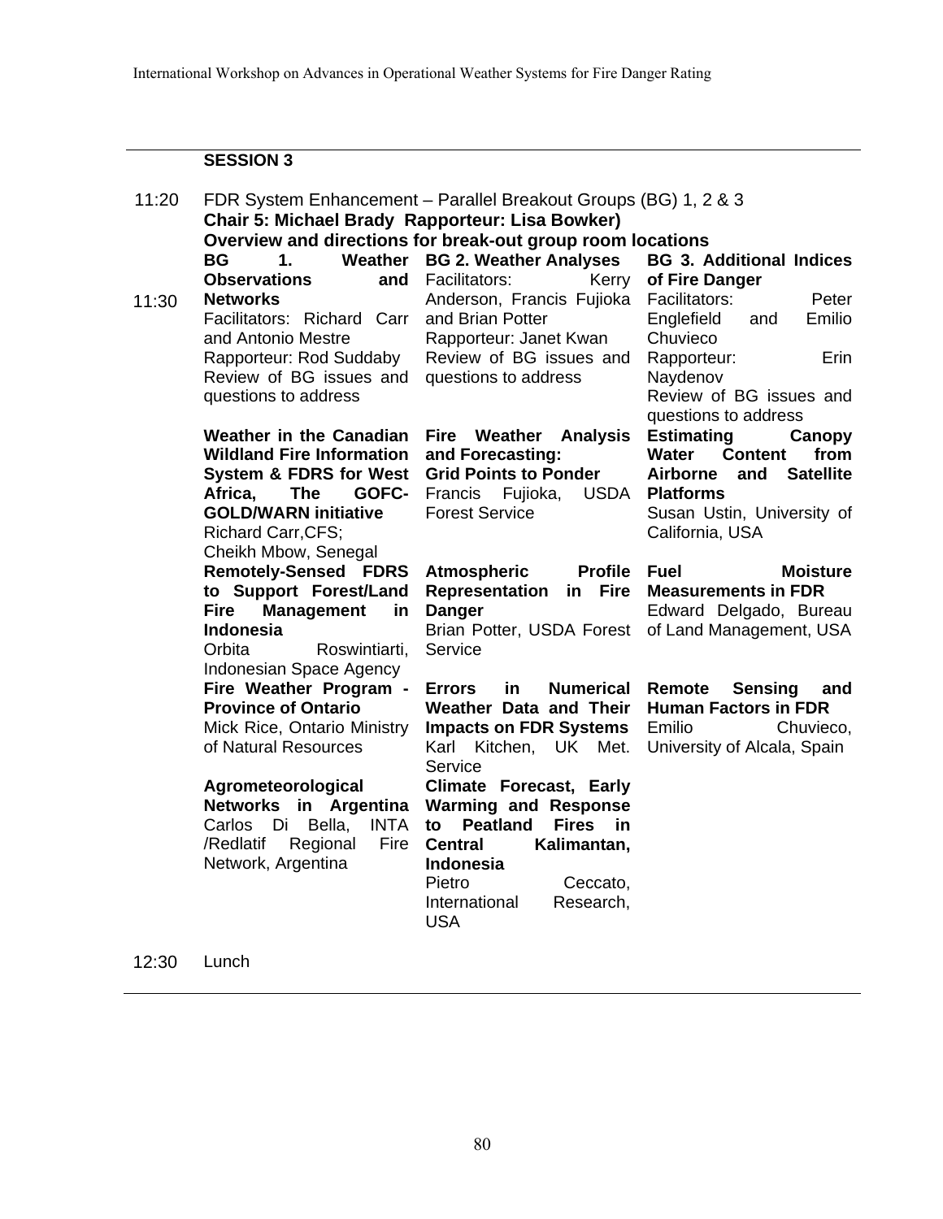## SESSION 3

11:20 FDR System Enhancement – Parallel Breakout Groups (BG) 1, 2 & 3
**Chair 5: Michael Brady Rapporteur: Lisa Bowker)**
**Overview and directions for break-out group room locations**

11:30

| BG 1. Weather Observations and Networks | BG 2. Weather Analyses | BG 3. Additional Indices of Fire Danger |
|---|---|---|
| Facilitators: Richard Carr and Antonio Mestre<br>Rapporteur: Rod Suddaby<br>Review of BG issues and questions to address | Facilitators: Kerry Anderson, Francis Fujioka and Brian Potter<br>Rapporteur: Janet Kwan<br>Review of BG issues and questions to address | Facilitators: Peter Englefield and Emilio Chuvieco<br>Rapporteur: Erin Naydenov<br>Review of BG issues and questions to address |
| **Weather in the Canadian Wildland Fire Information System & FDRS for West Africa, The GOFC-GOLD/WARN initiative**<br>Richard Carr,CFS;<br>Cheikh Mbow, Senegal | **Fire Weather Analysis and Forecasting: Grid Points to Ponder**<br>Francis Fujioka, USDA Forest Service | **Estimating Canopy Water Content from Airborne and Satellite Platforms**<br>Susan Ustin, University of California, USA |
| **Remotely-Sensed FDRS to Support Forest/Land Fire Management in Indonesia**<br>Orbita Roswintiarti, Indonesian Space Agency | **Atmospheric Profile Representation in Fire Danger**<br>Brian Potter, USDA Forest Service | **Fuel Moisture Measurements in FDR**<br>Edward Delgado, Bureau of Land Management, USA |
| **Fire Weather Program - Province of Ontario**<br>Mick Rice, Ontario Ministry of Natural Resources | **Errors in Numerical Weather Data and Their Impacts on FDR Systems**<br>Karl Kitchen, UK Met. Service | **Remote Sensing and Human Factors in FDR**<br>Emilio Chuvieco, University of Alcala, Spain |
| **Agrometeorological Networks in Argentina**<br>Carlos Di Bella, INTA /Redlatif Regional Fire Network, Argentina | **Climate Forecast, Early Warming and Response to Peatland Fires in Central Kalimantan, Indonesia**<br>Pietro Ceccato, International Research, USA | |

12:30 Lunch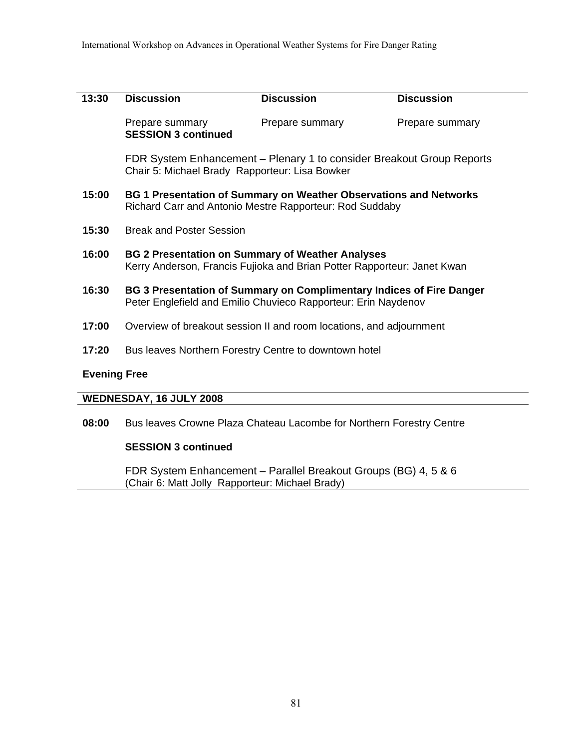| 13:30 | **Discussion** | **Discussion** | **Discussion** |
|---|---|---|---|
| | Prepare summary | Prepare summary | Prepare summary |

**SESSION 3 continued**

FDR System Enhancement – Plenary 1 to consider Breakout Group Reports
Chair 5: Michael Brady Rapporteur: Lisa Bowker

**15:00** **BG 1 Presentation of Summary on Weather Observations and Networks**
Richard Carr and Antonio Mestre Rapporteur: Rod Suddaby

**15:30** Break and Poster Session

**16:00** **BG 2 Presentation on Summary of Weather Analyses**
Kerry Anderson, Francis Fujioka and Brian Potter Rapporteur: Janet Kwan

**16:30** **BG 3 Presentation of Summary on Complimentary Indices of Fire Danger**
Peter Englefield and Emilio Chuvieco Rapporteur: Erin Naydenov

**17:00** Overview of breakout session II and room locations, and adjournment

**17:20** Bus leaves Northern Forestry Centre to downtown hotel

**Evening Free**

**WEDNESDAY, 16 JULY 2008**

**08:00** Bus leaves Crowne Plaza Chateau Lacombe for Northern Forestry Centre

**SESSION 3 continued**

FDR System Enhancement – Parallel Breakout Groups (BG) 4, 5 & 6
(Chair 6: Matt Jolly Rapporteur: Michael Brady)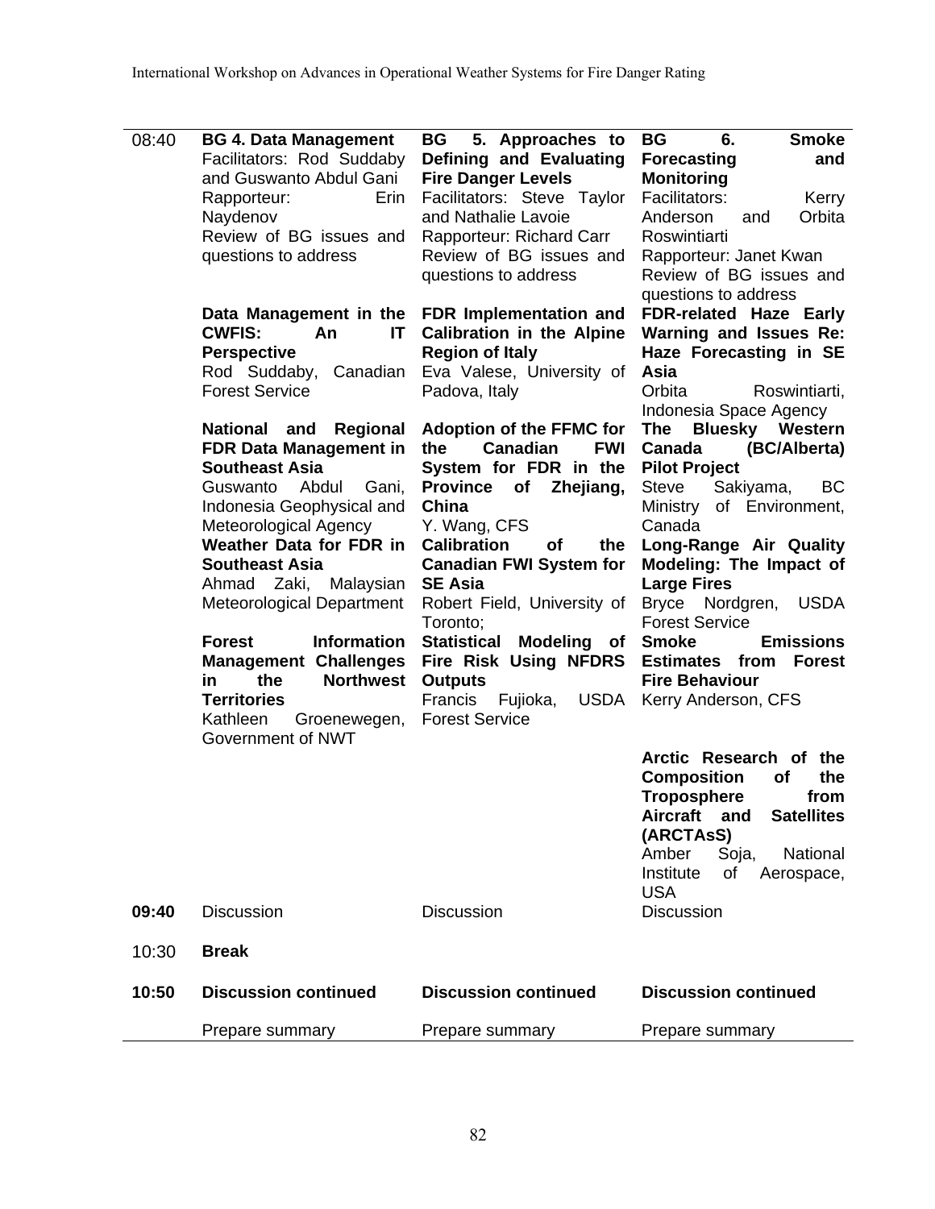| | | | |
|---|---|---|---|
| 08:40 | **BG 4. Data Management**<br>Facilitators: Rod Suddaby and Guswanto Abdul Gani<br>Rapporteur: Erin Naydenov<br>Review of BG issues and questions to address | **BG 5. Approaches to Defining and Evaluating Fire Danger Levels**<br>Facilitators: Steve Taylor and Nathalie Lavoie<br>Rapporteur: Richard Carr<br>Review of BG issues and questions to address | **BG 6. Smoke Forecasting and Monitoring**<br>Facilitators: Kerry Anderson and Orbita Roswintiarti<br>Rapporteur: Janet Kwan<br>Review of BG issues and questions to address |
| | **Data Management in the CWFIS: An IT Perspective**<br>Rod Suddaby, Canadian Forest Service | **FDR Implementation and Calibration in the Alpine Region of Italy**<br>Eva Valese, University of Padova, Italy | **FDR-related Haze Early Warning and Issues Re: Haze Forecasting in SE Asia**<br>Orbita Roswintiarti, Indonesia Space Agency |
| | **National and Regional FDR Data Management in Southeast Asia**<br>Guswanto Abdul Gani, Indonesia Geophysical and Meteorological Agency | **Adoption of the FFMC for the Canadian FWI System for FDR in the Province of Zhejiang, China**<br>Y. Wang, CFS | **The Bluesky Western Canada (BC/Alberta) Pilot Project**<br>Steve Sakiyama, BC Ministry of Environment, Canada |
| | **Weather Data for FDR in Southeast Asia**<br>Ahmad Zaki, Malaysian Meteorological Department | **Calibration of the Canadian FWI System for SE Asia**<br>Robert Field, University of Toronto; | **Long-Range Air Quality Modeling: The Impact of Large Fires**<br>Bryce Nordgren, USDA Forest Service |
| | **Forest Information Management Challenges in the Northwest Territories**<br>Kathleen Groenewegen, Government of NWT | **Statistical Modeling of Fire Risk Using NFDRS Outputs**<br>Francis Fujioka, USDA Forest Service | **Smoke Emissions Estimates from Forest Fire Behaviour**<br>Kerry Anderson, CFS |
| | | | **Arctic Research of the Composition of the Troposphere from Aircraft and Satellites (ARCTAsS)**<br>Amber Soja, National Institute of Aerospace, USA |
| **09:40** | Discussion | Discussion | Discussion |
| 10:30 | **Break** | | |
| **10:50** | **Discussion continued** | **Discussion continued** | **Discussion continued** |
| | Prepare summary | Prepare summary | Prepare summary |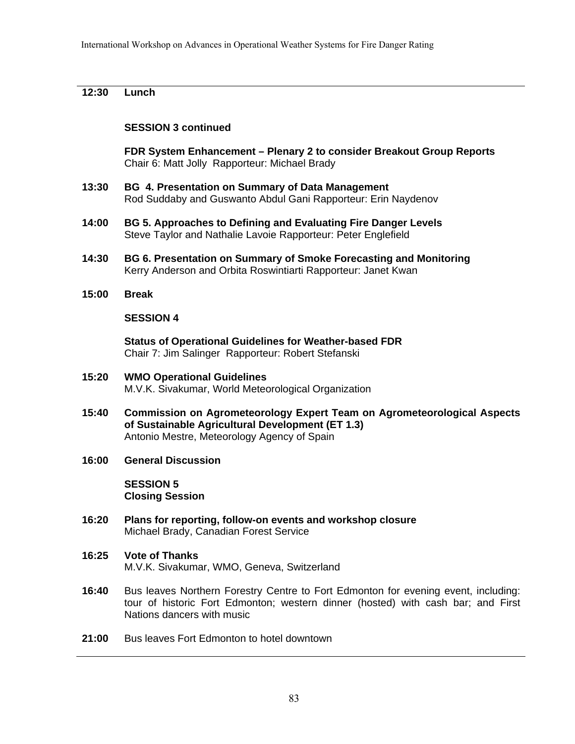**12:30 Lunch**

**SESSION 3 continued**

**FDR System Enhancement – Plenary 2 to consider Breakout Group Reports**
Chair 6: Matt Jolly Rapporteur: Michael Brady

**13:30 BG 4. Presentation on Summary of Data Management**
Rod Suddaby and Guswanto Abdul Gani Rapporteur: Erin Naydenov

**14:00 BG 5. Approaches to Defining and Evaluating Fire Danger Levels**
Steve Taylor and Nathalie Lavoie Rapporteur: Peter Englefield

**14:30 BG 6. Presentation on Summary of Smoke Forecasting and Monitoring**
Kerry Anderson and Orbita Roswintiarti Rapporteur: Janet Kwan

**15:00 Break**

**SESSION 4**

**Status of Operational Guidelines for Weather-based FDR**
Chair 7: Jim Salinger Rapporteur: Robert Stefanski

**15:20 WMO Operational Guidelines**
M.V.K. Sivakumar, World Meteorological Organization

**15:40 Commission on Agrometeorology Expert Team on Agrometeorological Aspects of Sustainable Agricultural Development (ET 1.3)**
Antonio Mestre, Meteorology Agency of Spain

**16:00 General Discussion**

**SESSION 5**
**Closing Session**

**16:20 Plans for reporting, follow-on events and workshop closure**
Michael Brady, Canadian Forest Service

**16:25 Vote of Thanks**
M.V.K. Sivakumar, WMO, Geneva, Switzerland

**16:40** Bus leaves Northern Forestry Centre to Fort Edmonton for evening event, including: tour of historic Fort Edmonton; western dinner (hosted) with cash bar; and First Nations dancers with music

**21:00** Bus leaves Fort Edmonton to hotel downtown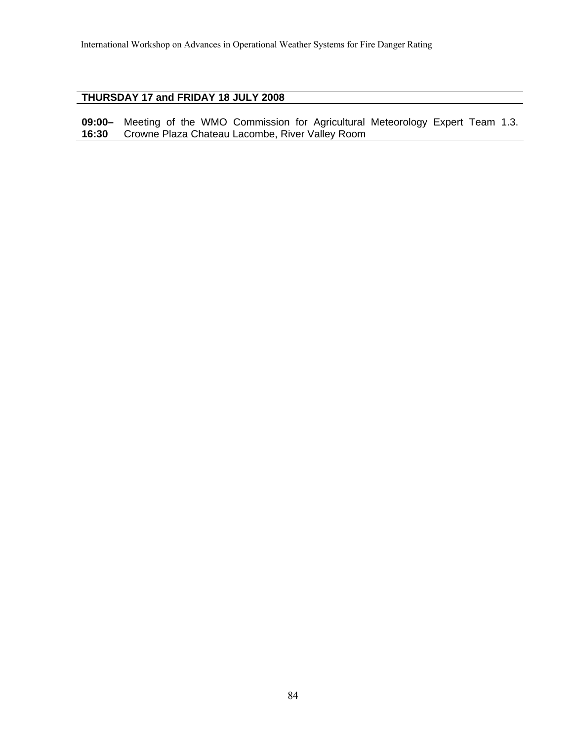## THURSDAY 17 and FRIDAY 18 JULY 2008

**09:00–16:30** Meeting of the WMO Commission for Agricultural Meteorology Expert Team 1.3. Crowne Plaza Chateau Lacombe, River Valley Room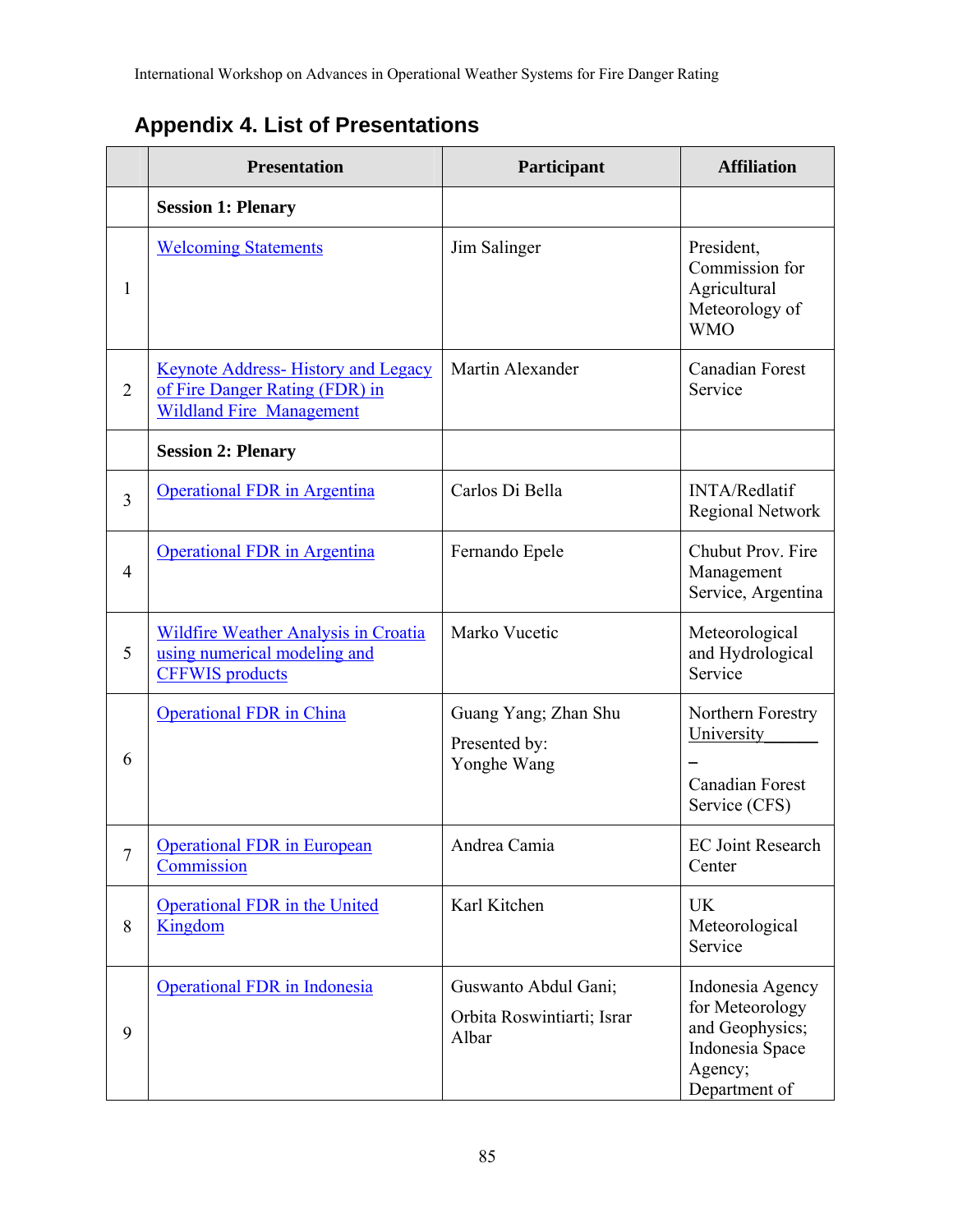## Appendix 4. List of Presentations

| | Presentation | Participant | Affiliation |
|---|---|---|---|
| | **Session 1: Plenary** | | |
| 1 | Welcoming Statements | Jim Salinger | President, Commission for Agricultural Meteorology of WMO |
| 2 | Keynote Address- History and Legacy of Fire Danger Rating (FDR) in Wildland Fire Management | Martin Alexander | Canadian Forest Service |
| | **Session 2: Plenary** | | |
| 3 | Operational FDR in Argentina | Carlos Di Bella | INTA/Redlatif Regional Network |
| 4 | Operational FDR in Argentina | Fernando Epele | Chubut Prov. Fire Management Service, Argentina |
| 5 | Wildfire Weather Analysis in Croatia using numerical modeling and CFFWIS products | Marko Vucetic | Meteorological and Hydrological Service |
| 6 | Operational FDR in China | Guang Yang; Zhan Shu<br>Presented by: Yonghe Wang | Northern Forestry University –<br>Canadian Forest Service (CFS) |
| 7 | Operational FDR in European Commission | Andrea Camia | EC Joint Research Center |
| 8 | Operational FDR in the United Kingdom | Karl Kitchen | UK Meteorological Service |
| 9 | Operational FDR in Indonesia | Guswanto Abdul Gani;<br>Orbita Roswintiarti; Israr Albar | Indonesia Agency for Meteorology and Geophysics; Indonesia Space Agency; Department of |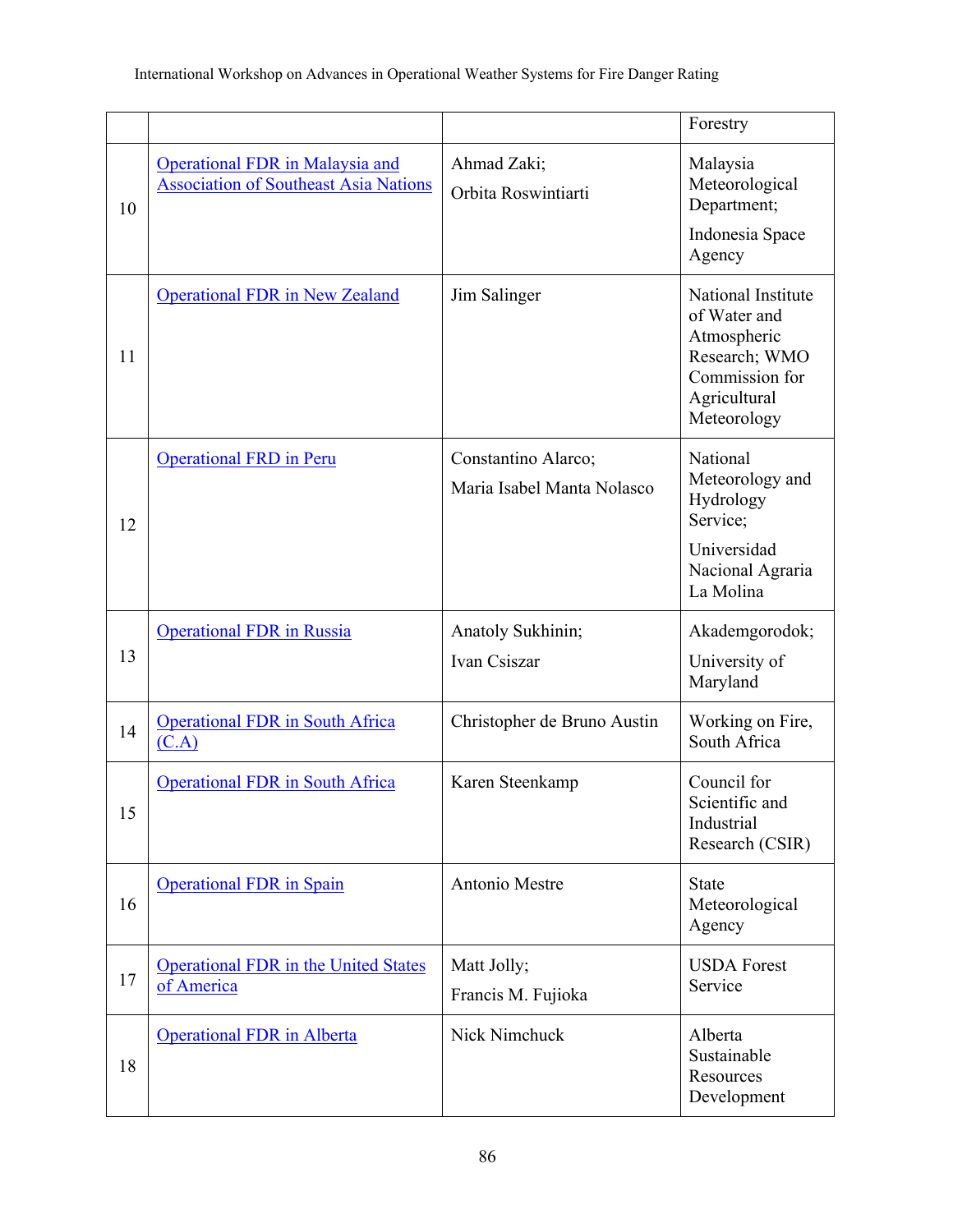| | | | Forestry |
|---|---|---|---|
| 10 | Operational FDR in Malaysia and Association of Southeast Asia Nations | Ahmad Zaki; Orbita Roswintiarti | Malaysia Meteorological Department; Indonesia Space Agency |
| 11 | Operational FDR in New Zealand | Jim Salinger | National Institute of Water and Atmospheric Research; WMO Commission for Agricultural Meteorology |
| 12 | Operational FRD in Peru | Constantino Alarco; Maria Isabel Manta Nolasco | National Meteorology and Hydrology Service; Universidad Nacional Agraria La Molina |
| 13 | Operational FDR in Russia | Anatoly Sukhinin; Ivan Csiszar | Akademgorodok; University of Maryland |
| 14 | Operational FDR in South Africa (C.A) | Christopher de Bruno Austin | Working on Fire, South Africa |
| 15 | Operational FDR in South Africa | Karen Steenkamp | Council for Scientific and Industrial Research (CSIR) |
| 16 | Operational FDR in Spain | Antonio Mestre | State Meteorological Agency |
| 17 | Operational FDR in the United States of America | Matt Jolly; Francis M. Fujioka | USDA Forest Service |
| 18 | Operational FDR in Alberta | Nick Nimchuck | Alberta Sustainable Resources Development |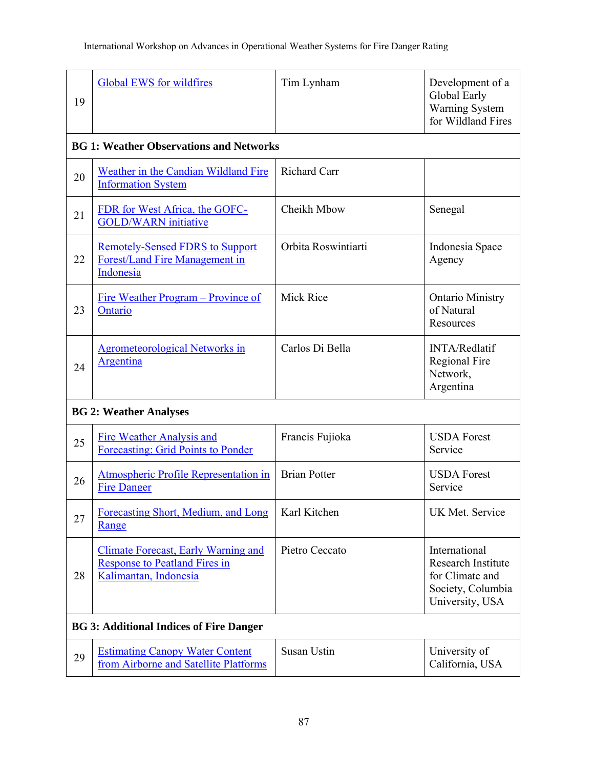| | | | |
|---|---|---|---|
| 19 | Global EWS for wildfires | Tim Lynham | Development of a Global Early Warning System for Wildland Fires |
| **BG 1: Weather Observations and Networks** | | | |
| 20 | Weather in the Candian Wildland Fire Information System | Richard Carr | |
| 21 | FDR for West Africa, the GOFC-GOLD/WARN initiative | Cheikh Mbow | Senegal |
| 22 | Remotely-Sensed FDRS to Support Forest/Land Fire Management in Indonesia | Orbita Roswintiarti | Indonesia Space Agency |
| 23 | Fire Weather Program – Province of Ontario | Mick Rice | Ontario Ministry of Natural Resources |
| 24 | Agrometeorological Networks in Argentina | Carlos Di Bella | INTA/Redlatif Regional Fire Network, Argentina |
| **BG 2: Weather Analyses** | | | |
| 25 | Fire Weather Analysis and Forecasting: Grid Points to Ponder | Francis Fujioka | USDA Forest Service |
| 26 | Atmospheric Profile Representation in Fire Danger | Brian Potter | USDA Forest Service |
| 27 | Forecasting Short, Medium, and Long Range | Karl Kitchen | UK Met. Service |
| 28 | Climate Forecast, Early Warning and Response to Peatland Fires in Kalimantan, Indonesia | Pietro Ceccato | International Research Institute for Climate and Society, Columbia University, USA |
| **BG 3: Additional Indices of Fire Danger** | | | |
| 29 | Estimating Canopy Water Content from Airborne and Satellite Platforms | Susan Ustin | University of California, USA |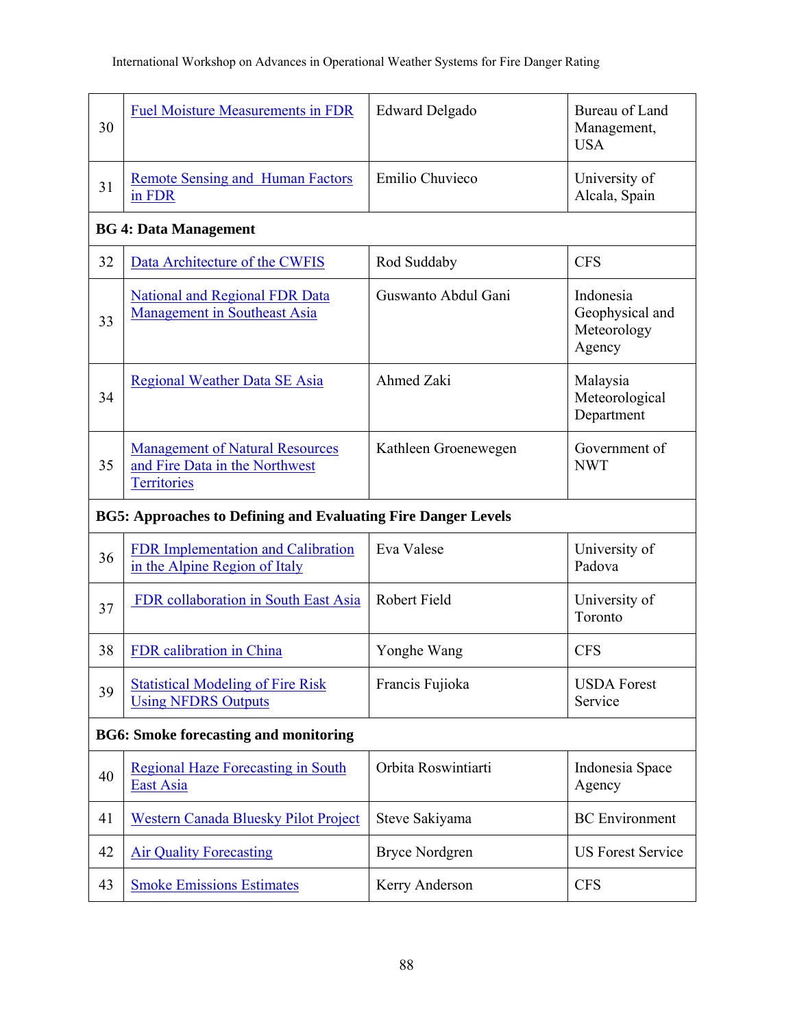| | | | |
|---|---|---|---|
| 30 | Fuel Moisture Measurements in FDR | Edward Delgado | Bureau of Land Management, USA |
| 31 | Remote Sensing and Human Factors in FDR | Emilio Chuvieco | University of Alcala, Spain |
| **BG 4: Data Management** | | | |
| 32 | Data Architecture of the CWFIS | Rod Suddaby | CFS |
| 33 | National and Regional FDR Data Management in Southeast Asia | Guswanto Abdul Gani | Indonesia Geophysical and Meteorology Agency |
| 34 | Regional Weather Data SE Asia | Ahmed Zaki | Malaysia Meteorological Department |
| 35 | Management of Natural Resources and Fire Data in the Northwest Territories | Kathleen Groenewegen | Government of NWT |
| **BG5: Approaches to Defining and Evaluating Fire Danger Levels** | | | |
| 36 | FDR Implementation and Calibration in the Alpine Region of Italy | Eva Valese | University of Padova |
| 37 | FDR collaboration in South East Asia | Robert Field | University of Toronto |
| 38 | FDR calibration in China | Yonghe Wang | CFS |
| 39 | Statistical Modeling of Fire Risk Using NFDRS Outputs | Francis Fujioka | USDA Forest Service |
| **BG6: Smoke forecasting and monitoring** | | | |
| 40 | Regional Haze Forecasting in South East Asia | Orbita Roswintiarti | Indonesia Space Agency |
| 41 | Western Canada Bluesky Pilot Project | Steve Sakiyama | BC Environment |
| 42 | Air Quality Forecasting | Bryce Nordgren | US Forest Service |
| 43 | Smoke Emissions Estimates | Kerry Anderson | CFS |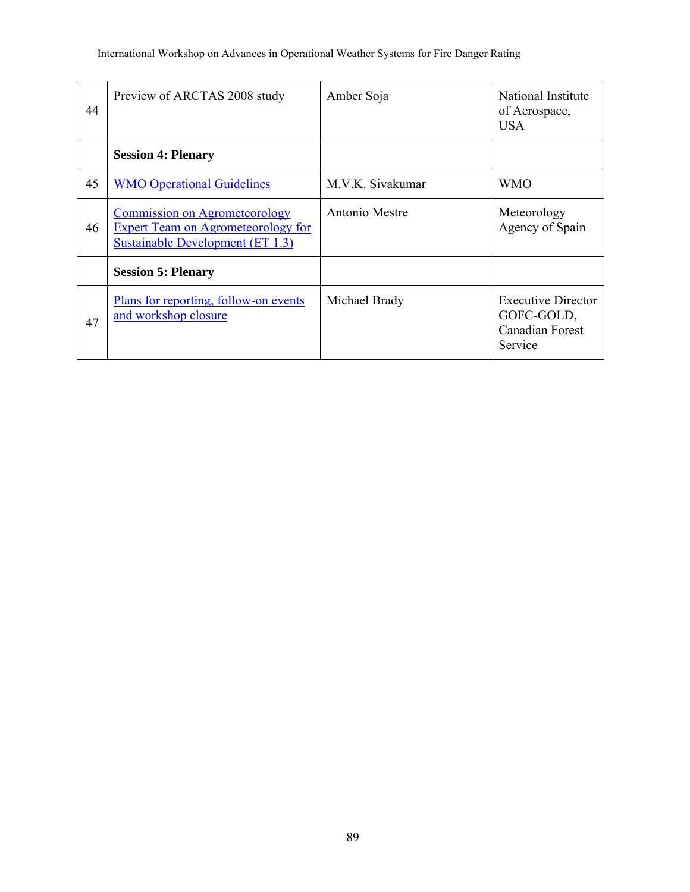| | | | |
|---|---|---|---|
| 44 | Preview of ARCTAS 2008 study | Amber Soja | National Institute of Aerospace, USA |
| | **Session 4: Plenary** | | |
| 45 | WMO Operational Guidelines | M.V.K. Sivakumar | WMO |
| 46 | Commission on Agrometeorology Expert Team on Agrometeorology for Sustainable Development (ET 1.3) | Antonio Mestre | Meteorology Agency of Spain |
| | **Session 5: Plenary** | | |
| 47 | Plans for reporting, follow-on events and workshop closure | Michael Brady | Executive Director GOFC-GOLD, Canadian Forest Service |